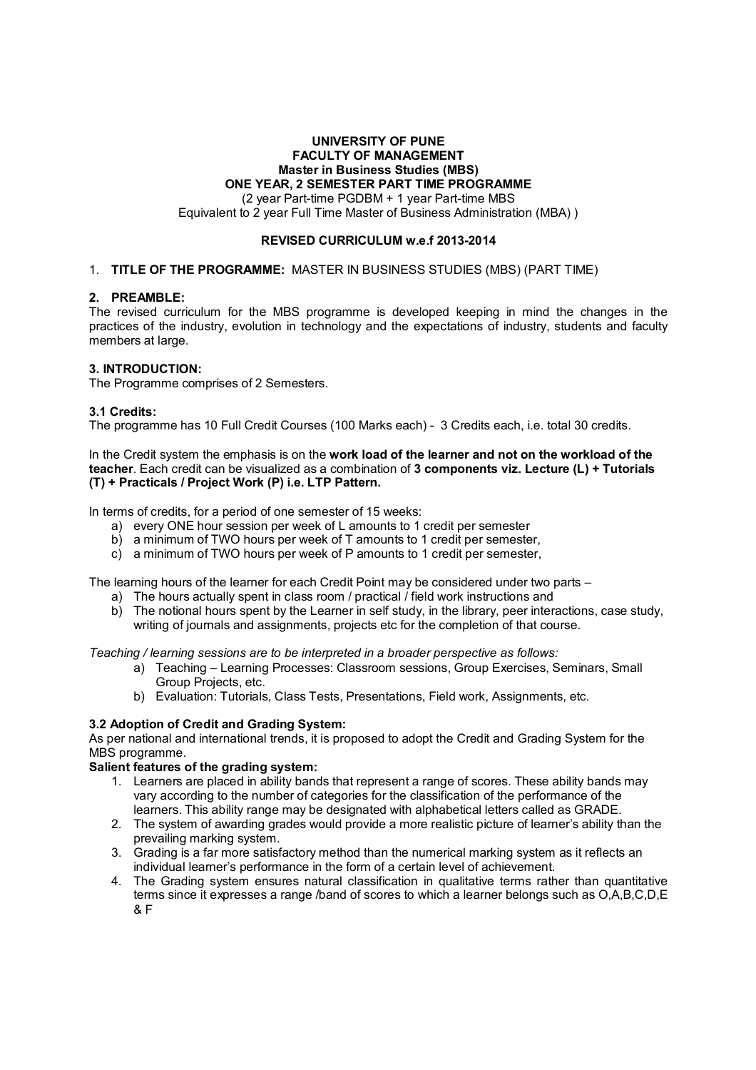**UNIVERSITY OF PUNE**
**FACULTY OF MANAGEMENT**
**Master in Business Studies (MBS)**
**ONE YEAR, 2 SEMESTER PART TIME PROGRAMME**
(2 year Part-time PGDBM + 1 year Part-time MBS
Equivalent to 2 year Full Time Master of Business Administration (MBA) )

**REVISED CURRICULUM w.e.f 2013-2014**

1. **TITLE OF THE PROGRAMME:** MASTER IN BUSINESS STUDIES (MBS) (PART TIME)

## 2. PREAMBLE:

The revised curriculum for the MBS programme is developed keeping in mind the changes in the practices of the industry, evolution in technology and the expectations of industry, students and faculty members at large.

## 3. INTRODUCTION:

The Programme comprises of 2 Semesters.

### 3.1 Credits:

The programme has 10 Full Credit Courses (100 Marks each) - 3 Credits each, i.e. total 30 credits.

In the Credit system the emphasis is on the **work load of the learner and not on the workload of the teacher**. Each credit can be visualized as a combination of **3 components viz. Lecture (L) + Tutorials (T) + Practicals / Project Work (P) i.e. LTP Pattern.**

In terms of credits, for a period of one semester of 15 weeks:

a) every ONE hour session per week of L amounts to 1 credit per semester
b) a minimum of TWO hours per week of T amounts to 1 credit per semester,
c) a minimum of TWO hours per week of P amounts to 1 credit per semester,

The learning hours of the learner for each Credit Point may be considered under two parts –

a) The hours actually spent in class room / practical / field work instructions and
b) The notional hours spent by the Learner in self study, in the library, peer interactions, case study, writing of journals and assignments, projects etc for the completion of that course.

*Teaching / learning sessions are to be interpreted in a broader perspective as follows:*

a) Teaching – Learning Processes: Classroom sessions, Group Exercises, Seminars, Small Group Projects, etc.
b) Evaluation: Tutorials, Class Tests, Presentations, Field work, Assignments, etc.

### 3.2 Adoption of Credit and Grading System:

As per national and international trends, it is proposed to adopt the Credit and Grading System for the MBS programme.

**Salient features of the grading system:**

1. Learners are placed in ability bands that represent a range of scores. These ability bands may vary according to the number of categories for the classification of the performance of the learners. This ability range may be designated with alphabetical letters called as GRADE.
2. The system of awarding grades would provide a more realistic picture of learner's ability than the prevailing marking system.
3. Grading is a far more satisfactory method than the numerical marking system as it reflects an individual learner's performance in the form of a certain level of achievement.
4. The Grading system ensures natural classification in qualitative terms rather than quantitative terms since it expresses a range /band of scores to which a learner belongs such as O,A,B,C,D,E & F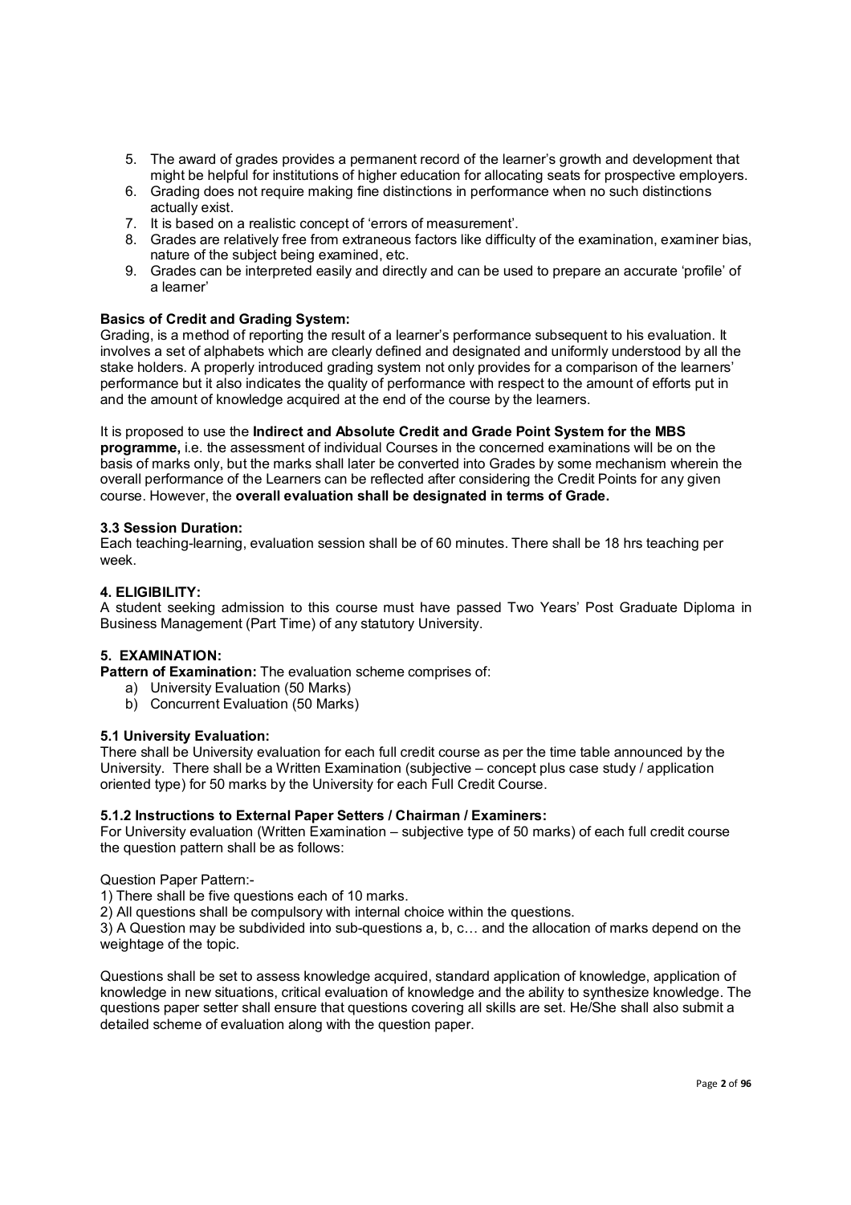5. The award of grades provides a permanent record of the learner's growth and development that might be helpful for institutions of higher education for allocating seats for prospective employers.
6. Grading does not require making fine distinctions in performance when no such distinctions actually exist.
7. It is based on a realistic concept of 'errors of measurement'.
8. Grades are relatively free from extraneous factors like difficulty of the examination, examiner bias, nature of the subject being examined, etc.
9. Grades can be interpreted easily and directly and can be used to prepare an accurate 'profile' of a learner'

**Basics of Credit and Grading System:**
Grading, is a method of reporting the result of a learner's performance subsequent to his evaluation. It involves a set of alphabets which are clearly defined and designated and uniformly understood by all the stake holders. A properly introduced grading system not only provides for a comparison of the learners' performance but it also indicates the quality of performance with respect to the amount of efforts put in and the amount of knowledge acquired at the end of the course by the learners.

It is proposed to use the **Indirect and Absolute Credit and Grade Point System for the MBS programme,** i.e. the assessment of individual Courses in the concerned examinations will be on the basis of marks only, but the marks shall later be converted into Grades by some mechanism wherein the overall performance of the Learners can be reflected after considering the Credit Points for any given course. However, the **overall evaluation shall be designated in terms of Grade.**

**3.3 Session Duration:**
Each teaching-learning, evaluation session shall be of 60 minutes. There shall be 18 hrs teaching per week.

**4. ELIGIBILITY:**
A student seeking admission to this course must have passed Two Years' Post Graduate Diploma in Business Management (Part Time) of any statutory University.

**5. EXAMINATION:**
**Pattern of Examination:** The evaluation scheme comprises of:

a) University Evaluation (50 Marks)
b) Concurrent Evaluation (50 Marks)

**5.1 University Evaluation:**
There shall be University evaluation for each full credit course as per the time table announced by the University. There shall be a Written Examination (subjective – concept plus case study / application oriented type) for 50 marks by the University for each Full Credit Course.

**5.1.2 Instructions to External Paper Setters / Chairman / Examiners:**
For University evaluation (Written Examination – subjective type of 50 marks) of each full credit course the question pattern shall be as follows:

Question Paper Pattern:-
1) There shall be five questions each of 10 marks.
2) All questions shall be compulsory with internal choice within the questions.
3) A Question may be subdivided into sub-questions a, b, c… and the allocation of marks depend on the weightage of the topic.

Questions shall be set to assess knowledge acquired, standard application of knowledge, application of knowledge in new situations, critical evaluation of knowledge and the ability to synthesize knowledge. The questions paper setter shall ensure that questions covering all skills are set. He/She shall also submit a detailed scheme of evaluation along with the question paper.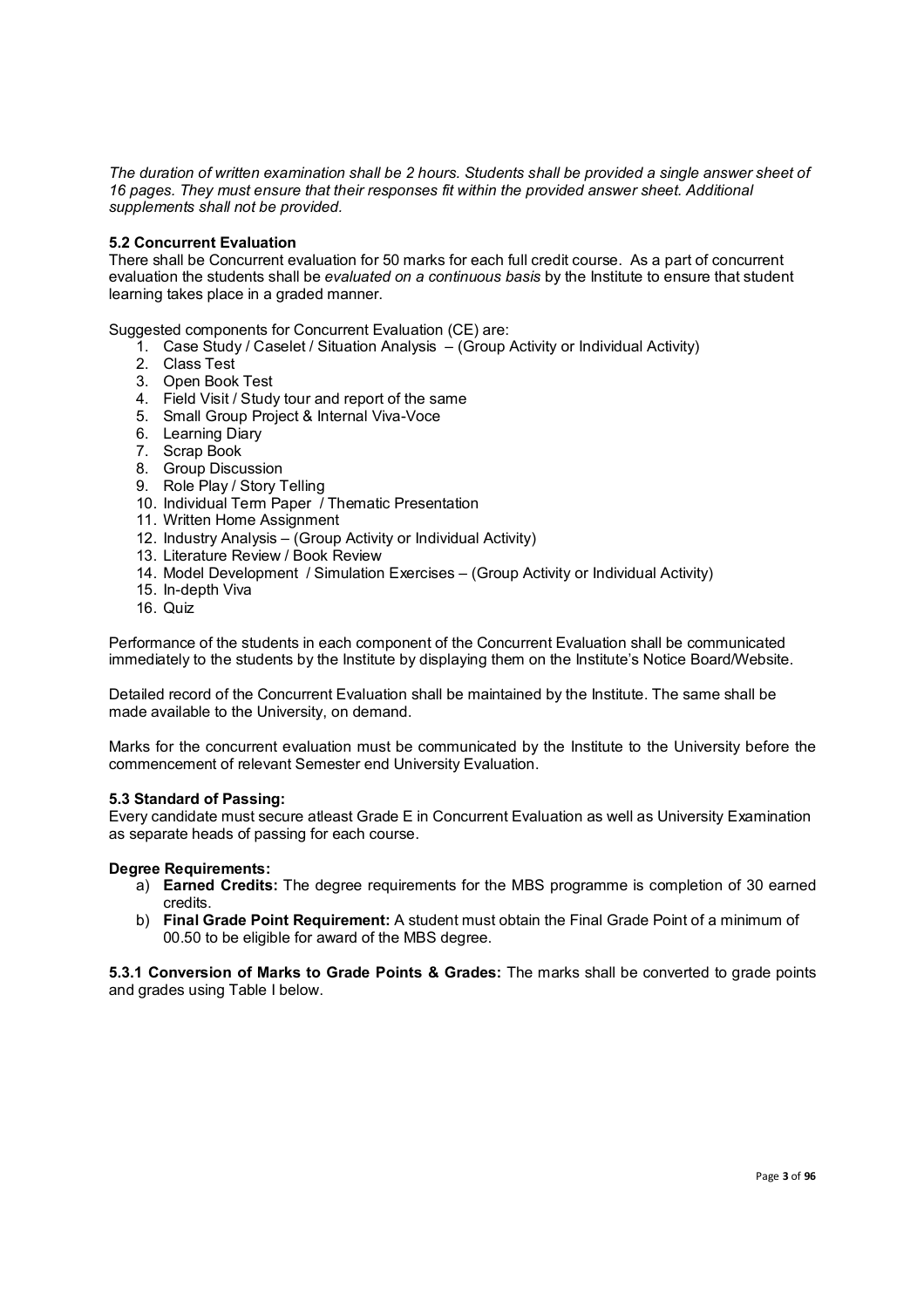*The duration of written examination shall be 2 hours. Students shall be provided a single answer sheet of 16 pages. They must ensure that their responses fit within the provided answer sheet. Additional supplements shall not be provided.*

**5.2 Concurrent Evaluation**

There shall be Concurrent evaluation for 50 marks for each full credit course. As a part of concurrent evaluation the students shall be *evaluated on a continuous basis* by the Institute to ensure that student learning takes place in a graded manner.

Suggested components for Concurrent Evaluation (CE) are:

1. Case Study / Caselet / Situation Analysis – (Group Activity or Individual Activity)
2. Class Test
3. Open Book Test
4. Field Visit / Study tour and report of the same
5. Small Group Project & Internal Viva-Voce
6. Learning Diary
7. Scrap Book
8. Group Discussion
9. Role Play / Story Telling
10. Individual Term Paper / Thematic Presentation
11. Written Home Assignment
12. Industry Analysis – (Group Activity or Individual Activity)
13. Literature Review / Book Review
14. Model Development / Simulation Exercises – (Group Activity or Individual Activity)
15. In-depth Viva
16. Quiz

Performance of the students in each component of the Concurrent Evaluation shall be communicated immediately to the students by the Institute by displaying them on the Institute's Notice Board/Website.

Detailed record of the Concurrent Evaluation shall be maintained by the Institute. The same shall be made available to the University, on demand.

Marks for the concurrent evaluation must be communicated by the Institute to the University before the commencement of relevant Semester end University Evaluation.

**5.3 Standard of Passing:**

Every candidate must secure atleast Grade E in Concurrent Evaluation as well as University Examination as separate heads of passing for each course.

**Degree Requirements:**

a) **Earned Credits:** The degree requirements for the MBS programme is completion of 30 earned credits.

b) **Final Grade Point Requirement:** A student must obtain the Final Grade Point of a minimum of 00.50 to be eligible for award of the MBS degree.

**5.3.1 Conversion of Marks to Grade Points & Grades:** The marks shall be converted to grade points and grades using Table I below.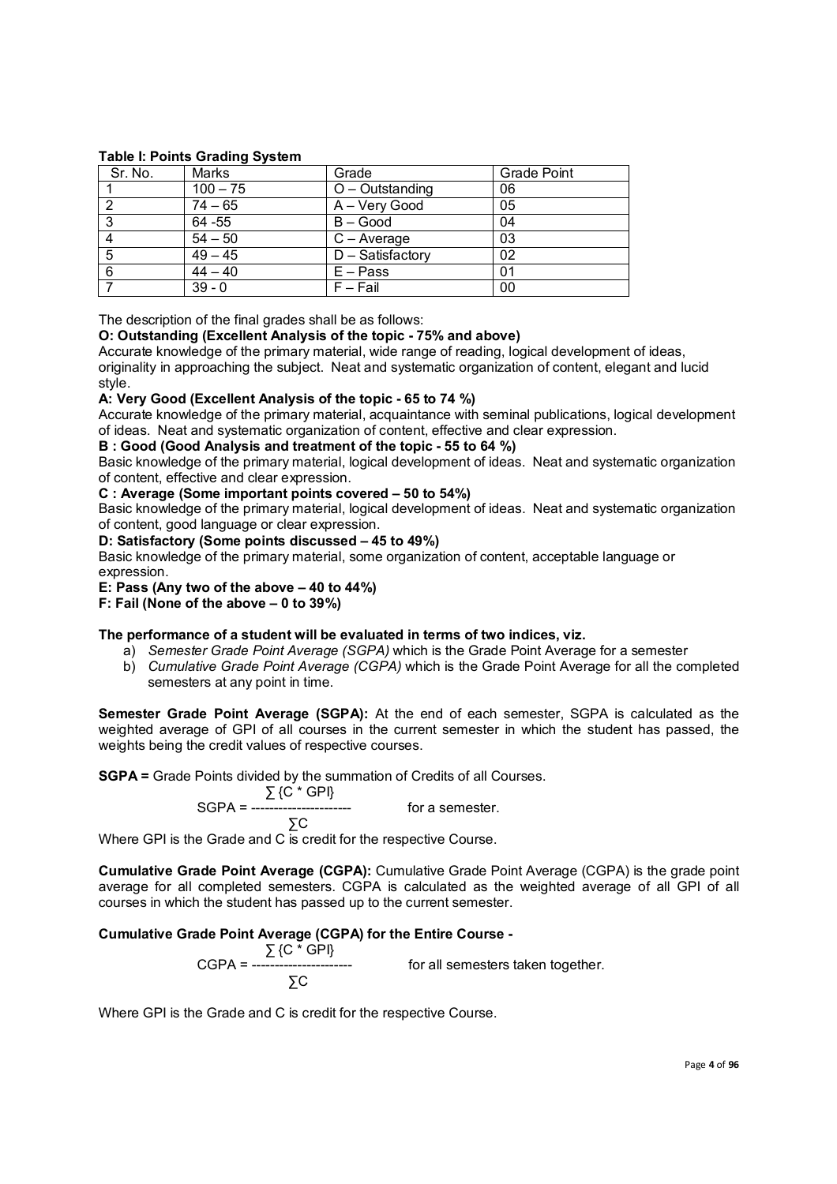**Table I: Points Grading System**

| Sr. No. | Marks | Grade | Grade Point |
|---|---|---|---|
| 1 | 100 – 75 | O – Outstanding | 06 |
| 2 | 74 – 65 | A – Very Good | 05 |
| 3 | 64 -55 | B – Good | 04 |
| 4 | 54 – 50 | C – Average | 03 |
| 5 | 49 – 45 | D – Satisfactory | 02 |
| 6 | 44 – 40 | E – Pass | 01 |
| 7 | 39 - 0 | F – Fail | 00 |

The description of the final grades shall be as follows:

**O: Outstanding (Excellent Analysis of the topic - 75% and above)**

Accurate knowledge of the primary material, wide range of reading, logical development of ideas, originality in approaching the subject. Neat and systematic organization of content, elegant and lucid style.

**A: Very Good (Excellent Analysis of the topic - 65 to 74 %)**

Accurate knowledge of the primary material, acquaintance with seminal publications, logical development of ideas. Neat and systematic organization of content, effective and clear expression.

**B : Good (Good Analysis and treatment of the topic - 55 to 64 %)**

Basic knowledge of the primary material, logical development of ideas. Neat and systematic organization of content, effective and clear expression.

**C : Average (Some important points covered – 50 to 54%)**

Basic knowledge of the primary material, logical development of ideas. Neat and systematic organization of content, good language or clear expression.

**D: Satisfactory (Some points discussed – 45 to 49%)**

Basic knowledge of the primary material, some organization of content, acceptable language or expression.

**E: Pass (Any two of the above – 40 to 44%)**

**F: Fail (None of the above – 0 to 39%)**

**The performance of a student will be evaluated in terms of two indices, viz.**

a) *Semester Grade Point Average (SGPA)* which is the Grade Point Average for a semester
b) *Cumulative Grade Point Average (CGPA)* which is the Grade Point Average for all the completed semesters at any point in time.

**Semester Grade Point Average (SGPA):** At the end of each semester, SGPA is calculated as the weighted average of GPI of all courses in the current semester in which the student has passed, the weights being the credit values of respective courses.

**SGPA =** Grade Points divided by the summation of Credits of all Courses.

$$SGPA = \frac{\sum \{C * GPI\}}{\sum C} \quad \text{for a semester.}$$

Where GPI is the Grade and C is credit for the respective Course.

**Cumulative Grade Point Average (CGPA):** Cumulative Grade Point Average (CGPA) is the grade point average for all completed semesters. CGPA is calculated as the weighted average of all GPI of all courses in which the student has passed up to the current semester.

**Cumulative Grade Point Average (CGPA) for the Entire Course -**

$$CGPA = \frac{\sum \{C * GPI\}}{\sum C} \quad \text{for all semesters taken together.}$$

Where GPI is the Grade and C is credit for the respective Course.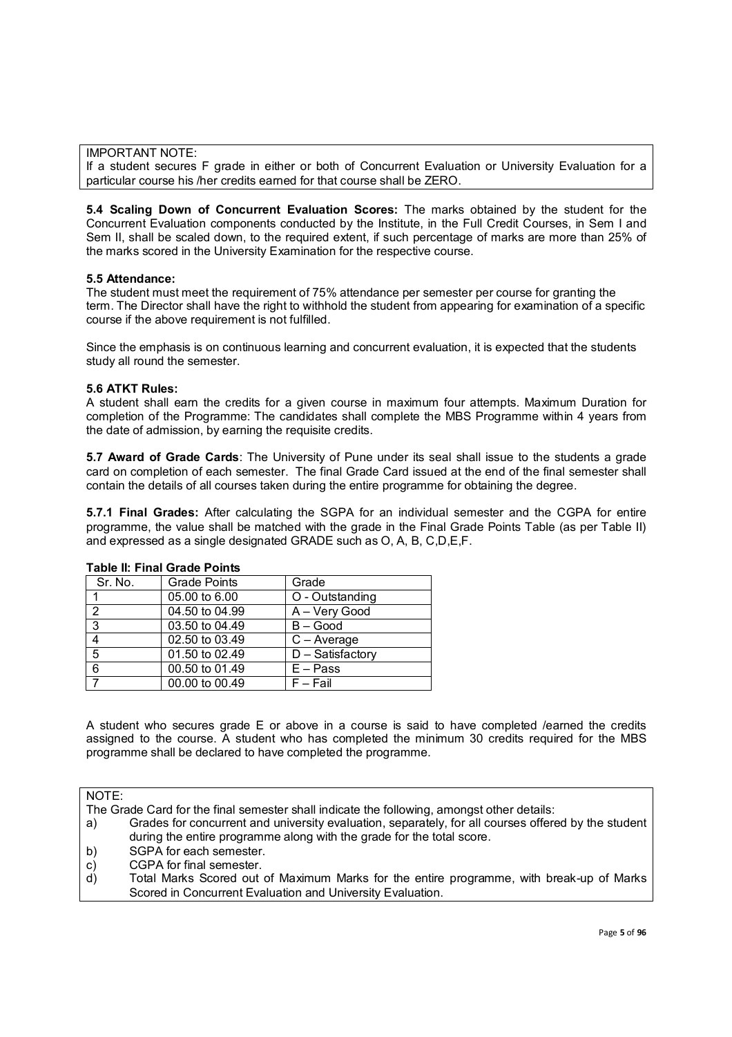IMPORTANT NOTE:
If a student secures F grade in either or both of Concurrent Evaluation or University Evaluation for a particular course his /her credits earned for that course shall be ZERO.

**5.4 Scaling Down of Concurrent Evaluation Scores:** The marks obtained by the student for the Concurrent Evaluation components conducted by the Institute, in the Full Credit Courses, in Sem I and Sem II, shall be scaled down, to the required extent, if such percentage of marks are more than 25% of the marks scored in the University Examination for the respective course.

**5.5 Attendance:**
The student must meet the requirement of 75% attendance per semester per course for granting the term. The Director shall have the right to withhold the student from appearing for examination of a specific course if the above requirement is not fulfilled.

Since the emphasis is on continuous learning and concurrent evaluation, it is expected that the students study all round the semester.

**5.6 ATKT Rules:**
A student shall earn the credits for a given course in maximum four attempts. Maximum Duration for completion of the Programme: The candidates shall complete the MBS Programme within 4 years from the date of admission, by earning the requisite credits.

**5.7 Award of Grade Cards**: The University of Pune under its seal shall issue to the students a grade card on completion of each semester. The final Grade Card issued at the end of the final semester shall contain the details of all courses taken during the entire programme for obtaining the degree.

**5.7.1 Final Grades:** After calculating the SGPA for an individual semester and the CGPA for entire programme, the value shall be matched with the grade in the Final Grade Points Table (as per Table II) and expressed as a single designated GRADE such as O, A, B, C,D,E,F.

**Table II: Final Grade Points**

| Sr. No. | Grade Points | Grade |
|---|---|---|
| 1 | 05.00 to 6.00 | O - Outstanding |
| 2 | 04.50 to 04.99 | A – Very Good |
| 3 | 03.50 to 04.49 | B – Good |
| 4 | 02.50 to 03.49 | C – Average |
| 5 | 01.50 to 02.49 | D – Satisfactory |
| 6 | 00.50 to 01.49 | E – Pass |
| 7 | 00.00 to 00.49 | F – Fail |

A student who secures grade E or above in a course is said to have completed /earned the credits assigned to the course. A student who has completed the minimum 30 credits required for the MBS programme shall be declared to have completed the programme.

NOTE:
The Grade Card for the final semester shall indicate the following, amongst other details:

a) Grades for concurrent and university evaluation, separately, for all courses offered by the student during the entire programme along with the grade for the total score.
b) SGPA for each semester.
c) CGPA for final semester.
d) Total Marks Scored out of Maximum Marks for the entire programme, with break-up of Marks Scored in Concurrent Evaluation and University Evaluation.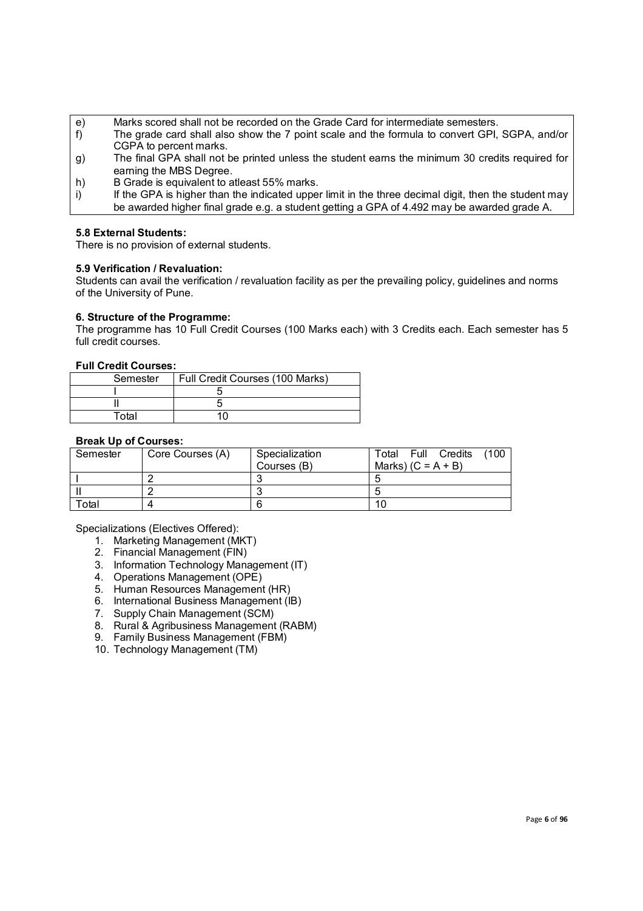| | |
|---|---|
| e) | Marks scored shall not be recorded on the Grade Card for intermediate semesters. |
| f) | The grade card shall also show the 7 point scale and the formula to convert GPI, SGPA, and/or CGPA to percent marks. |
| g) | The final GPA shall not be printed unless the student earns the minimum 30 credits required for earning the MBS Degree. |
| h) | B Grade is equivalent to atleast 55% marks. |
| i) | If the GPA is higher than the indicated upper limit in the three decimal digit, then the student may be awarded higher final grade e.g. a student getting a GPA of 4.492 may be awarded grade A. |

**5.8 External Students:**

There is no provision of external students.

**5.9 Verification / Revaluation:**

Students can avail the verification / revaluation facility as per the prevailing policy, guidelines and norms of the University of Pune.

**6. Structure of the Programme:**

The programme has 10 Full Credit Courses (100 Marks each) with 3 Credits each. Each semester has 5 full credit courses.

**Full Credit Courses:**

| Semester | Full Credit Courses (100 Marks) |
|---|---|
| I | 5 |
| II | 5 |
| Total | 10 |

**Break Up of Courses:**

| Semester | Core Courses (A) | Specialization Courses (B) | Total Full Credits (100 Marks) (C = A + B) |
|---|---|---|---|
| I | 2 | 3 | 5 |
| II | 2 | 3 | 5 |
| Total | 4 | 6 | 10 |

Specializations (Electives Offered):

1. Marketing Management (MKT)
2. Financial Management (FIN)
3. Information Technology Management (IT)
4. Operations Management (OPE)
5. Human Resources Management (HR)
6. International Business Management (IB)
7. Supply Chain Management (SCM)
8. Rural & Agribusiness Management (RABM)
9. Family Business Management (FBM)
10. Technology Management (TM)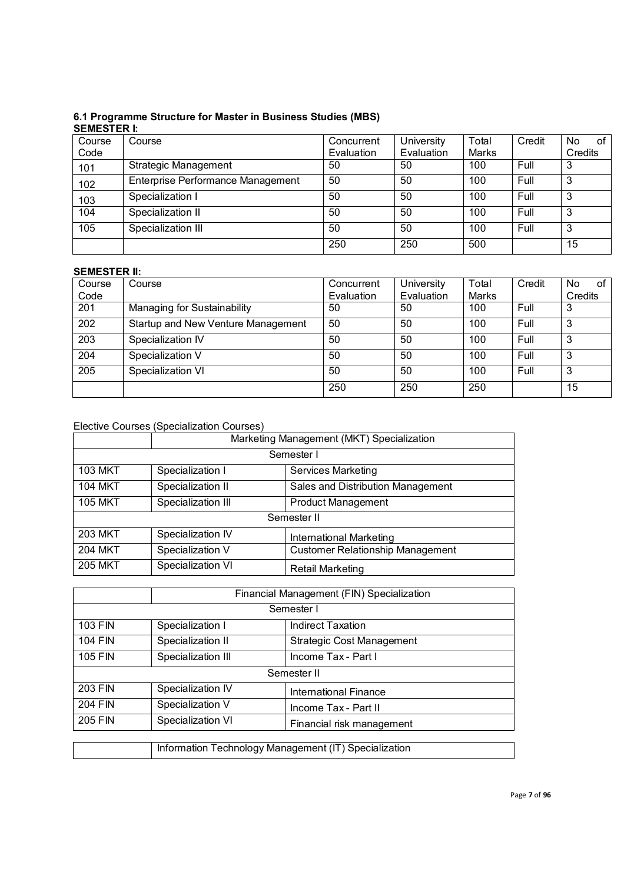### 6.1 Programme Structure for Master in Business Studies (MBS)

**SEMESTER I:**

| Course Code | Course | Concurrent Evaluation | University Evaluation | Total Marks | Credit | No of Credits |
|---|---|---|---|---|---|---|
| 101 | Strategic Management | 50 | 50 | 100 | Full | 3 |
| 102 | Enterprise Performance Management | 50 | 50 | 100 | Full | 3 |
| 103 | Specialization I | 50 | 50 | 100 | Full | 3 |
| 104 | Specialization II | 50 | 50 | 100 | Full | 3 |
| 105 | Specialization III | 50 | 50 | 100 | Full | 3 |
| | | 250 | 250 | 500 | | 15 |

**SEMESTER II:**

| Course Code | Course | Concurrent Evaluation | University Evaluation | Total Marks | Credit | No of Credits |
|---|---|---|---|---|---|---|
| 201 | Managing for Sustainability | 50 | 50 | 100 | Full | 3 |
| 202 | Startup and New Venture Management | 50 | 50 | 100 | Full | 3 |
| 203 | Specialization IV | 50 | 50 | 100 | Full | 3 |
| 204 | Specialization V | 50 | 50 | 100 | Full | 3 |
| 205 | Specialization VI | 50 | 50 | 100 | Full | 3 |
| | | 250 | 250 | 250 | | 15 |

Elective Courses (Specialization Courses)

| | Marketing Management (MKT) Specialization | |
|---|---|---|
| | Semester I | |
| 103 MKT | Specialization I | Services Marketing |
| 104 MKT | Specialization II | Sales and Distribution Management |
| 105 MKT | Specialization III | Product Management |
| | Semester II | |
| 203 MKT | Specialization IV | International Marketing |
| 204 MKT | Specialization V | Customer Relationship Management |
| 205 MKT | Specialization VI | Retail Marketing |

| | Financial Management (FIN) Specialization | |
|---|---|---|
| | Semester I | |
| 103 FIN | Specialization I | Indirect Taxation |
| 104 FIN | Specialization II | Strategic Cost Management |
| 105 FIN | Specialization III | Income Tax - Part I |
| | Semester II | |
| 203 FIN | Specialization IV | International Finance |
| 204 FIN | Specialization V | Income Tax - Part II |
| 205 FIN | Specialization VI | Financial risk management |

| | Information Technology Management (IT) Specialization |
|---|---|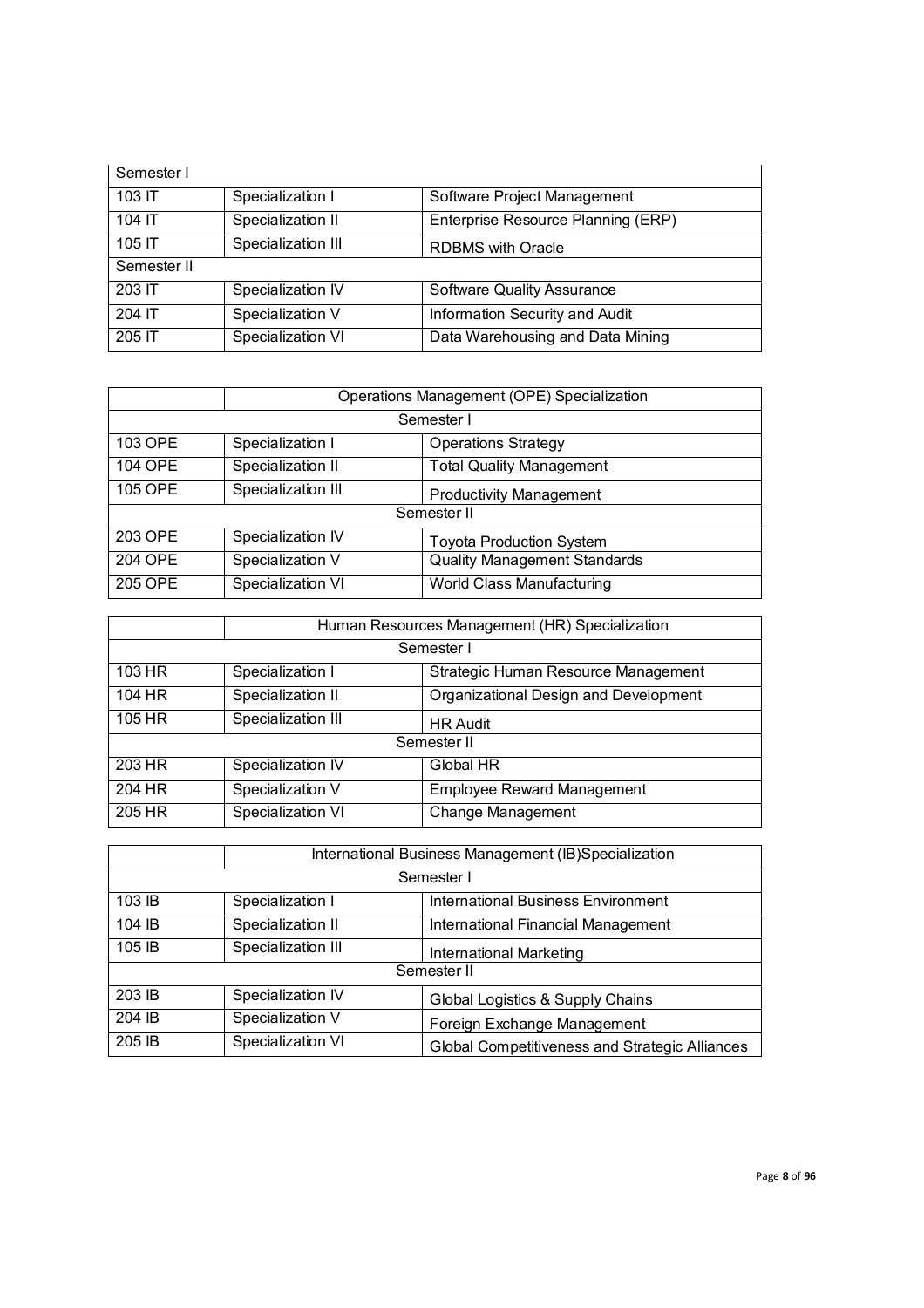| Semester I | | |
|---|---|---|
| 103 IT | Specialization I | Software Project Management |
| 104 IT | Specialization II | Enterprise Resource Planning (ERP) |
| 105 IT | Specialization III | RDBMS with Oracle |
| Semester II | | |
| 203 IT | Specialization IV | Software Quality Assurance |
| 204 IT | Specialization V | Information Security and Audit |
| 205 IT | Specialization VI | Data Warehousing and Data Mining |

| | Operations Management (OPE) Specialization | |
|---|---|---|
| Semester I | | |
| 103 OPE | Specialization I | Operations Strategy |
| 104 OPE | Specialization II | Total Quality Management |
| 105 OPE | Specialization III | Productivity Management |
| Semester II | | |
| 203 OPE | Specialization IV | Toyota Production System |
| 204 OPE | Specialization V | Quality Management Standards |
| 205 OPE | Specialization VI | World Class Manufacturing |

| | Human Resources Management (HR) Specialization | |
|---|---|---|
| Semester I | | |
| 103 HR | Specialization I | Strategic Human Resource Management |
| 104 HR | Specialization II | Organizational Design and Development |
| 105 HR | Specialization III | HR Audit |
| Semester II | | |
| 203 HR | Specialization IV | Global HR |
| 204 HR | Specialization V | Employee Reward Management |
| 205 HR | Specialization VI | Change Management |

| | International Business Management (IB)Specialization | |
|---|---|---|
| Semester I | | |
| 103 IB | Specialization I | International Business Environment |
| 104 IB | Specialization II | International Financial Management |
| 105 IB | Specialization III | International Marketing |
| Semester II | | |
| 203 IB | Specialization IV | Global Logistics & Supply Chains |
| 204 IB | Specialization V | Foreign Exchange Management |
| 205 IB | Specialization VI | Global Competitiveness and Strategic Alliances |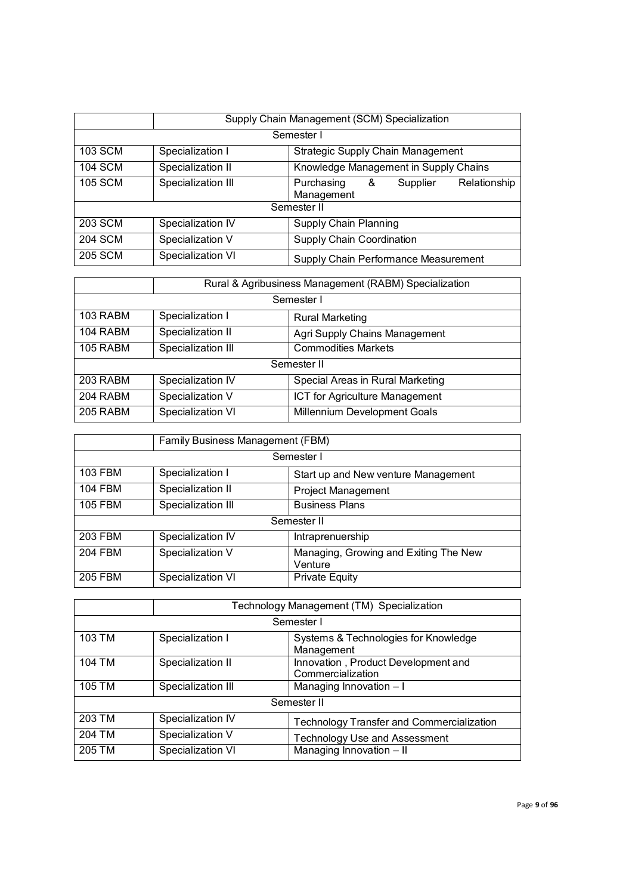| | Supply Chain Management (SCM) Specialization | |
|---|---|---|
| Semester I | | |
| 103 SCM | Specialization I | Strategic Supply Chain Management |
| 104 SCM | Specialization II | Knowledge Management in Supply Chains |
| 105 SCM | Specialization III | Purchasing & Supplier Relationship Management |
| Semester II | | |
| 203 SCM | Specialization IV | Supply Chain Planning |
| 204 SCM | Specialization V | Supply Chain Coordination |
| 205 SCM | Specialization VI | Supply Chain Performance Measurement |

| | Rural & Agribusiness Management (RABM) Specialization | |
|---|---|---|
| Semester I | | |
| 103 RABM | Specialization I | Rural Marketing |
| 104 RABM | Specialization II | Agri Supply Chains Management |
| 105 RABM | Specialization III | Commodities Markets |
| Semester II | | |
| 203 RABM | Specialization IV | Special Areas in Rural Marketing |
| 204 RABM | Specialization V | ICT for Agriculture Management |
| 205 RABM | Specialization VI | Millennium Development Goals |

| | Family Business Management (FBM) | |
|---|---|---|
| Semester I | | |
| 103 FBM | Specialization I | Start up and New venture Management |
| 104 FBM | Specialization II | Project Management |
| 105 FBM | Specialization III | Business Plans |
| Semester II | | |
| 203 FBM | Specialization IV | Intraprenuership |
| 204 FBM | Specialization V | Managing, Growing and Exiting The New Venture |
| 205 FBM | Specialization VI | Private Equity |

| | Technology Management (TM) Specialization | |
|---|---|---|
| Semester I | | |
| 103 TM | Specialization I | Systems & Technologies for Knowledge Management |
| 104 TM | Specialization II | Innovation , Product Development and Commercialization |
| 105 TM | Specialization III | Managing Innovation – I |
| Semester II | | |
| 203 TM | Specialization IV | Technology Transfer and Commercialization |
| 204 TM | Specialization V | Technology Use and Assessment |
| 205 TM | Specialization VI | Managing Innovation – II |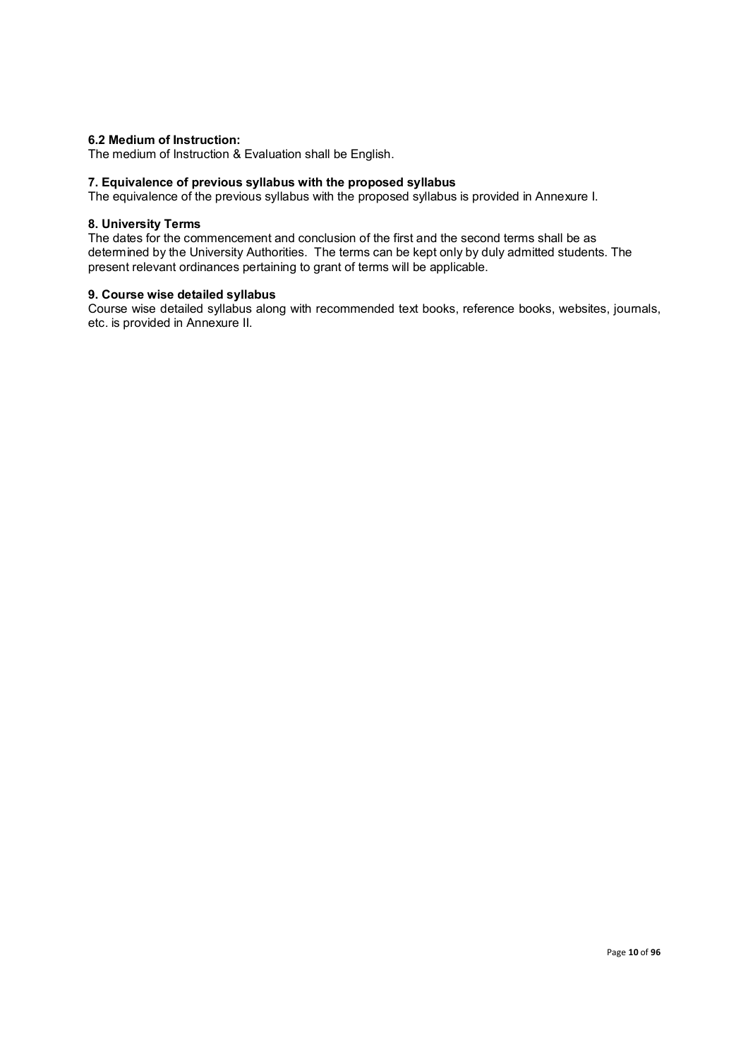**6.2 Medium of Instruction:**

The medium of Instruction & Evaluation shall be English.

**7. Equivalence of previous syllabus with the proposed syllabus**

The equivalence of the previous syllabus with the proposed syllabus is provided in Annexure I.

**8. University Terms**

The dates for the commencement and conclusion of the first and the second terms shall be as determined by the University Authorities. The terms can be kept only by duly admitted students. The present relevant ordinances pertaining to grant of terms will be applicable.

**9. Course wise detailed syllabus**

Course wise detailed syllabus along with recommended text books, reference books, websites, journals, etc. is provided in Annexure II.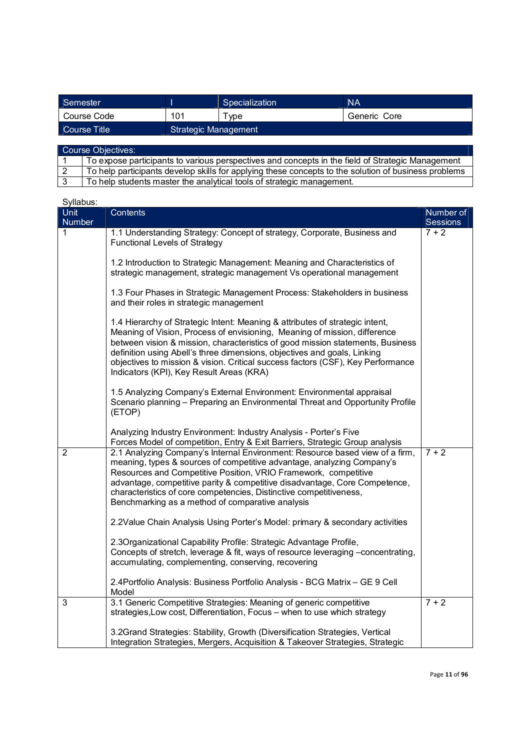| Semester | I | Specialization | NA |
|---|---|---|---|
| Course Code | 101 | Type | Generic Core |
| Course Title | Strategic Management | | |

| Course Objectives: | |
|---|---|
| 1 | To expose participants to various perspectives and concepts in the field of Strategic Management |
| 2 | To help participants develop skills for applying these concepts to the solution of business problems |
| 3 | To help students master the analytical tools of strategic management. |

Syllabus:

| Unit Number | Contents | Number of Sessions |
|---|---|---|
| 1 | 1.1 Understanding Strategy: Concept of strategy, Corporate, Business and Functional Levels of Strategy<br><br>1.2 Introduction to Strategic Management: Meaning and Characteristics of strategic management, strategic management Vs operational management<br><br>1.3 Four Phases in Strategic Management Process: Stakeholders in business and their roles in strategic management<br><br>1.4 Hierarchy of Strategic Intent: Meaning & attributes of strategic intent, Meaning of Vision, Process of envisioning, Meaning of mission, difference between vision & mission, characteristics of good mission statements, Business definition using Abell's three dimensions, objectives and goals, Linking objectives to mission & vision. Critical success factors (CSF), Key Performance Indicators (KPI), Key Result Areas (KRA)<br><br>1.5 Analyzing Company's External Environment: Environmental appraisal Scenario planning – Preparing an Environmental Threat and Opportunity Profile (ETOP)<br><br>Analyzing Industry Environment: Industry Analysis - Porter's Five Forces Model of competition, Entry & Exit Barriers, Strategic Group analysis | 7 + 2 |
| 2 | 2.1 Analyzing Company's Internal Environment: Resource based view of a firm, meaning, types & sources of competitive advantage, analyzing Company's Resources and Competitive Position, VRIO Framework, competitive advantage, competitive parity & competitive disadvantage, Core Competence, characteristics of core competencies, Distinctive competitiveness, Benchmarking as a method of comparative analysis<br><br>2.2Value Chain Analysis Using Porter's Model: primary & secondary activities<br><br>2.3Organizational Capability Profile: Strategic Advantage Profile, Concepts of stretch, leverage & fit, ways of resource leveraging –concentrating, accumulating, complementing, conserving, recovering<br><br>2.4Portfolio Analysis: Business Portfolio Analysis - BCG Matrix – GE 9 Cell Model | 7 + 2 |
| 3 | 3.1 Generic Competitive Strategies: Meaning of generic competitive strategies,Low cost, Differentiation, Focus – when to use which strategy<br><br>3.2Grand Strategies: Stability, Growth (Diversification Strategies, Vertical Integration Strategies, Mergers, Acquisition & Takeover Strategies, Strategic | 7 + 2 |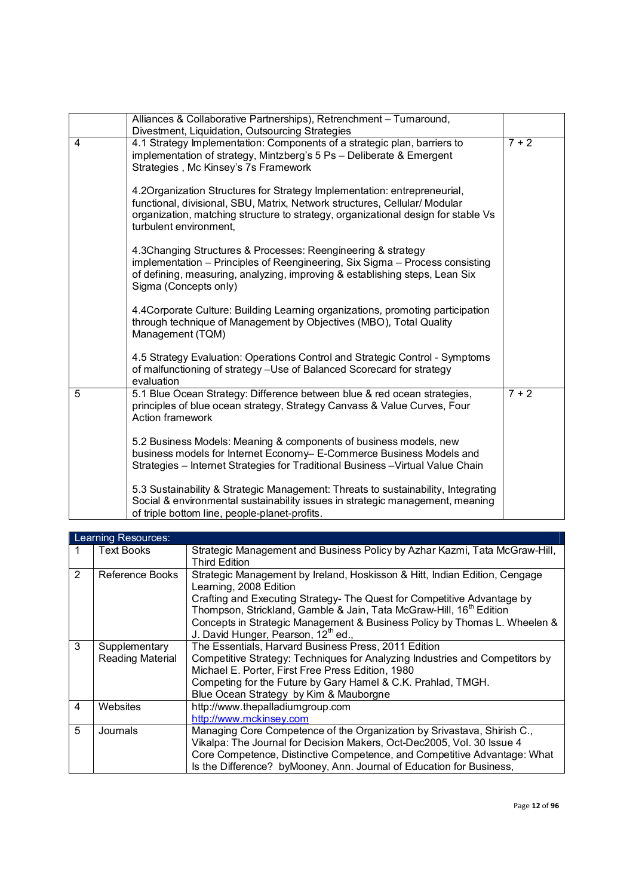|  | Alliances & Collaborative Partnerships), Retrenchment – Turnaround, Divestment, Liquidation, Outsourcing Strategies |  |
|---|---|---|
| 4 | 4.1 Strategy Implementation: Components of a strategic plan, barriers to implementation of strategy, Mintzberg's 5 Ps – Deliberate & Emergent Strategies , Mc Kinsey's 7s Framework<br><br>4.2Organization Structures for Strategy Implementation: entrepreneurial, functional, divisional, SBU, Matrix, Network structures, Cellular/ Modular organization, matching structure to strategy, organizational design for stable Vs turbulent environment,<br><br>4.3Changing Structures & Processes: Reengineering & strategy implementation – Principles of Reengineering, Six Sigma – Process consisting of defining, measuring, analyzing, improving & establishing steps, Lean Six Sigma (Concepts only)<br><br>4.4Corporate Culture: Building Learning organizations, promoting participation through technique of Management by Objectives (MBO), Total Quality Management (TQM)<br><br>4.5 Strategy Evaluation: Operations Control and Strategic Control - Symptoms of malfunctioning of strategy –Use of Balanced Scorecard for strategy evaluation | 7 + 2 |
| 5 | 5.1 Blue Ocean Strategy: Difference between blue & red ocean strategies, principles of blue ocean strategy, Strategy Canvass & Value Curves, Four Action framework<br><br>5.2 Business Models: Meaning & components of business models, new business models for Internet Economy– E-Commerce Business Models and Strategies – Internet Strategies for Traditional Business –Virtual Value Chain<br><br>5.3 Sustainability & Strategic Management: Threats to sustainability, Integrating Social & environmental sustainability issues in strategic management, meaning of triple bottom line, people-planet-profits. | 7 + 2 |

| Learning Resources: | | |
|---|---|---|
| 1 | Text Books | Strategic Management and Business Policy by Azhar Kazmi, Tata McGraw-Hill, Third Edition |
| 2 | Reference Books | Strategic Management by Ireland, Hoskisson & Hitt, Indian Edition, Cengage Learning, 2008 Edition<br>Crafting and Executing Strategy- The Quest for Competitive Advantage by Thompson, Strickland, Gamble & Jain, Tata McGraw-Hill, 16th Edition<br>Concepts in Strategic Management & Business Policy by Thomas L. Wheelen & J. David Hunger, Pearson, 12th ed., |
| 3 | Supplementary Reading Material | The Essentials, Harvard Business Press, 2011 Edition<br>Competitive Strategy: Techniques for Analyzing Industries and Competitors by Michael E. Porter, First Free Press Edition, 1980<br>Competing for the Future by Gary Hamel & C.K. Prahlad, TMGH.<br>Blue Ocean Strategy by Kim & Mauborgne |
| 4 | Websites | http://www.thepalladiumgroup.com<br>http://www.mckinsey.com |
| 5 | Journals | Managing Core Competence of the Organization by Srivastava, Shirish C., Vikalpa: The Journal for Decision Makers, Oct-Dec2005, Vol. 30 Issue 4<br>Core Competence, Distinctive Competence, and Competitive Advantage: What Is the Difference? byMooney, Ann. Journal of Education for Business, |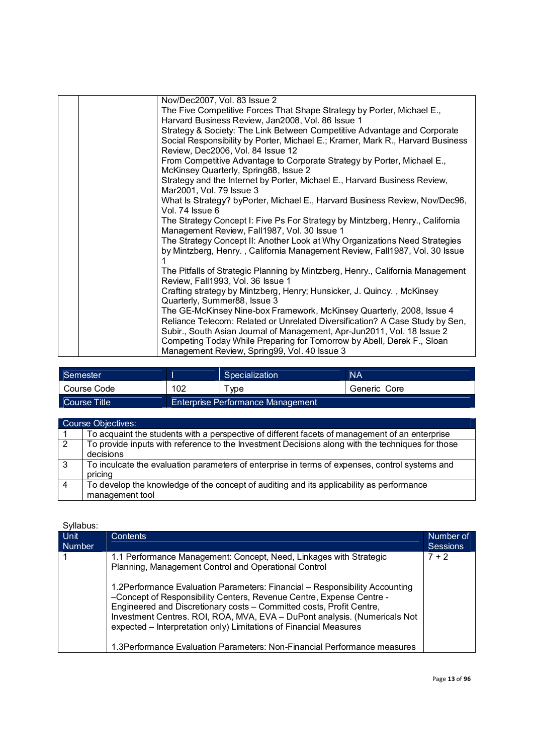| | | |
|---|---|---|
| | | Nov/Dec2007, Vol. 83 Issue 2<br>The Five Competitive Forces That Shape Strategy by Porter, Michael E., Harvard Business Review, Jan2008, Vol. 86 Issue 1<br>Strategy & Society: The Link Between Competitive Advantage and Corporate Social Responsibility by Porter, Michael E.; Kramer, Mark R., Harvard Business Review, Dec2006, Vol. 84 Issue 12<br>From Competitive Advantage to Corporate Strategy by Porter, Michael E., McKinsey Quarterly, Spring88, Issue 2<br>Strategy and the Internet by Porter, Michael E., Harvard Business Review, Mar2001, Vol. 79 Issue 3<br>What Is Strategy? byPorter, Michael E., Harvard Business Review, Nov/Dec96, Vol. 74 Issue 6<br>The Strategy Concept I: Five Ps For Strategy by Mintzberg, Henry., California Management Review, Fall1987, Vol. 30 Issue 1<br>The Strategy Concept II: Another Look at Why Organizations Need Strategies by Mintzberg, Henry. , California Management Review, Fall1987, Vol. 30 Issue 1<br>The Pitfalls of Strategic Planning by Mintzberg, Henry., California Management Review, Fall1993, Vol. 36 Issue 1<br>Crafting strategy by Mintzberg, Henry; Hunsicker, J. Quincy. , McKinsey Quarterly, Summer88, Issue 3<br>The GE-McKinsey Nine-box Framework, McKinsey Quarterly, 2008, Issue 4<br>Reliance Telecom: Related or Unrelated Diversification? A Case Study by Sen, Subir., South Asian Journal of Management, Apr-Jun2011, Vol. 18 Issue 2<br>Competing Today While Preparing for Tomorrow by Abell, Derek F., Sloan Management Review, Spring99, Vol. 40 Issue 3 |

| Semester | I | Specialization | NA |
|---|---|---|---|
| Course Code | 102 | Type | Generic Core |
| Course Title | Enterprise Performance Management | | |

| Course Objectives: | |
|---|---|
| 1 | To acquaint the students with a perspective of different facets of management of an enterprise |
| 2 | To provide inputs with reference to the Investment Decisions along with the techniques for those decisions |
| 3 | To inculcate the evaluation parameters of enterprise in terms of expenses, control systems and pricing |
| 4 | To develop the knowledge of the concept of auditing and its applicability as performance management tool |

Syllabus:

| Unit Number | Contents | Number of Sessions |
|---|---|---|
| 1 | 1.1 Performance Management: Concept, Need, Linkages with Strategic Planning, Management Control and Operational Control<br><br>1.2Performance Evaluation Parameters: Financial – Responsibility Accounting –Concept of Responsibility Centers, Revenue Centre, Expense Centre - Engineered and Discretionary costs – Committed costs, Profit Centre, Investment Centres. ROI, ROA, MVA, EVA – DuPont analysis. (Numericals Not expected – Interpretation only) Limitations of Financial Measures<br><br>1.3Performance Evaluation Parameters: Non-Financial Performance measures | 7 + 2 |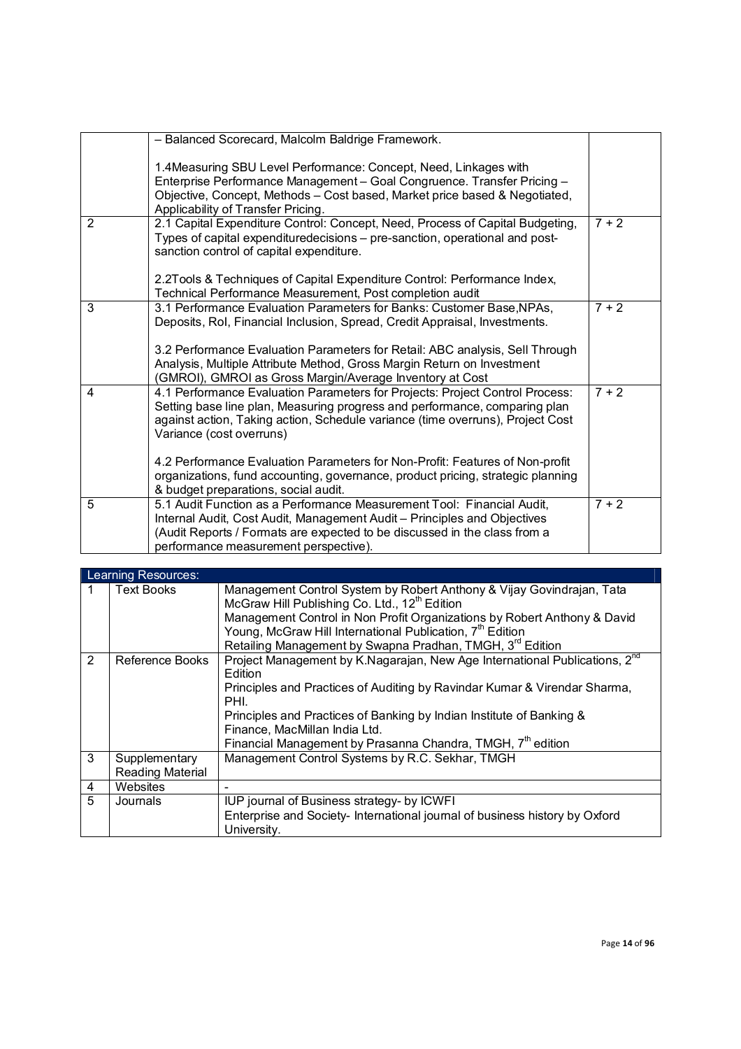| | | |
|---|---|---|
| | – Balanced Scorecard, Malcolm Baldrige Framework.<br><br>1.4Measuring SBU Level Performance: Concept, Need, Linkages with Enterprise Performance Management – Goal Congruence. Transfer Pricing – Objective, Concept, Methods – Cost based, Market price based & Negotiated, Applicability of Transfer Pricing. | |
| 2 | 2.1 Capital Expenditure Control: Concept, Need, Process of Capital Budgeting, Types of capital expendituredecisions – pre-sanction, operational and post-sanction control of capital expenditure.<br><br>2.2Tools & Techniques of Capital Expenditure Control: Performance Index, Technical Performance Measurement, Post completion audit | 7 + 2 |
| 3 | 3.1 Performance Evaluation Parameters for Banks: Customer Base,NPAs, Deposits, RoI, Financial Inclusion, Spread, Credit Appraisal, Investments.<br><br>3.2 Performance Evaluation Parameters for Retail: ABC analysis, Sell Through Analysis, Multiple Attribute Method, Gross Margin Return on Investment (GMROI), GMROI as Gross Margin/Average Inventory at Cost | 7 + 2 |
| 4 | 4.1 Performance Evaluation Parameters for Projects: Project Control Process: Setting base line plan, Measuring progress and performance, comparing plan against action, Taking action, Schedule variance (time overruns), Project Cost Variance (cost overruns)<br><br>4.2 Performance Evaluation Parameters for Non-Profit: Features of Non-profit organizations, fund accounting, governance, product pricing, strategic planning & budget preparations, social audit. | 7 + 2 |
| 5 | 5.1 Audit Function as a Performance Measurement Tool: Financial Audit, Internal Audit, Cost Audit, Management Audit – Principles and Objectives (Audit Reports / Formats are expected to be discussed in the class from a performance measurement perspective). | 7 + 2 |

| Learning Resources: | | |
|---|---|---|
| 1 | Text Books | Management Control System by Robert Anthony & Vijay Govindrajan, Tata McGraw Hill Publishing Co. Ltd., 12th Edition<br>Management Control in Non Profit Organizations by Robert Anthony & David Young, McGraw Hill International Publication, 7th Edition<br>Retailing Management by Swapna Pradhan, TMGH, 3rd Edition |
| 2 | Reference Books | Project Management by K.Nagarajan, New Age International Publications, 2nd Edition<br>Principles and Practices of Auditing by Ravindar Kumar & Virendar Sharma, PHI.<br>Principles and Practices of Banking by Indian Institute of Banking & Finance, MacMillan India Ltd.<br>Financial Management by Prasanna Chandra, TMGH, 7th edition |
| 3 | Supplementary Reading Material | Management Control Systems by R.C. Sekhar, TMGH |
| 4 | Websites | - |
| 5 | Journals | IUP journal of Business strategy- by ICWFI<br>Enterprise and Society- International journal of business history by Oxford University. |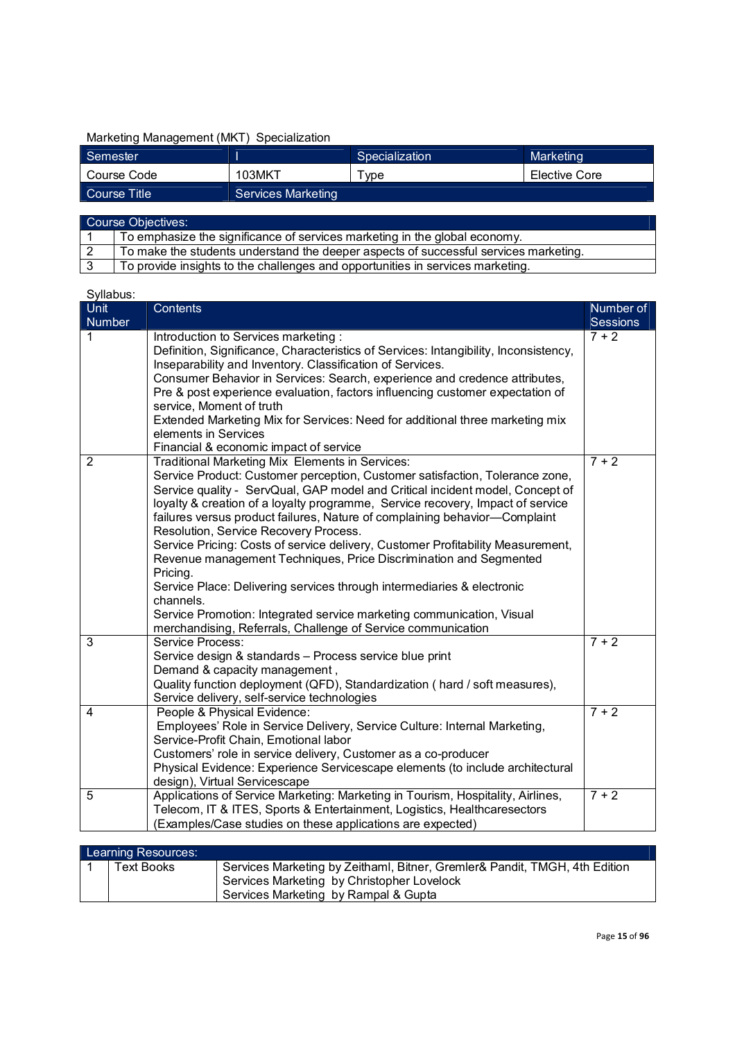Marketing Management (MKT) Specialization

| Semester | I | Specialization | Marketing |
|---|---|---|---|
| Course Code | 103MKT | Type | Elective Core |
| Course Title | Services Marketing | | |

| Course Objectives: | |
|---|---|
| 1 | To emphasize the significance of services marketing in the global economy. |
| 2 | To make the students understand the deeper aspects of successful services marketing. |
| 3 | To provide insights to the challenges and opportunities in services marketing. |

Syllabus:

| Unit Number | Contents | Number of Sessions |
|---|---|---|
| 1 | Introduction to Services marketing :<br>Definition, Significance, Characteristics of Services: Intangibility, Inconsistency, Inseparability and Inventory. Classification of Services.<br>Consumer Behavior in Services: Search, experience and credence attributes, Pre & post experience evaluation, factors influencing customer expectation of service, Moment of truth<br>Extended Marketing Mix for Services: Need for additional three marketing mix elements in Services<br>Financial & economic impact of service | 7 + 2 |
| 2 | Traditional Marketing Mix Elements in Services:<br>Service Product: Customer perception, Customer satisfaction, Tolerance zone, Service quality - ServQual, GAP model and Critical incident model, Concept of loyalty & creation of a loyalty programme, Service recovery, Impact of service failures versus product failures, Nature of complaining behavior—Complaint Resolution, Service Recovery Process.<br>Service Pricing: Costs of service delivery, Customer Profitability Measurement, Revenue management Techniques, Price Discrimination and Segmented Pricing.<br>Service Place: Delivering services through intermediaries & electronic channels.<br>Service Promotion: Integrated service marketing communication, Visual merchandising, Referrals, Challenge of Service communication | 7 + 2 |
| 3 | Service Process:<br>Service design & standards – Process service blue print<br>Demand & capacity management ,<br>Quality function deployment (QFD), Standardization ( hard / soft measures),<br>Service delivery, self-service technologies | 7 + 2 |
| 4 | People & Physical Evidence:<br>Employees' Role in Service Delivery, Service Culture: Internal Marketing, Service-Profit Chain, Emotional labor<br>Customers' role in service delivery, Customer as a co-producer<br>Physical Evidence: Experience Servicescape elements (to include architectural design), Virtual Servicescape | 7 + 2 |
| 5 | Applications of Service Marketing: Marketing in Tourism, Hospitality, Airlines, Telecom, IT & ITES, Sports & Entertainment, Logistics, Healthcaresectors<br>(Examples/Case studies on these applications are expected) | 7 + 2 |

| Learning Resources: | | |
|---|---|---|
| 1 | Text Books | Services Marketing by Zeithaml, Bitner, Gremler& Pandit, TMGH, 4th Edition<br>Services Marketing by Christopher Lovelock<br>Services Marketing by Rampal & Gupta |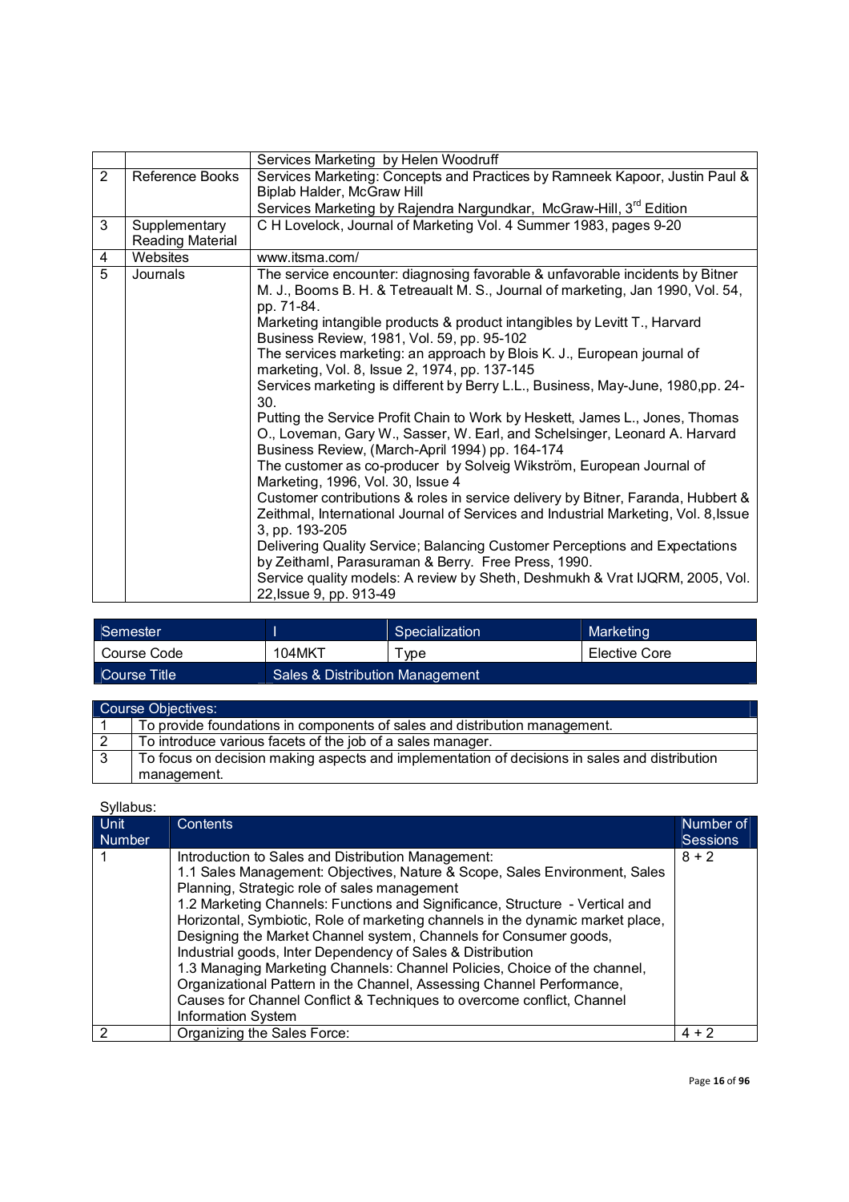|  |  | Services Marketing by Helen Woodruff |
|---|---|---|
| 2 | Reference Books | Services Marketing: Concepts and Practices by Ramneek Kapoor, Justin Paul & Biplab Halder, McGraw Hill<br>Services Marketing by Rajendra Nargundkar, McGraw-Hill, 3rd Edition |
| 3 | Supplementary Reading Material | C H Lovelock, Journal of Marketing Vol. 4 Summer 1983, pages 9-20 |
| 4 | Websites | www.itsma.com/ |
| 5 | Journals | The service encounter: diagnosing favorable & unfavorable incidents by Bitner M. J., Booms B. H. & Tetreaualt M. S., Journal of marketing, Jan 1990, Vol. 54, pp. 71-84.<br>Marketing intangible products & product intangibles by Levitt T., Harvard Business Review, 1981, Vol. 59, pp. 95-102<br>The services marketing: an approach by Blois K. J., European journal of marketing, Vol. 8, Issue 2, 1974, pp. 137-145<br>Services marketing is different by Berry L.L., Business, May-June, 1980,pp. 24-30.<br>Putting the Service Profit Chain to Work by Heskett, James L., Jones, Thomas O., Loveman, Gary W., Sasser, W. Earl, and Schelsinger, Leonard A. Harvard Business Review, (March-April 1994) pp. 164-174<br>The customer as co-producer by Solveig Wikström, European Journal of Marketing, 1996, Vol. 30, Issue 4<br>Customer contributions & roles in service delivery by Bitner, Faranda, Hubbert & Zeithmal, International Journal of Services and Industrial Marketing, Vol. 8,Issue 3, pp. 193-205<br>Delivering Quality Service; Balancing Customer Perceptions and Expectations by Zeithaml, Parasuraman & Berry. Free Press, 1990.<br>Service quality models: A review by Sheth, Deshmukh & Vrat IJQRM, 2005, Vol. 22,Issue 9, pp. 913-49 |

| Semester | I | Specialization | Marketing |
|---|---|---|---|
| Course Code | 104MKT | Type | Elective Core |
| Course Title | Sales & Distribution Management | | |

| Course Objectives: | |
|---|---|
| 1 | To provide foundations in components of sales and distribution management. |
| 2 | To introduce various facets of the job of a sales manager. |
| 3 | To focus on decision making aspects and implementation of decisions in sales and distribution management. |

Syllabus:

| Unit Number | Contents | Number of Sessions |
|---|---|---|
| 1 | Introduction to Sales and Distribution Management:<br>1.1 Sales Management: Objectives, Nature & Scope, Sales Environment, Sales Planning, Strategic role of sales management<br>1.2 Marketing Channels: Functions and Significance, Structure - Vertical and Horizontal, Symbiotic, Role of marketing channels in the dynamic market place, Designing the Market Channel system, Channels for Consumer goods, Industrial goods, Inter Dependency of Sales & Distribution<br>1.3 Managing Marketing Channels: Channel Policies, Choice of the channel, Organizational Pattern in the Channel, Assessing Channel Performance, Causes for Channel Conflict & Techniques to overcome conflict, Channel Information System | 8 + 2 |
| 2 | Organizing the Sales Force: | 4 + 2 |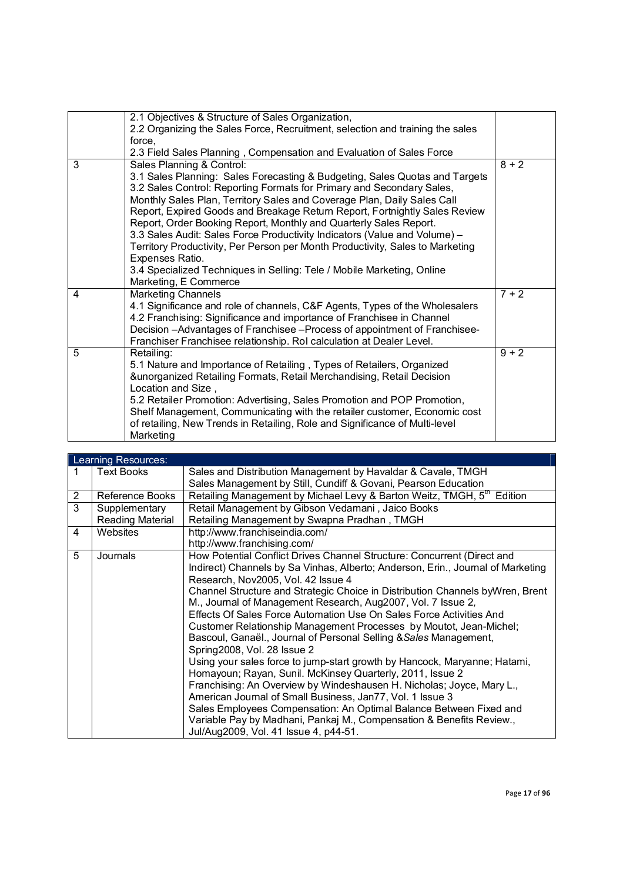|  |  |  |
|---|---|---|
|  | 2.1 Objectives & Structure of Sales Organization,<br>2.2 Organizing the Sales Force, Recruitment, selection and training the sales force,<br>2.3 Field Sales Planning , Compensation and Evaluation of Sales Force |  |
| 3 | Sales Planning & Control:<br>3.1 Sales Planning: Sales Forecasting & Budgeting, Sales Quotas and Targets<br>3.2 Sales Control: Reporting Formats for Primary and Secondary Sales, Monthly Sales Plan, Territory Sales and Coverage Plan, Daily Sales Call Report, Expired Goods and Breakage Return Report, Fortnightly Sales Review Report, Order Booking Report, Monthly and Quarterly Sales Report.<br>3.3 Sales Audit: Sales Force Productivity Indicators (Value and Volume) – Territory Productivity, Per Person per Month Productivity, Sales to Marketing Expenses Ratio.<br>3.4 Specialized Techniques in Selling: Tele / Mobile Marketing, Online Marketing, E Commerce | 8 + 2 |
| 4 | Marketing Channels<br>4.1 Significance and role of channels, C&F Agents, Types of the Wholesalers<br>4.2 Franchising: Significance and importance of Franchisee in Channel Decision –Advantages of Franchisee –Process of appointment of Franchisee-Franchiser Franchisee relationship. RoI calculation at Dealer Level. | 7 + 2 |
| 5 | Retailing:<br>5.1 Nature and Importance of Retailing , Types of Retailers, Organized &unorganized Retailing Formats, Retail Merchandising, Retail Decision Location and Size ,<br>5.2 Retailer Promotion: Advertising, Sales Promotion and POP Promotion, Shelf Management, Communicating with the retailer customer, Economic cost of retailing, New Trends in Retailing, Role and Significance of Multi-level Marketing | 9 + 2 |

| Learning Resources: | | |
|---|---|---|
| 1 | Text Books | Sales and Distribution Management by Havaldar & Cavale, TMGH<br>Sales Management by Still, Cundiff & Govani, Pearson Education |
| 2 | Reference Books | Retailing Management by Michael Levy & Barton Weitz, TMGH, 5th Edition |
| 3 | Supplementary Reading Material | Retail Management by Gibson Vedamani , Jaico Books<br>Retailing Management by Swapna Pradhan , TMGH |
| 4 | Websites | http://www.franchiseindia.com/<br>http://www.franchising.com/ |
| 5 | Journals | How Potential Conflict Drives Channel Structure: Concurrent (Direct and Indirect) Channels by Sa Vinhas, Alberto; Anderson, Erin., Journal of Marketing Research, Nov2005, Vol. 42 Issue 4<br>Channel Structure and Strategic Choice in Distribution Channels byWren, Brent M., Journal of Management Research, Aug2007, Vol. 7 Issue 2,<br>Effects Of Sales Force Automation Use On Sales Force Activities And Customer Relationship Management Processes by Moutot, Jean-Michel; Bascoul, Ganaël., Journal of Personal Selling &*Sales* Management, Spring2008, Vol. 28 Issue 2<br>Using your sales force to jump-start growth by Hancock, Maryanne; Hatami, Homayoun; Rayan, Sunil. McKinsey Quarterly, 2011, Issue 2<br>Franchising: An Overview by Windeshausen H. Nicholas; Joyce, Mary L., American Journal of Small Business, Jan77, Vol. 1 Issue 3<br>Sales Employees Compensation: An Optimal Balance Between Fixed and Variable Pay by Madhani, Pankaj M., Compensation & Benefits Review., Jul/Aug2009, Vol. 41 Issue 4, p44-51. |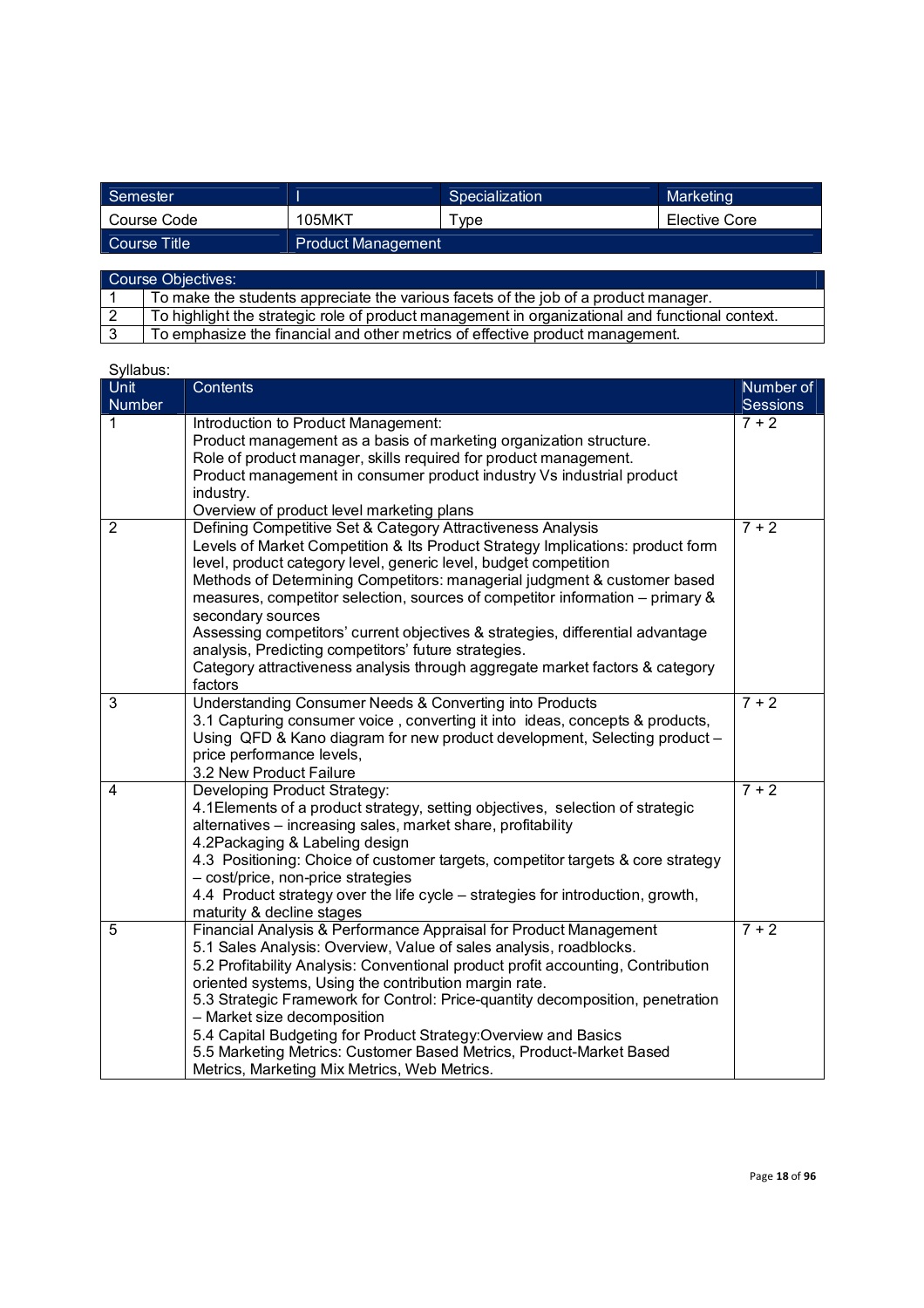| Semester | I | Specialization | Marketing |
|---|---|---|---|
| Course Code | 105MKT | Type | Elective Core |
| Course Title | Product Management | | |

| Course Objectives: | |
|---|---|
| 1 | To make the students appreciate the various facets of the job of a product manager. |
| 2 | To highlight the strategic role of product management in organizational and functional context. |
| 3 | To emphasize the financial and other metrics of effective product management. |

Syllabus:

| Unit Number | Contents | Number of Sessions |
|---|---|---|
| 1 | Introduction to Product Management:<br>Product management as a basis of marketing organization structure.<br>Role of product manager, skills required for product management.<br>Product management in consumer product industry Vs industrial product industry.<br>Overview of product level marketing plans | 7 + 2 |
| 2 | Defining Competitive Set & Category Attractiveness Analysis<br>Levels of Market Competition & Its Product Strategy Implications: product form level, product category level, generic level, budget competition<br>Methods of Determining Competitors: managerial judgment & customer based measures, competitor selection, sources of competitor information – primary & secondary sources<br>Assessing competitors' current objectives & strategies, differential advantage analysis, Predicting competitors' future strategies.<br>Category attractiveness analysis through aggregate market factors & category factors | 7 + 2 |
| 3 | Understanding Consumer Needs & Converting into Products<br>3.1 Capturing consumer voice , converting it into ideas, concepts & products, Using QFD & Kano diagram for new product development, Selecting product – price performance levels,<br>3.2 New Product Failure | 7 + 2 |
| 4 | Developing Product Strategy:<br>4.1Elements of a product strategy, setting objectives, selection of strategic alternatives – increasing sales, market share, profitability<br>4.2Packaging & Labeling design<br>4.3 Positioning: Choice of customer targets, competitor targets & core strategy – cost/price, non-price strategies<br>4.4 Product strategy over the life cycle – strategies for introduction, growth, maturity & decline stages | 7 + 2 |
| 5 | Financial Analysis & Performance Appraisal for Product Management<br>5.1 Sales Analysis: Overview, Value of sales analysis, roadblocks.<br>5.2 Profitability Analysis: Conventional product profit accounting, Contribution oriented systems, Using the contribution margin rate.<br>5.3 Strategic Framework for Control: Price-quantity decomposition, penetration – Market size decomposition<br>5.4 Capital Budgeting for Product Strategy:Overview and Basics<br>5.5 Marketing Metrics: Customer Based Metrics, Product-Market Based Metrics, Marketing Mix Metrics, Web Metrics. | 7 + 2 |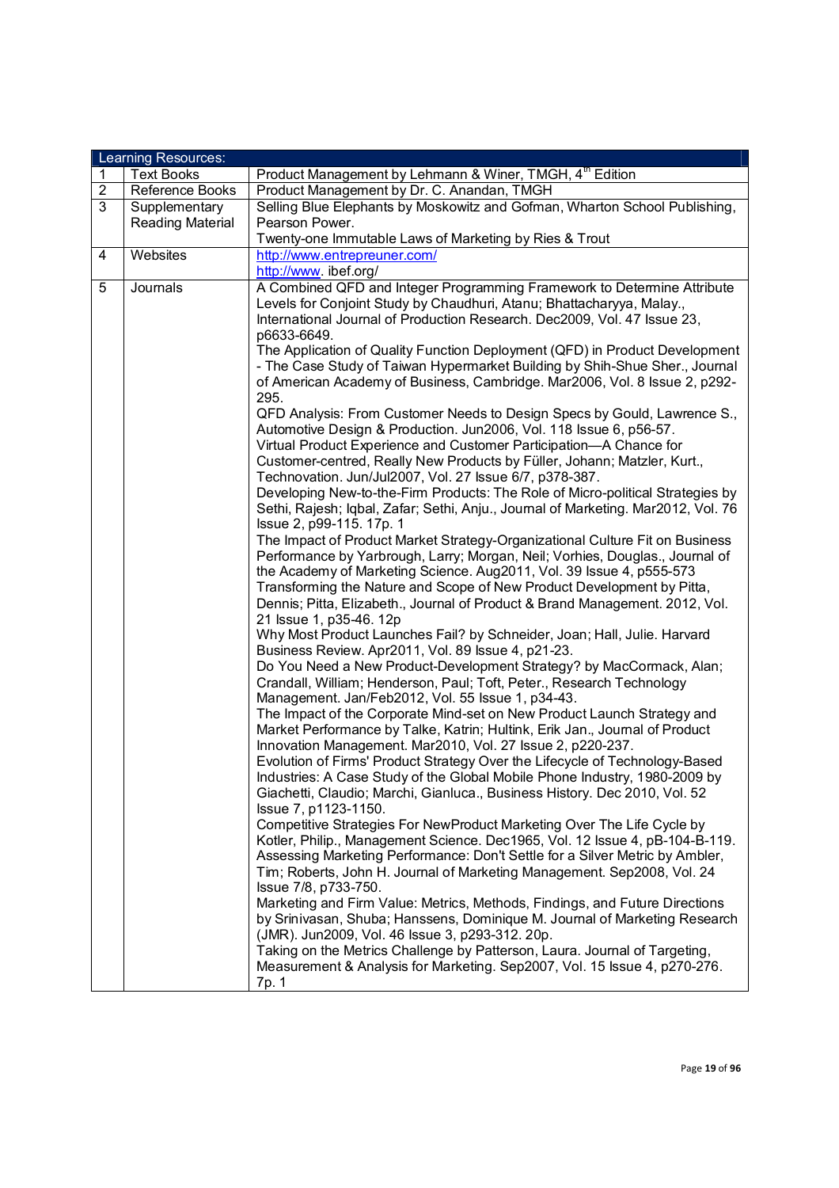| Learning Resources: | | |
|---|---|---|
| 1 | Text Books | Product Management by Lehmann & Winer, TMGH, 4th Edition |
| 2 | Reference Books | Product Management by Dr. C. Anandan, TMGH |
| 3 | Supplementary Reading Material | Selling Blue Elephants by Moskowitz and Gofman, Wharton School Publishing, Pearson Power.<br>Twenty-one Immutable Laws of Marketing by Ries & Trout |
| 4 | Websites | http://www.entrepreuner.com/<br>http://www. ibef.org/ |
| 5 | Journals | A Combined QFD and Integer Programming Framework to Determine Attribute Levels for Conjoint Study by Chaudhuri, Atanu; Bhattacharyya, Malay., International Journal of Production Research. Dec2009, Vol. 47 Issue 23, p6633-6649.<br>The Application of Quality Function Deployment (QFD) in Product Development - The Case Study of Taiwan Hypermarket Building by Shih-Shue Sher., Journal of American Academy of Business, Cambridge. Mar2006, Vol. 8 Issue 2, p292-295.<br>QFD Analysis: From Customer Needs to Design Specs by Gould, Lawrence S., Automotive Design & Production. Jun2006, Vol. 118 Issue 6, p56-57.<br>Virtual Product Experience and Customer Participation—A Chance for Customer-centred, Really New Products by Füller, Johann; Matzler, Kurt., Technovation. Jun/Jul2007, Vol. 27 Issue 6/7, p378-387.<br>Developing New-to-the-Firm Products: The Role of Micro-political Strategies by Sethi, Rajesh; Iqbal, Zafar; Sethi, Anju., Journal of Marketing. Mar2012, Vol. 76 Issue 2, p99-115. 17p. 1<br>The Impact of Product Market Strategy-Organizational Culture Fit on Business Performance by Yarbrough, Larry; Morgan, Neil; Vorhies, Douglas., Journal of the Academy of Marketing Science. Aug2011, Vol. 39 Issue 4, p555-573<br>Transforming the Nature and Scope of New Product Development by Pitta, Dennis; Pitta, Elizabeth., Journal of Product & Brand Management. 2012, Vol. 21 Issue 1, p35-46. 12p<br>Why Most Product Launches Fail? by Schneider, Joan; Hall, Julie. Harvard Business Review. Apr2011, Vol. 89 Issue 4, p21-23.<br>Do You Need a New Product-Development Strategy? by MacCormack, Alan; Crandall, William; Henderson, Paul; Toft, Peter., Research Technology Management. Jan/Feb2012, Vol. 55 Issue 1, p34-43.<br>The Impact of the Corporate Mind-set on New Product Launch Strategy and Market Performance by Talke, Katrin; Hultink, Erik Jan., Journal of Product Innovation Management. Mar2010, Vol. 27 Issue 2, p220-237.<br>Evolution of Firms' Product Strategy Over the Lifecycle of Technology-Based Industries: A Case Study of the Global Mobile Phone Industry, 1980-2009 by Giachetti, Claudio; Marchi, Gianluca., Business History. Dec 2010, Vol. 52 Issue 7, p1123-1150.<br>Competitive Strategies For NewProduct Marketing Over The Life Cycle by Kotler, Philip., Management Science. Dec1965, Vol. 12 Issue 4, pB-104-B-119.<br>Assessing Marketing Performance: Don't Settle for a Silver Metric by Ambler, Tim; Roberts, John H. Journal of Marketing Management. Sep2008, Vol. 24 Issue 7/8, p733-750.<br>Marketing and Firm Value: Metrics, Methods, Findings, and Future Directions by Srinivasan, Shuba; Hanssens, Dominique M. Journal of Marketing Research (JMR). Jun2009, Vol. 46 Issue 3, p293-312. 20p.<br>Taking on the Metrics Challenge by Patterson, Laura. Journal of Targeting, Measurement & Analysis for Marketing. Sep2007, Vol. 15 Issue 4, p270-276. 7p. 1 |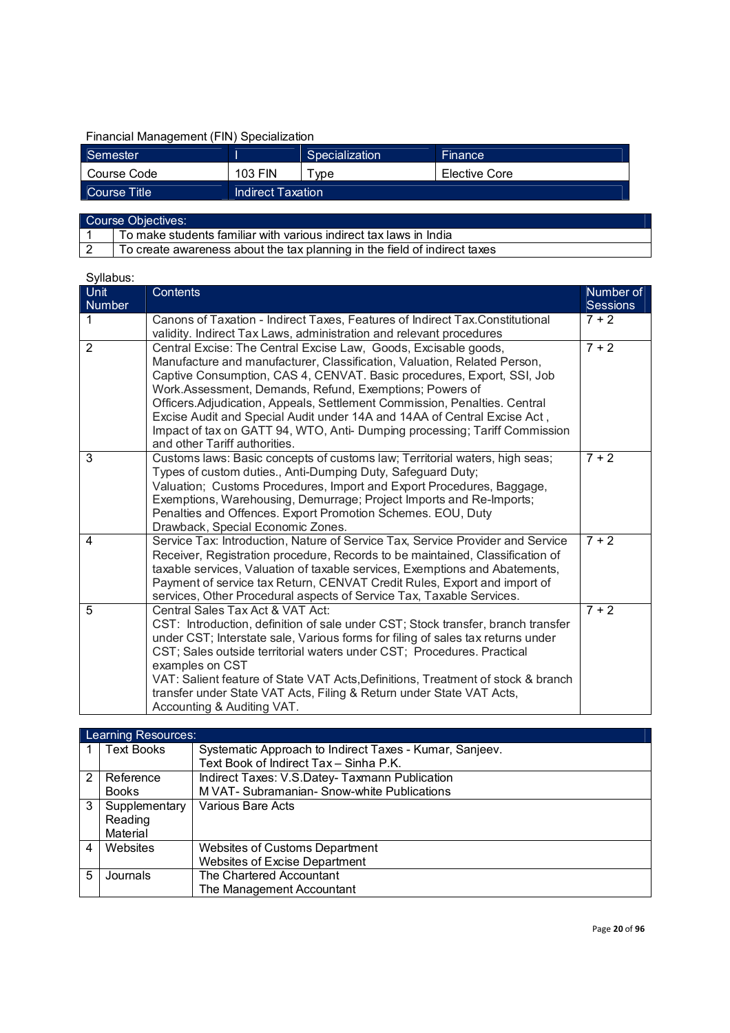Financial Management (FIN) Specialization

| Semester | I | Specialization | Finance |
|---|---|---|---|
| Course Code | 103 FIN | Type | Elective Core |
| Course Title | Indirect Taxation | | |

| Course Objectives: | |
|---|---|
| 1 | To make students familiar with various indirect tax laws in India |
| 2 | To create awareness about the tax planning in the field of indirect taxes |

Syllabus:

| Unit Number | Contents | Number of Sessions |
|---|---|---|
| 1 | Canons of Taxation - Indirect Taxes, Features of Indirect Tax.Constitutional validity. Indirect Tax Laws, administration and relevant procedures | 7 + 2 |
| 2 | Central Excise: The Central Excise Law, Goods, Excisable goods, Manufacture and manufacturer, Classification, Valuation, Related Person, Captive Consumption, CAS 4, CENVAT. Basic procedures, Export, SSI, Job Work.Assessment, Demands, Refund, Exemptions; Powers of Officers.Adjudication, Appeals, Settlement Commission, Penalties. Central Excise Audit and Special Audit under 14A and 14AA of Central Excise Act , Impact of tax on GATT 94, WTO, Anti- Dumping processing; Tariff Commission and other Tariff authorities. | 7 + 2 |
| 3 | Customs laws: Basic concepts of customs law; Territorial waters, high seas; Types of custom duties., Anti-Dumping Duty, Safeguard Duty; Valuation; Customs Procedures, Import and Export Procedures, Baggage, Exemptions, Warehousing, Demurrage; Project Imports and Re-Imports; Penalties and Offences. Export Promotion Schemes. EOU, Duty Drawback, Special Economic Zones. | 7 + 2 |
| 4 | Service Tax: Introduction, Nature of Service Tax, Service Provider and Service Receiver, Registration procedure, Records to be maintained, Classification of taxable services, Valuation of taxable services, Exemptions and Abatements, Payment of service tax Return, CENVAT Credit Rules, Export and import of services, Other Procedural aspects of Service Tax, Taxable Services. | 7 + 2 |
| 5 | Central Sales Tax Act & VAT Act:<br>CST: Introduction, definition of sale under CST; Stock transfer, branch transfer under CST; Interstate sale, Various forms for filing of sales tax returns under CST; Sales outside territorial waters under CST; Procedures. Practical examples on CST<br>VAT: Salient feature of State VAT Acts,Definitions, Treatment of stock & branch transfer under State VAT Acts, Filing & Return under State VAT Acts, Accounting & Auditing VAT. | 7 + 2 |

| Learning Resources: | | |
|---|---|---|
| 1 | Text Books | Systematic Approach to Indirect Taxes - Kumar, Sanjeev.<br>Text Book of Indirect Tax – Sinha P.K. |
| 2 | Reference Books | Indirect Taxes: V.S.Datey- Taxmann Publication<br>M VAT- Subramanian- Snow-white Publications |
| 3 | Supplementary Reading Material | Various Bare Acts |
| 4 | Websites | Websites of Customs Department<br>Websites of Excise Department |
| 5 | Journals | The Chartered Accountant<br>The Management Accountant |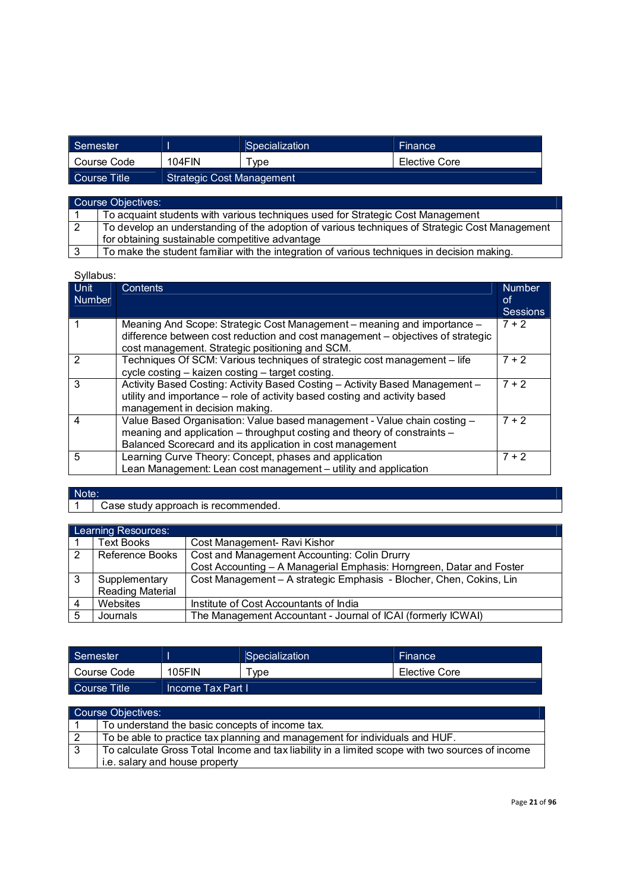| Semester | I | Specialization | Finance |
|---|---|---|---|
| Course Code | 104FIN | Type | Elective Core |
| Course Title | Strategic Cost Management | | |

| Course Objectives: | |
|---|---|
| 1 | To acquaint students with various techniques used for Strategic Cost Management |
| 2 | To develop an understanding of the adoption of various techniques of Strategic Cost Management for obtaining sustainable competitive advantage |
| 3 | To make the student familiar with the integration of various techniques in decision making. |

Syllabus:

| Unit Number | Contents | Number of Sessions |
|---|---|---|
| 1 | Meaning And Scope: Strategic Cost Management – meaning and importance – difference between cost reduction and cost management – objectives of strategic cost management. Strategic positioning and SCM. | 7 + 2 |
| 2 | Techniques Of SCM: Various techniques of strategic cost management – life cycle costing – kaizen costing – target costing. | 7 + 2 |
| 3 | Activity Based Costing: Activity Based Costing – Activity Based Management – utility and importance – role of activity based costing and activity based management in decision making. | 7 + 2 |
| 4 | Value Based Organisation: Value based management - Value chain costing – meaning and application – throughput costing and theory of constraints – Balanced Scorecard and its application in cost management | 7 + 2 |
| 5 | Learning Curve Theory: Concept, phases and application<br>Lean Management: Lean cost management – utility and application | 7 + 2 |

| Note: | |
|---|---|
| 1 | Case study approach is recommended. |

| Learning Resources: | | |
|---|---|---|
| 1 | Text Books | Cost Management- Ravi Kishor |
| 2 | Reference Books | Cost and Management Accounting: Colin Drurry<br>Cost Accounting – A Managerial Emphasis: Horngreen, Datar and Foster |
| 3 | Supplementary Reading Material | Cost Management – A strategic Emphasis - Blocher, Chen, Cokins, Lin |
| 4 | Websites | Institute of Cost Accountants of India |
| 5 | Journals | The Management Accountant - Journal of ICAI (formerly ICWAI) |

| Semester | I | Specialization | Finance |
|---|---|---|---|
| Course Code | 105FIN | Type | Elective Core |
| Course Title | Income Tax Part I | | |

| Course Objectives: | |
|---|---|
| 1 | To understand the basic concepts of income tax. |
| 2 | To be able to practice tax planning and management for individuals and HUF. |
| 3 | To calculate Gross Total Income and tax liability in a limited scope with two sources of income i.e. salary and house property |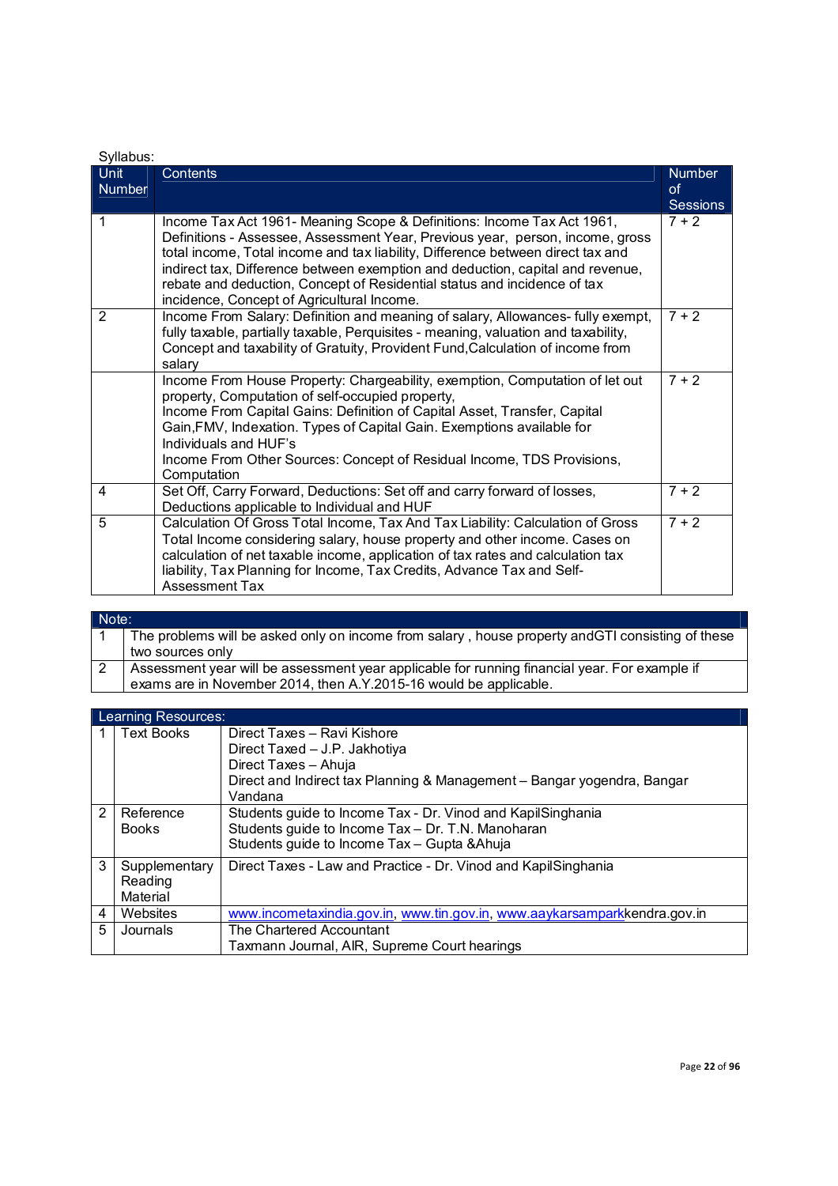Syllabus:

| Unit Number | Contents | Number of Sessions |
|---|---|---|
| 1 | Income Tax Act 1961- Meaning Scope & Definitions: Income Tax Act 1961, Definitions - Assessee, Assessment Year, Previous year, person, income, gross total income, Total income and tax liability, Difference between direct tax and indirect tax, Difference between exemption and deduction, capital and revenue, rebate and deduction, Concept of Residential status and incidence of tax incidence, Concept of Agricultural Income. | 7 + 2 |
| 2 | Income From Salary: Definition and meaning of salary, Allowances- fully exempt, fully taxable, partially taxable, Perquisites - meaning, valuation and taxability, Concept and taxability of Gratuity, Provident Fund,Calculation of income from salary | 7 + 2 |
| | Income From House Property: Chargeability, exemption, Computation of let out property, Computation of self-occupied property,<br>Income From Capital Gains: Definition of Capital Asset, Transfer, Capital Gain,FMV, Indexation. Types of Capital Gain. Exemptions available for Individuals and HUF's<br>Income From Other Sources: Concept of Residual Income, TDS Provisions, Computation | 7 + 2 |
| 4 | Set Off, Carry Forward, Deductions: Set off and carry forward of losses, Deductions applicable to Individual and HUF | 7 + 2 |
| 5 | Calculation Of Gross Total Income, Tax And Tax Liability: Calculation of Gross Total Income considering salary, house property and other income. Cases on calculation of net taxable income, application of tax rates and calculation tax liability, Tax Planning for Income, Tax Credits, Advance Tax and Self-Assessment Tax | 7 + 2 |

| Note: | |
|---|---|
| 1 | The problems will be asked only on income from salary , house property andGTI consisting of these two sources only |
| 2 | Assessment year will be assessment year applicable for running financial year. For example if exams are in November 2014, then A.Y.2015-16 would be applicable. |

| Learning Resources: | | |
|---|---|---|
| 1 | Text Books | Direct Taxes – Ravi Kishore<br>Direct Taxed – J.P. Jakhotiya<br>Direct Taxes – Ahuja<br>Direct and Indirect tax Planning & Management – Bangar yogendra, Bangar Vandana |
| 2 | Reference Books | Students guide to Income Tax - Dr. Vinod and KapilSinghania<br>Students guide to Income Tax – Dr. T.N. Manoharan<br>Students guide to Income Tax – Gupta &Ahuja |
| 3 | Supplementary Reading Material | Direct Taxes - Law and Practice - Dr. Vinod and KapilSinghania |
| 4 | Websites | www.incometaxindia.gov.in, www.tin.gov.in, www.aaykarsamparkkendra.gov.in |
| 5 | Journals | The Chartered Accountant<br>Taxmann Journal, AIR, Supreme Court hearings |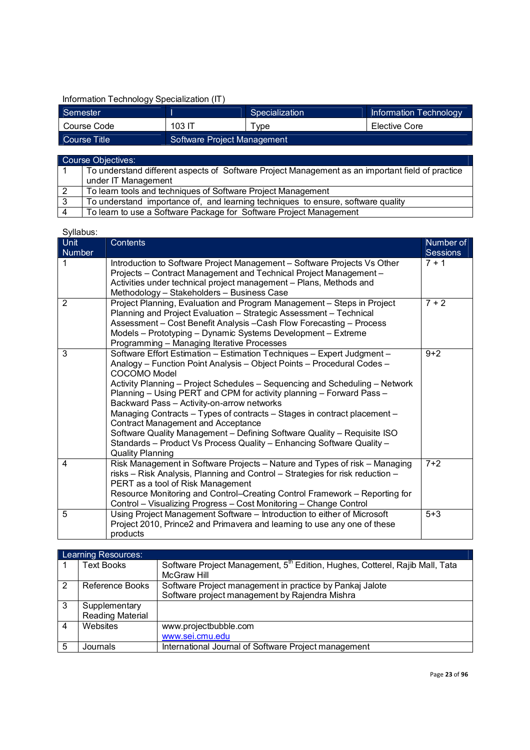Information Technology Specialization (IT)

| Semester | I | Specialization | Information Technology |
|---|---|---|---|
| Course Code | 103 IT | Type | Elective Core |
| Course Title | Software Project Management | | |

| Course Objectives: | |
|---|---|
| 1 | To understand different aspects of Software Project Management as an important field of practice under IT Management |
| 2 | To learn tools and techniques of Software Project Management |
| 3 | To understand importance of, and learning techniques to ensure, software quality |
| 4 | To learn to use a Software Package for Software Project Management |

Syllabus:

| Unit Number | Contents | Number of Sessions |
|---|---|---|
| 1 | Introduction to Software Project Management – Software Projects Vs Other Projects – Contract Management and Technical Project Management – Activities under technical project management – Plans, Methods and Methodology – Stakeholders – Business Case | 7 + 1 |
| 2 | Project Planning, Evaluation and Program Management – Steps in Project Planning and Project Evaluation – Strategic Assessment – Technical Assessment – Cost Benefit Analysis –Cash Flow Forecasting – Process Models – Prototyping – Dynamic Systems Development – Extreme Programming – Managing Iterative Processes | 7 + 2 |
| 3 | Software Effort Estimation – Estimation Techniques – Expert Judgment – Analogy – Function Point Analysis – Object Points – Procedural Codes – COCOMO Model<br>Activity Planning – Project Schedules – Sequencing and Scheduling – Network Planning – Using PERT and CPM for activity planning – Forward Pass – Backward Pass – Activity-on-arrow networks<br>Managing Contracts – Types of contracts – Stages in contract placement – Contract Management and Acceptance<br>Software Quality Management – Defining Software Quality – Requisite ISO Standards – Product Vs Process Quality – Enhancing Software Quality – Quality Planning | 9+2 |
| 4 | Risk Management in Software Projects – Nature and Types of risk – Managing risks – Risk Analysis, Planning and Control – Strategies for risk reduction – PERT as a tool of Risk Management<br>Resource Monitoring and Control–Creating Control Framework – Reporting for Control – Visualizing Progress – Cost Monitoring – Change Control | 7+2 |
| 5 | Using Project Management Software – Introduction to either of Microsoft Project 2010, Prince2 and Primavera and learning to use any one of these products | 5+3 |

| Learning Resources: | | |
|---|---|---|
| 1 | Text Books | Software Project Management, 5th Edition, Hughes, Cotterel, Rajib Mall, Tata McGraw Hill |
| 2 | Reference Books | Software Project management in practice by Pankaj Jalote<br>Software project management by Rajendra Mishra |
| 3 | Supplementary Reading Material | |
| 4 | Websites | www.projectbubble.com<br>www.sei.cmu.edu |
| 5 | Journals | International Journal of Software Project management |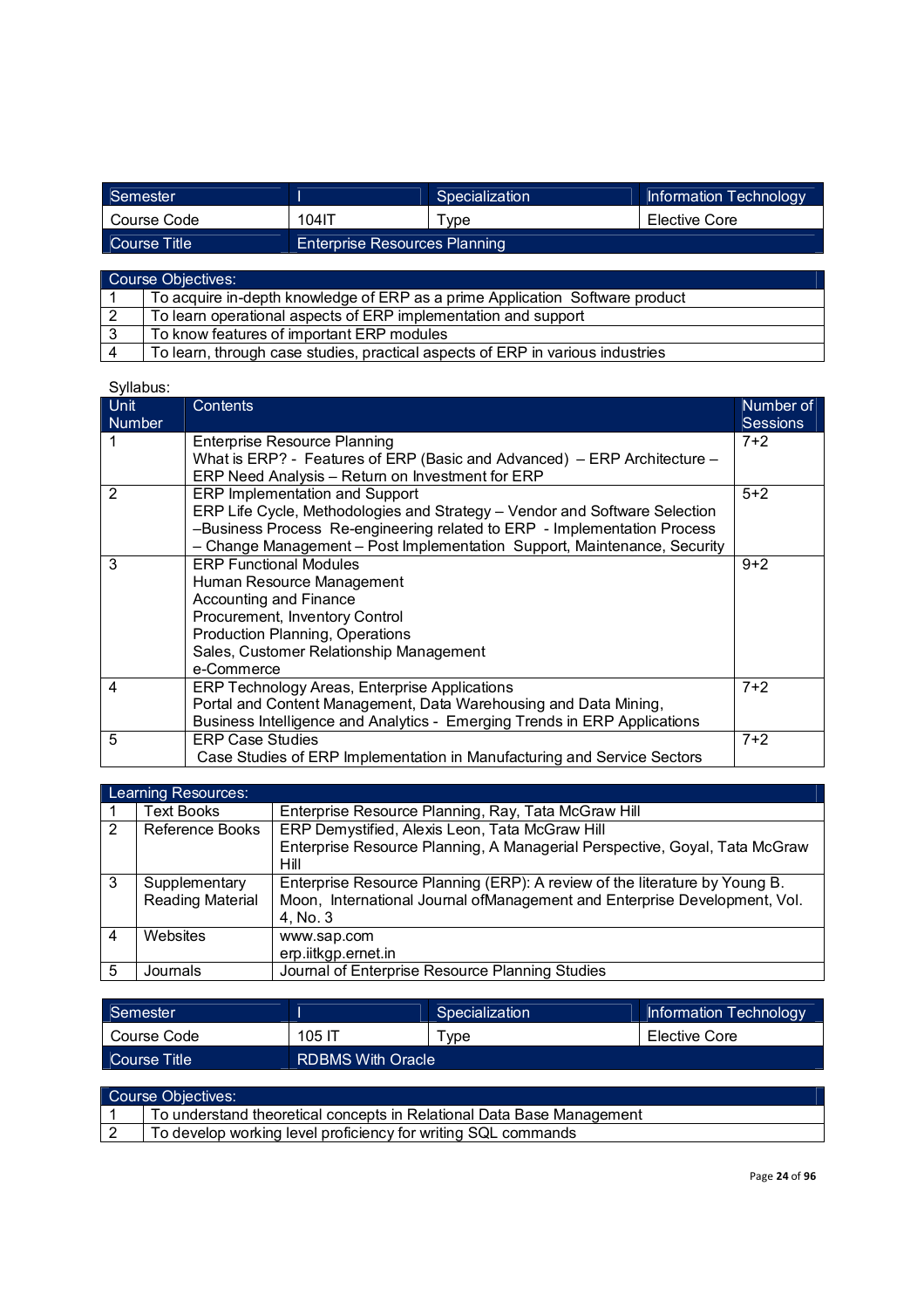| Semester | I | Specialization | Information Technology |
|---|---|---|---|
| Course Code | 104IT | Type | Elective Core |
| Course Title | Enterprise Resources Planning | | |

| Course Objectives: | |
|---|---|
| 1 | To acquire in-depth knowledge of ERP as a prime Application Software product |
| 2 | To learn operational aspects of ERP implementation and support |
| 3 | To know features of important ERP modules |
| 4 | To learn, through case studies, practical aspects of ERP in various industries |

Syllabus:

| Unit Number | Contents | Number of Sessions |
|---|---|---|
| 1 | Enterprise Resource Planning<br>What is ERP? - Features of ERP (Basic and Advanced) – ERP Architecture – ERP Need Analysis – Return on Investment for ERP | 7+2 |
| 2 | ERP Implementation and Support<br>ERP Life Cycle, Methodologies and Strategy – Vendor and Software Selection –Business Process Re-engineering related to ERP - Implementation Process – Change Management – Post Implementation Support, Maintenance, Security | 5+2 |
| 3 | ERP Functional Modules<br>Human Resource Management<br>Accounting and Finance<br>Procurement, Inventory Control<br>Production Planning, Operations<br>Sales, Customer Relationship Management<br>e-Commerce | 9+2 |
| 4 | ERP Technology Areas, Enterprise Applications<br>Portal and Content Management, Data Warehousing and Data Mining, Business Intelligence and Analytics - Emerging Trends in ERP Applications | 7+2 |
| 5 | ERP Case Studies<br>Case Studies of ERP Implementation in Manufacturing and Service Sectors | 7+2 |

| Learning Resources: | | |
|---|---|---|
| 1 | Text Books | Enterprise Resource Planning, Ray, Tata McGraw Hill |
| 2 | Reference Books | ERP Demystified, Alexis Leon, Tata McGraw Hill<br>Enterprise Resource Planning, A Managerial Perspective, Goyal, Tata McGraw Hill |
| 3 | Supplementary Reading Material | Enterprise Resource Planning (ERP): A review of the literature by Young B. Moon, International Journal ofManagement and Enterprise Development, Vol. 4, No. 3 |
| 4 | Websites | www.sap.com<br>erp.iitkgp.ernet.in |
| 5 | Journals | Journal of Enterprise Resource Planning Studies |

| Semester | I | Specialization | Information Technology |
|---|---|---|---|
| Course Code | 105 IT | Type | Elective Core |
| Course Title | RDBMS With Oracle | | |

| Course Objectives: | |
|---|---|
| 1 | To understand theoretical concepts in Relational Data Base Management |
| 2 | To develop working level proficiency for writing SQL commands |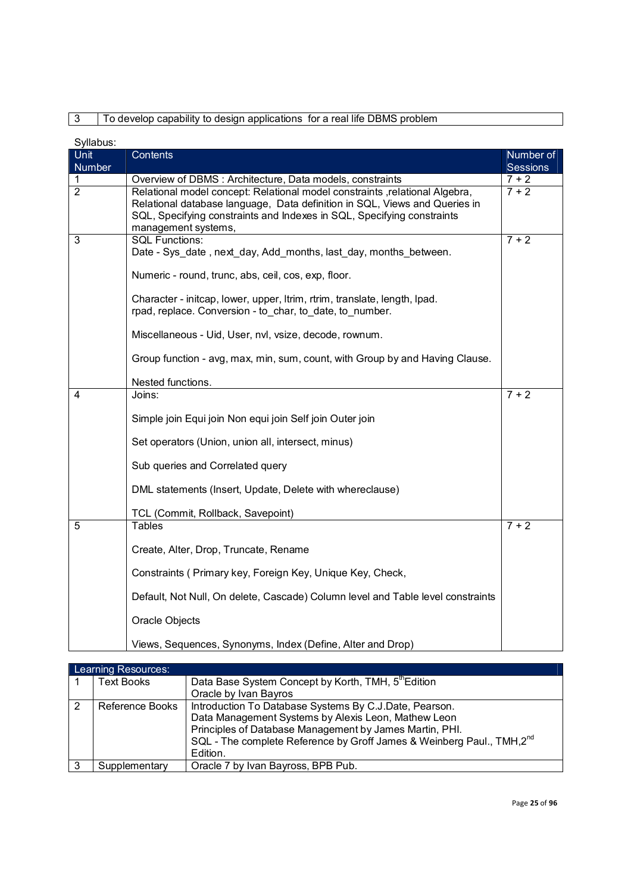| 3 | To develop capability to design applications for a real life DBMS problem |
|---|---|

Syllabus:

| Unit Number | Contents | Number of Sessions |
|---|---|---|
| 1 | Overview of DBMS : Architecture, Data models, constraints | 7 + 2 |
| 2 | Relational model concept: Relational model constraints ,relational Algebra, Relational database language, Data definition in SQL, Views and Queries in SQL, Specifying constraints and Indexes in SQL, Specifying constraints management systems, | 7 + 2 |
| 3 | SQL Functions:<br>Date - Sys_date , next_day, Add_months, last_day, months_between.<br><br>Numeric - round, trunc, abs, ceil, cos, exp, floor.<br><br>Character - initcap, lower, upper, ltrim, rtrim, translate, length, lpad. rpad, replace. Conversion - to_char, to_date, to_number.<br><br>Miscellaneous - Uid, User, nvl, vsize, decode, rownum.<br><br>Group function - avg, max, min, sum, count, with Group by and Having Clause.<br><br>Nested functions. | 7 + 2 |
| 4 | Joins:<br><br>Simple join Equi join Non equi join Self join Outer join<br><br>Set operators (Union, union all, intersect, minus)<br><br>Sub queries and Correlated query<br><br>DML statements (Insert, Update, Delete with whereclause)<br><br>TCL (Commit, Rollback, Savepoint) | 7 + 2 |
| 5 | Tables<br><br>Create, Alter, Drop, Truncate, Rename<br><br>Constraints ( Primary key, Foreign Key, Unique Key, Check,<br><br>Default, Not Null, On delete, Cascade) Column level and Table level constraints<br><br>Oracle Objects<br><br>Views, Sequences, Synonyms, Index (Define, Alter and Drop) | 7 + 2 |

| Learning Resources: | | |
|---|---|---|
| 1 | Text Books | Data Base System Concept by Korth, TMH, 5th Edition<br>Oracle by Ivan Bayros |
| 2 | Reference Books | Introduction To Database Systems By C.J.Date, Pearson.<br>Data Management Systems by Alexis Leon, Mathew Leon<br>Principles of Database Management by James Martin, PHI.<br>SQL - The complete Reference by Groff James & Weinberg Paul., TMH,2nd Edition. |
| 3 | Supplementary | Oracle 7 by Ivan Bayross, BPB Pub. |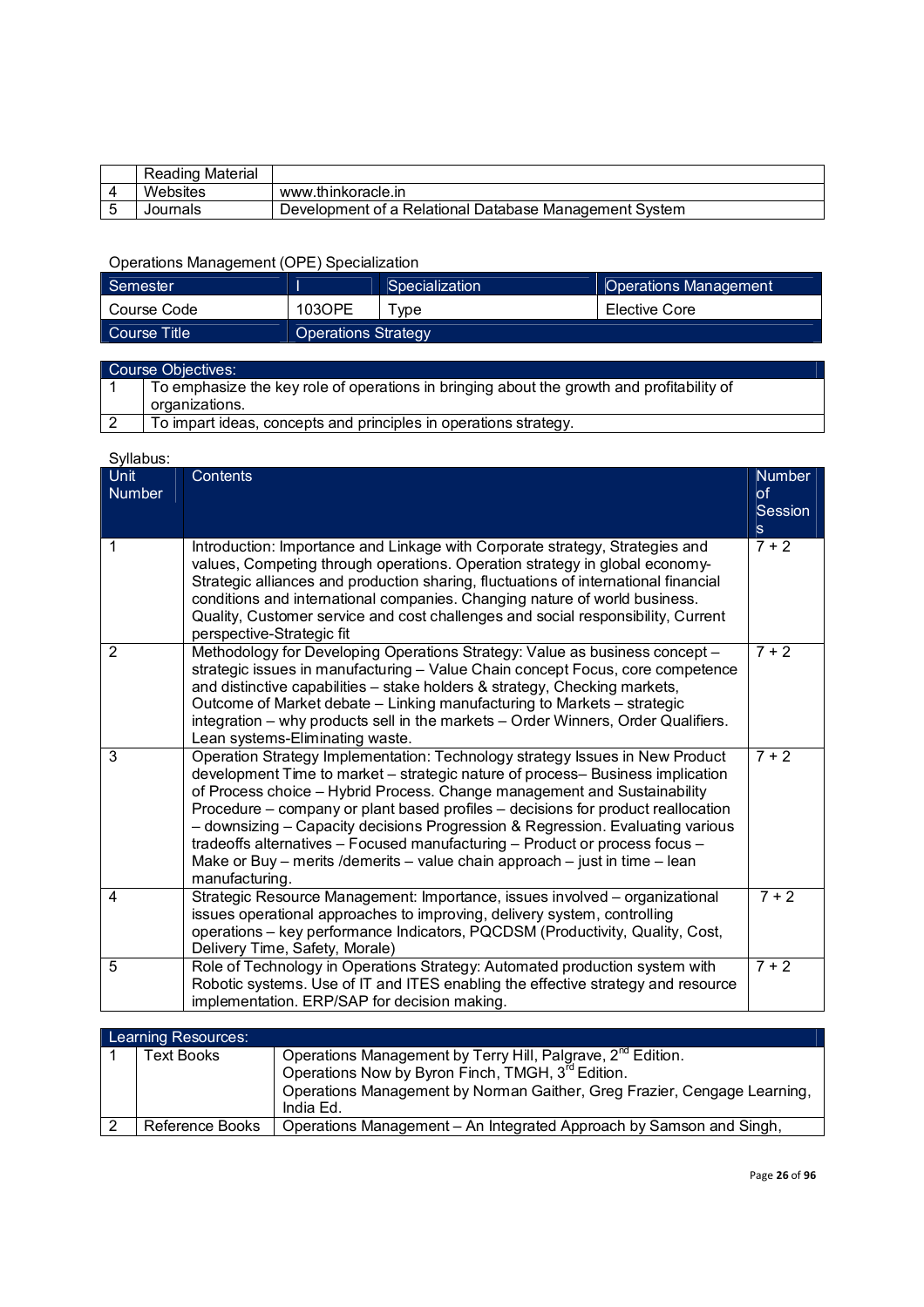| | Reading Material | |
|---|---|---|
| 4 | Websites | www.thinkoracle.in |
| 5 | Journals | Development of a Relational Database Management System |

Operations Management (OPE) Specialization

| Semester | I | Specialization | Operations Management |
|---|---|---|---|
| Course Code | 103OPE | Type | Elective Core |
| Course Title | Operations Strategy | | |

| Course Objectives: | |
|---|---|
| 1 | To emphasize the key role of operations in bringing about the growth and profitability of organizations. |
| 2 | To impart ideas, concepts and principles in operations strategy. |

Syllabus:

| Unit Number | Contents | Number of Sessions |
|---|---|---|
| 1 | Introduction: Importance and Linkage with Corporate strategy, Strategies and values, Competing through operations. Operation strategy in global economy-Strategic alliances and production sharing, fluctuations of international financial conditions and international companies. Changing nature of world business. Quality, Customer service and cost challenges and social responsibility, Current perspective-Strategic fit | 7 + 2 |
| 2 | Methodology for Developing Operations Strategy: Value as business concept – strategic issues in manufacturing – Value Chain concept Focus, core competence and distinctive capabilities – stake holders & strategy, Checking markets, Outcome of Market debate – Linking manufacturing to Markets – strategic integration – why products sell in the markets – Order Winners, Order Qualifiers. Lean systems-Eliminating waste. | 7 + 2 |
| 3 | Operation Strategy Implementation: Technology strategy Issues in New Product development Time to market – strategic nature of process– Business implication of Process choice – Hybrid Process. Change management and Sustainability Procedure – company or plant based profiles – decisions for product reallocation – downsizing – Capacity decisions Progression & Regression. Evaluating various tradeoffs alternatives – Focused manufacturing – Product or process focus – Make or Buy – merits /demerits – value chain approach – just in time – lean manufacturing. | 7 + 2 |
| 4 | Strategic Resource Management: Importance, issues involved – organizational issues operational approaches to improving, delivery system, controlling operations – key performance Indicators, PQCDSM (Productivity, Quality, Cost, Delivery Time, Safety, Morale) | 7 + 2 |
| 5 | Role of Technology in Operations Strategy: Automated production system with Robotic systems. Use of IT and ITES enabling the effective strategy and resource implementation. ERP/SAP for decision making. | 7 + 2 |

| Learning Resources: | | |
|---|---|---|
| 1 | Text Books | Operations Management by Terry Hill, Palgrave, 2nd Edition.<br>Operations Now by Byron Finch, TMGH, 3rd Edition.<br>Operations Management by Norman Gaither, Greg Frazier, Cengage Learning, India Ed. |
| 2 | Reference Books | Operations Management – An Integrated Approach by Samson and Singh, |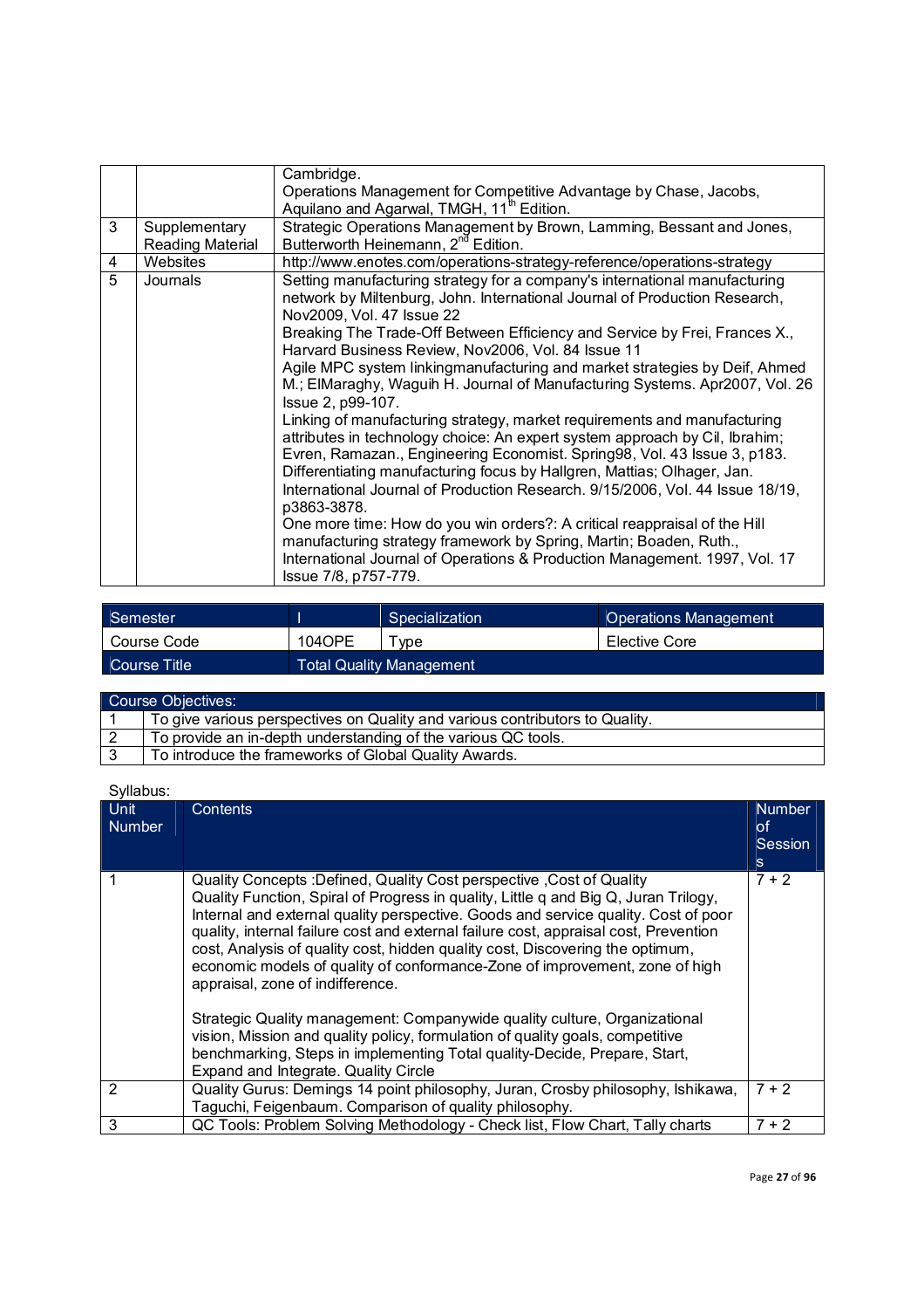| | | |
|---|---|---|
| | | Cambridge.<br>Operations Management for Competitive Advantage by Chase, Jacobs, Aquilano and Agarwal, TMGH, 11th Edition. |
| 3 | Supplementary Reading Material | Strategic Operations Management by Brown, Lamming, Bessant and Jones, Butterworth Heinemann, 2nd Edition. |
| 4 | Websites | http://www.enotes.com/operations-strategy-reference/operations-strategy |
| 5 | Journals | Setting manufacturing strategy for a company's international manufacturing network by Miltenburg, John. International Journal of Production Research, Nov2009, Vol. 47 Issue 22<br>Breaking The Trade-Off Between Efficiency and Service by Frei, Frances X., Harvard Business Review, Nov2006, Vol. 84 Issue 11<br>Agile MPC system linkingmanufacturing and market strategies by Deif, Ahmed M.; ElMaraghy, Waguih H. Journal of Manufacturing Systems. Apr2007, Vol. 26 Issue 2, p99-107.<br>Linking of manufacturing strategy, market requirements and manufacturing attributes in technology choice: An expert system approach by Cil, Ibrahim; Evren, Ramazan., Engineering Economist. Spring98, Vol. 43 Issue 3, p183.<br>Differentiating manufacturing focus by Hallgren, Mattias; Olhager, Jan. International Journal of Production Research. 9/15/2006, Vol. 44 Issue 18/19, p3863-3878.<br>One more time: How do you win orders?: A critical reappraisal of the Hill manufacturing strategy framework by Spring, Martin; Boaden, Ruth., International Journal of Operations & Production Management. 1997, Vol. 17 Issue 7/8, p757-779. |

| Semester | I | Specialization | Operations Management |
|---|---|---|---|
| Course Code | 104OPE | Type | Elective Core |
| Course Title | Total Quality Management | | |

| Course Objectives: | |
|---|---|
| 1 | To give various perspectives on Quality and various contributors to Quality. |
| 2 | To provide an in-depth understanding of the various QC tools. |
| 3 | To introduce the frameworks of Global Quality Awards. |

Syllabus:

| Unit Number | Contents | Number of Sessions |
|---|---|---|
| 1 | Quality Concepts :Defined, Quality Cost perspective ,Cost of Quality Quality Function, Spiral of Progress in quality, Little q and Big Q, Juran Trilogy, Internal and external quality perspective. Goods and service quality. Cost of poor quality, internal failure cost and external failure cost, appraisal cost, Prevention cost, Analysis of quality cost, hidden quality cost, Discovering the optimum, economic models of quality of conformance-Zone of improvement, zone of high appraisal, zone of indifference.<br><br>Strategic Quality management: Companywide quality culture, Organizational vision, Mission and quality policy, formulation of quality goals, competitive benchmarking, Steps in implementing Total quality-Decide, Prepare, Start, Expand and Integrate. Quality Circle | 7 + 2 |
| 2 | Quality Gurus: Demings 14 point philosophy, Juran, Crosby philosophy, Ishikawa, Taguchi, Feigenbaum. Comparison of quality philosophy. | 7 + 2 |
| 3 | QC Tools: Problem Solving Methodology - Check list, Flow Chart, Tally charts | 7 + 2 |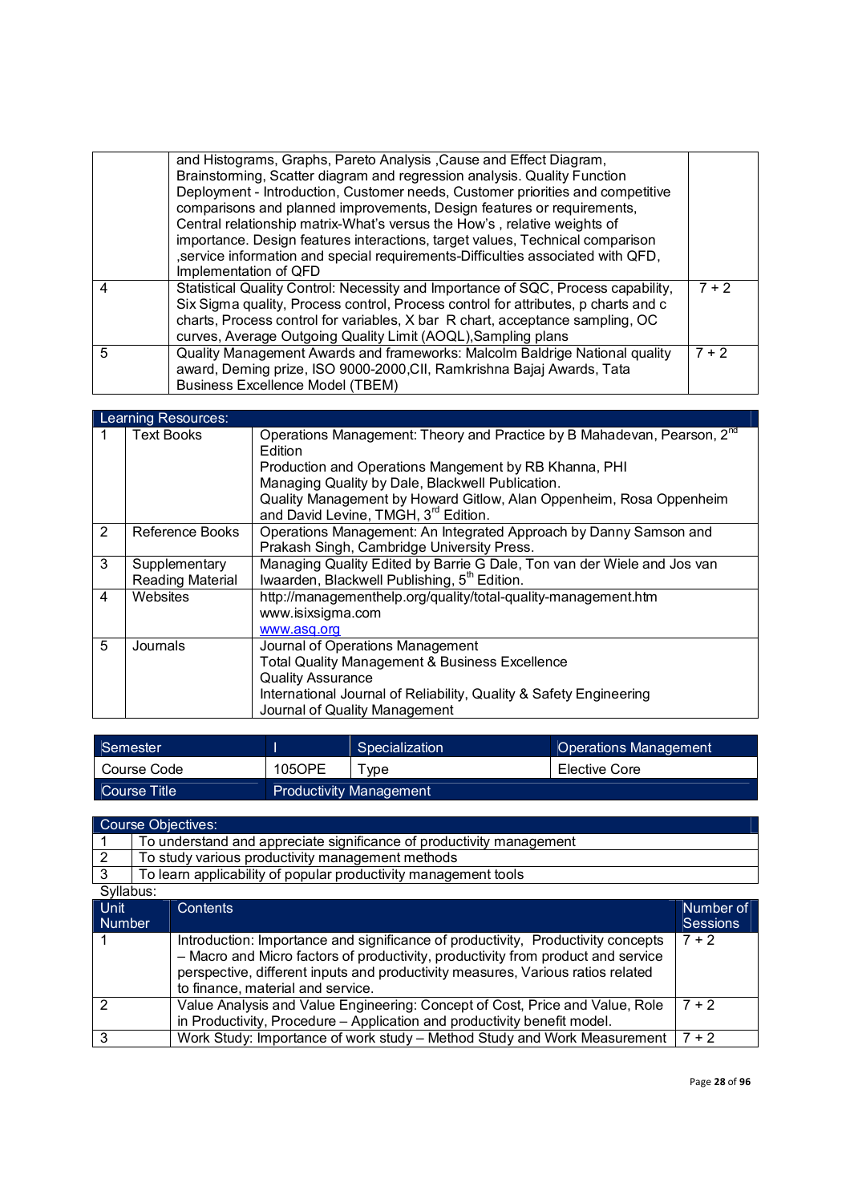| | | |
|---|---|---|
| | and Histograms, Graphs, Pareto Analysis ,Cause and Effect Diagram, Brainstorming, Scatter diagram and regression analysis. Quality Function Deployment - Introduction, Customer needs, Customer priorities and competitive comparisons and planned improvements, Design features or requirements, Central relationship matrix-What's versus the How's , relative weights of importance. Design features interactions, target values, Technical comparison ,service information and special requirements-Difficulties associated with QFD, Implementation of QFD | |
| 4 | Statistical Quality Control: Necessity and Importance of SQC, Process capability, Six Sigma quality, Process control, Process control for attributes, p charts and c charts, Process control for variables, X bar R chart, acceptance sampling, OC curves, Average Outgoing Quality Limit (AOQL),Sampling plans | 7 + 2 |
| 5 | Quality Management Awards and frameworks: Malcolm Baldrige National quality award, Deming prize, ISO 9000-2000,CII, Ramkrishna Bajaj Awards, Tata Business Excellence Model (TBEM) | 7 + 2 |

| Learning Resources: | | |
|---|---|---|
| 1 | Text Books | Operations Management: Theory and Practice by B Mahadevan, Pearson, 2nd Edition<br>Production and Operations Mangement by RB Khanna, PHI<br>Managing Quality by Dale, Blackwell Publication.<br>Quality Management by Howard Gitlow, Alan Oppenheim, Rosa Oppenheim and David Levine, TMGH, 3rd Edition. |
| 2 | Reference Books | Operations Management: An Integrated Approach by Danny Samson and Prakash Singh, Cambridge University Press. |
| 3 | Supplementary Reading Material | Managing Quality Edited by Barrie G Dale, Ton van der Wiele and Jos van Iwaarden, Blackwell Publishing, 5th Edition. |
| 4 | Websites | http://managementhelp.org/quality/total-quality-management.htm<br>www.isixsigma.com<br>www.asq.org |
| 5 | Journals | Journal of Operations Management<br>Total Quality Management & Business Excellence<br>Quality Assurance<br>International Journal of Reliability, Quality & Safety Engineering<br>Journal of Quality Management |

| Semester | I | Specialization | Operations Management |
|---|---|---|---|
| Course Code | 105OPE | Type | Elective Core |
| Course Title | Productivity Management | | |

| Course Objectives: | |
|---|---|
| 1 | To understand and appreciate significance of productivity management |
| 2 | To study various productivity management methods |
| 3 | To learn applicability of popular productivity management tools |

Syllabus:

| Unit Number | Contents | Number of Sessions |
|---|---|---|
| 1 | Introduction: Importance and significance of productivity, Productivity concepts – Macro and Micro factors of productivity, productivity from product and service perspective, different inputs and productivity measures, Various ratios related to finance, material and service. | 7 + 2 |
| 2 | Value Analysis and Value Engineering: Concept of Cost, Price and Value, Role in Productivity, Procedure – Application and productivity benefit model. | 7 + 2 |
| 3 | Work Study: Importance of work study – Method Study and Work Measurement | 7 + 2 |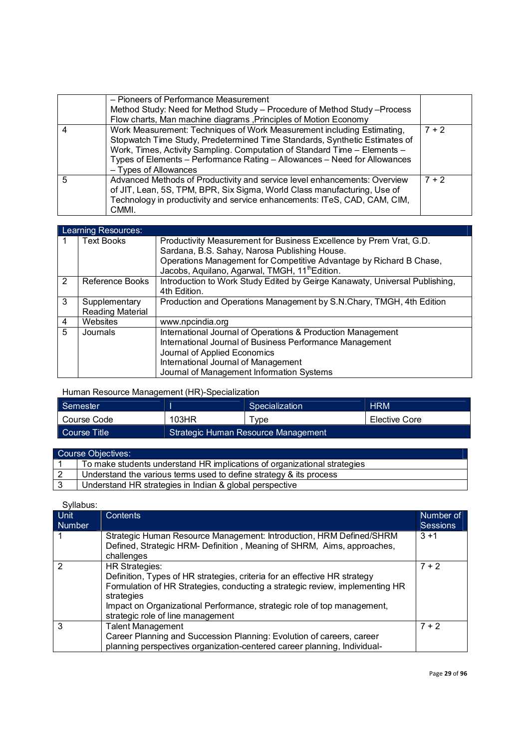|  | – Pioneers of Performance Measurement<br>Method Study: Need for Method Study – Procedure of Method Study –Process Flow charts, Man machine diagrams ,Principles of Motion Economy |  |
|---|---|---|
| 4 | Work Measurement: Techniques of Work Measurement including Estimating, Stopwatch Time Study, Predetermined Time Standards, Synthetic Estimates of Work, Times, Activity Sampling. Computation of Standard Time – Elements – Types of Elements – Performance Rating – Allowances – Need for Allowances – Types of Allowances | 7 + 2 |
| 5 | Advanced Methods of Productivity and service level enhancements: Overview of JIT, Lean, 5S, TPM, BPR, Six Sigma, World Class manufacturing, Use of Technology in productivity and service enhancements: ITeS, CAD, CAM, CIM, CMMI. | 7 + 2 |

| Learning Resources: | | |
|---|---|---|
| 1 | Text Books | Productivity Measurement for Business Excellence by Prem Vrat, G.D. Sardana, B.S. Sahay, Narosa Publishing House.<br>Operations Management for Competitive Advantage by Richard B Chase, Jacobs, Aquilano, Agarwal, TMGH, 11th Edition. |
| 2 | Reference Books | Introduction to Work Study Edited by Geirge Kanawaty, Universal Publishing, 4th Edition. |
| 3 | Supplementary Reading Material | Production and Operations Management by S.N.Chary, TMGH, 4th Edition |
| 4 | Websites | www.npcindia.org |
| 5 | Journals | International Journal of Operations & Production Management<br>International Journal of Business Performance Management<br>Journal of Applied Economics<br>International Journal of Management<br>Journal of Management Information Systems |

Human Resource Management (HR)-Specialization

| Semester | I | Specialization | HRM |
|---|---|---|---|
| Course Code | 103HR | Type | Elective Core |
| Course Title | Strategic Human Resource Management | | |

| Course Objectives: | |
|---|---|
| 1 | To make students understand HR implications of organizational strategies |
| 2 | Understand the various terms used to define strategy & its process |
| 3 | Understand HR strategies in Indian & global perspective |

Syllabus:

| Unit Number | Contents | Number of Sessions |
|---|---|---|
| 1 | Strategic Human Resource Management: Introduction, HRM Defined/SHRM Defined, Strategic HRM- Definition , Meaning of SHRM, Aims, approaches, challenges | 3 +1 |
| 2 | HR Strategies:<br>Definition, Types of HR strategies, criteria for an effective HR strategy<br>Formulation of HR Strategies, conducting a strategic review, implementing HR strategies<br>Impact on Organizational Performance, strategic role of top management, strategic role of line management | 7 + 2 |
| 3 | Talent Management<br>Career Planning and Succession Planning: Evolution of careers, career planning perspectives organization-centered career planning, Individual- | 7 + 2 |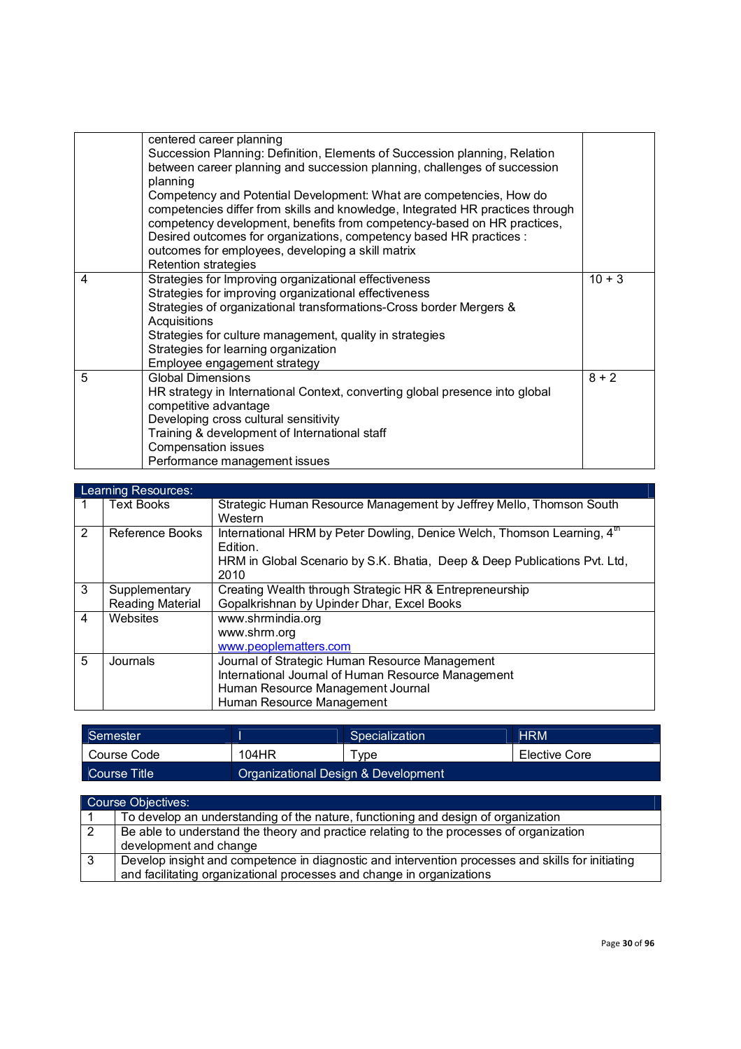|   | centered career planning<br>Succession Planning: Definition, Elements of Succession planning, Relation between career planning and succession planning, challenges of succession planning<br>Competency and Potential Development: What are competencies, How do competencies differ from skills and knowledge, Integrated HR practices through competency development, benefits from competency-based on HR practices, Desired outcomes for organizations, competency based HR practices : outcomes for employees, developing a skill matrix<br>Retention strategies |   |
|---|---|---|
| 4 | Strategies for Improving organizational effectiveness<br>Strategies for improving organizational effectiveness<br>Strategies of organizational transformations-Cross border Mergers & Acquisitions<br>Strategies for culture management, quality in strategies<br>Strategies for learning organization<br>Employee engagement strategy | 10 + 3 |
| 5 | Global Dimensions<br>HR strategy in International Context, converting global presence into global competitive advantage<br>Developing cross cultural sensitivity<br>Training & development of International staff<br>Compensation issues<br>Performance management issues | 8 + 2 |

| Learning Resources: | | |
|---|---|---|
| 1 | Text Books | Strategic Human Resource Management by Jeffrey Mello, Thomson South Western |
| 2 | Reference Books | International HRM by Peter Dowling, Denice Welch, Thomson Learning, 4th Edition.<br>HRM in Global Scenario by S.K. Bhatia, Deep & Deep Publications Pvt. Ltd, 2010 |
| 3 | Supplementary Reading Material | Creating Wealth through Strategic HR & Entrepreneurship Gopalkrishnan by Upinder Dhar, Excel Books |
| 4 | Websites | www.shrmindia.org<br>www.shrm.org<br>www.peoplematters.com |
| 5 | Journals | Journal of Strategic Human Resource Management<br>International Journal of Human Resource Management<br>Human Resource Management Journal<br>Human Resource Management |

| Semester | I | Specialization | HRM |
|---|---|---|---|
| Course Code | 104HR | Type | Elective Core |
| Course Title | Organizational Design & Development | | |

| Course Objectives: | |
|---|---|
| 1 | To develop an understanding of the nature, functioning and design of organization |
| 2 | Be able to understand the theory and practice relating to the processes of organization development and change |
| 3 | Develop insight and competence in diagnostic and intervention processes and skills for initiating and facilitating organizational processes and change in organizations |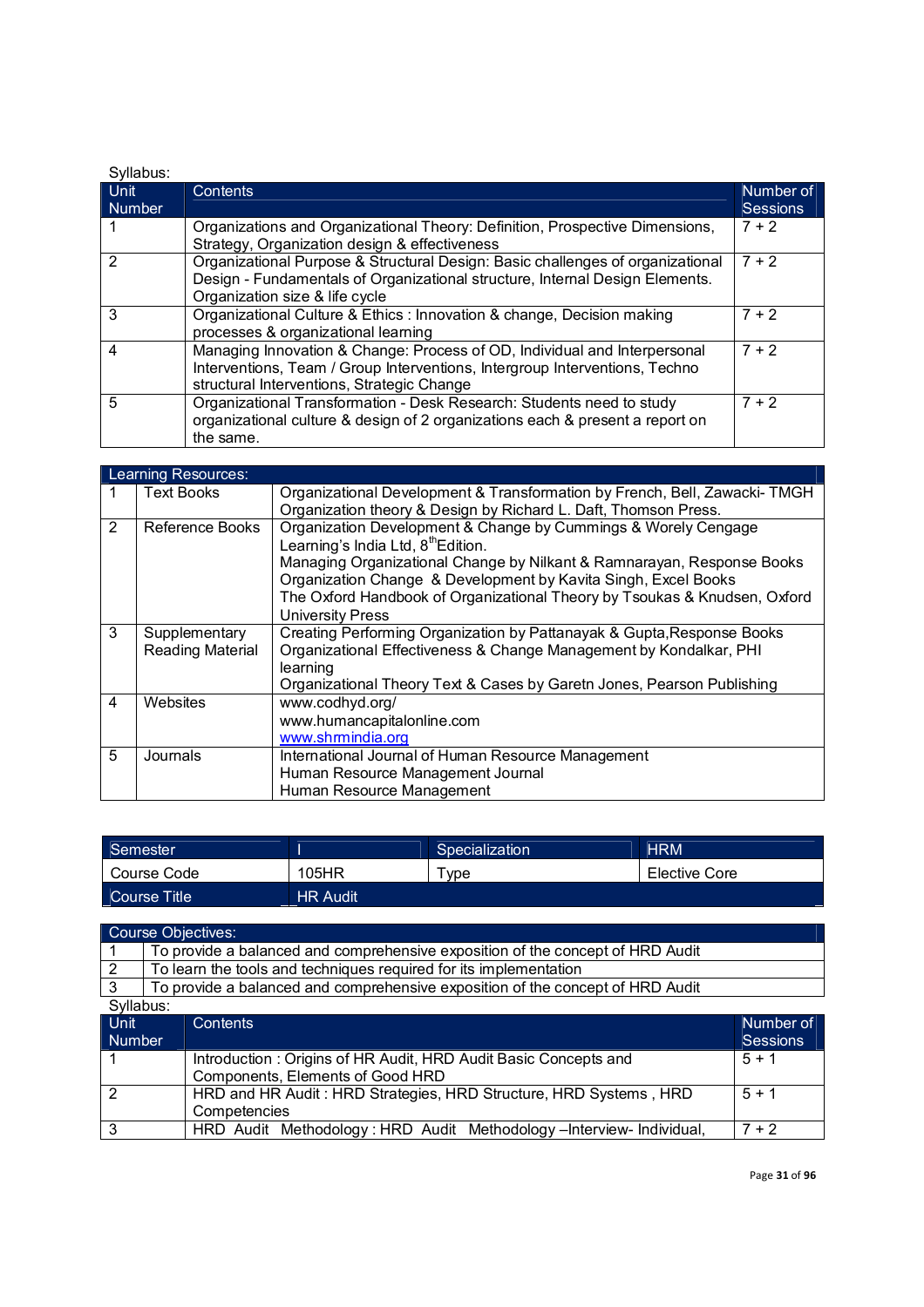Syllabus:

| Unit Number | Contents | Number of Sessions |
|---|---|---|
| 1 | Organizations and Organizational Theory: Definition, Prospective Dimensions, Strategy, Organization design & effectiveness | 7 + 2 |
| 2 | Organizational Purpose & Structural Design: Basic challenges of organizational Design - Fundamentals of Organizational structure, Internal Design Elements. Organization size & life cycle | 7 + 2 |
| 3 | Organizational Culture & Ethics : Innovation & change, Decision making processes & organizational learning | 7 + 2 |
| 4 | Managing Innovation & Change: Process of OD, Individual and Interpersonal Interventions, Team / Group Interventions, Intergroup Interventions, Techno structural Interventions, Strategic Change | 7 + 2 |
| 5 | Organizational Transformation - Desk Research: Students need to study organizational culture & design of 2 organizations each & present a report on the same. | 7 + 2 |

| Learning Resources: | | |
|---|---|---|
| 1 | Text Books | Organizational Development & Transformation by French, Bell, Zawacki- TMGH<br>Organization theory & Design by Richard L. Daft, Thomson Press. |
| 2 | Reference Books | Organization Development & Change by Cummings & Worely Cengage Learning's India Ltd, 8thEdition.<br>Managing Organizational Change by Nilkant & Ramnarayan, Response Books<br>Organization Change & Development by Kavita Singh, Excel Books<br>The Oxford Handbook of Organizational Theory by Tsoukas & Knudsen, Oxford University Press |
| 3 | Supplementary Reading Material | Creating Performing Organization by Pattanayak & Gupta,Response Books<br>Organizational Effectiveness & Change Management by Kondalkar, PHI learning<br>Organizational Theory Text & Cases by Garetn Jones, Pearson Publishing |
| 4 | Websites | www.codhyd.org/<br>www.humancapitalonline.com<br>www.shrmindia.org |
| 5 | Journals | International Journal of Human Resource Management<br>Human Resource Management Journal<br>Human Resource Management |

| Semester | I | Specialization | HRM |
|---|---|---|---|
| Course Code | 105HR | Type | Elective Core |
| Course Title | HR Audit | | |

| Course Objectives: | |
|---|---|
| 1 | To provide a balanced and comprehensive exposition of the concept of HRD Audit |
| 2 | To learn the tools and techniques required for its implementation |
| 3 | To provide a balanced and comprehensive exposition of the concept of HRD Audit |

Syllabus:

| Unit Number | Contents | Number of Sessions |
|---|---|---|
| 1 | Introduction : Origins of HR Audit, HRD Audit Basic Concepts and Components, Elements of Good HRD | 5 + 1 |
| 2 | HRD and HR Audit : HRD Strategies, HRD Structure, HRD Systems , HRD Competencies | 5 + 1 |
| 3 | HRD Audit Methodology : HRD Audit Methodology –Interview- Individual, | 7 + 2 |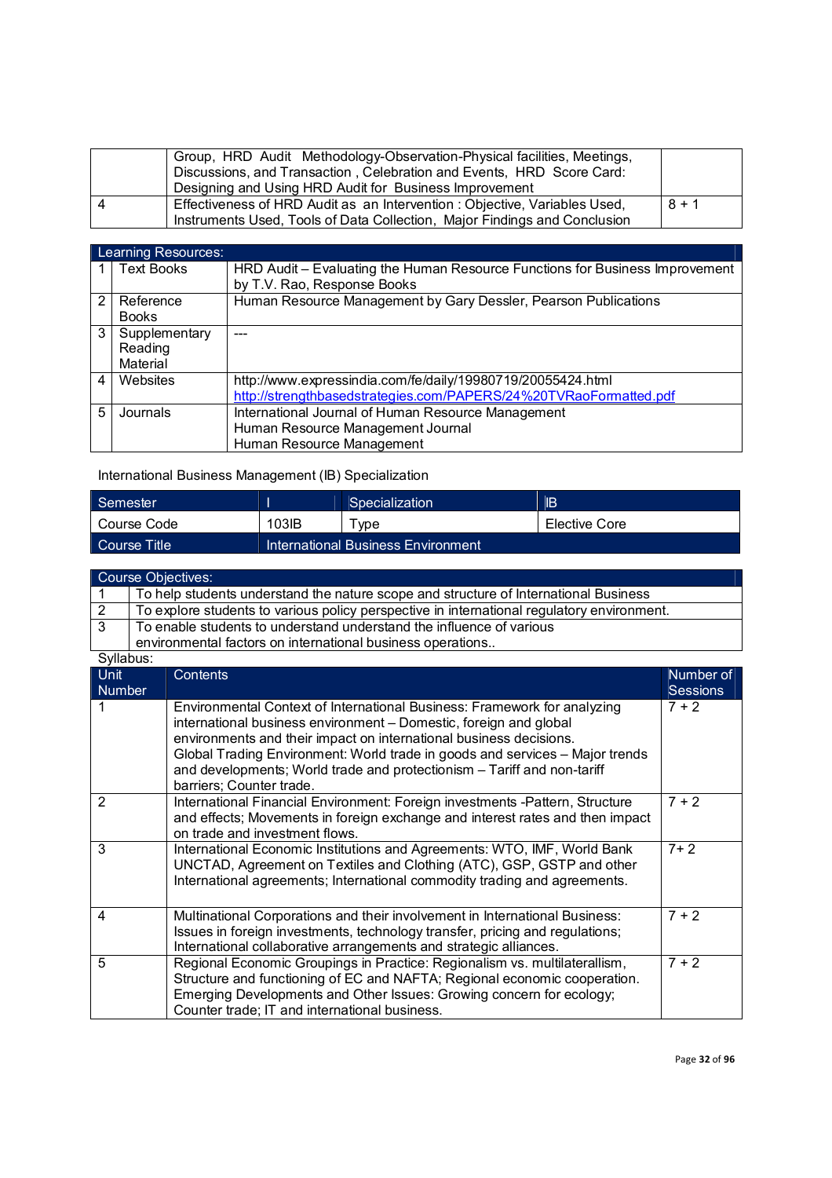| | | |
|---|---|---|
| | Group, HRD Audit Methodology-Observation-Physical facilities, Meetings, Discussions, and Transaction , Celebration and Events, HRD Score Card: Designing and Using HRD Audit for Business Improvement | |
| 4 | Effectiveness of HRD Audit as an Intervention : Objective, Variables Used, Instruments Used, Tools of Data Collection, Major Findings and Conclusion | 8 + 1 |

| Learning Resources: | | |
|---|---|---|
| 1 | Text Books | HRD Audit – Evaluating the Human Resource Functions for Business Improvement by T.V. Rao, Response Books |
| 2 | Reference Books | Human Resource Management by Gary Dessler, Pearson Publications |
| 3 | Supplementary Reading Material | --- |
| 4 | Websites | http://www.expressindia.com/fe/daily/19980719/20055424.html<br>http://strengthbasedstrategies.com/PAPERS/24%20TVRaoFormatted.pdf |
| 5 | Journals | International Journal of Human Resource Management<br>Human Resource Management Journal<br>Human Resource Management |

International Business Management (IB) Specialization

| Semester | I | Specialization | IB |
|---|---|---|---|
| Course Code | 103IB | Type | Elective Core |
| Course Title | International Business Environment | | |

| Course Objectives: | |
|---|---|
| 1 | To help students understand the nature scope and structure of International Business |
| 2 | To explore students to various policy perspective in international regulatory environment. |
| 3 | To enable students to understand understand the influence of various environmental factors on international business operations.. |

Syllabus:

| Unit Number | Contents | Number of Sessions |
|---|---|---|
| 1 | Environmental Context of International Business: Framework for analyzing international business environment – Domestic, foreign and global environments and their impact on international business decisions.<br>Global Trading Environment: World trade in goods and services – Major trends and developments; World trade and protectionism – Tariff and non-tariff barriers; Counter trade. | 7 + 2 |
| 2 | International Financial Environment: Foreign investments -Pattern, Structure and effects; Movements in foreign exchange and interest rates and then impact on trade and investment flows. | 7 + 2 |
| 3 | International Economic Institutions and Agreements: WTO, IMF, World Bank UNCTAD, Agreement on Textiles and Clothing (ATC), GSP, GSTP and other International agreements; International commodity trading and agreements. | 7+ 2 |
| 4 | Multinational Corporations and their involvement in International Business: Issues in foreign investments, technology transfer, pricing and regulations; International collaborative arrangements and strategic alliances. | 7 + 2 |
| 5 | Regional Economic Groupings in Practice: Regionalism vs. multilateralism, Structure and functioning of EC and NAFTA; Regional economic cooperation. Emerging Developments and Other Issues: Growing concern for ecology; Counter trade; IT and international business. | 7 + 2 |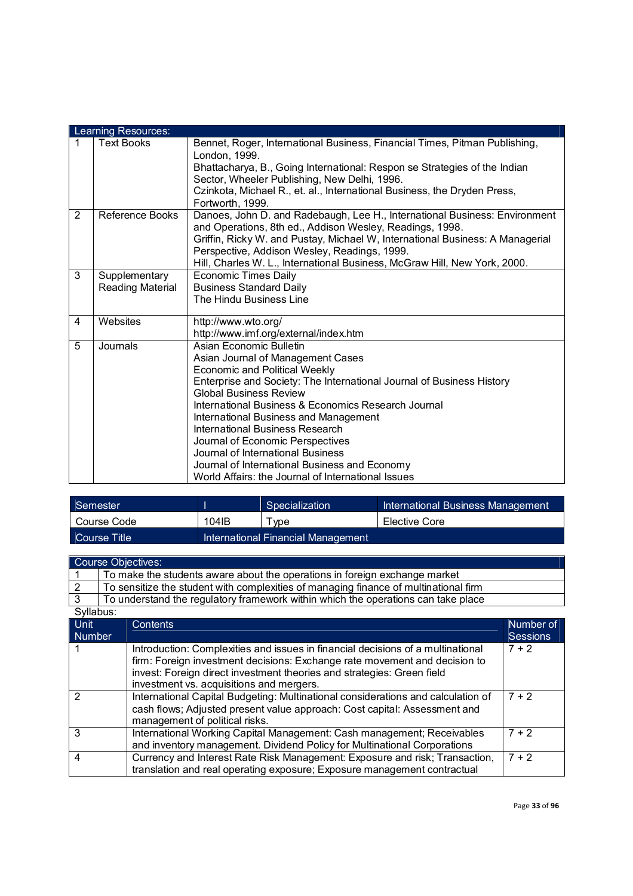| Learning Resources: | | |
|---|---|---|
| 1 | Text Books | Bennet, Roger, International Business, Financial Times, Pitman Publishing, London, 1999.<br>Bhattacharya, B., Going International: Respon se Strategies of the Indian Sector, Wheeler Publishing, New Delhi, 1996.<br>Czinkota, Michael R., et. al., International Business, the Dryden Press, Fortworth, 1999. |
| 2 | Reference Books | Danoes, John D. and Radebaugh, Lee H., International Business: Environment and Operations, 8th ed., Addison Wesley, Readings, 1998.<br>Griffin, Ricky W. and Pustay, Michael W, International Business: A Managerial Perspective, Addison Wesley, Readings, 1999.<br>Hill, Charles W. L., International Business, McGraw Hill, New York, 2000. |
| 3 | Supplementary Reading Material | Economic Times Daily<br>Business Standard Daily<br>The Hindu Business Line |
| 4 | Websites | http://www.wto.org/<br>http://www.imf.org/external/index.htm |
| 5 | Journals | Asian Economic Bulletin<br>Asian Journal of Management Cases<br>Economic and Political Weekly<br>Enterprise and Society: The International Journal of Business History<br>Global Business Review<br>International Business & Economics Research Journal<br>International Business and Management<br>International Business Research<br>Journal of Economic Perspectives<br>Journal of International Business<br>Journal of International Business and Economy<br>World Affairs: the Journal of International Issues |

| Semester | I | Specialization | International Business Management |
|---|---|---|---|
| Course Code | 104IB | Type | Elective Core |
| Course Title | International Financial Management | | |

| Course Objectives: | |
|---|---|
| 1 | To make the students aware about the operations in foreign exchange market |
| 2 | To sensitize the student with complexities of managing finance of multinational firm |
| 3 | To understand the regulatory framework within which the operations can take place |

Syllabus:

| Unit Number | Contents | Number of Sessions |
|---|---|---|
| 1 | Introduction: Complexities and issues in financial decisions of a multinational firm: Foreign investment decisions: Exchange rate movement and decision to invest: Foreign direct investment theories and strategies: Green field investment vs. acquisitions and mergers. | 7 + 2 |
| 2 | International Capital Budgeting: Multinational considerations and calculation of cash flows; Adjusted present value approach: Cost capital: Assessment and management of political risks. | 7 + 2 |
| 3 | International Working Capital Management: Cash management; Receivables and inventory management. Dividend Policy for Multinational Corporations | 7 + 2 |
| 4 | Currency and Interest Rate Risk Management: Exposure and risk; Transaction, translation and real operating exposure; Exposure management contractual | 7 + 2 |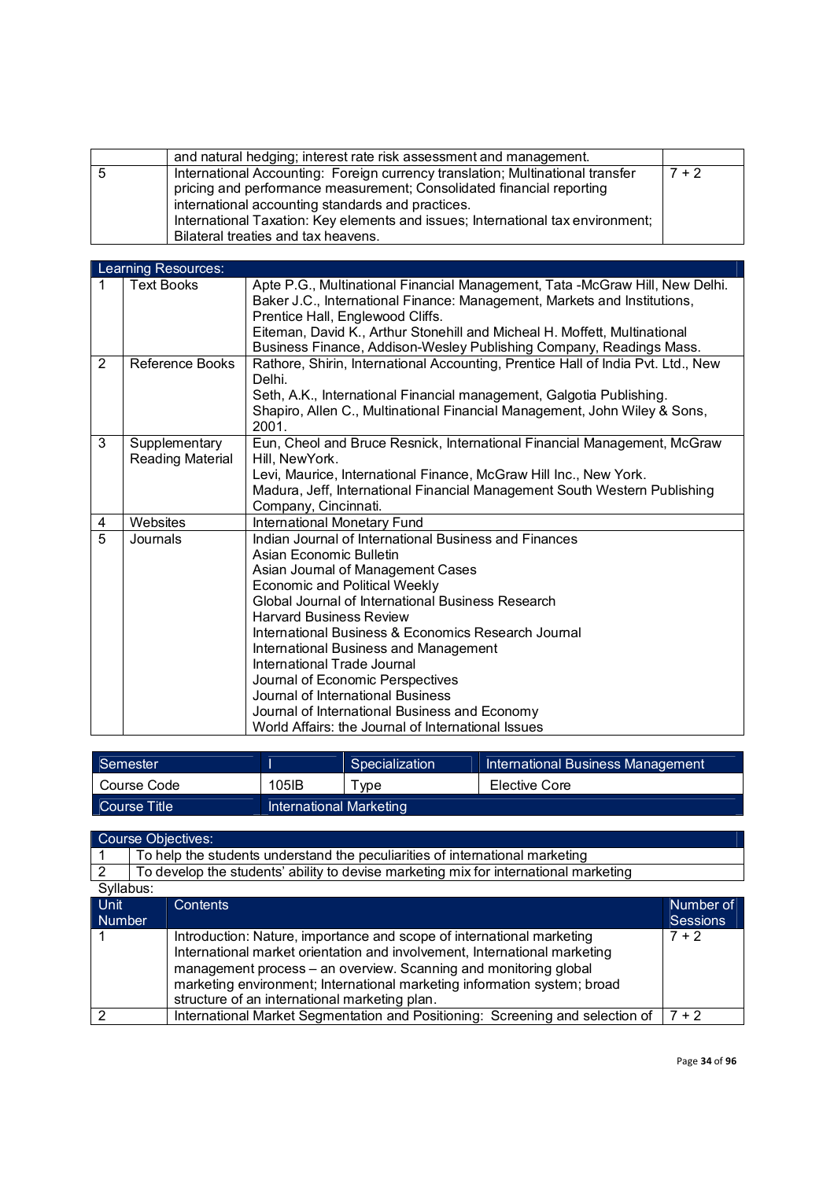| | | |
|---|---|---|
| | and natural hedging; interest rate risk assessment and management. | |
| 5 | International Accounting: Foreign currency translation; Multinational transfer pricing and performance measurement; Consolidated financial reporting international accounting standards and practices.<br>International Taxation: Key elements and issues; International tax environment; Bilateral treaties and tax heavens. | 7 + 2 |

| Learning Resources: | | |
|---|---|---|
| 1 | Text Books | Apte P.G., Multinational Financial Management, Tata -McGraw Hill, New Delhi.<br>Baker J.C., International Finance: Management, Markets and Institutions, Prentice Hall, Englewood Cliffs.<br>Eiteman, David K., Arthur Stonehill and Micheal H. Moffett, Multinational Business Finance, Addison-Wesley Publishing Company, Readings Mass. |
| 2 | Reference Books | Rathore, Shirin, International Accounting, Prentice Hall of India Pvt. Ltd., New Delhi.<br>Seth, A.K., International Financial management, Galgotia Publishing.<br>Shapiro, Allen C., Multinational Financial Management, John Wiley & Sons, 2001. |
| 3 | Supplementary Reading Material | Eun, Cheol and Bruce Resnick, International Financial Management, McGraw Hill, NewYork.<br>Levi, Maurice, International Finance, McGraw Hill Inc., New York.<br>Madura, Jeff, International Financial Management South Western Publishing Company, Cincinnati. |
| 4 | Websites | International Monetary Fund |
| 5 | Journals | Indian Journal of International Business and Finances<br>Asian Economic Bulletin<br>Asian Journal of Management Cases<br>Economic and Political Weekly<br>Global Journal of International Business Research<br>Harvard Business Review<br>International Business & Economics Research Journal<br>International Business and Management<br>International Trade Journal<br>Journal of Economic Perspectives<br>Journal of International Business<br>Journal of International Business and Economy<br>World Affairs: the Journal of International Issues |

| Semester | I | Specialization | International Business Management |
|---|---|---|---|
| Course Code | 105IB | Type | Elective Core |
| Course Title | International Marketing | | |

| Course Objectives: | |
|---|---|
| 1 | To help the students understand the peculiarities of international marketing |
| 2 | To develop the students' ability to devise marketing mix for international marketing |

Syllabus:

| Unit Number | Contents | Number of Sessions |
|---|---|---|
| 1 | Introduction: Nature, importance and scope of international marketing<br>International market orientation and involvement, International marketing management process – an overview. Scanning and monitoring global marketing environment; International marketing information system; broad structure of an international marketing plan. | 7 + 2 |
| 2 | International Market Segmentation and Positioning: Screening and selection of | 7 + 2 |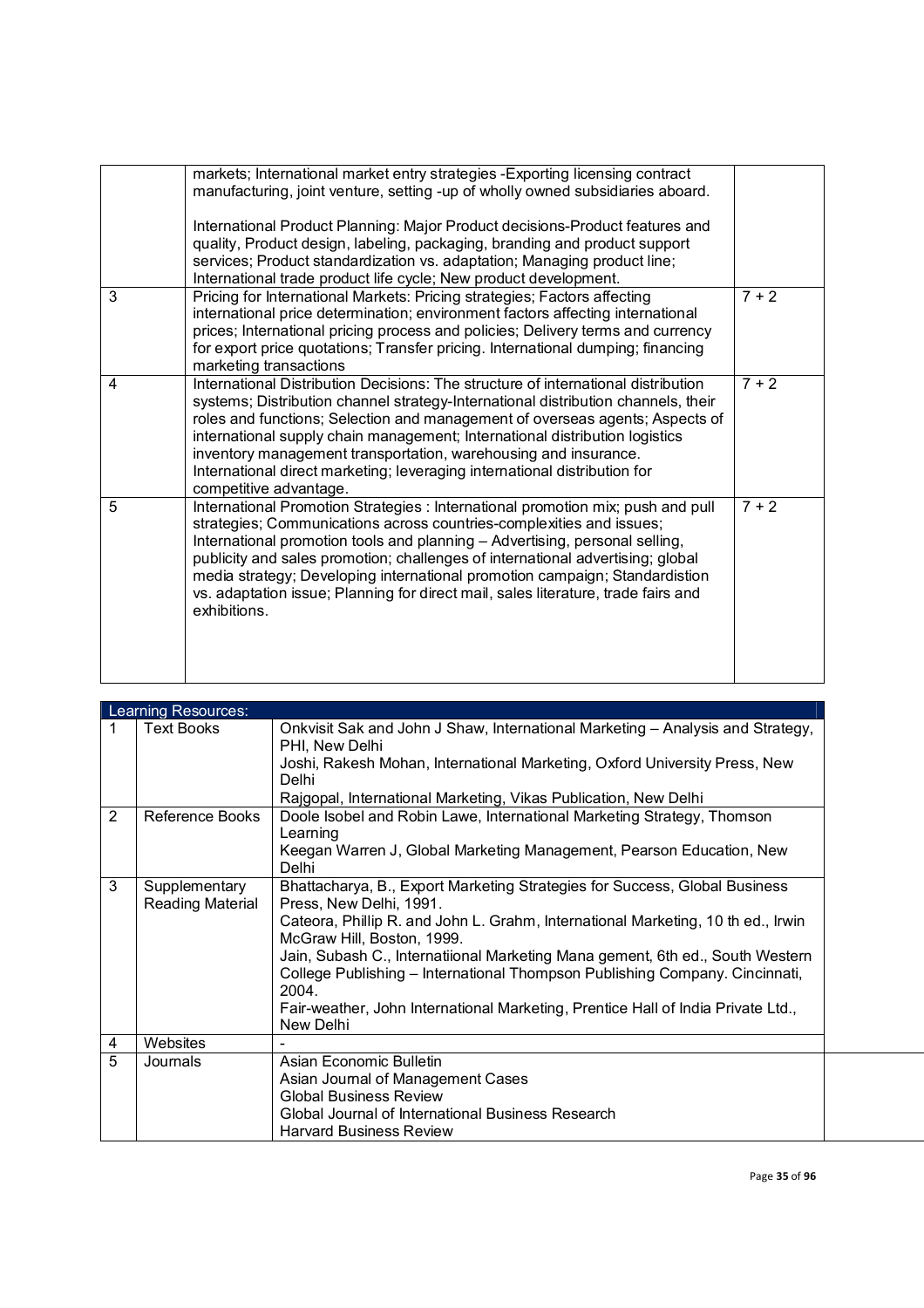| | | |
|---|---|---|
| | markets; International market entry strategies -Exporting licensing contract manufacturing, joint venture, setting -up of wholly owned subsidiaries aboard.<br><br>International Product Planning: Major Product decisions-Product features and quality, Product design, labeling, packaging, branding and product support services; Product standardization vs. adaptation; Managing product line; International trade product life cycle; New product development. | |
| 3 | Pricing for International Markets: Pricing strategies; Factors affecting international price determination; environment factors affecting international prices; International pricing process and policies; Delivery terms and currency for export price quotations; Transfer pricing. International dumping; financing marketing transactions | 7 + 2 |
| 4 | International Distribution Decisions: The structure of international distribution systems; Distribution channel strategy-International distribution channels, their roles and functions; Selection and management of overseas agents; Aspects of international supply chain management; International distribution logistics inventory management transportation, warehousing and insurance. International direct marketing; leveraging international distribution for competitive advantage. | 7 + 2 |
| 5 | International Promotion Strategies : International promotion mix; push and pull strategies; Communications across countries-complexities and issues; International promotion tools and planning – Advertising, personal selling, publicity and sales promotion; challenges of international advertising; global media strategy; Developing international promotion campaign; Standardistion vs. adaptation issue; Planning for direct mail, sales literature, trade fairs and exhibitions. | 7 + 2 |

| Learning Resources: | | |
|---|---|---|
| 1 | Text Books | Onkvisit Sak and John J Shaw, International Marketing – Analysis and Strategy, PHI, New Delhi<br>Joshi, Rakesh Mohan, International Marketing, Oxford University Press, New Delhi<br>Rajgopal, International Marketing, Vikas Publication, New Delhi |
| 2 | Reference Books | Doole Isobel and Robin Lawe, International Marketing Strategy, Thomson Learning<br>Keegan Warren J, Global Marketing Management, Pearson Education, New Delhi |
| 3 | Supplementary Reading Material | Bhattacharya, B., Export Marketing Strategies for Success, Global Business Press, New Delhi, 1991.<br>Cateora, Phillip R. and John L. Grahm, International Marketing, 10 th ed., Irwin McGraw Hill, Boston, 1999.<br>Jain, Subash C., Internatiional Marketing Mana gement, 6th ed., South Western College Publishing – International Thompson Publishing Company. Cincinnati, 2004.<br>Fair-weather, John International Marketing, Prentice Hall of India Private Ltd., New Delhi |
| 4 | Websites | - |
| 5 | Journals | Asian Economic Bulletin<br>Asian Journal of Management Cases<br>Global Business Review<br>Global Journal of International Business Research<br>Harvard Business Review |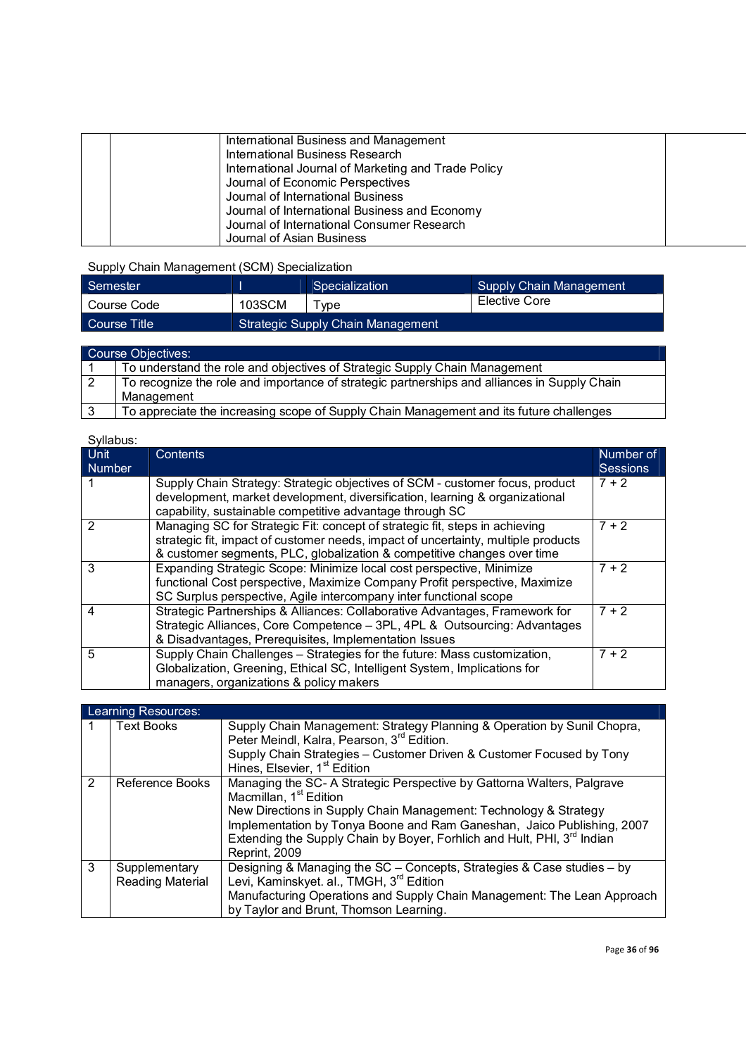| | | | |
|---|---|---|---|
| | | International Business and Management<br>International Business Research<br>International Journal of Marketing and Trade Policy<br>Journal of Economic Perspectives<br>Journal of International Business<br>Journal of International Business and Economy<br>Journal of International Consumer Research<br>Journal of Asian Business | |

Supply Chain Management (SCM) Specialization

| Semester | I | Specialization | Supply Chain Management |
|---|---|---|---|
| Course Code | 103SCM | Type | Elective Core |
| Course Title | Strategic Supply Chain Management | | |

| Course Objectives: | |
|---|---|
| 1 | To understand the role and objectives of Strategic Supply Chain Management |
| 2 | To recognize the role and importance of strategic partnerships and alliances in Supply Chain Management |
| 3 | To appreciate the increasing scope of Supply Chain Management and its future challenges |

Syllabus:

| Unit Number | Contents | Number of Sessions |
|---|---|---|
| 1 | Supply Chain Strategy: Strategic objectives of SCM - customer focus, product development, market development, diversification, learning & organizational capability, sustainable competitive advantage through SC | 7 + 2 |
| 2 | Managing SC for Strategic Fit: concept of strategic fit, steps in achieving strategic fit, impact of customer needs, impact of uncertainty, multiple products & customer segments, PLC, globalization & competitive changes over time | 7 + 2 |
| 3 | Expanding Strategic Scope: Minimize local cost perspective, Minimize functional Cost perspective, Maximize Company Profit perspective, Maximize SC Surplus perspective, Agile intercompany inter functional scope | 7 + 2 |
| 4 | Strategic Partnerships & Alliances: Collaborative Advantages, Framework for Strategic Alliances, Core Competence – 3PL, 4PL & Outsourcing: Advantages & Disadvantages, Prerequisites, Implementation Issues | 7 + 2 |
| 5 | Supply Chain Challenges – Strategies for the future: Mass customization, Globalization, Greening, Ethical SC, Intelligent System, Implications for managers, organizations & policy makers | 7 + 2 |

| Learning Resources: | | |
|---|---|---|
| 1 | Text Books | Supply Chain Management: Strategy Planning & Operation by Sunil Chopra, Peter Meindl, Kalra, Pearson, 3rd Edition.<br>Supply Chain Strategies – Customer Driven & Customer Focused by Tony Hines, Elsevier, 1st Edition |
| 2 | Reference Books | Managing the SC- A Strategic Perspective by Gattorna Walters, Palgrave Macmillan, 1st Edition<br>New Directions in Supply Chain Management: Technology & Strategy Implementation by Tonya Boone and Ram Ganeshan, Jaico Publishing, 2007<br>Extending the Supply Chain by Boyer, Forhlich and Hult, PHI, 3rd Indian Reprint, 2009 |
| 3 | Supplementary Reading Material | Designing & Managing the SC – Concepts, Strategies & Case studies – by Levi, Kaminskyet. al., TMGH, 3rd Edition<br>Manufacturing Operations and Supply Chain Management: The Lean Approach by Taylor and Brunt, Thomson Learning. |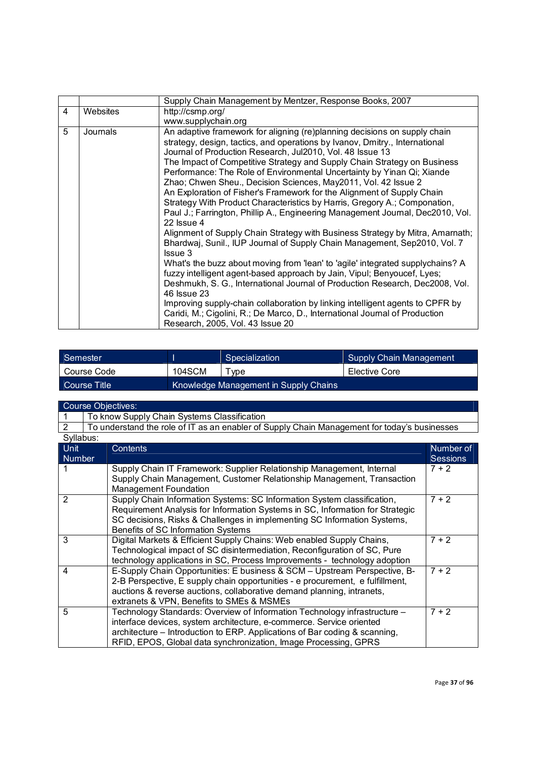| | | |
|---|---|---|
| | | Supply Chain Management by Mentzer, Response Books, 2007 |
| 4 | Websites | http://csmp.org/ www.supplychain.org |
| 5 | Journals | An adaptive framework for aligning (re)planning decisions on supply chain strategy, design, tactics, and operations by Ivanov, Dmitry., International Journal of Production Research, Jul2010, Vol. 48 Issue 13 The Impact of Competitive Strategy and Supply Chain Strategy on Business Performance: The Role of Environmental Uncertainty by Yinan Qi; Xiande Zhao; Chwen Sheu., Decision Sciences, May2011, Vol. 42 Issue 2 An Exploration of Fisher's Framework for the Alignment of Supply Chain Strategy With Product Characteristics by Harris, Gregory A.; Componation, Paul J.; Farrington, Phillip A., Engineering Management Journal, Dec2010, Vol. 22 Issue 4 Alignment of Supply Chain Strategy with Business Strategy by Mitra, Amarnath; Bhardwaj, Sunil., IUP Journal of Supply Chain Management, Sep2010, Vol. 7 Issue 3 What's the buzz about moving from 'lean' to 'agile' integrated supplychains? A fuzzy intelligent agent-based approach by Jain, Vipul; Benyoucef, Lyes; Deshmukh, S. G., International Journal of Production Research, Dec2008, Vol. 46 Issue 23 Improving supply-chain collaboration by linking intelligent agents to CPFR by Caridi, M.; Cigolini, R.; De Marco, D., International Journal of Production Research, 2005, Vol. 43 Issue 20 |

| Semester | I | Specialization | Supply Chain Management |
|---|---|---|---|
| Course Code | 104SCM | Type | Elective Core |
| Course Title | Knowledge Management in Supply Chains | | |

| Course Objectives: | |
|---|---|
| 1 | To know Supply Chain Systems Classification |
| 2 | To understand the role of IT as an enabler of Supply Chain Management for today's businesses |

Syllabus:

| Unit Number | Contents | Number of Sessions |
|---|---|---|
| 1 | Supply Chain IT Framework: Supplier Relationship Management, Internal Supply Chain Management, Customer Relationship Management, Transaction Management Foundation | 7 + 2 |
| 2 | Supply Chain Information Systems: SC Information System classification, Requirement Analysis for Information Systems in SC, Information for Strategic SC decisions, Risks & Challenges in implementing SC Information Systems, Benefits of SC Information Systems | 7 + 2 |
| 3 | Digital Markets & Efficient Supply Chains: Web enabled Supply Chains, Technological impact of SC disintermediation, Reconfiguration of SC, Pure technology applications in SC, Process Improvements - technology adoption | 7 + 2 |
| 4 | E-Supply Chain Opportunities: E business & SCM – Upstream Perspective, B-2-B Perspective, E supply chain opportunities - e procurement, e fulfillment, auctions & reverse auctions, collaborative demand planning, intranets, extranets & VPN, Benefits to SMEs & MSMEs | 7 + 2 |
| 5 | Technology Standards: Overview of Information Technology infrastructure – interface devices, system architecture, e-commerce. Service oriented architecture – Introduction to ERP. Applications of Bar coding & scanning, RFID, EPOS, Global data synchronization, Image Processing, GPRS | 7 + 2 |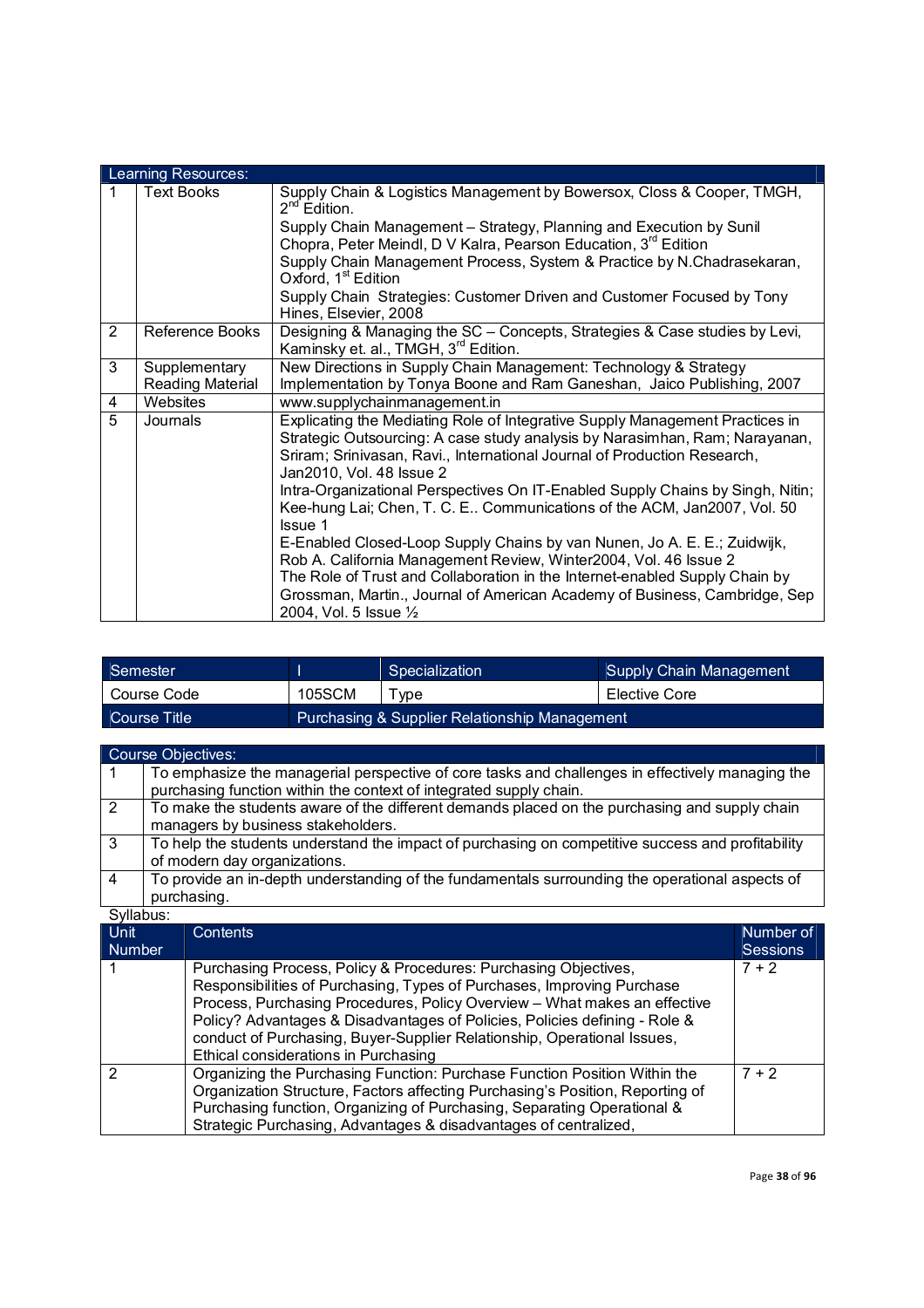| Learning Resources: | | |
|---|---|---|
| 1 | Text Books | Supply Chain & Logistics Management by Bowersox, Closs & Cooper, TMGH, 2nd Edition.<br>Supply Chain Management – Strategy, Planning and Execution by Sunil Chopra, Peter Meindl, D V Kalra, Pearson Education, 3rd Edition<br>Supply Chain Management Process, System & Practice by N.Chadrasekaran, Oxford, 1st Edition<br>Supply Chain Strategies: Customer Driven and Customer Focused by Tony Hines, Elsevier, 2008 |
| 2 | Reference Books | Designing & Managing the SC – Concepts, Strategies & Case studies by Levi, Kaminsky et. al., TMGH, 3rd Edition. |
| 3 | Supplementary Reading Material | New Directions in Supply Chain Management: Technology & Strategy Implementation by Tonya Boone and Ram Ganeshan, Jaico Publishing, 2007 |
| 4 | Websites | www.supplychainmanagement.in |
| 5 | Journals | Explicating the Mediating Role of Integrative Supply Management Practices in Strategic Outsourcing: A case study analysis by Narasimhan, Ram; Narayanan, Sriram; Srinivasan, Ravi., International Journal of Production Research, Jan2010, Vol. 48 Issue 2<br>Intra-Organizational Perspectives On IT-Enabled Supply Chains by Singh, Nitin; Kee-hung Lai; Chen, T. C. E.. Communications of the ACM, Jan2007, Vol. 50 Issue 1<br>E-Enabled Closed-Loop Supply Chains by van Nunen, Jo A. E. E.; Zuidwijk, Rob A. California Management Review, Winter2004, Vol. 46 Issue 2<br>The Role of Trust and Collaboration in the Internet-enabled Supply Chain by Grossman, Martin., Journal of American Academy of Business, Cambridge, Sep 2004, Vol. 5 Issue ½ |

| Semester | I | Specialization | Supply Chain Management |
|---|---|---|---|
| Course Code | 105SCM | Type | Elective Core |
| Course Title | Purchasing & Supplier Relationship Management | | |

| Course Objectives: | |
|---|---|
| 1 | To emphasize the managerial perspective of core tasks and challenges in effectively managing the purchasing function within the context of integrated supply chain. |
| 2 | To make the students aware of the different demands placed on the purchasing and supply chain managers by business stakeholders. |
| 3 | To help the students understand the impact of purchasing on competitive success and profitability of modern day organizations. |
| 4 | To provide an in-depth understanding of the fundamentals surrounding the operational aspects of purchasing. |

Syllabus:

| Unit Number | Contents | Number of Sessions |
|---|---|---|
| 1 | Purchasing Process, Policy & Procedures: Purchasing Objectives, Responsibilities of Purchasing, Types of Purchases, Improving Purchase Process, Purchasing Procedures, Policy Overview – What makes an effective Policy? Advantages & Disadvantages of Policies, Policies defining - Role & conduct of Purchasing, Buyer-Supplier Relationship, Operational Issues, Ethical considerations in Purchasing | 7 + 2 |
| 2 | Organizing the Purchasing Function: Purchase Function Position Within the Organization Structure, Factors affecting Purchasing's Position, Reporting of Purchasing function, Organizing of Purchasing, Separating Operational & Strategic Purchasing, Advantages & disadvantages of centralized, | 7 + 2 |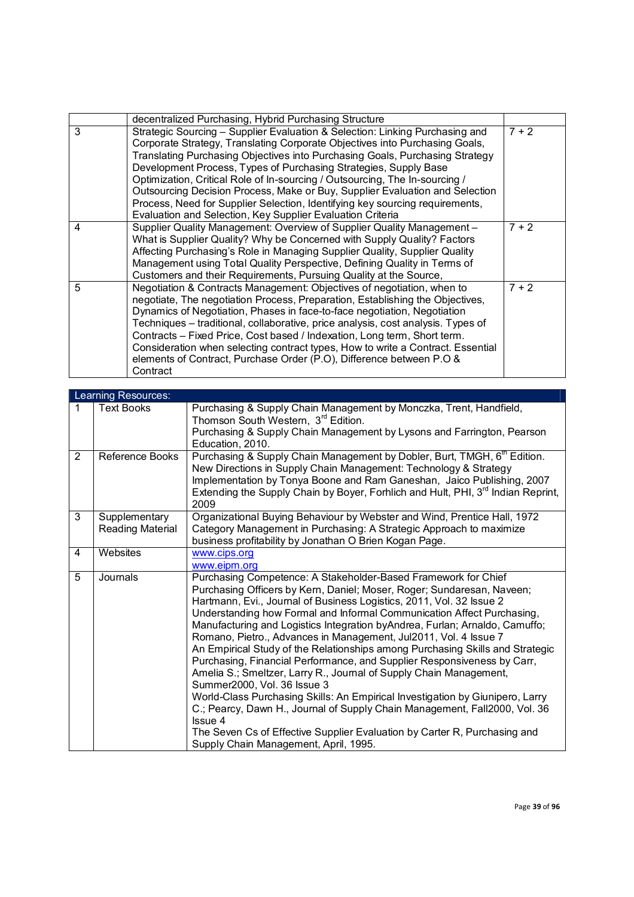| | | |
|---|---|---|
| | decentralized Purchasing, Hybrid Purchasing Structure | |
| 3 | Strategic Sourcing – Supplier Evaluation & Selection: Linking Purchasing and Corporate Strategy, Translating Corporate Objectives into Purchasing Goals, Translating Purchasing Objectives into Purchasing Goals, Purchasing Strategy Development Process, Types of Purchasing Strategies, Supply Base Optimization, Critical Role of In-sourcing / Outsourcing, The In-sourcing / Outsourcing Decision Process, Make or Buy, Supplier Evaluation and Selection Process, Need for Supplier Selection, Identifying key sourcing requirements, Evaluation and Selection, Key Supplier Evaluation Criteria | 7 + 2 |
| 4 | Supplier Quality Management: Overview of Supplier Quality Management – What is Supplier Quality? Why be Concerned with Supply Quality? Factors Affecting Purchasing's Role in Managing Supplier Quality, Supplier Quality Management using Total Quality Perspective, Defining Quality in Terms of Customers and their Requirements, Pursuing Quality at the Source, | 7 + 2 |
| 5 | Negotiation & Contracts Management: Objectives of negotiation, when to negotiate, The negotiation Process, Preparation, Establishing the Objectives, Dynamics of Negotiation, Phases in face-to-face negotiation, Negotiation Techniques – traditional, collaborative, price analysis, cost analysis. Types of Contracts – Fixed Price, Cost based / Indexation, Long term, Short term. Consideration when selecting contract types, How to write a Contract. Essential elements of Contract, Purchase Order (P.O), Difference between P.O & Contract | 7 + 2 |

| Learning Resources: | | |
|---|---|---|
| 1 | Text Books | Purchasing & Supply Chain Management by Monczka, Trent, Handfield, Thomson South Western, 3rd Edition.<br>Purchasing & Supply Chain Management by Lysons and Farrington, Pearson Education, 2010. |
| 2 | Reference Books | Purchasing & Supply Chain Management by Dobler, Burt, TMGH, 6th Edition.<br>New Directions in Supply Chain Management: Technology & Strategy Implementation by Tonya Boone and Ram Ganeshan, Jaico Publishing, 2007<br>Extending the Supply Chain by Boyer, Forhlich and Hult, PHI, 3rd Indian Reprint, 2009 |
| 3 | Supplementary Reading Material | Organizational Buying Behaviour by Webster and Wind, Prentice Hall, 1972<br>Category Management in Purchasing: A Strategic Approach to maximize business profitability by Jonathan O Brien Kogan Page. |
| 4 | Websites | www.cips.org<br>www.eipm.org |
| 5 | Journals | Purchasing Competence: A Stakeholder-Based Framework for Chief Purchasing Officers by Kern, Daniel; Moser, Roger; Sundaresan, Naveen; Hartmann, Evi., Journal of Business Logistics, 2011, Vol. 32 Issue 2<br>Understanding how Formal and Informal Communication Affect Purchasing, Manufacturing and Logistics Integration byAndrea, Furlan; Arnaldo, Camuffo; Romano, Pietro., Advances in Management, Jul2011, Vol. 4 Issue 7<br>An Empirical Study of the Relationships among Purchasing Skills and Strategic Purchasing, Financial Performance, and Supplier Responsiveness by Carr, Amelia S.; Smeltzer, Larry R., Journal of Supply Chain Management, Summer2000, Vol. 36 Issue 3<br>World-Class Purchasing Skills: An Empirical Investigation by Giunipero, Larry C.; Pearcy, Dawn H., Journal of Supply Chain Management, Fall2000, Vol. 36 Issue 4<br>The Seven Cs of Effective Supplier Evaluation by Carter R, Purchasing and Supply Chain Management, April, 1995. |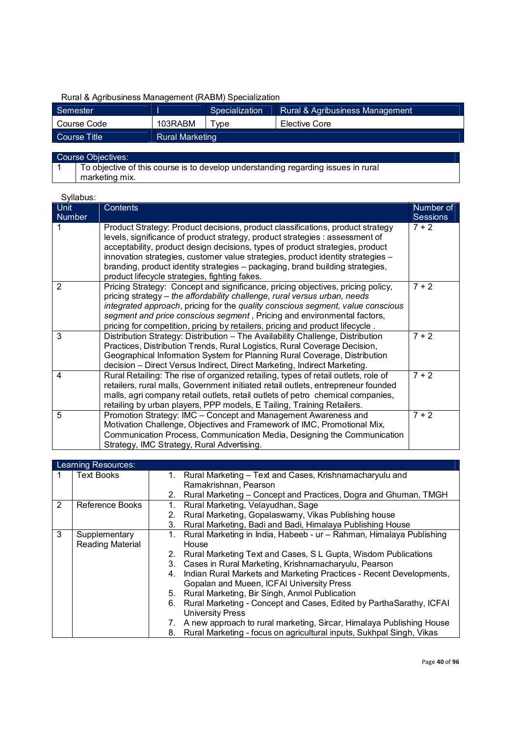Rural & Agribusiness Management (RABM) Specialization

| Semester | I | Specialization | Rural & Agribusiness Management |
|---|---|---|---|
| Course Code | 103RABM | Type | Elective Core |
| Course Title | Rural Marketing | | |

| Course Objectives: | |
|---|---|
| 1 | To objective of this course is to develop understanding regarding issues in rural marketing mix. |

Syllabus:

| Unit Number | Contents | Number of Sessions |
|---|---|---|
| 1 | Product Strategy: Product decisions, product classifications, product strategy levels, significance of product strategy, product strategies : assessment of acceptability, product design decisions, types of product strategies, product innovation strategies, customer value strategies, product identity strategies – branding, product identity strategies – packaging, brand building strategies, product lifecycle strategies, fighting fakes. | 7 + 2 |
| 2 | Pricing Strategy: Concept and significance, pricing objectives, pricing policy, pricing strategy – *the affordability challenge, rural versus urban, needs integrated approach*, pricing for the *quality conscious segment, value conscious segment and price conscious segment* , Pricing and environmental factors, pricing for competition, pricing by retailers, pricing and product lifecycle . | 7 + 2 |
| 3 | Distribution Strategy: Distribution – The Availability Challenge, Distribution Practices, Distribution Trends, Rural Logistics, Rural Coverage Decision, Geographical Information System for Planning Rural Coverage, Distribution decision – Direct Versus Indirect, Direct Marketing, Indirect Marketing. | 7 + 2 |
| 4 | Rural Retailing: The rise of organized retailing, types of retail outlets, role of retailers, rural malls, Government initiated retail outlets, entrepreneur founded malls, agri company retail outlets, retail outlets of petro chemical companies, retailing by urban players, PPP models, E Tailing, Training Retailers. | 7 + 2 |
| 5 | Promotion Strategy: IMC – Concept and Management Awareness and Motivation Challenge, Objectives and Framework of IMC, Promotional Mix, Communication Process, Communication Media, Designing the Communication Strategy, IMC Strategy, Rural Advertising. | 7 + 2 |

| Learning Resources: | | |
|---|---|---|
| 1 | Text Books | 1. Rural Marketing – Text and Cases, Krishnamacharyulu and Ramakrishnan, Pearson<br>2. Rural Marketing – Concept and Practices, Dogra and Ghuman, TMGH |
| 2 | Reference Books | 1. Rural Marketing, Velayudhan, Sage<br>2. Rural Marketing, Gopalaswamy, Vikas Publishing house<br>3. Rural Marketing, Badi and Badi, Himalaya Publishing House |
| 3 | Supplementary Reading Material | 1. Rural Marketing in India, Habeeb - ur – Rahman, Himalaya Publishing House<br>2. Rural Marketing Text and Cases, S L Gupta, Wisdom Publications<br>3. Cases in Rural Marketing, Krishnamacharyulu, Pearson<br>4. Indian Rural Markets and Marketing Practices - Recent Developments, Gopalan and Mueen, ICFAI University Press<br>5. Rural Marketing, Bir Singh, Anmol Publication<br>6. Rural Marketing - Concept and Cases, Edited by ParthaSarathy, ICFAI University Press<br>7. A new approach to rural marketing, Sircar, Himalaya Publishing House<br>8. Rural Marketing - focus on agricultural inputs, Sukhpal Singh, Vikas |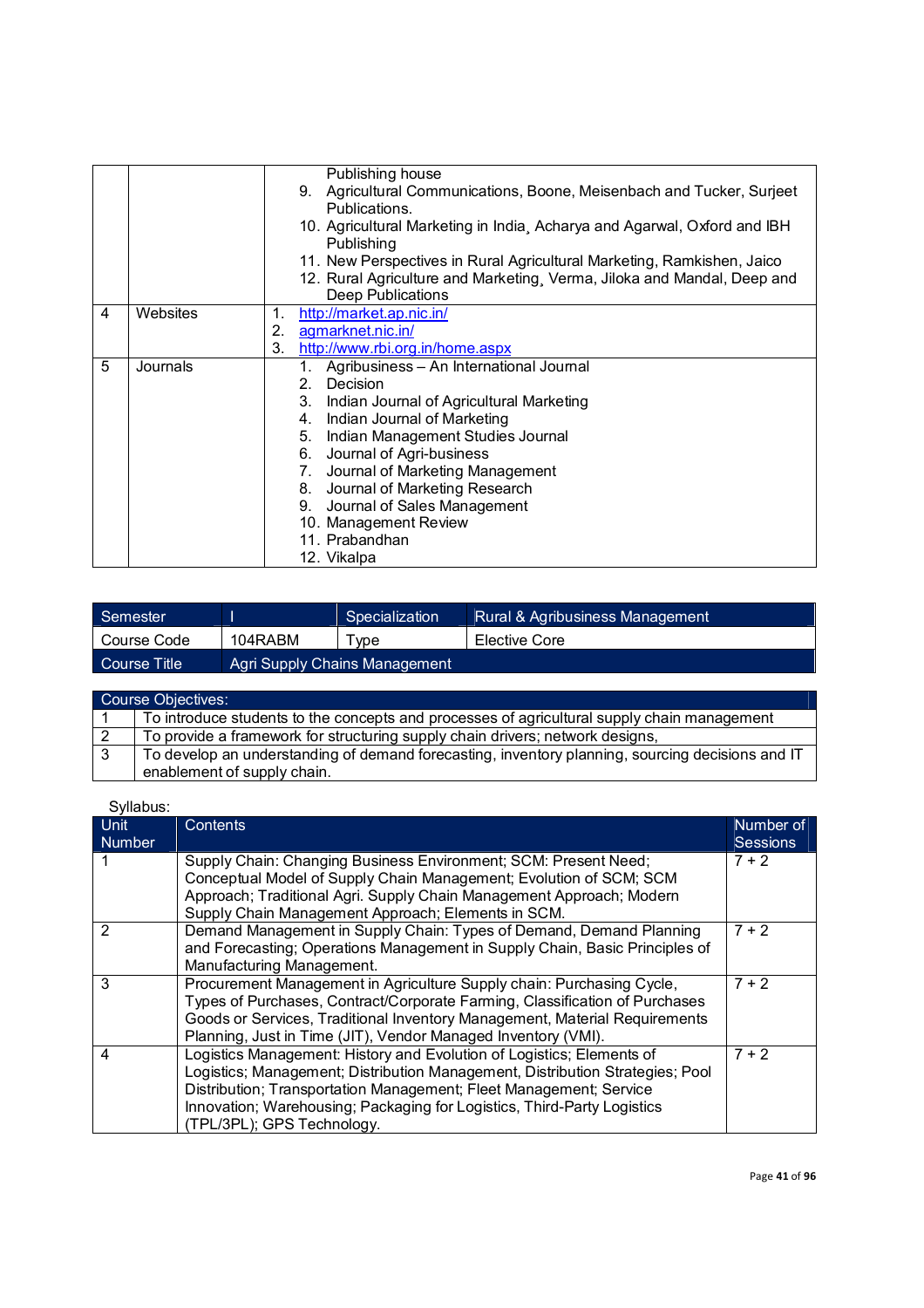| | | |
|---|---|---|
| | | Publishing house<br>9. Agricultural Communications, Boone, Meisenbach and Tucker, Surjeet Publications.<br>10. Agricultural Marketing in India¸ Acharya and Agarwal, Oxford and IBH Publishing<br>11. New Perspectives in Rural Agricultural Marketing, Ramkishen, Jaico<br>12. Rural Agriculture and Marketing¸ Verma, Jiloka and Mandal, Deep and Deep Publications |
| 4 | Websites | 1. http://market.ap.nic.in/<br>2. agmarknet.nic.in/<br>3. http://www.rbi.org.in/home.aspx |
| 5 | Journals | 1. Agribusiness – An International Journal<br>2. Decision<br>3. Indian Journal of Agricultural Marketing<br>4. Indian Journal of Marketing<br>5. Indian Management Studies Journal<br>6. Journal of Agri-business<br>7. Journal of Marketing Management<br>8. Journal of Marketing Research<br>9. Journal of Sales Management<br>10. Management Review<br>11. Prabandhan<br>12. Vikalpa |

| Semester | I | Specialization | Rural & Agribusiness Management |
|---|---|---|---|
| Course Code | 104RABM | Type | Elective Core |
| Course Title | Agri Supply Chains Management | | |

| Course Objectives: | |
|---|---|
| 1 | To introduce students to the concepts and processes of agricultural supply chain management |
| 2 | To provide a framework for structuring supply chain drivers; network designs, |
| 3 | To develop an understanding of demand forecasting, inventory planning, sourcing decisions and IT enablement of supply chain. |

Syllabus:

| Unit Number | Contents | Number of Sessions |
|---|---|---|
| 1 | Supply Chain: Changing Business Environment; SCM: Present Need; Conceptual Model of Supply Chain Management; Evolution of SCM; SCM Approach; Traditional Agri. Supply Chain Management Approach; Modern Supply Chain Management Approach; Elements in SCM. | 7 + 2 |
| 2 | Demand Management in Supply Chain: Types of Demand, Demand Planning and Forecasting; Operations Management in Supply Chain, Basic Principles of Manufacturing Management. | 7 + 2 |
| 3 | Procurement Management in Agriculture Supply chain: Purchasing Cycle, Types of Purchases, Contract/Corporate Farming, Classification of Purchases Goods or Services, Traditional Inventory Management, Material Requirements Planning, Just in Time (JIT), Vendor Managed Inventory (VMI). | 7 + 2 |
| 4 | Logistics Management: History and Evolution of Logistics; Elements of Logistics; Management; Distribution Management, Distribution Strategies; Pool Distribution; Transportation Management; Fleet Management; Service Innovation; Warehousing; Packaging for Logistics, Third-Party Logistics (TPL/3PL); GPS Technology. | 7 + 2 |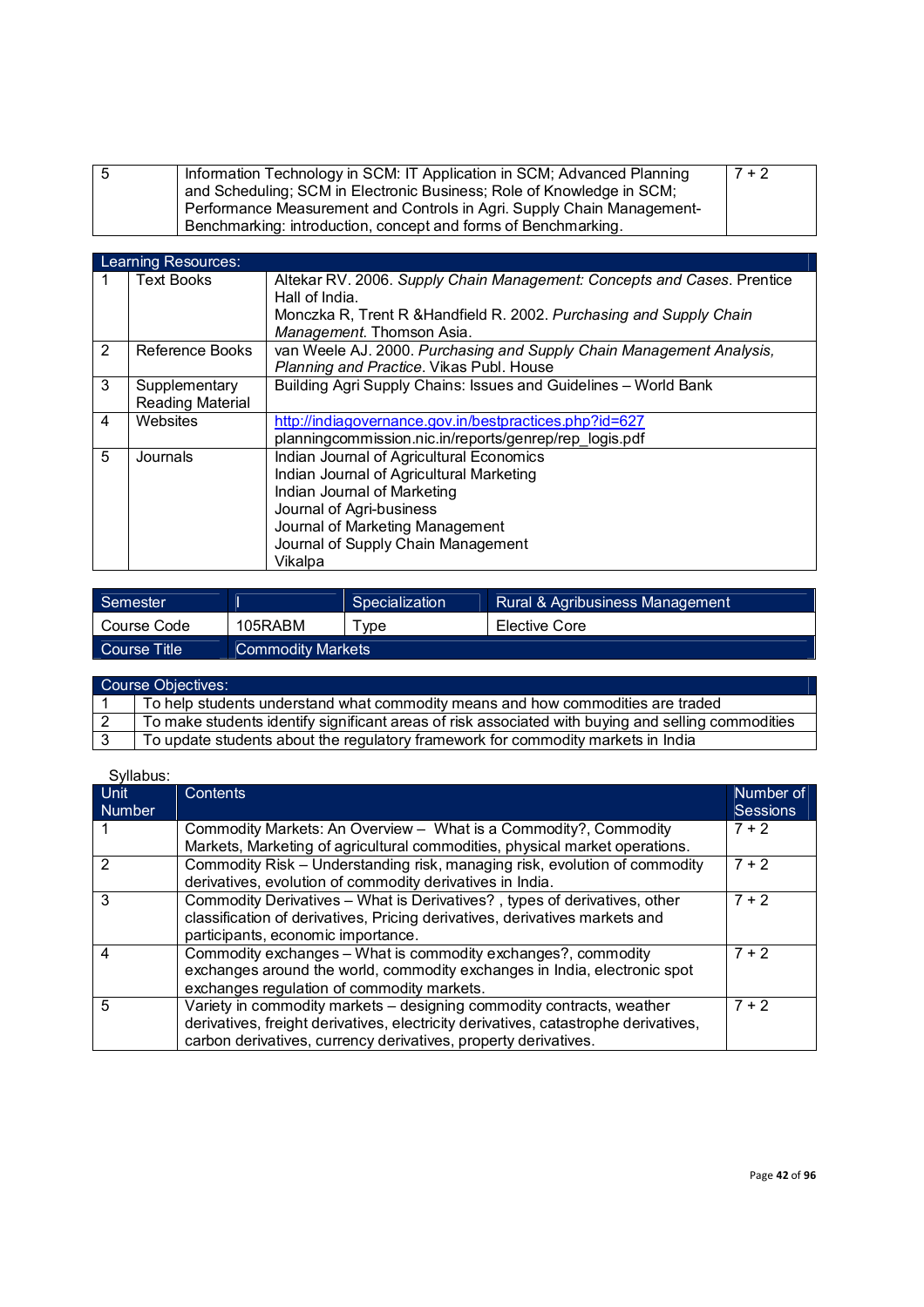| 5 | Information Technology in SCM: IT Application in SCM; Advanced Planning and Scheduling; SCM in Electronic Business; Role of Knowledge in SCM; Performance Measurement and Controls in Agri. Supply Chain Management-Benchmarking: introduction, concept and forms of Benchmarking. | 7 + 2 |
|---|---|---|

| Learning Resources: | | |
|---|---|---|
| 1 | Text Books | Altekar RV. 2006. *Supply Chain Management: Concepts and Cases*. Prentice Hall of India.<br>Monczka R, Trent R &Handfield R. 2002. *Purchasing and Supply Chain Management*. Thomson Asia. |
| 2 | Reference Books | van Weele AJ. 2000. *Purchasing and Supply Chain Management Analysis, Planning and Practice*. Vikas Publ. House |
| 3 | Supplementary Reading Material | Building Agri Supply Chains: Issues and Guidelines – World Bank |
| 4 | Websites | http://indiagovernance.gov.in/bestpractices.php?id=627<br>planningcommission.nic.in/reports/genrep/rep_logis.pdf |
| 5 | Journals | Indian Journal of Agricultural Economics<br>Indian Journal of Agricultural Marketing<br>Indian Journal of Marketing<br>Journal of Agri-business<br>Journal of Marketing Management<br>Journal of Supply Chain Management<br>Vikalpa |

| Semester | I | Specialization | Rural & Agribusiness Management |
|---|---|---|---|
| Course Code | 105RABM | Type | Elective Core |
| Course Title | Commodity Markets | | |

| Course Objectives: | |
|---|---|
| 1 | To help students understand what commodity means and how commodities are traded |
| 2 | To make students identify significant areas of risk associated with buying and selling commodities |
| 3 | To update students about the regulatory framework for commodity markets in India |

Syllabus:

| Unit Number | Contents | Number of Sessions |
|---|---|---|
| 1 | Commodity Markets: An Overview – What is a Commodity?, Commodity Markets, Marketing of agricultural commodities, physical market operations. | 7 + 2 |
| 2 | Commodity Risk – Understanding risk, managing risk, evolution of commodity derivatives, evolution of commodity derivatives in India. | 7 + 2 |
| 3 | Commodity Derivatives – What is Derivatives? , types of derivatives, other classification of derivatives, Pricing derivatives, derivatives markets and participants, economic importance. | 7 + 2 |
| 4 | Commodity exchanges – What is commodity exchanges?, commodity exchanges around the world, commodity exchanges in India, electronic spot exchanges regulation of commodity markets. | 7 + 2 |
| 5 | Variety in commodity markets – designing commodity contracts, weather derivatives, freight derivatives, electricity derivatives, catastrophe derivatives, carbon derivatives, currency derivatives, property derivatives. | 7 + 2 |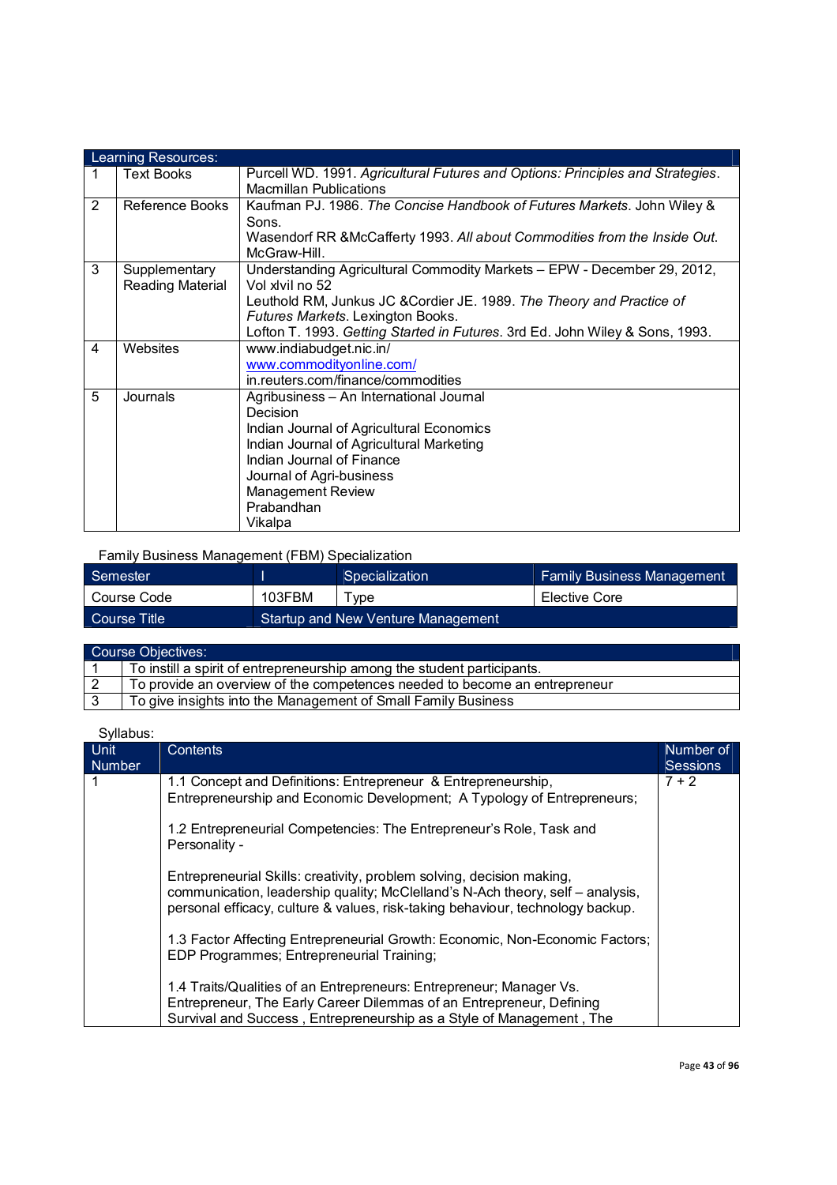| Learning Resources: | | |
|---|---|---|
| 1 | Text Books | Purcell WD. 1991. *Agricultural Futures and Options: Principles and Strategies*. Macmillan Publications |
| 2 | Reference Books | Kaufman PJ. 1986. *The Concise Handbook of Futures Markets*. John Wiley & Sons.<br>Wasendorf RR &McCafferty 1993. *All about Commodities from the Inside Out*. McGraw-Hill. |
| 3 | Supplementary Reading Material | Understanding Agricultural Commodity Markets – EPW - December 29, 2012, Vol xlvil no 52<br>Leuthold RM, Junkus JC &Cordier JE. 1989. *The Theory and Practice of Futures Markets*. Lexington Books.<br>Lofton T. 1993. *Getting Started in Futures*. 3rd Ed. John Wiley & Sons, 1993. |
| 4 | Websites | www.indiabudget.nic.in/<br>www.commodityonline.com/<br>in.reuters.com/finance/commodities |
| 5 | Journals | Agribusiness – An International Journal<br>Decision<br>Indian Journal of Agricultural Economics<br>Indian Journal of Agricultural Marketing<br>Indian Journal of Finance<br>Journal of Agri-business<br>Management Review<br>Prabandhan<br>Vikalpa |

Family Business Management (FBM) Specialization

| Semester | I | Specialization | Family Business Management |
|---|---|---|---|
| Course Code | 103FBM | Type | Elective Core |
| Course Title | Startup and New Venture Management | | |

| Course Objectives: | |
|---|---|
| 1 | To instill a spirit of entrepreneurship among the student participants. |
| 2 | To provide an overview of the competences needed to become an entrepreneur |
| 3 | To give insights into the Management of Small Family Business |

Syllabus:

| Unit Number | Contents | Number of Sessions |
|---|---|---|
| 1 | 1.1 Concept and Definitions: Entrepreneur & Entrepreneurship, Entrepreneurship and Economic Development; A Typology of Entrepreneurs;<br><br>1.2 Entrepreneurial Competencies: The Entrepreneur's Role, Task and Personality -<br><br>Entrepreneurial Skills: creativity, problem solving, decision making, communication, leadership quality; McClelland's N-Ach theory, self – analysis, personal efficacy, culture & values, risk-taking behaviour, technology backup.<br><br>1.3 Factor Affecting Entrepreneurial Growth: Economic, Non-Economic Factors; EDP Programmes; Entrepreneurial Training;<br><br>1.4 Traits/Qualities of an Entrepreneurs: Entrepreneur; Manager Vs. Entrepreneur, The Early Career Dilemmas of an Entrepreneur, Defining Survival and Success , Entrepreneurship as a Style of Management , The | 7 + 2 |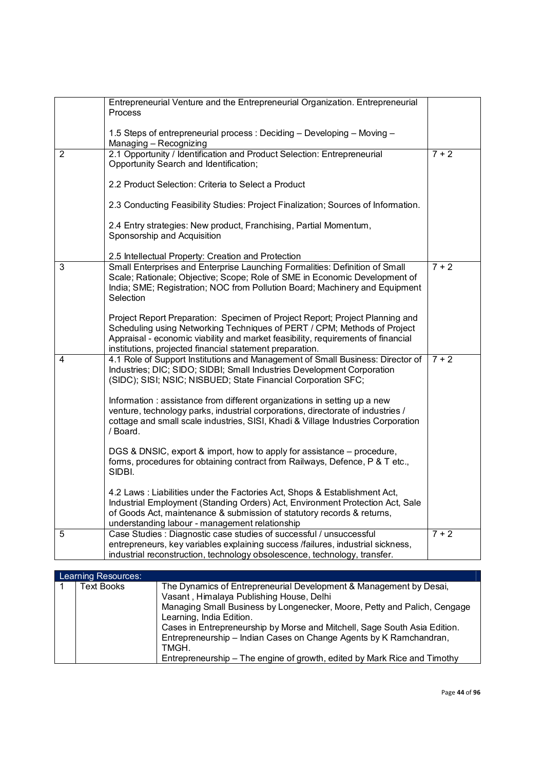| | | |
|---|---|---|
| | Entrepreneurial Venture and the Entrepreneurial Organization. Entrepreneurial Process<br><br>1.5 Steps of entrepreneurial process : Deciding – Developing – Moving – Managing – Recognizing | |
| 2 | 2.1 Opportunity / Identification and Product Selection: Entrepreneurial Opportunity Search and Identification;<br><br>2.2 Product Selection: Criteria to Select a Product<br><br>2.3 Conducting Feasibility Studies: Project Finalization; Sources of Information.<br><br>2.4 Entry strategies: New product, Franchising, Partial Momentum, Sponsorship and Acquisition<br><br>2.5 Intellectual Property: Creation and Protection | 7 + 2 |
| 3 | Small Enterprises and Enterprise Launching Formalities: Definition of Small Scale; Rationale; Objective; Scope; Role of SME in Economic Development of India; SME; Registration; NOC from Pollution Board; Machinery and Equipment Selection<br><br>Project Report Preparation: Specimen of Project Report; Project Planning and Scheduling using Networking Techniques of PERT / CPM; Methods of Project Appraisal - economic viability and market feasibility, requirements of financial institutions, projected financial statement preparation. | 7 + 2 |
| 4 | 4.1 Role of Support Institutions and Management of Small Business: Director of Industries; DIC; SIDO; SIDBI; Small Industries Development Corporation (SIDC); SISI; NSIC; NISBUED; State Financial Corporation SFC;<br><br>Information : assistance from different organizations in setting up a new venture, technology parks, industrial corporations, directorate of industries / cottage and small scale industries, SISI, Khadi & Village Industries Corporation / Board.<br><br>DGS & DNSIC, export & import, how to apply for assistance – procedure, forms, procedures for obtaining contract from Railways, Defence, P & T etc., SIDBI.<br><br>4.2 Laws : Liabilities under the Factories Act, Shops & Establishment Act, Industrial Employment (Standing Orders) Act, Environment Protection Act, Sale of Goods Act, maintenance & submission of statutory records & returns, understanding labour - management relationship | 7 + 2 |
| 5 | Case Studies : Diagnostic case studies of successful / unsuccessful entrepreneurs, key variables explaining success /failures, industrial sickness, industrial reconstruction, technology obsolescence, technology, transfer. | 7 + 2 |

| Learning Resources: | | |
|---|---|---|
| 1 | Text Books | The Dynamics of Entrepreneurial Development & Management by Desai, Vasant , Himalaya Publishing House, Delhi<br>Managing Small Business by Longenecker, Moore, Petty and Palich, Cengage Learning, India Edition.<br>Cases in Entrepreneurship by Morse and Mitchell, Sage South Asia Edition.<br>Entrepreneurship – Indian Cases on Change Agents by K Ramchandran, TMGH.<br>Entrepreneurship – The engine of growth, edited by Mark Rice and Timothy |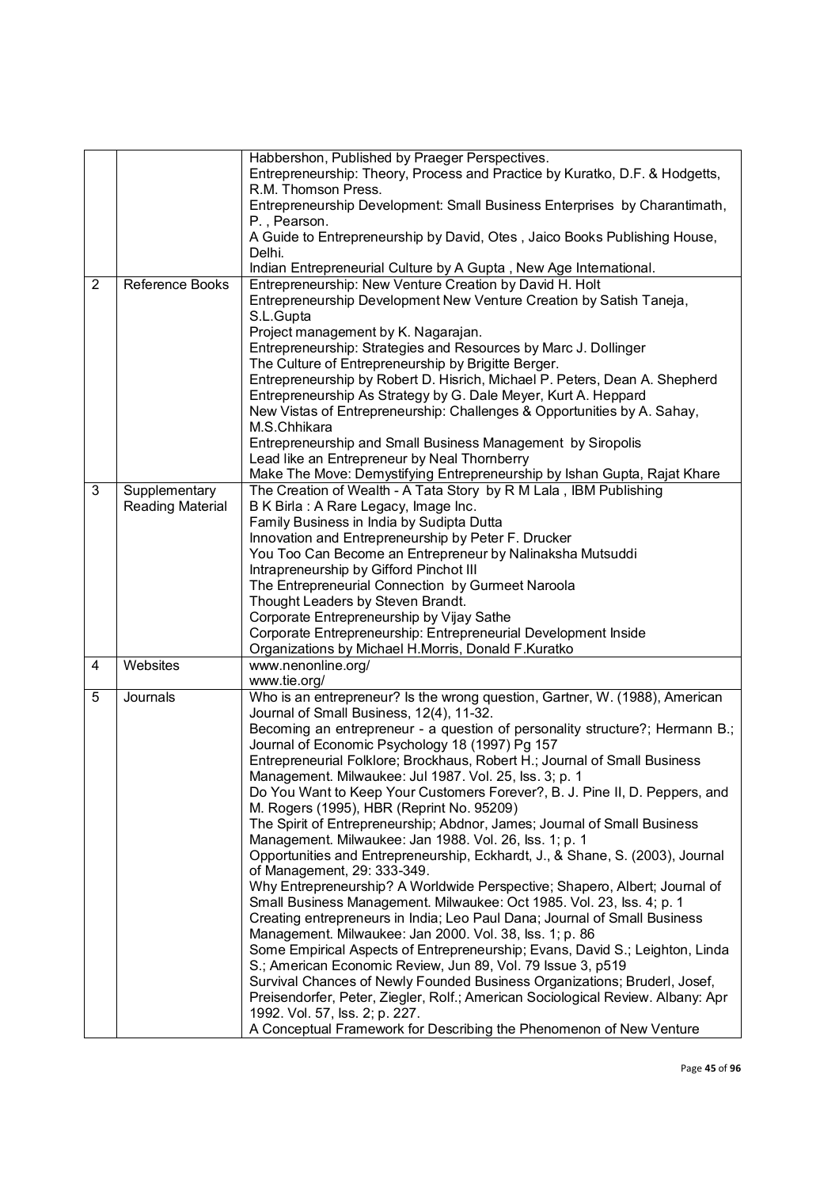|  |  |  |
|---|---|---|
|  |  | Habbershon, Published by Praeger Perspectives.<br>Entrepreneurship: Theory, Process and Practice by Kuratko, D.F. & Hodgetts, R.M. Thomson Press.<br>Entrepreneurship Development: Small Business Enterprises by Charantimath, P. , Pearson.<br>A Guide to Entrepreneurship by David, Otes , Jaico Books Publishing House, Delhi.<br>Indian Entrepreneurial Culture by A Gupta , New Age International. |
| 2 | Reference Books | Entrepreneurship: New Venture Creation by David H. Holt<br>Entrepreneurship Development New Venture Creation by Satish Taneja, S.L.Gupta<br>Project management by K. Nagarajan.<br>Entrepreneurship: Strategies and Resources by Marc J. Dollinger<br>The Culture of Entrepreneurship by Brigitte Berger.<br>Entrepreneurship by Robert D. Hisrich, Michael P. Peters, Dean A. Shepherd<br>Entrepreneurship As Strategy by G. Dale Meyer, Kurt A. Heppard<br>New Vistas of Entrepreneurship: Challenges & Opportunities by A. Sahay, M.S.Chhikara<br>Entrepreneurship and Small Business Management by Siropolis<br>Lead like an Entrepreneur by Neal Thornberry<br>Make The Move: Demystifying Entrepreneurship by Ishan Gupta, Rajat Khare |
| 3 | Supplementary Reading Material | The Creation of Wealth - A Tata Story by R M Lala , IBM Publishing<br>B K Birla : A Rare Legacy, Image Inc.<br>Family Business in India by Sudipta Dutta<br>Innovation and Entrepreneurship by Peter F. Drucker<br>You Too Can Become an Entrepreneur by Nalinaksha Mutsuddi<br>Intrapreneurship by Gifford Pinchot III<br>The Entrepreneurial Connection by Gurmeet Naroola<br>Thought Leaders by Steven Brandt.<br>Corporate Entrepreneurship by Vijay Sathe<br>Corporate Entrepreneurship: Entrepreneurial Development Inside Organizations by Michael H.Morris, Donald F.Kuratko |
| 4 | Websites | www.nenonline.org/<br>www.tie.org/ |
| 5 | Journals | Who is an entrepreneur? Is the wrong question, Gartner, W. (1988), American Journal of Small Business, 12(4), 11-32.<br>Becoming an entrepreneur - a question of personality structure?; Hermann B.; Journal of Economic Psychology 18 (1997) Pg 157<br>Entrepreneurial Folklore; Brockhaus, Robert H.; Journal of Small Business Management. Milwaukee: Jul 1987. Vol. 25, Iss. 3; p. 1<br>Do You Want to Keep Your Customers Forever?, B. J. Pine II, D. Peppers, and M. Rogers (1995), HBR (Reprint No. 95209)<br>The Spirit of Entrepreneurship; Abdnor, James; Journal of Small Business Management. Milwaukee: Jan 1988. Vol. 26, Iss. 1; p. 1<br>Opportunities and Entrepreneurship, Eckhardt, J., & Shane, S. (2003), Journal of Management, 29: 333-349.<br>Why Entrepreneurship? A Worldwide Perspective; Shapero, Albert; Journal of Small Business Management. Milwaukee: Oct 1985. Vol. 23, Iss. 4; p. 1<br>Creating entrepreneurs in India; Leo Paul Dana; Journal of Small Business Management. Milwaukee: Jan 2000. Vol. 38, Iss. 1; p. 86<br>Some Empirical Aspects of Entrepreneurship; Evans, David S.; Leighton, Linda S.; American Economic Review, Jun 89, Vol. 79 Issue 3, p519<br>Survival Chances of Newly Founded Business Organizations; Bruderl, Josef, Preisendorfer, Peter, Ziegler, Rolf.; American Sociological Review. Albany: Apr 1992. Vol. 57, Iss. 2; p. 227.<br>A Conceptual Framework for Describing the Phenomenon of New Venture |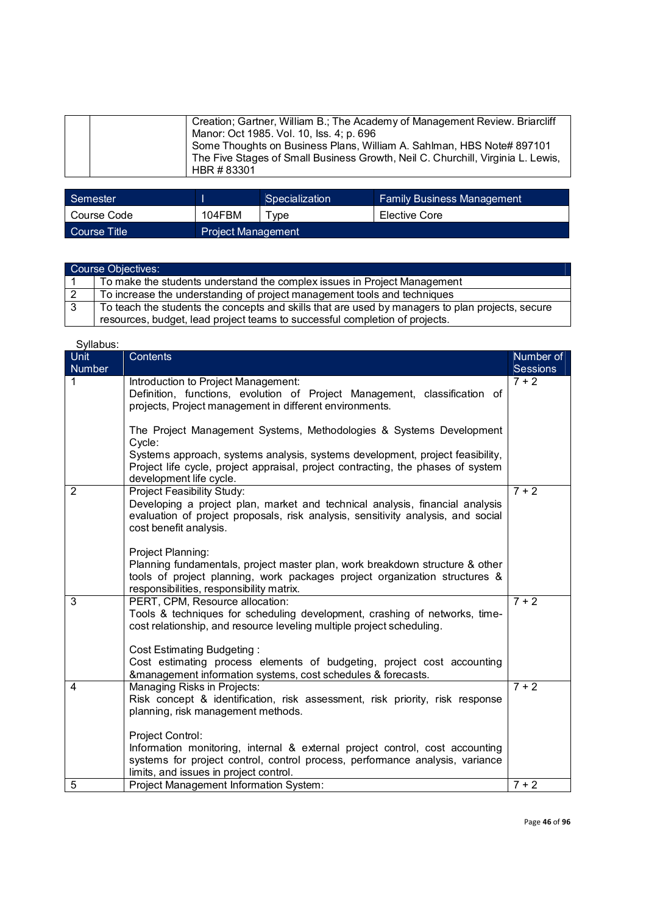| | | Creation; Gartner, William B.; The Academy of Management Review. Briarcliff Manor: Oct 1985. Vol. 10, Iss. 4; p. 696<br>Some Thoughts on Business Plans, William A. Sahlman, HBS Note# 897101<br>The Five Stages of Small Business Growth, Neil C. Churchill, Virginia L. Lewis, HBR # 83301 |
|---|---|---|

| Semester | I | Specialization | Family Business Management |
|---|---|---|---|
| Course Code | 104FBM | Type | Elective Core |
| Course Title | Project Management | | |

| Course Objectives: | |
|---|---|
| 1 | To make the students understand the complex issues in Project Management |
| 2 | To increase the understanding of project management tools and techniques |
| 3 | To teach the students the concepts and skills that are used by managers to plan projects, secure resources, budget, lead project teams to successful completion of projects. |

Syllabus:

| Unit Number | Contents | Number of Sessions |
|---|---|---|
| 1 | Introduction to Project Management:<br>Definition, functions, evolution of Project Management, classification of projects, Project management in different environments.<br><br>The Project Management Systems, Methodologies & Systems Development Cycle:<br>Systems approach, systems analysis, systems development, project feasibility, Project life cycle, project appraisal, project contracting, the phases of system development life cycle. | 7 + 2 |
| 2 | Project Feasibility Study:<br>Developing a project plan, market and technical analysis, financial analysis evaluation of project proposals, risk analysis, sensitivity analysis, and social cost benefit analysis.<br><br>Project Planning:<br>Planning fundamentals, project master plan, work breakdown structure & other tools of project planning, work packages project organization structures & responsibilities, responsibility matrix. | 7 + 2 |
| 3 | PERT, CPM, Resource allocation:<br>Tools & techniques for scheduling development, crashing of networks, time-cost relationship, and resource leveling multiple project scheduling.<br><br>Cost Estimating Budgeting :<br>Cost estimating process elements of budgeting, project cost accounting &management information systems, cost schedules & forecasts. | 7 + 2 |
| 4 | Managing Risks in Projects:<br>Risk concept & identification, risk assessment, risk priority, risk response planning, risk management methods.<br><br>Project Control:<br>Information monitoring, internal & external project control, cost accounting systems for project control, control process, performance analysis, variance limits, and issues in project control. | 7 + 2 |
| 5 | Project Management Information System: | 7 + 2 |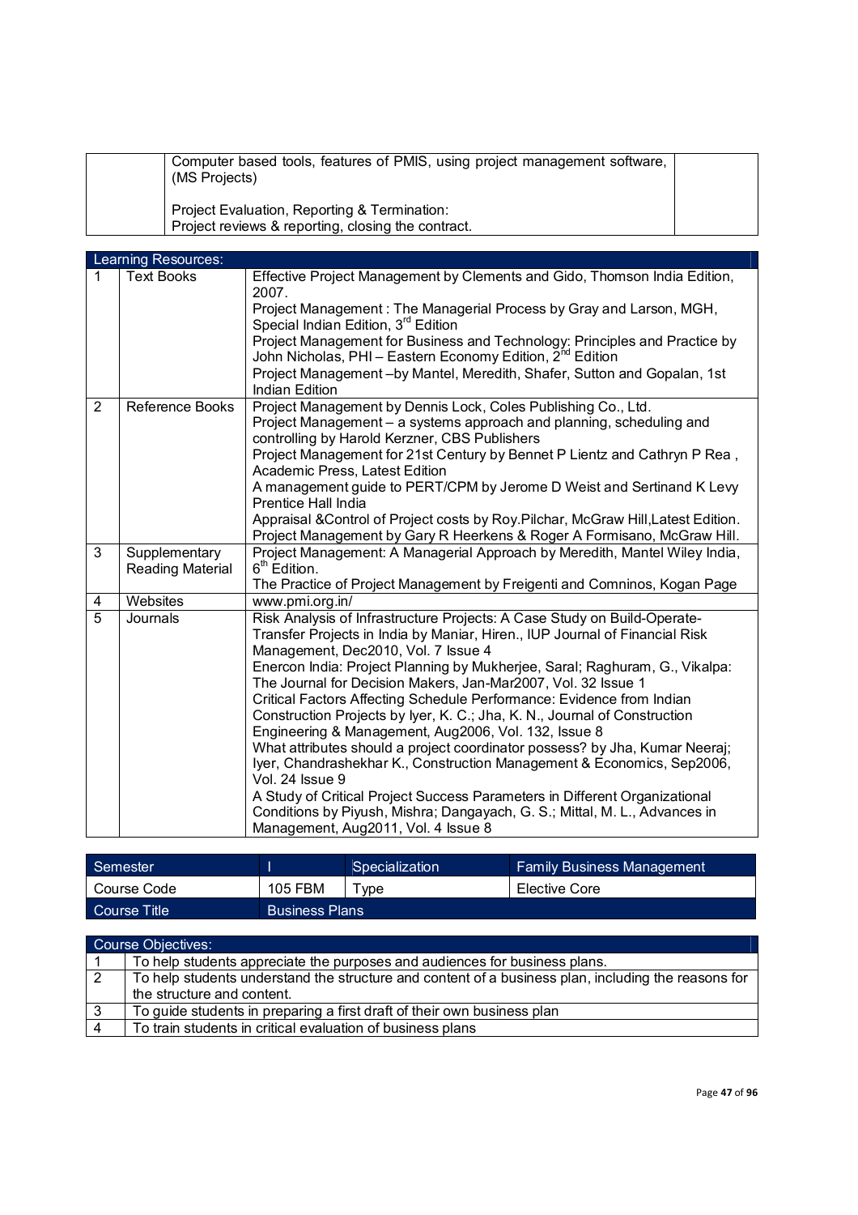| | | |
|---|---|---|
| | Computer based tools, features of PMIS, using project management software, (MS Projects)<br><br>Project Evaluation, Reporting & Termination:<br>Project reviews & reporting, closing the contract. | |

| Learning Resources: | | |
|---|---|---|
| 1 | Text Books | Effective Project Management by Clements and Gido, Thomson India Edition, 2007.<br>Project Management : The Managerial Process by Gray and Larson, MGH, Special Indian Edition, 3rd Edition<br>Project Management for Business and Technology: Principles and Practice by John Nicholas, PHI – Eastern Economy Edition, 2nd Edition<br>Project Management –by Mantel, Meredith, Shafer, Sutton and Gopalan, 1st Indian Edition |
| 2 | Reference Books | Project Management by Dennis Lock, Coles Publishing Co., Ltd.<br>Project Management – a systems approach and planning, scheduling and controlling by Harold Kerzner, CBS Publishers<br>Project Management for 21st Century by Bennet P Lientz and Cathryn P Rea , Academic Press, Latest Edition<br>A management guide to PERT/CPM by Jerome D Weist and Sertinand K Levy Prentice Hall India<br>Appraisal &Control of Project costs by Roy.Pilchar, McGraw Hill,Latest Edition.<br>Project Management by Gary R Heerkens & Roger A Formisano, McGraw Hill. |
| 3 | Supplementary Reading Material | Project Management: A Managerial Approach by Meredith, Mantel Wiley India, 6th Edition.<br>The Practice of Project Management by Freigenti and Comninos, Kogan Page |
| 4 | Websites | www.pmi.org.in/ |
| 5 | Journals | Risk Analysis of Infrastructure Projects: A Case Study on Build-Operate-Transfer Projects in India by Maniar, Hiren., IUP Journal of Financial Risk Management, Dec2010, Vol. 7 Issue 4<br>Enercon India: Project Planning by Mukherjee, Saral; Raghuram, G., Vikalpa: The Journal for Decision Makers, Jan-Mar2007, Vol. 32 Issue 1<br>Critical Factors Affecting Schedule Performance: Evidence from Indian Construction Projects by Iyer, K. C.; Jha, K. N., Journal of Construction Engineering & Management, Aug2006, Vol. 132, Issue 8<br>What attributes should a project coordinator possess? by Jha, Kumar Neeraj; Iyer, Chandrashekhar K., Construction Management & Economics, Sep2006, Vol. 24 Issue 9<br>A Study of Critical Project Success Parameters in Different Organizational Conditions by Piyush, Mishra; Dangayach, G. S.; Mittal, M. L., Advances in Management, Aug2011, Vol. 4 Issue 8 |

| Semester | I | Specialization | Family Business Management |
|---|---|---|---|
| Course Code | 105 FBM | Type | Elective Core |
| Course Title | Business Plans | | |

| Course Objectives: | |
|---|---|
| 1 | To help students appreciate the purposes and audiences for business plans. |
| 2 | To help students understand the structure and content of a business plan, including the reasons for the structure and content. |
| 3 | To guide students in preparing a first draft of their own business plan |
| 4 | To train students in critical evaluation of business plans |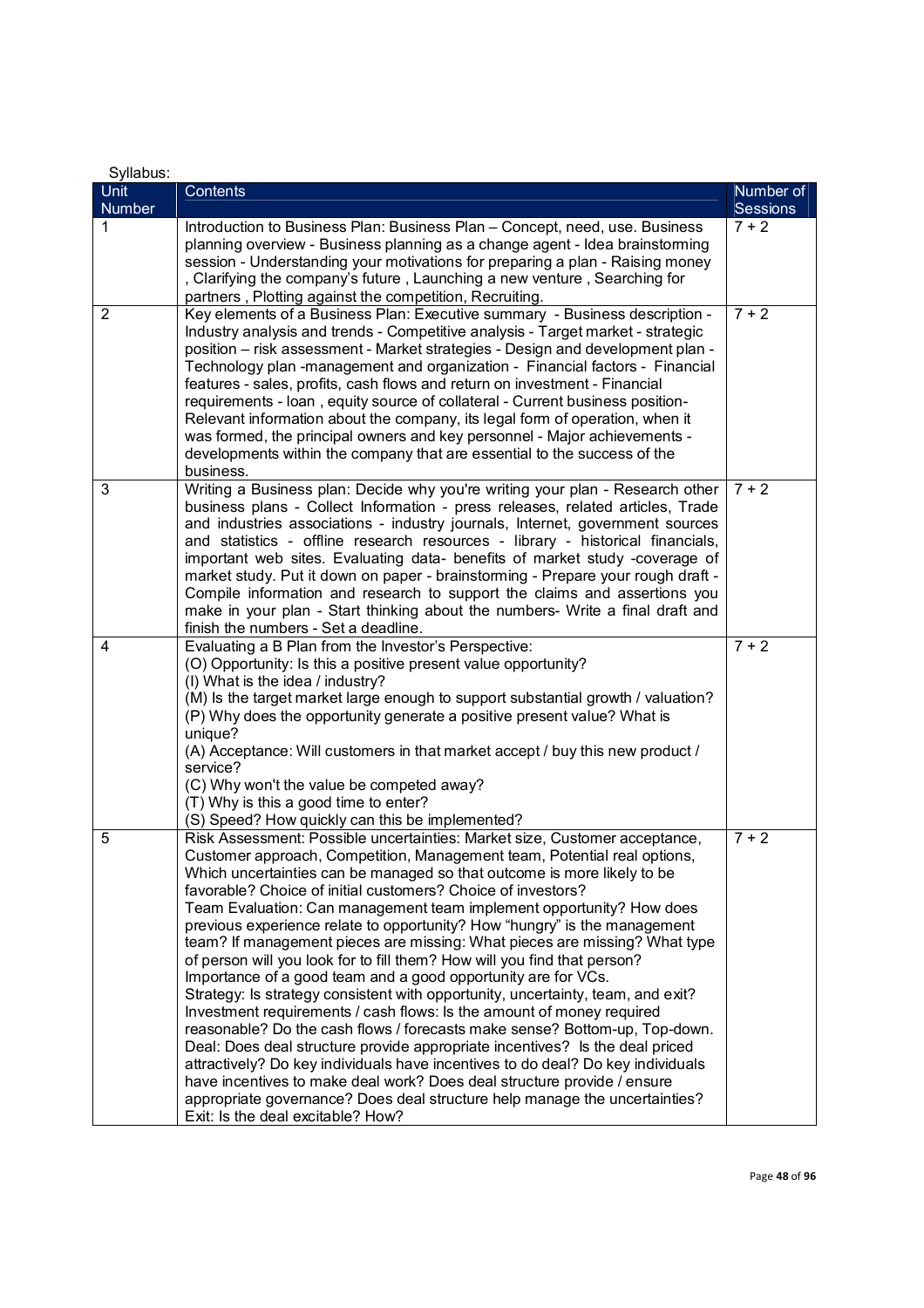Syllabus:

| Unit Number | Contents | Number of Sessions |
|---|---|---|
| 1 | Introduction to Business Plan: Business Plan – Concept, need, use. Business planning overview - Business planning as a change agent - Idea brainstorming session - Understanding your motivations for preparing a plan - Raising money , Clarifying the company's future , Launching a new venture , Searching for partners , Plotting against the competition, Recruiting. | 7 + 2 |
| 2 | Key elements of a Business Plan: Executive summary - Business description - Industry analysis and trends - Competitive analysis - Target market - strategic position – risk assessment - Market strategies - Design and development plan - Technology plan -management and organization - Financial factors - Financial features - sales, profits, cash flows and return on investment - Financial requirements - loan , equity source of collateral - Current business position- Relevant information about the company, its legal form of operation, when it was formed, the principal owners and key personnel - Major achievements - developments within the company that are essential to the success of the business. | 7 + 2 |
| 3 | Writing a Business plan: Decide why you're writing your plan - Research other business plans - Collect Information - press releases, related articles, Trade and industries associations - industry journals, Internet, government sources and statistics - offline research resources - library - historical financials, important web sites. Evaluating data- benefits of market study -coverage of market study. Put it down on paper - brainstorming - Prepare your rough draft - Compile information and research to support the claims and assertions you make in your plan - Start thinking about the numbers- Write a final draft and finish the numbers - Set a deadline. | 7 + 2 |
| 4 | Evaluating a B Plan from the Investor's Perspective:<br>(O) Opportunity: Is this a positive present value opportunity?<br>(I) What is the idea / industry?<br>(M) Is the target market large enough to support substantial growth / valuation?<br>(P) Why does the opportunity generate a positive present value? What is unique?<br>(A) Acceptance: Will customers in that market accept / buy this new product / service?<br>(C) Why won't the value be competed away?<br>(T) Why is this a good time to enter?<br>(S) Speed? How quickly can this be implemented? | 7 + 2 |
| 5 | Risk Assessment: Possible uncertainties: Market size, Customer acceptance, Customer approach, Competition, Management team, Potential real options, Which uncertainties can be managed so that outcome is more likely to be favorable? Choice of initial customers? Choice of investors?<br>Team Evaluation: Can management team implement opportunity? How does previous experience relate to opportunity? How "hungry" is the management team? If management pieces are missing: What pieces are missing? What type of person will you look for to fill them? How will you find that person? Importance of a good team and a good opportunity are for VCs.<br>Strategy: Is strategy consistent with opportunity, uncertainty, team, and exit?<br>Investment requirements / cash flows: Is the amount of money required reasonable? Do the cash flows / forecasts make sense? Bottom-up, Top-down.<br>Deal: Does deal structure provide appropriate incentives? Is the deal priced attractively? Do key individuals have incentives to do deal? Do key individuals have incentives to make deal work? Does deal structure provide / ensure appropriate governance? Does deal structure help manage the uncertainties?<br>Exit: Is the deal excitable? How? | 7 + 2 |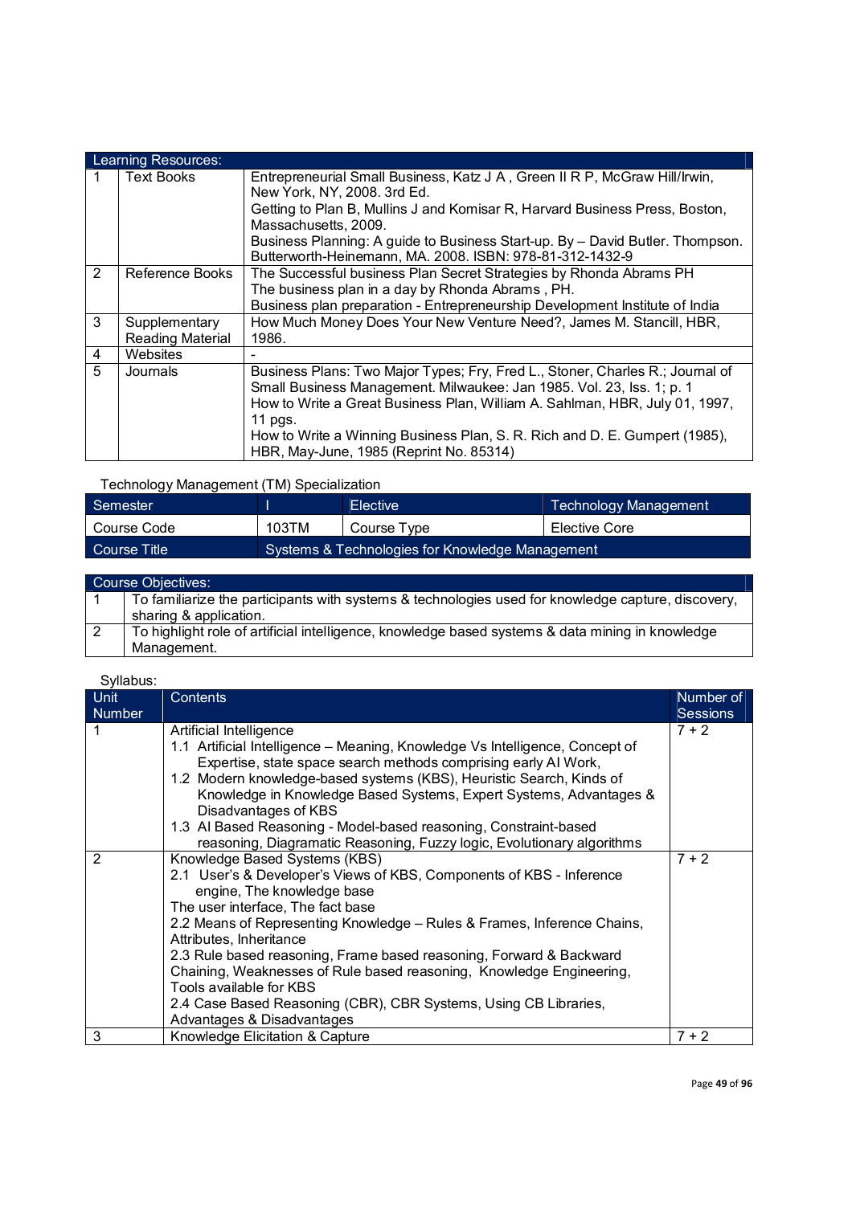| Learning Resources: | | |
|---|---|---|
| 1 | Text Books | Entrepreneurial Small Business, Katz J A , Green II R P, McGraw Hill/Irwin, New York, NY, 2008. 3rd Ed.<br>Getting to Plan B, Mullins J and Komisar R, Harvard Business Press, Boston, Massachusetts, 2009.<br>Business Planning: A guide to Business Start-up. By – David Butler. Thompson. Butterworth-Heinemann, MA. 2008. ISBN: 978-81-312-1432-9 |
| 2 | Reference Books | The Successful business Plan Secret Strategies by Rhonda Abrams PH<br>The business plan in a day by Rhonda Abrams , PH.<br>Business plan preparation - Entrepreneurship Development Institute of India |
| 3 | Supplementary Reading Material | How Much Money Does Your New Venture Need?, James M. Stancill, HBR, 1986. |
| 4 | Websites | - |
| 5 | Journals | Business Plans: Two Major Types; Fry, Fred L., Stoner, Charles R.; Journal of Small Business Management. Milwaukee: Jan 1985. Vol. 23, Iss. 1; p. 1<br>How to Write a Great Business Plan, William A. Sahlman, HBR, July 01, 1997, 11 pgs.<br>How to Write a Winning Business Plan, S. R. Rich and D. E. Gumpert (1985), HBR, May-June, 1985 (Reprint No. 85314) |

Technology Management (TM) Specialization

| Semester | I | Elective | Technology Management |
|---|---|---|---|
| Course Code | 103TM | Course Type | Elective Core |
| Course Title | Systems & Technologies for Knowledge Management | | |

| Course Objectives: | |
|---|---|
| 1 | To familiarize the participants with systems & technologies used for knowledge capture, discovery, sharing & application. |
| 2 | To highlight role of artificial intelligence, knowledge based systems & data mining in knowledge Management. |

Syllabus:

| Unit Number | Contents | Number of Sessions |
|---|---|---|
| 1 | Artificial Intelligence<br>1.1 Artificial Intelligence – Meaning, Knowledge Vs Intelligence, Concept of Expertise, state space search methods comprising early AI Work,<br>1.2 Modern knowledge-based systems (KBS), Heuristic Search, Kinds of Knowledge in Knowledge Based Systems, Expert Systems, Advantages & Disadvantages of KBS<br>1.3 AI Based Reasoning - Model-based reasoning, Constraint-based reasoning, Diagramatic Reasoning, Fuzzy logic, Evolutionary algorithms | 7 + 2 |
| 2 | Knowledge Based Systems (KBS)<br>2.1 User's & Developer's Views of KBS, Components of KBS - Inference engine, The knowledge base<br>The user interface, The fact base<br>2.2 Means of Representing Knowledge – Rules & Frames, Inference Chains, Attributes, Inheritance<br>2.3 Rule based reasoning, Frame based reasoning, Forward & Backward Chaining, Weaknesses of Rule based reasoning, Knowledge Engineering, Tools available for KBS<br>2.4 Case Based Reasoning (CBR), CBR Systems, Using CB Libraries, Advantages & Disadvantages | 7 + 2 |
| 3 | Knowledge Elicitation & Capture | 7 + 2 |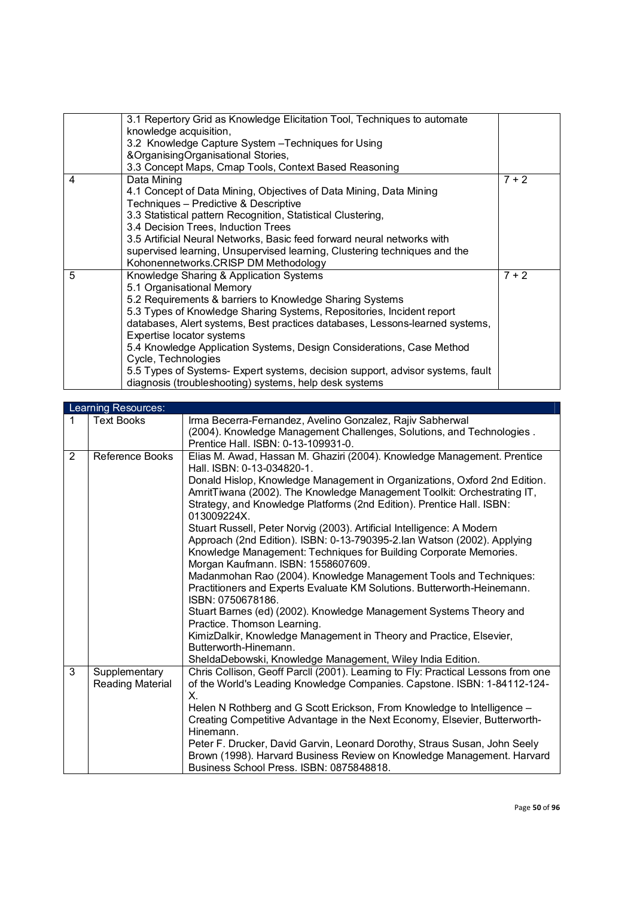| | | |
|---|---|---|
| | 3.1 Repertory Grid as Knowledge Elicitation Tool, Techniques to automate knowledge acquisition,<br>3.2 Knowledge Capture System –Techniques for Using &OrganisingOrganisational Stories,<br>3.3 Concept Maps, Cmap Tools, Context Based Reasoning | |
| 4 | Data Mining<br>4.1 Concept of Data Mining, Objectives of Data Mining, Data Mining Techniques – Predictive & Descriptive<br>3.3 Statistical pattern Recognition, Statistical Clustering,<br>3.4 Decision Trees, Induction Trees<br>3.5 Artificial Neural Networks, Basic feed forward neural networks with supervised learning, Unsupervised learning, Clustering techniques and the Kohonennetworks.CRISP DM Methodology | 7 + 2 |
| 5 | Knowledge Sharing & Application Systems<br>5.1 Organisational Memory<br>5.2 Requirements & barriers to Knowledge Sharing Systems<br>5.3 Types of Knowledge Sharing Systems, Repositories, Incident report databases, Alert systems, Best practices databases, Lessons-learned systems, Expertise locator systems<br>5.4 Knowledge Application Systems, Design Considerations, Case Method Cycle, Technologies<br>5.5 Types of Systems- Expert systems, decision support, advisor systems, fault diagnosis (troubleshooting) systems, help desk systems | 7 + 2 |

| Learning Resources: | | |
|---|---|---|
| 1 | Text Books | Irma Becerra-Fernandez, Avelino Gonzalez, Rajiv Sabherwal (2004). Knowledge Management Challenges, Solutions, and Technologies . Prentice Hall. ISBN: 0-13-109931-0. |
| 2 | Reference Books | Elias M. Awad, Hassan M. Ghaziri (2004). Knowledge Management. Prentice Hall. ISBN: 0-13-034820-1.<br>Donald Hislop, Knowledge Management in Organizations, Oxford 2nd Edition.<br>AmritTiwana (2002). The Knowledge Management Toolkit: Orchestrating IT, Strategy, and Knowledge Platforms (2nd Edition). Prentice Hall. ISBN: 013009224X.<br>Stuart Russell, Peter Norvig (2003). Artificial Intelligence: A Modern Approach (2nd Edition). ISBN: 0-13-790395-2.Ian Watson (2002). Applying Knowledge Management: Techniques for Building Corporate Memories. Morgan Kaufmann. ISBN: 1558607609.<br>Madanmohan Rao (2004). Knowledge Management Tools and Techniques: Practitioners and Experts Evaluate KM Solutions. Butterworth-Heinemann. ISBN: 0750678186.<br>Stuart Barnes (ed) (2002). Knowledge Management Systems Theory and Practice. Thomson Learning.<br>KimizDalkir, Knowledge Management in Theory and Practice, Elsevier, Butterworth-Hinemann.<br>SheldaDebowski, Knowledge Management, Wiley India Edition. |
| 3 | Supplementary Reading Material | Chris Collison, Geoff Parcll (2001). Learning to Fly: Practical Lessons from one of the World's Leading Knowledge Companies. Capstone. ISBN: 1-84112-124-X.<br>Helen N Rothberg and G Scott Erickson, From Knowledge to Intelligence – Creating Competitive Advantage in the Next Economy, Elsevier, Butterworth-Hinemann.<br>Peter F. Drucker, David Garvin, Leonard Dorothy, Straus Susan, John Seely Brown (1998). Harvard Business Review on Knowledge Management. Harvard Business School Press. ISBN: 0875848818. |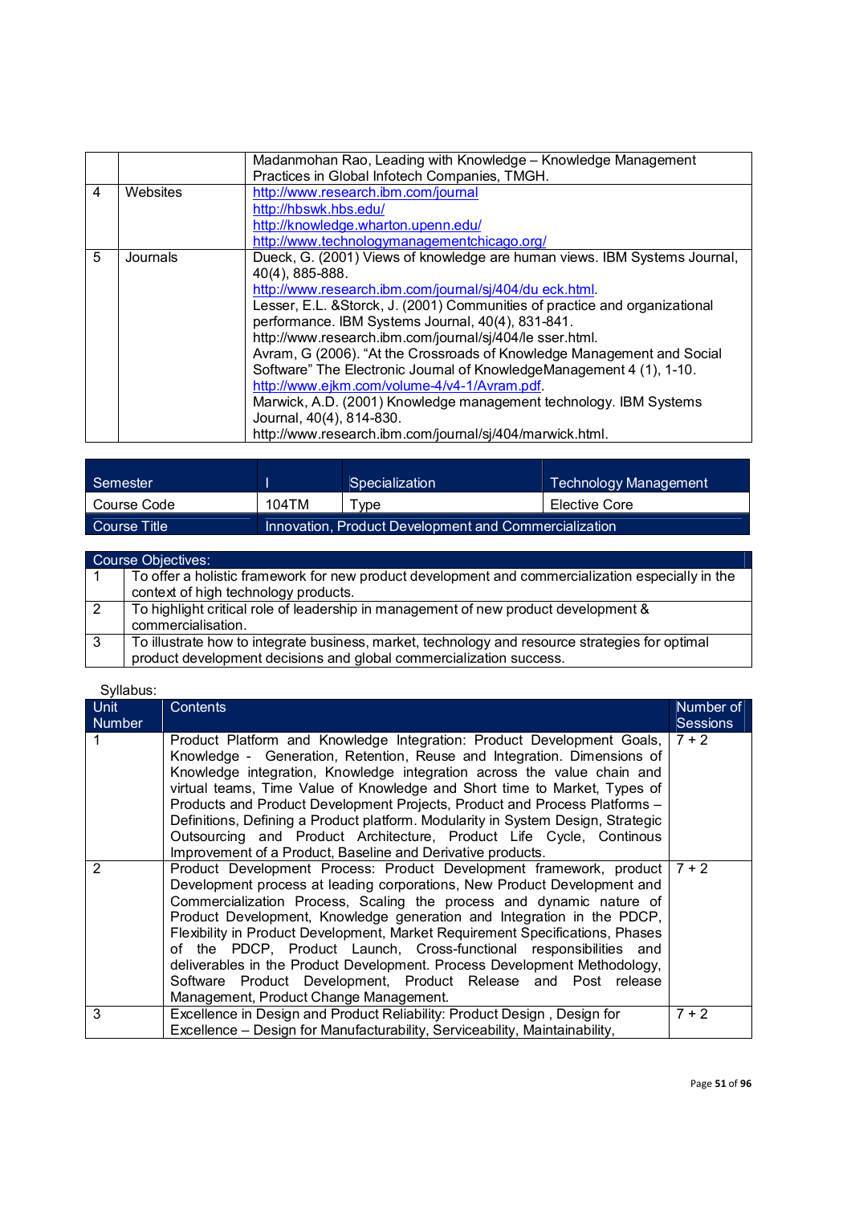| | | |
|---|---|---|
| | | Madanmohan Rao, Leading with Knowledge – Knowledge Management Practices in Global Infotech Companies, TMGH. |
| 4 | Websites | http://www.research.ibm.com/journal<br>http://hbswk.hbs.edu/<br>http://knowledge.wharton.upenn.edu/<br>http://www.technologymanagementchicago.org/ |
| 5 | Journals | Dueck, G. (2001) Views of knowledge are human views. IBM Systems Journal, 40(4), 885-888.<br>http://www.research.ibm.com/journal/sj/404/du eck.html.<br>Lesser, E.L. &Storck, J. (2001) Communities of practice and organizational performance. IBM Systems Journal, 40(4), 831-841.<br>http://www.research.ibm.com/journal/sj/404/le sser.html.<br>Avram, G (2006). "At the Crossroads of Knowledge Management and Social Software" The Electronic Journal of KnowledgeManagement 4 (1), 1-10.<br>http://www.ejkm.com/volume-4/v4-1/Avram.pdf.<br>Marwick, A.D. (2001) Knowledge management technology. IBM Systems Journal, 40(4), 814-830.<br>http://www.research.ibm.com/journal/sj/404/marwick.html. |

| Semester | I | Specialization | Technology Management |
|---|---|---|---|
| Course Code | 104TM | Type | Elective Core |
| Course Title | Innovation, Product Development and Commercialization | | |

| Course Objectives: | |
|---|---|
| 1 | To offer a holistic framework for new product development and commercialization especially in the context of high technology products. |
| 2 | To highlight critical role of leadership in management of new product development & commercialisation. |
| 3 | To illustrate how to integrate business, market, technology and resource strategies for optimal product development decisions and global commercialization success. |

Syllabus:

| Unit Number | Contents | Number of Sessions |
|---|---|---|
| 1 | Product Platform and Knowledge Integration: Product Development Goals, Knowledge - Generation, Retention, Reuse and Integration. Dimensions of Knowledge integration, Knowledge integration across the value chain and virtual teams, Time Value of Knowledge and Short time to Market, Types of Products and Product Development Projects, Product and Process Platforms – Definitions, Defining a Product platform. Modularity in System Design, Strategic Outsourcing and Product Architecture, Product Life Cycle, Continous Improvement of a Product, Baseline and Derivative products. | 7 + 2 |
| 2 | Product Development Process: Product Development framework, product Development process at leading corporations, New Product Development and Commercialization Process, Scaling the process and dynamic nature of Product Development, Knowledge generation and Integration in the PDCP, Flexibility in Product Development, Market Requirement Specifications, Phases of the PDCP, Product Launch, Cross-functional responsibilities and deliverables in the Product Development. Process Development Methodology, Software Product Development, Product Release and Post release Management, Product Change Management. | 7 + 2 |
| 3 | Excellence in Design and Product Reliability: Product Design , Design for Excellence – Design for Manufacturability, Serviceability, Maintainability, | 7 + 2 |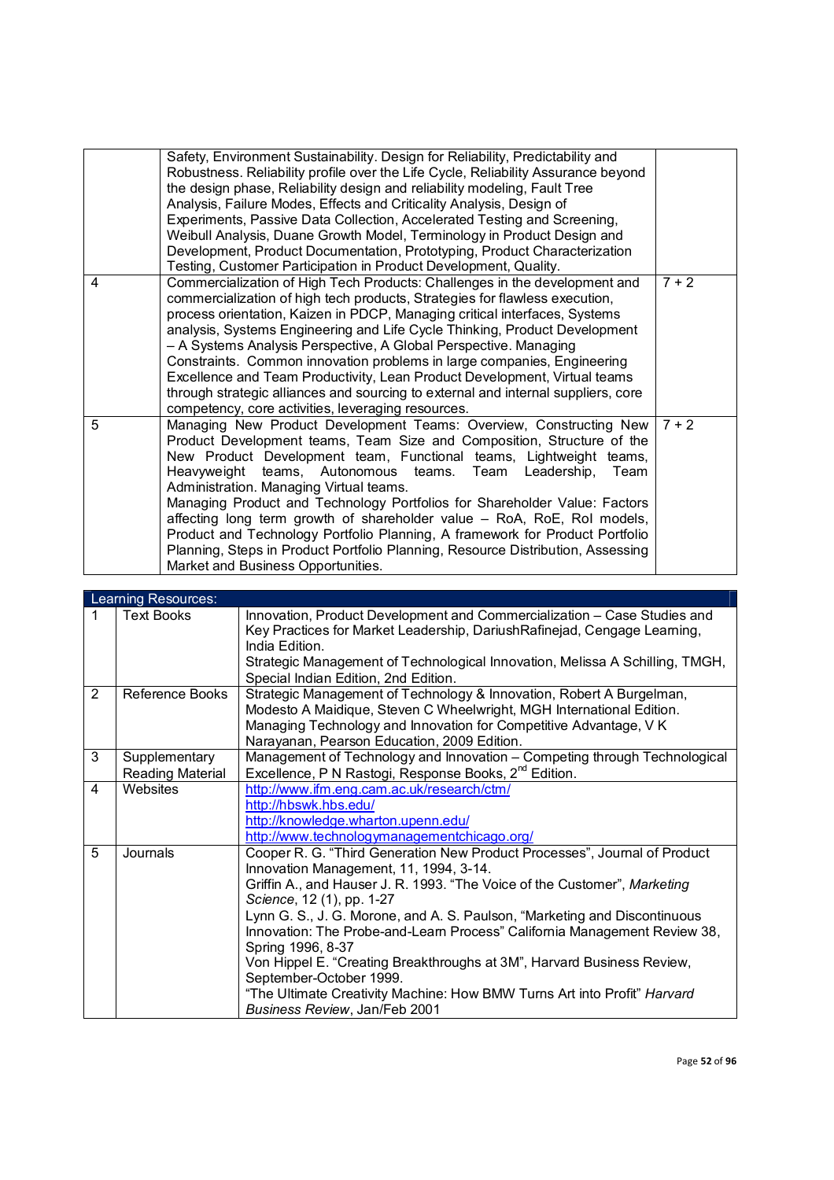| | | |
|---|---|---|
| | Safety, Environment Sustainability. Design for Reliability, Predictability and Robustness. Reliability profile over the Life Cycle, Reliability Assurance beyond the design phase, Reliability design and reliability modeling, Fault Tree Analysis, Failure Modes, Effects and Criticality Analysis, Design of Experiments, Passive Data Collection, Accelerated Testing and Screening, Weibull Analysis, Duane Growth Model, Terminology in Product Design and Development, Product Documentation, Prototyping, Product Characterization Testing, Customer Participation in Product Development, Quality. | |
| 4 | Commercialization of High Tech Products: Challenges in the development and commercialization of high tech products, Strategies for flawless execution, process orientation, Kaizen in PDCP, Managing critical interfaces, Systems analysis, Systems Engineering and Life Cycle Thinking, Product Development – A Systems Analysis Perspective, A Global Perspective. Managing Constraints. Common innovation problems in large companies, Engineering Excellence and Team Productivity, Lean Product Development, Virtual teams through strategic alliances and sourcing to external and internal suppliers, core competency, core activities, leveraging resources. | 7 + 2 |
| 5 | Managing New Product Development Teams: Overview, Constructing New Product Development teams, Team Size and Composition, Structure of the New Product Development team, Functional teams, Lightweight teams, Heavyweight teams, Autonomous teams. Team Leadership, Team Administration. Managing Virtual teams.<br>Managing Product and Technology Portfolios for Shareholder Value: Factors affecting long term growth of shareholder value – RoA, RoE, RoI models, Product and Technology Portfolio Planning, A framework for Product Portfolio Planning, Steps in Product Portfolio Planning, Resource Distribution, Assessing Market and Business Opportunities. | 7 + 2 |

| Learning Resources: | | |
|---|---|---|
| 1 | Text Books | Innovation, Product Development and Commercialization – Case Studies and Key Practices for Market Leadership, DariushRafinejad, Cengage Learning, India Edition.<br>Strategic Management of Technological Innovation, Melissa A Schilling, TMGH, Special Indian Edition, 2nd Edition. |
| 2 | Reference Books | Strategic Management of Technology & Innovation, Robert A Burgelman, Modesto A Maidique, Steven C Wheelwright, MGH International Edition.<br>Managing Technology and Innovation for Competitive Advantage, V K Narayanan, Pearson Education, 2009 Edition. |
| 3 | Supplementary Reading Material | Management of Technology and Innovation – Competing through Technological Excellence, P N Rastogi, Response Books, 2nd Edition. |
| 4 | Websites | http://www.ifm.eng.cam.ac.uk/research/ctm/<br>http://hbswk.hbs.edu/<br>http://knowledge.wharton.upenn.edu/<br>http://www.technologymanagementchicago.org/ |
| 5 | Journals | Cooper R. G. "Third Generation New Product Processes", Journal of Product Innovation Management, 11, 1994, 3-14.<br>Griffin A., and Hauser J. R. 1993. "The Voice of the Customer", *Marketing Science*, 12 (1), pp. 1-27<br>Lynn G. S., J. G. Morone, and A. S. Paulson, "Marketing and Discontinuous Innovation: The Probe-and-Learn Process" California Management Review 38, Spring 1996, 8-37<br>Von Hippel E. "Creating Breakthroughs at 3M", Harvard Business Review, September-October 1999.<br>"The Ultimate Creativity Machine: How BMW Turns Art into Profit" *Harvard Business Review*, Jan/Feb 2001 |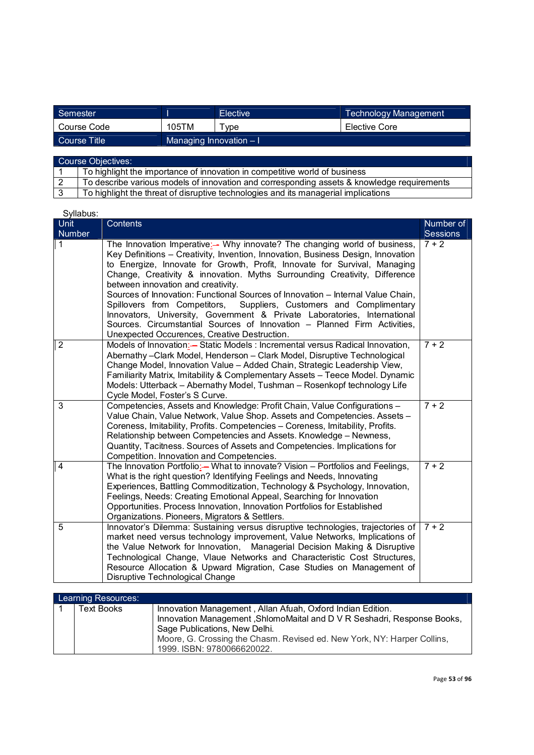| Semester | I | Elective | Technology Management |
|---|---|---|---|
| Course Code | 105TM | Type | Elective Core |
| Course Title | Managing Innovation – I | | |

| Course Objectives: | |
|---|---|
| 1 | To highlight the importance of innovation in competitive world of business |
| 2 | To describe various models of innovation and corresponding assets & knowledge requirements |
| 3 | To highlight the threat of disruptive technologies and its managerial implications |

Syllabus:

| Unit Number | Contents | Number of Sessions |
|---|---|---|
| 1 | The Innovation Imperative: – Why innovate? The changing world of business, Key Definitions – Creativity, Invention, Innovation, Business Design, Innovation to Energize, Innovate for Growth, Profit, Innovate for Survival, Managing Change, Creativity & innovation. Myths Surrounding Creativity, Difference between innovation and creativity.<br>Sources of Innovation: Functional Sources of Innovation – Internal Value Chain, Spillovers from Competitors, Suppliers, Customers and Complimentary Innovators, University, Government & Private Laboratories, International Sources. Circumstantial Sources of Innovation – Planned Firm Activities, Unexpected Occurences, Creative Destruction. | 7 + 2 |
| 2 | Models of Innovation: – Static Models : Incremental versus Radical Innovation, Abernathy –Clark Model, Henderson – Clark Model, Disruptive Technological Change Model, Innovation Value – Added Chain, Strategic Leadership View, Familiarity Matrix, Imitability & Complementary Assets – Teece Model. Dynamic Models: Utterback – Abernathy Model, Tushman – Rosenkopf technology Life Cycle Model, Foster's S Curve. | 7 + 2 |
| 3 | Competencies, Assets and Knowledge: Profit Chain, Value Configurations – Value Chain, Value Network, Value Shop. Assets and Competencies. Assets – Coreness, Imitability, Profits. Competencies – Coreness, Imitability, Profits. Relationship between Competencies and Assets. Knowledge – Newness, Quantity, Tacitness. Sources of Assets and Competencies. Implications for Competition. Innovation and Competencies. | 7 + 2 |
| 4 | The Innovation Portfolio: – What to innovate? Vision – Portfolios and Feelings, What is the right question? Identifying Feelings and Needs, Innovating Experiences, Battling Commoditization, Technology & Psychology, Innovation, Feelings, Needs: Creating Emotional Appeal, Searching for Innovation Opportunities. Process Innovation, Innovation Portfolios for Established Organizations. Pioneers, Migrators & Settlers. | 7 + 2 |
| 5 | Innovator's Dilemma: Sustaining versus disruptive technologies, trajectories of market need versus technology improvement, Value Networks, Implications of the Value Network for Innovation, Managerial Decision Making & Disruptive Technological Change, Vlaue Networks and Characteristic Cost Structures, Resource Allocation & Upward Migration, Case Studies on Management of Disruptive Technological Change | 7 + 2 |

| Learning Resources: | | |
|---|---|---|
| 1 | Text Books | Innovation Management , Allan Afuah, Oxford Indian Edition.<br>Innovation Management ,ShlomoMaital and D V R Seshadri, Response Books, Sage Publications, New Delhi.<br>Moore, G. Crossing the Chasm. Revised ed. New York, NY: Harper Collins, 1999. ISBN: 9780066620022. |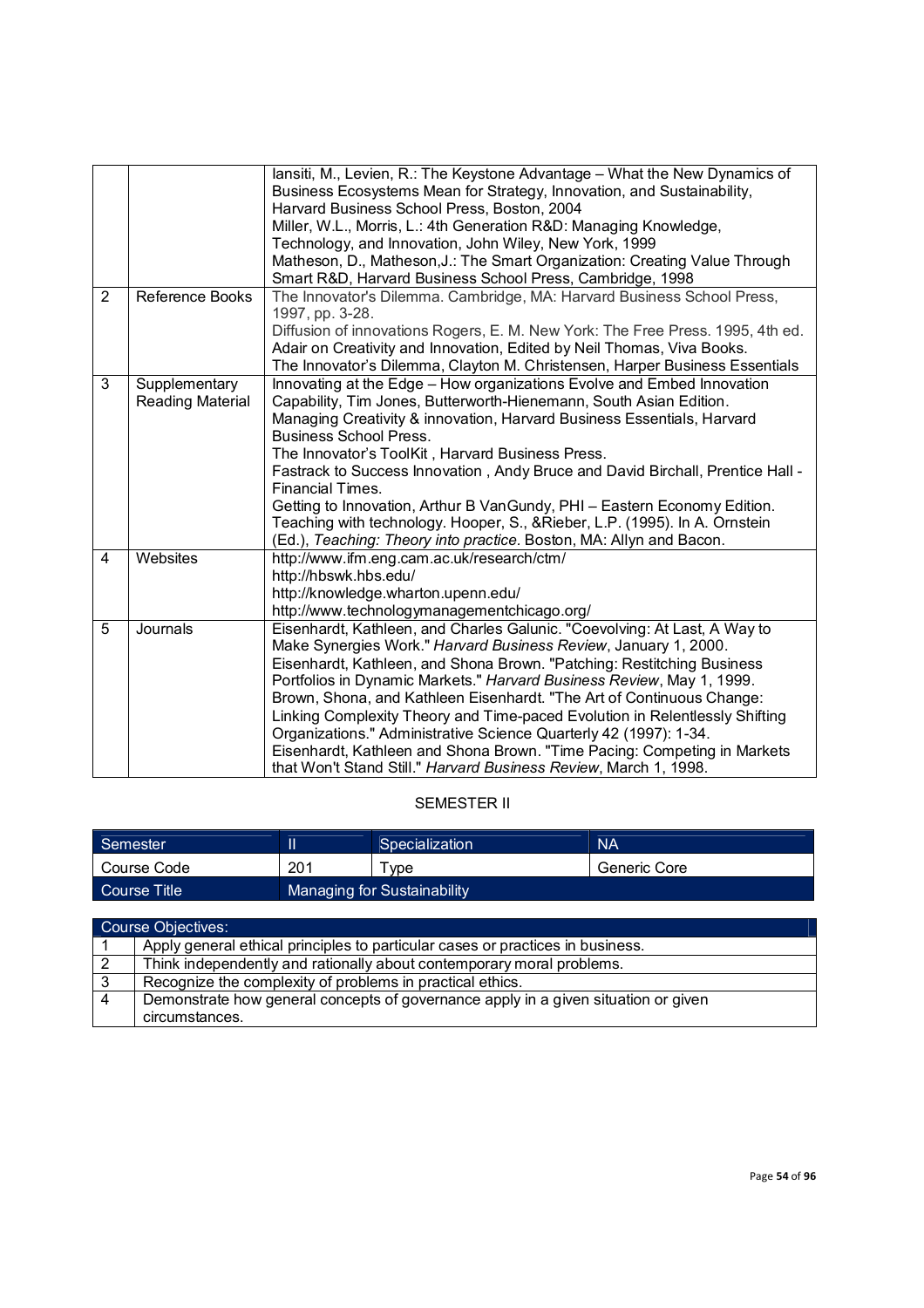| | | |
|---|---|---|
| | | Iansiti, M., Levien, R.: The Keystone Advantage – What the New Dynamics of Business Ecosystems Mean for Strategy, Innovation, and Sustainability, Harvard Business School Press, Boston, 2004<br>Miller, W.L., Morris, L.: 4th Generation R&D: Managing Knowledge, Technology, and Innovation, John Wiley, New York, 1999<br>Matheson, D., Matheson,J.: The Smart Organization: Creating Value Through Smart R&D, Harvard Business School Press, Cambridge, 1998 |
| 2 | Reference Books | The Innovator's Dilemma. Cambridge, MA: Harvard Business School Press, 1997, pp. 3-28.<br>Diffusion of innovations Rogers, E. M. New York: The Free Press. 1995, 4th ed.<br>Adair on Creativity and Innovation, Edited by Neil Thomas, Viva Books.<br>The Innovator's Dilemma, Clayton M. Christensen, Harper Business Essentials |
| 3 | Supplementary Reading Material | Innovating at the Edge – How organizations Evolve and Embed Innovation Capability, Tim Jones, Butterworth-Hienemann, South Asian Edition.<br>Managing Creativity & innovation, Harvard Business Essentials, Harvard Business School Press.<br>The Innovator's ToolKit , Harvard Business Press.<br>Fastrack to Success Innovation , Andy Bruce and David Birchall, Prentice Hall - Financial Times.<br>Getting to Innovation, Arthur B VanGundy, PHI – Eastern Economy Edition.<br>Teaching with technology. Hooper, S., &Rieber, L.P. (1995). In A. Ornstein (Ed.), *Teaching: Theory into practice.* Boston, MA: Allyn and Bacon. |
| 4 | Websites | http://www.ifm.eng.cam.ac.uk/research/ctm/<br>http://hbswk.hbs.edu/<br>http://knowledge.wharton.upenn.edu/<br>http://www.technologymanagementchicago.org/ |
| 5 | Journals | Eisenhardt, Kathleen, and Charles Galunic. "Coevolving: At Last, A Way to Make Synergies Work." *Harvard Business Review*, January 1, 2000.<br>Eisenhardt, Kathleen, and Shona Brown. "Patching: Restitching Business Portfolios in Dynamic Markets." *Harvard Business Review*, May 1, 1999.<br>Brown, Shona, and Kathleen Eisenhardt. "The Art of Continuous Change: Linking Complexity Theory and Time-paced Evolution in Relentlessly Shifting Organizations." Administrative Science Quarterly 42 (1997): 1-34.<br>Eisenhardt, Kathleen and Shona Brown. "Time Pacing: Competing in Markets that Won't Stand Still." *Harvard Business Review*, March 1, 1998. |

## SEMESTER II

| Semester | II | Specialization | NA |
|---|---|---|---|
| Course Code | 201 | Type | Generic Core |
| Course Title | Managing for Sustainability | | |

| Course Objectives: | |
|---|---|
| 1 | Apply general ethical principles to particular cases or practices in business. |
| 2 | Think independently and rationally about contemporary moral problems. |
| 3 | Recognize the complexity of problems in practical ethics. |
| 4 | Demonstrate how general concepts of governance apply in a given situation or given circumstances. |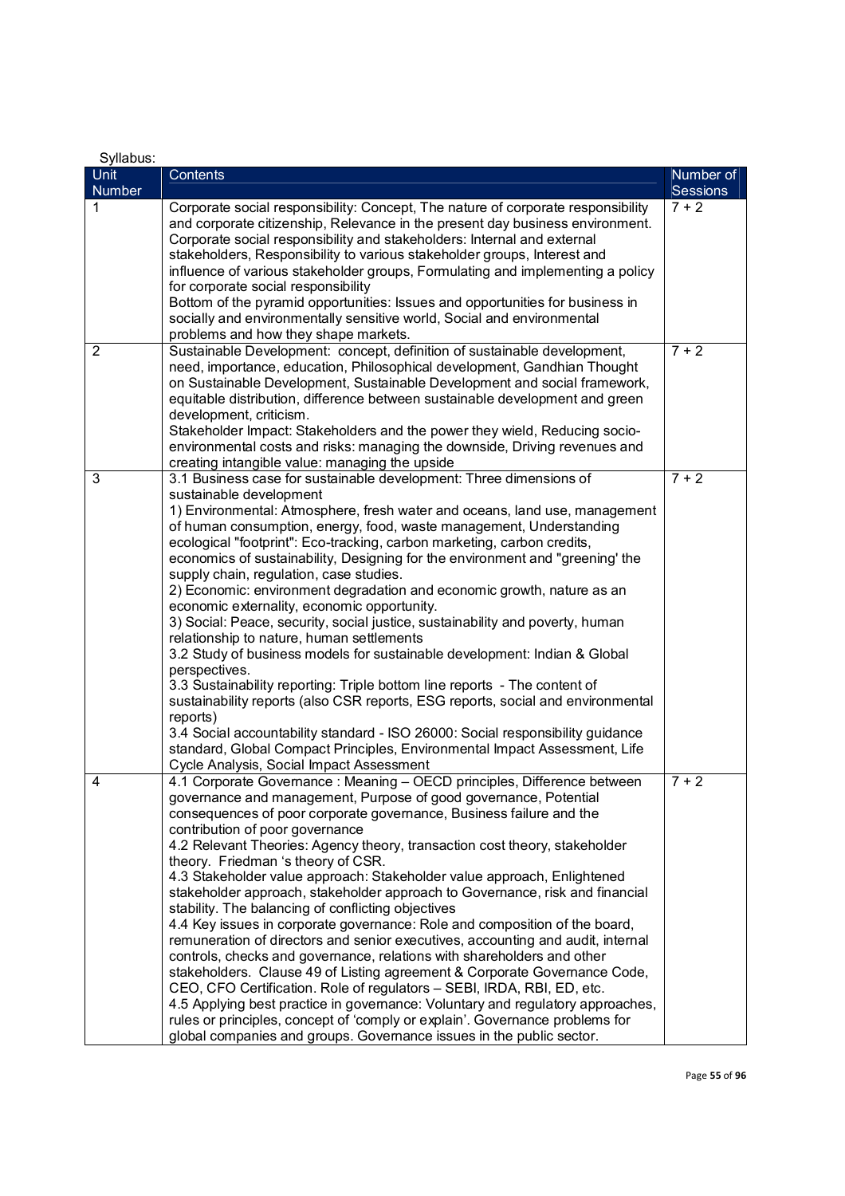Syllabus:

| Unit Number | Contents | Number of Sessions |
|---|---|---|
| 1 | Corporate social responsibility: Concept, The nature of corporate responsibility and corporate citizenship, Relevance in the present day business environment. Corporate social responsibility and stakeholders: Internal and external stakeholders, Responsibility to various stakeholder groups, Interest and influence of various stakeholder groups, Formulating and implementing a policy for corporate social responsibility<br>Bottom of the pyramid opportunities: Issues and opportunities for business in socially and environmentally sensitive world, Social and environmental problems and how they shape markets. | 7 + 2 |
| 2 | Sustainable Development: concept, definition of sustainable development, need, importance, education, Philosophical development, Gandhian Thought on Sustainable Development, Sustainable Development and social framework, equitable distribution, difference between sustainable development and green development, criticism.<br>Stakeholder Impact: Stakeholders and the power they wield, Reducing socio-environmental costs and risks: managing the downside, Driving revenues and creating intangible value: managing the upside | 7 + 2 |
| 3 | 3.1 Business case for sustainable development: Three dimensions of sustainable development<br>1) Environmental: Atmosphere, fresh water and oceans, land use, management of human consumption, energy, food, waste management, Understanding ecological "footprint": Eco-tracking, carbon marketing, carbon credits, economics of sustainability, Designing for the environment and "greening' the supply chain, regulation, case studies.<br>2) Economic: environment degradation and economic growth, nature as an economic externality, economic opportunity.<br>3) Social: Peace, security, social justice, sustainability and poverty, human relationship to nature, human settlements<br>3.2 Study of business models for sustainable development: Indian & Global perspectives.<br>3.3 Sustainability reporting: Triple bottom line reports - The content of sustainability reports (also CSR reports, ESG reports, social and environmental reports)<br>3.4 Social accountability standard - ISO 26000: Social responsibility guidance standard, Global Compact Principles, Environmental Impact Assessment, Life Cycle Analysis, Social Impact Assessment | 7 + 2 |
| 4 | 4.1 Corporate Governance : Meaning – OECD principles, Difference between governance and management, Purpose of good governance, Potential consequences of poor corporate governance, Business failure and the contribution of poor governance<br>4.2 Relevant Theories: Agency theory, transaction cost theory, stakeholder theory. Friedman 's theory of CSR.<br>4.3 Stakeholder value approach: Stakeholder value approach, Enlightened stakeholder approach, stakeholder approach to Governance, risk and financial stability. The balancing of conflicting objectives<br>4.4 Key issues in corporate governance: Role and composition of the board, remuneration of directors and senior executives, accounting and audit, internal controls, checks and governance, relations with shareholders and other stakeholders. Clause 49 of Listing agreement & Corporate Governance Code, CEO, CFO Certification. Role of regulators – SEBI, IRDA, RBI, ED, etc.<br>4.5 Applying best practice in governance: Voluntary and regulatory approaches, rules or principles, concept of 'comply or explain'. Governance problems for global companies and groups. Governance issues in the public sector. | 7 + 2 |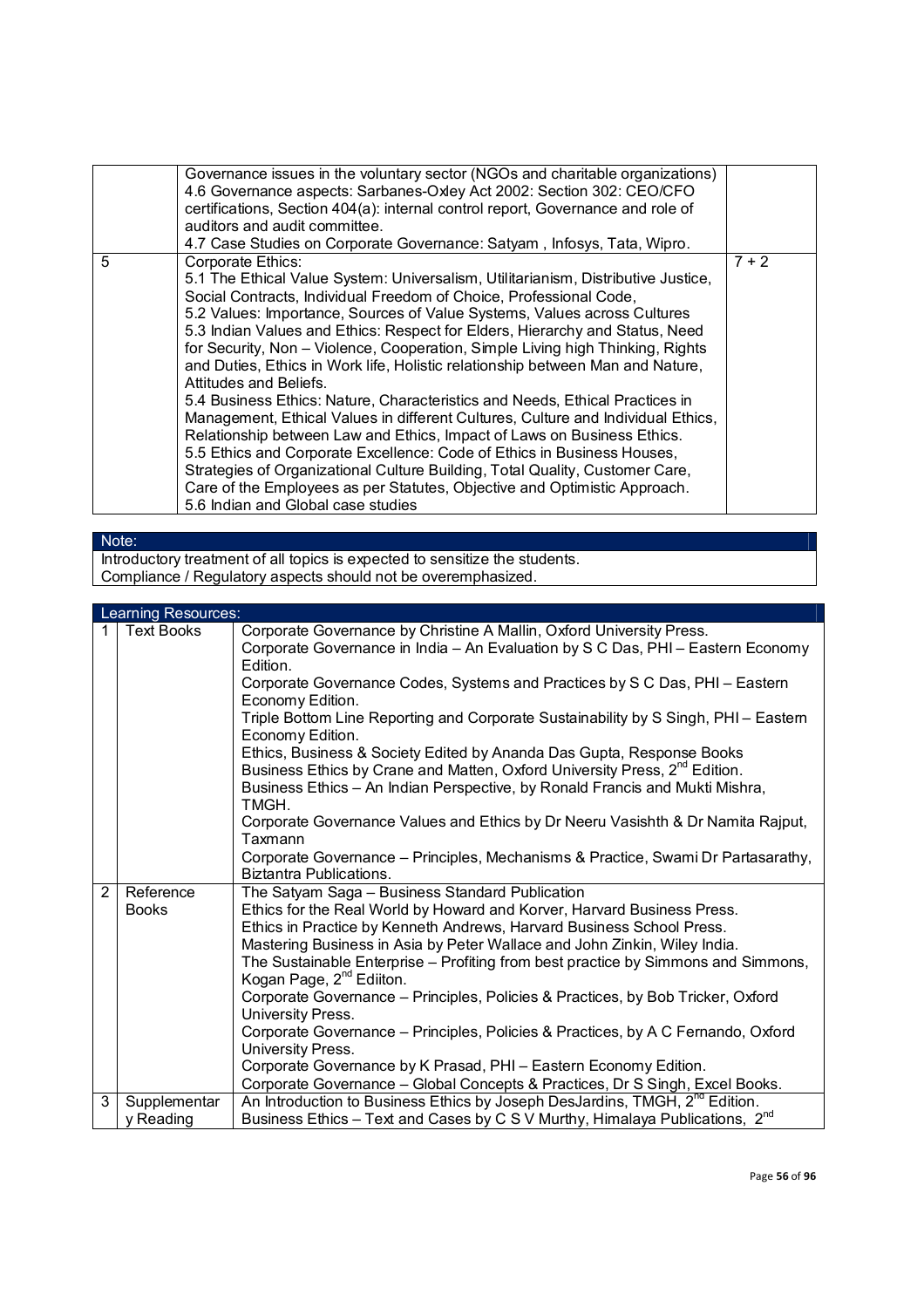|  |  |  |
|---|---|---|
|  | Governance issues in the voluntary sector (NGOs and charitable organizations)<br>4.6 Governance aspects: Sarbanes-Oxley Act 2002: Section 302: CEO/CFO certifications, Section 404(a): internal control report, Governance and role of auditors and audit committee.<br>4.7 Case Studies on Corporate Governance: Satyam , Infosys, Tata, Wipro. |  |
| 5 | Corporate Ethics:<br>5.1 The Ethical Value System: Universalism, Utilitarianism, Distributive Justice, Social Contracts, Individual Freedom of Choice, Professional Code,<br>5.2 Values: Importance, Sources of Value Systems, Values across Cultures<br>5.3 Indian Values and Ethics: Respect for Elders, Hierarchy and Status, Need for Security, Non – Violence, Cooperation, Simple Living high Thinking, Rights and Duties, Ethics in Work life, Holistic relationship between Man and Nature, Attitudes and Beliefs.<br>5.4 Business Ethics: Nature, Characteristics and Needs, Ethical Practices in Management, Ethical Values in different Cultures, Culture and Individual Ethics, Relationship between Law and Ethics, Impact of Laws on Business Ethics.<br>5.5 Ethics and Corporate Excellence: Code of Ethics in Business Houses, Strategies of Organizational Culture Building, Total Quality, Customer Care, Care of the Employees as per Statutes, Objective and Optimistic Approach.<br>5.6 Indian and Global case studies | 7 + 2 |

| Note: |
|---|
| Introductory treatment of all topics is expected to sensitize the students.<br>Compliance / Regulatory aspects should not be overemphasized. |

| Learning Resources: | | |
|---|---|---|
| 1 | Text Books | Corporate Governance by Christine A Mallin, Oxford University Press.<br>Corporate Governance in India – An Evaluation by S C Das, PHI – Eastern Economy Edition.<br>Corporate Governance Codes, Systems and Practices by S C Das, PHI – Eastern Economy Edition.<br>Triple Bottom Line Reporting and Corporate Sustainability by S Singh, PHI – Eastern Economy Edition.<br>Ethics, Business & Society Edited by Ananda Das Gupta, Response Books<br>Business Ethics by Crane and Matten, Oxford University Press, 2nd Edition.<br>Business Ethics – An Indian Perspective, by Ronald Francis and Mukti Mishra, TMGH.<br>Corporate Governance Values and Ethics by Dr Neeru Vasishth & Dr Namita Rajput, Taxmann<br>Corporate Governance – Principles, Mechanisms & Practice, Swami Dr Partasarathy, Biztantra Publications. |
| 2 | Reference Books | The Satyam Saga – Business Standard Publication<br>Ethics for the Real World by Howard and Korver, Harvard Business Press.<br>Ethics in Practice by Kenneth Andrews, Harvard Business School Press.<br>Mastering Business in Asia by Peter Wallace and John Zinkin, Wiley India.<br>The Sustainable Enterprise – Profiting from best practice by Simmons and Simmons, Kogan Page, 2nd Ediiton.<br>Corporate Governance – Principles, Policies & Practices, by Bob Tricker, Oxford University Press.<br>Corporate Governance – Principles, Policies & Practices, by A C Fernando, Oxford University Press.<br>Corporate Governance by K Prasad, PHI – Eastern Economy Edition.<br>Corporate Governance – Global Concepts & Practices, Dr S Singh, Excel Books. |
| 3 | Supplementary Reading | An Introduction to Business Ethics by Joseph DesJardins, TMGH, 2nd Edition.<br>Business Ethics – Text and Cases by C S V Murthy, Himalaya Publications, 2nd |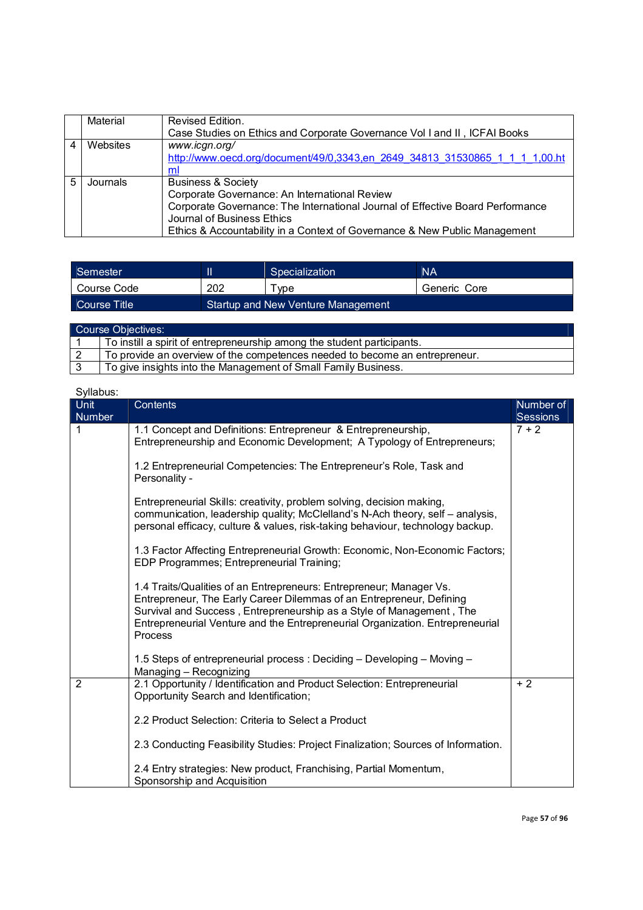| | Material | Revised Edition.<br>Case Studies on Ethics and Corporate Governance Vol I and II , ICFAI Books |
|---|---|---|
| 4 | Websites | *www.icgn.org/*<br>http://www.oecd.org/document/49/0,3343,en_2649_34813_31530865_1_1_1_1,00.html |
| 5 | Journals | Business & Society<br>Corporate Governance: An International Review<br>Corporate Governance: The International Journal of Effective Board Performance<br>Journal of Business Ethics<br>Ethics & Accountability in a Context of Governance & New Public Management |

| Semester | II | Specialization | NA |
|---|---|---|---|
| Course Code | 202 | Type | Generic Core |
| Course Title | Startup and New Venture Management | | |

| Course Objectives: | |
|---|---|
| 1 | To instill a spirit of entrepreneurship among the student participants. |
| 2 | To provide an overview of the competences needed to become an entrepreneur. |
| 3 | To give insights into the Management of Small Family Business. |

Syllabus:

| Unit Number | Contents | Number of Sessions |
|---|---|---|
| 1 | 1.1 Concept and Definitions: Entrepreneur & Entrepreneurship, Entrepreneurship and Economic Development; A Typology of Entrepreneurs;<br><br>1.2 Entrepreneurial Competencies: The Entrepreneur's Role, Task and Personality -<br><br>Entrepreneurial Skills: creativity, problem solving, decision making, communication, leadership quality; McClelland's N-Ach theory, self – analysis, personal efficacy, culture & values, risk-taking behaviour, technology backup.<br><br>1.3 Factor Affecting Entrepreneurial Growth: Economic, Non-Economic Factors; EDP Programmes; Entrepreneurial Training;<br><br>1.4 Traits/Qualities of an Entrepreneurs: Entrepreneur; Manager Vs. Entrepreneur, The Early Career Dilemmas of an Entrepreneur, Defining Survival and Success , Entrepreneurship as a Style of Management , The Entrepreneurial Venture and the Entrepreneurial Organization. Entrepreneurial Process<br><br>1.5 Steps of entrepreneurial process : Deciding – Developing – Moving – Managing – Recognizing | 7 + 2 |
| 2 | 2.1 Opportunity / Identification and Product Selection: Entrepreneurial Opportunity Search and Identification;<br><br>2.2 Product Selection: Criteria to Select a Product<br><br>2.3 Conducting Feasibility Studies: Project Finalization; Sources of Information.<br><br>2.4 Entry strategies: New product, Franchising, Partial Momentum, Sponsorship and Acquisition | + 2 |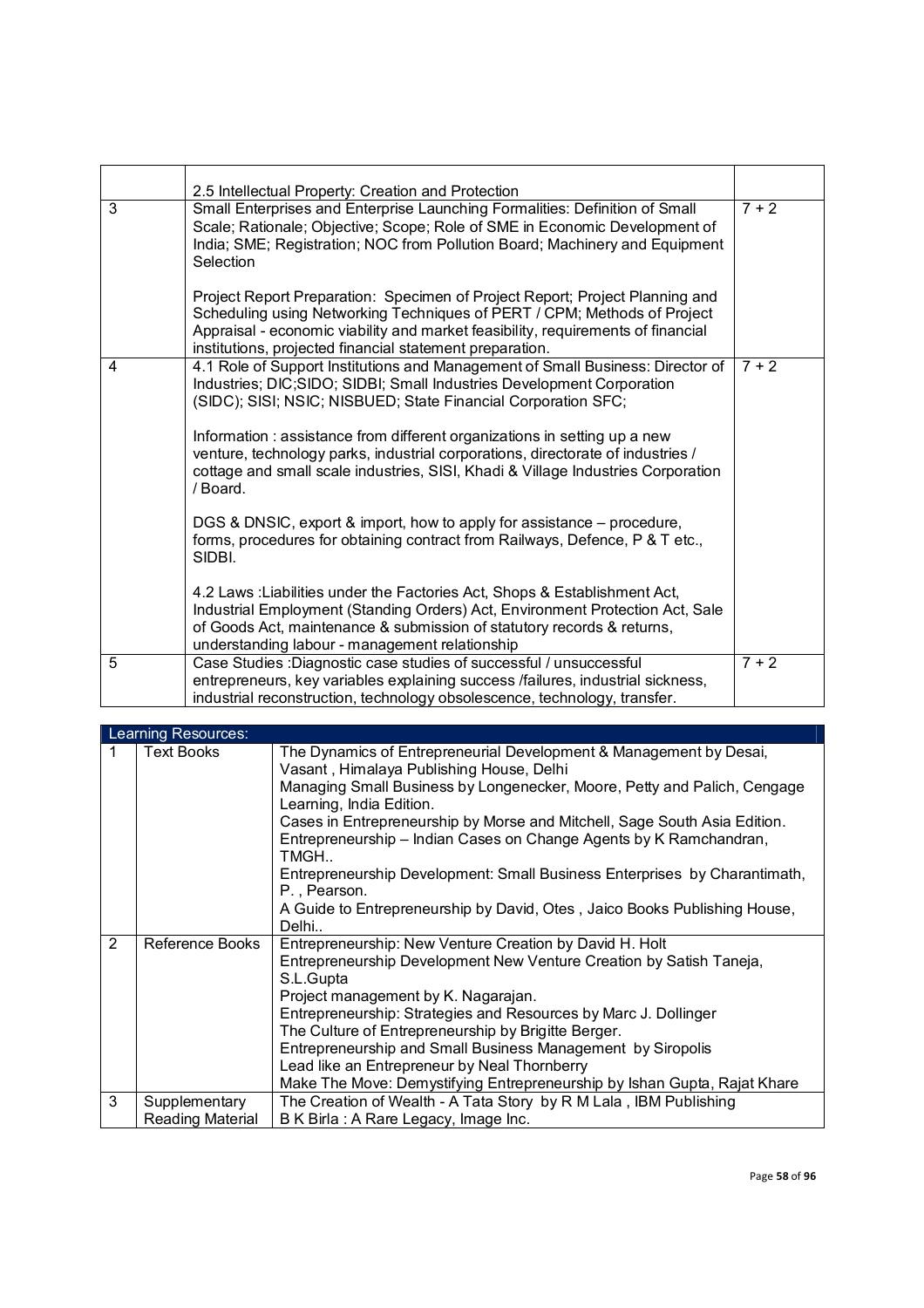|  |  |  |
|---|---|---|
|  | 2.5 Intellectual Property: Creation and Protection |  |
| 3 | Small Enterprises and Enterprise Launching Formalities: Definition of Small Scale; Rationale; Objective; Scope; Role of SME in Economic Development of India; SME; Registration; NOC from Pollution Board; Machinery and Equipment Selection<br><br>Project Report Preparation: Specimen of Project Report; Project Planning and Scheduling using Networking Techniques of PERT / CPM; Methods of Project Appraisal - economic viability and market feasibility, requirements of financial institutions, projected financial statement preparation. | 7 + 2 |
| 4 | 4.1 Role of Support Institutions and Management of Small Business: Director of Industries; DIC;SIDO; SIDBI; Small Industries Development Corporation (SIDC); SISI; NSIC; NISBUED; State Financial Corporation SFC;<br><br>Information : assistance from different organizations in setting up a new venture, technology parks, industrial corporations, directorate of industries / cottage and small scale industries, SISI, Khadi & Village Industries Corporation / Board.<br><br>DGS & DNSIC, export & import, how to apply for assistance – procedure, forms, procedures for obtaining contract from Railways, Defence, P & T etc., SIDBI.<br><br>4.2 Laws :Liabilities under the Factories Act, Shops & Establishment Act, Industrial Employment (Standing Orders) Act, Environment Protection Act, Sale of Goods Act, maintenance & submission of statutory records & returns, understanding labour - management relationship | 7 + 2 |
| 5 | Case Studies :Diagnostic case studies of successful / unsuccessful entrepreneurs, key variables explaining success /failures, industrial sickness, industrial reconstruction, technology obsolescence, technology, transfer. | 7 + 2 |

| Learning Resources: |  |  |
|---|---|---|
| 1 | Text Books | The Dynamics of Entrepreneurial Development & Management by Desai, Vasant , Himalaya Publishing House, Delhi<br>Managing Small Business by Longenecker, Moore, Petty and Palich, Cengage Learning, India Edition.<br>Cases in Entrepreneurship by Morse and Mitchell, Sage South Asia Edition.<br>Entrepreneurship – Indian Cases on Change Agents by K Ramchandran, TMGH..<br>Entrepreneurship Development: Small Business Enterprises by Charantimath, P. , Pearson.<br>A Guide to Entrepreneurship by David, Otes , Jaico Books Publishing House, Delhi.. |
| 2 | Reference Books | Entrepreneurship: New Venture Creation by David H. Holt<br>Entrepreneurship Development New Venture Creation by Satish Taneja, S.L.Gupta<br>Project management by K. Nagarajan.<br>Entrepreneurship: Strategies and Resources by Marc J. Dollinger<br>The Culture of Entrepreneurship by Brigitte Berger.<br>Entrepreneurship and Small Business Management by Siropolis<br>Lead like an Entrepreneur by Neal Thornberry<br>Make The Move: Demystifying Entrepreneurship by Ishan Gupta, Rajat Khare |
| 3 | Supplementary Reading Material | The Creation of Wealth - A Tata Story by R M Lala , IBM Publishing<br>B K Birla : A Rare Legacy, Image Inc. |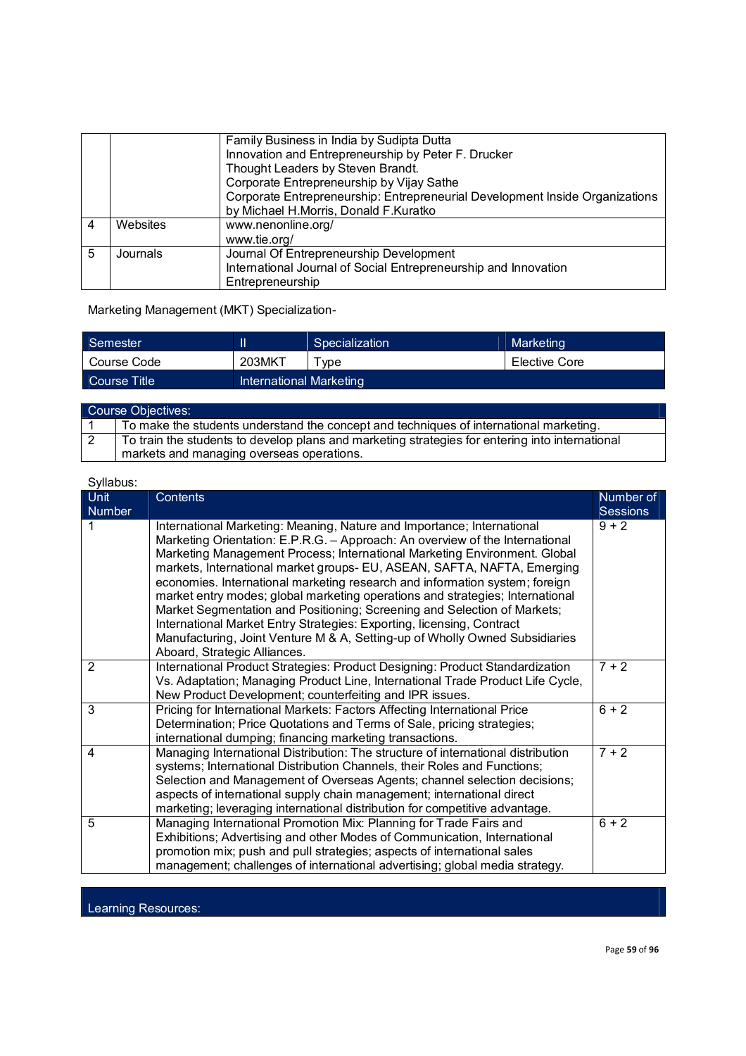| | | |
|---|---|---|
| | | Family Business in India by Sudipta Dutta<br>Innovation and Entrepreneurship by Peter F. Drucker<br>Thought Leaders by Steven Brandt.<br>Corporate Entrepreneurship by Vijay Sathe<br>Corporate Entrepreneurship: Entrepreneurial Development Inside Organizations by Michael H.Morris, Donald F.Kuratko |
| 4 | Websites | www.nenonline.org/<br>www.tie.org/ |
| 5 | Journals | Journal Of Entrepreneurship Development<br>International Journal of Social Entrepreneurship and Innovation<br>Entrepreneurship |

Marketing Management (MKT) Specialization-

| Semester | II | Specialization | Marketing |
|---|---|---|---|
| Course Code | 203MKT | Type | Elective Core |
| Course Title | International Marketing | | |

| Course Objectives: | |
|---|---|
| 1 | To make the students understand the concept and techniques of international marketing. |
| 2 | To train the students to develop plans and marketing strategies for entering into international markets and managing overseas operations. |

Syllabus:

| Unit Number | Contents | Number of Sessions |
|---|---|---|
| 1 | International Marketing: Meaning, Nature and Importance; International Marketing Orientation: E.P.R.G. – Approach: An overview of the International Marketing Management Process; International Marketing Environment. Global markets, International market groups- EU, ASEAN, SAFTA, NAFTA, Emerging economies. International marketing research and information system; foreign market entry modes; global marketing operations and strategies; International Market Segmentation and Positioning; Screening and Selection of Markets; International Market Entry Strategies: Exporting, licensing, Contract Manufacturing, Joint Venture M & A, Setting-up of Wholly Owned Subsidiaries Aboard, Strategic Alliances. | 9 + 2 |
| 2 | International Product Strategies: Product Designing: Product Standardization Vs. Adaptation; Managing Product Line, International Trade Product Life Cycle, New Product Development; counterfeiting and IPR issues. | 7 + 2 |
| 3 | Pricing for International Markets: Factors Affecting International Price Determination; Price Quotations and Terms of Sale, pricing strategies; international dumping; financing marketing transactions. | 6 + 2 |
| 4 | Managing International Distribution: The structure of international distribution systems; International Distribution Channels, their Roles and Functions; Selection and Management of Overseas Agents; channel selection decisions; aspects of international supply chain management; international direct marketing; leveraging international distribution for competitive advantage. | 7 + 2 |
| 5 | Managing International Promotion Mix: Planning for Trade Fairs and Exhibitions; Advertising and other Modes of Communication, International promotion mix; push and pull strategies; aspects of international sales management; challenges of international advertising; global media strategy. | 6 + 2 |

Learning Resources: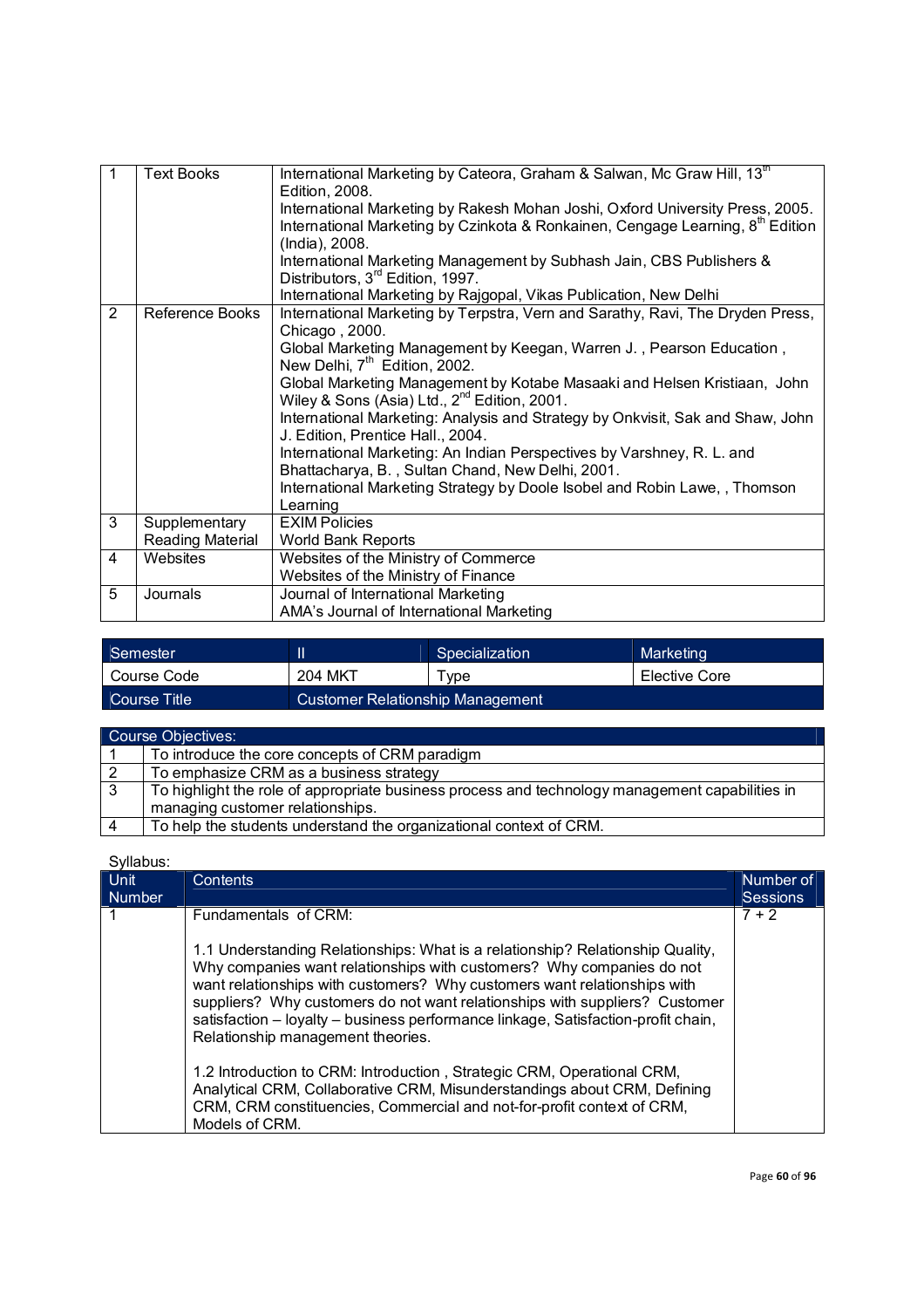| 1 | Text Books | International Marketing by Cateora, Graham & Salwan, Mc Graw Hill, 13th Edition, 2008.<br>International Marketing by Rakesh Mohan Joshi, Oxford University Press, 2005.<br>International Marketing by Czinkota & Ronkainen, Cengage Learning, 8th Edition (India), 2008.<br>International Marketing Management by Subhash Jain, CBS Publishers & Distributors, 3rd Edition, 1997.<br>International Marketing by Rajgopal, Vikas Publication, New Delhi |
|---|---|---|
| 2 | Reference Books | International Marketing by Terpstra, Vern and Sarathy, Ravi, The Dryden Press, Chicago , 2000.<br>Global Marketing Management by Keegan, Warren J. , Pearson Education , New Delhi, 7th Edition, 2002.<br>Global Marketing Management by Kotabe Masaaki and Helsen Kristiaan, John Wiley & Sons (Asia) Ltd., 2nd Edition, 2001.<br>International Marketing: Analysis and Strategy by Onkvisit, Sak and Shaw, John J. Edition, Prentice Hall., 2004.<br>International Marketing: An Indian Perspectives by Varshney, R. L. and Bhattacharya, B. , Sultan Chand, New Delhi, 2001.<br>International Marketing Strategy by Doole Isobel and Robin Lawe, , Thomson Learning |
| 3 | Supplementary Reading Material | EXIM Policies<br>World Bank Reports |
| 4 | Websites | Websites of the Ministry of Commerce<br>Websites of the Ministry of Finance |
| 5 | Journals | Journal of International Marketing<br>AMA's Journal of International Marketing |

| Semester | II | Specialization | Marketing |
|---|---|---|---|
| Course Code | 204 MKT | Type | Elective Core |
| Course Title | Customer Relationship Management | | |

| Course Objectives: | |
|---|---|
| 1 | To introduce the core concepts of CRM paradigm |
| 2 | To emphasize CRM as a business strategy |
| 3 | To highlight the role of appropriate business process and technology management capabilities in managing customer relationships. |
| 4 | To help the students understand the organizational context of CRM. |

Syllabus:

| Unit Number | Contents | Number of Sessions |
|---|---|---|
| 1 | Fundamentals of CRM:<br><br>1.1 Understanding Relationships: What is a relationship? Relationship Quality, Why companies want relationships with customers? Why companies do not want relationships with customers? Why customers want relationships with suppliers? Why customers do not want relationships with suppliers? Customer satisfaction – loyalty – business performance linkage, Satisfaction-profit chain, Relationship management theories.<br><br>1.2 Introduction to CRM: Introduction , Strategic CRM, Operational CRM, Analytical CRM, Collaborative CRM, Misunderstandings about CRM, Defining CRM, CRM constituencies, Commercial and not-for-profit context of CRM, Models of CRM. | 7 + 2 |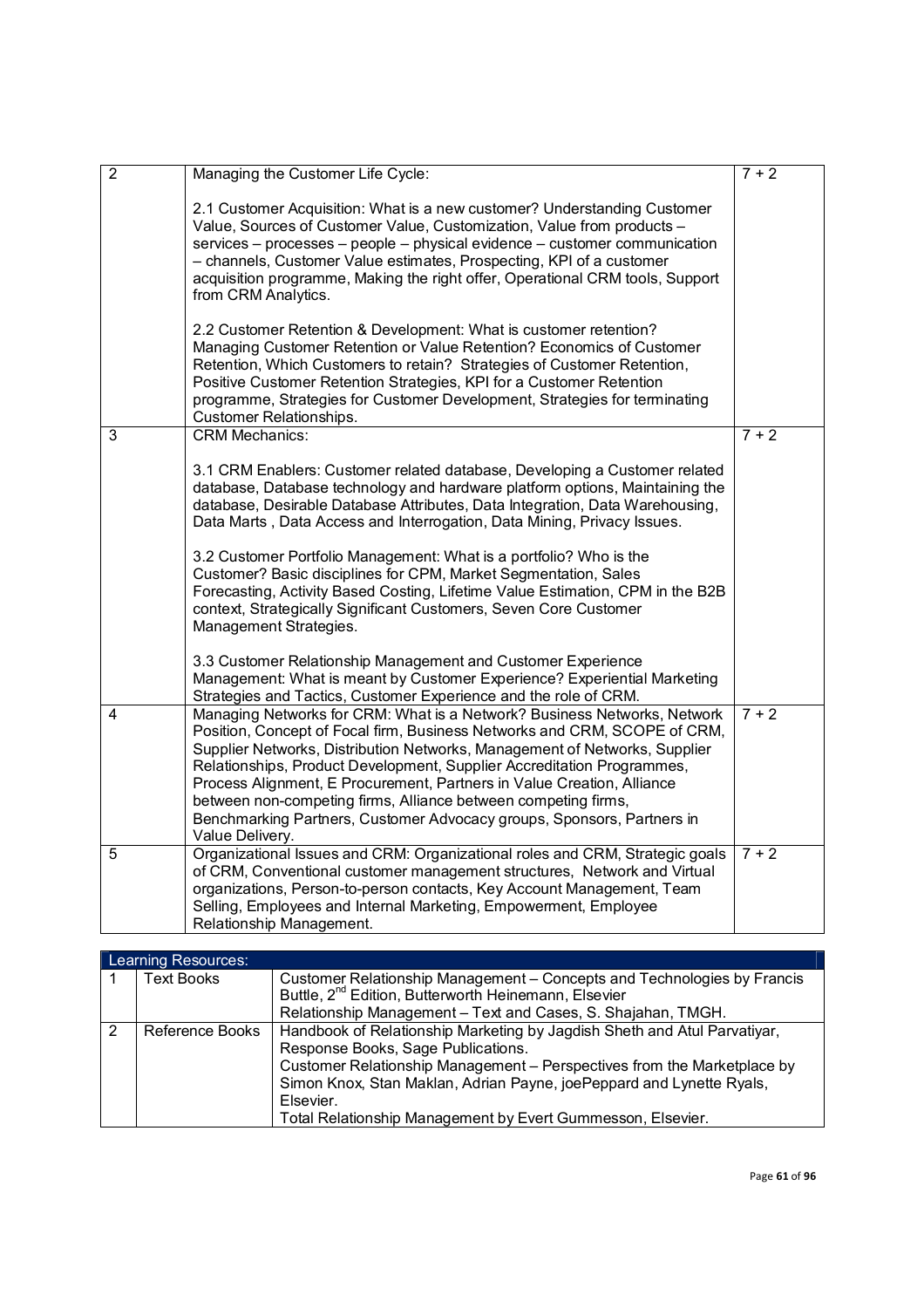| | | |
|---|---|---|
| 2 | Managing the Customer Life Cycle:<br><br>2.1 Customer Acquisition: What is a new customer? Understanding Customer Value, Sources of Customer Value, Customization, Value from products – services – processes – people – physical evidence – customer communication – channels, Customer Value estimates, Prospecting, KPI of a customer acquisition programme, Making the right offer, Operational CRM tools, Support from CRM Analytics.<br><br>2.2 Customer Retention & Development: What is customer retention? Managing Customer Retention or Value Retention? Economics of Customer Retention, Which Customers to retain? Strategies of Customer Retention, Positive Customer Retention Strategies, KPI for a Customer Retention programme, Strategies for Customer Development, Strategies for terminating Customer Relationships. | 7 + 2 |
| 3 | CRM Mechanics:<br><br>3.1 CRM Enablers: Customer related database, Developing a Customer related database, Database technology and hardware platform options, Maintaining the database, Desirable Database Attributes, Data Integration, Data Warehousing, Data Marts , Data Access and Interrogation, Data Mining, Privacy Issues.<br><br>3.2 Customer Portfolio Management: What is a portfolio? Who is the Customer? Basic disciplines for CPM, Market Segmentation, Sales Forecasting, Activity Based Costing, Lifetime Value Estimation, CPM in the B2B context, Strategically Significant Customers, Seven Core Customer Management Strategies.<br><br>3.3 Customer Relationship Management and Customer Experience Management: What is meant by Customer Experience? Experiential Marketing Strategies and Tactics, Customer Experience and the role of CRM. | 7 + 2 |
| 4 | Managing Networks for CRM: What is a Network? Business Networks, Network Position, Concept of Focal firm, Business Networks and CRM, SCOPE of CRM, Supplier Networks, Distribution Networks, Management of Networks, Supplier Relationships, Product Development, Supplier Accreditation Programmes, Process Alignment, E Procurement, Partners in Value Creation, Alliance between non-competing firms, Alliance between competing firms, Benchmarking Partners, Customer Advocacy groups, Sponsors, Partners in Value Delivery. | 7 + 2 |
| 5 | Organizational Issues and CRM: Organizational roles and CRM, Strategic goals of CRM, Conventional customer management structures, Network and Virtual organizations, Person-to-person contacts, Key Account Management, Team Selling, Employees and Internal Marketing, Empowerment, Employee Relationship Management. | 7 + 2 |

| Learning Resources: | | |
|---|---|---|
| 1 | Text Books | Customer Relationship Management – Concepts and Technologies by Francis Buttle, 2nd Edition, Butterworth Heinemann, Elsevier<br>Relationship Management – Text and Cases, S. Shajahan, TMGH. |
| 2 | Reference Books | Handbook of Relationship Marketing by Jagdish Sheth and Atul Parvatiyar, Response Books, Sage Publications.<br>Customer Relationship Management – Perspectives from the Marketplace by Simon Knox, Stan Maklan, Adrian Payne, joePeppard and Lynette Ryals, Elsevier.<br>Total Relationship Management by Evert Gummesson, Elsevier. |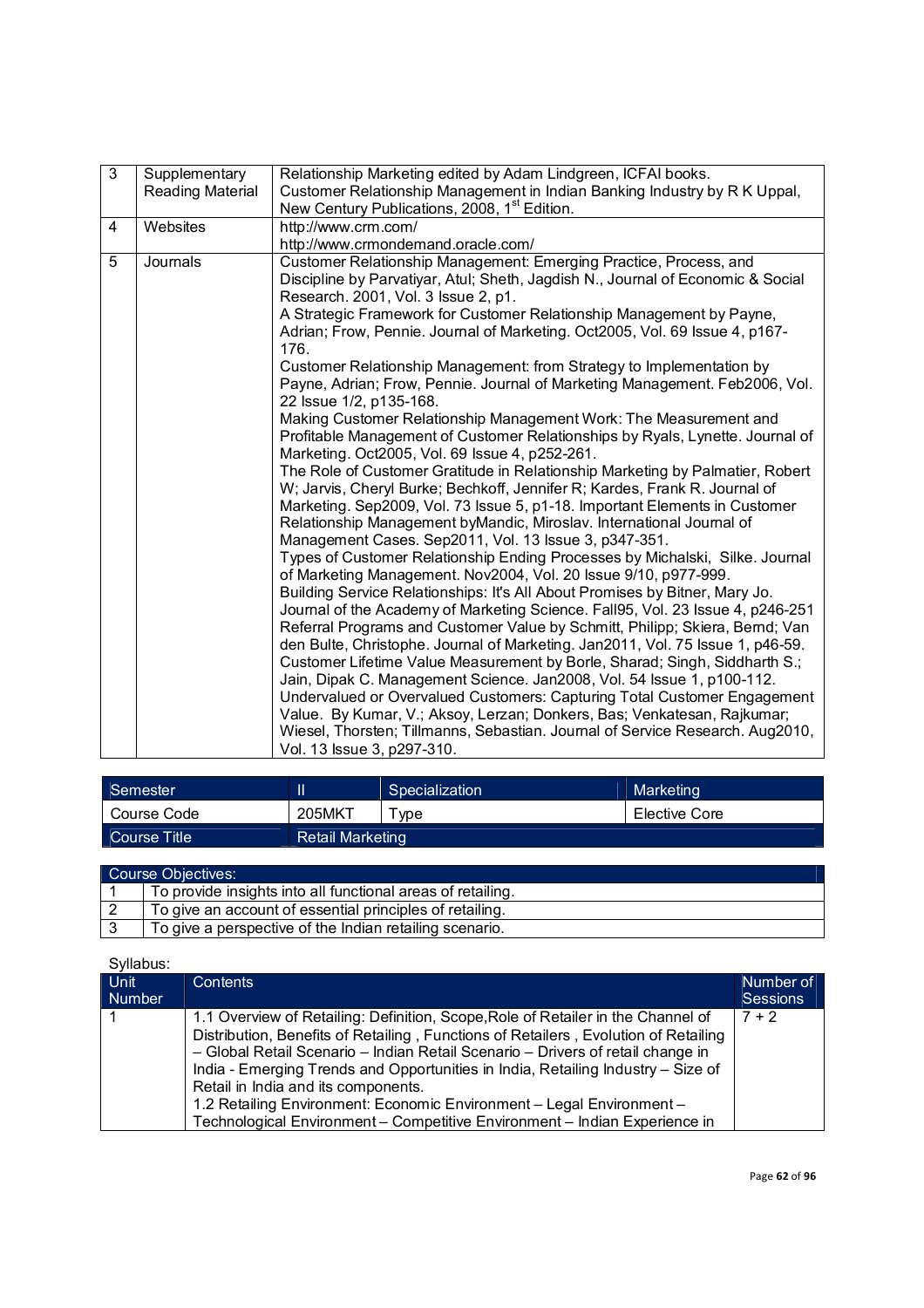| 3 | Supplementary Reading Material | Relationship Marketing edited by Adam Lindgreen, ICFAI books. Customer Relationship Management in Indian Banking Industry by R K Uppal, New Century Publications, 2008, 1st Edition. |
|---|---|---|
| 4 | Websites | http://www.crm.com/ http://www.crmondemand.oracle.com/ |
| 5 | Journals | Customer Relationship Management: Emerging Practice, Process, and Discipline by Parvatiyar, Atul; Sheth, Jagdish N., Journal of Economic & Social Research. 2001, Vol. 3 Issue 2, p1. A Strategic Framework for Customer Relationship Management by Payne, Adrian; Frow, Pennie. Journal of Marketing. Oct2005, Vol. 69 Issue 4, p167-176. Customer Relationship Management: from Strategy to Implementation by Payne, Adrian; Frow, Pennie. Journal of Marketing Management. Feb2006, Vol. 22 Issue 1/2, p135-168. Making Customer Relationship Management Work: The Measurement and Profitable Management of Customer Relationships by Ryals, Lynette. Journal of Marketing. Oct2005, Vol. 69 Issue 4, p252-261. The Role of Customer Gratitude in Relationship Marketing by Palmatier, Robert W; Jarvis, Cheryl Burke; Bechkoff, Jennifer R; Kardes, Frank R. Journal of Marketing. Sep2009, Vol. 73 Issue 5, p1-18. Important Elements in Customer Relationship Management byMandic, Miroslav. International Journal of Management Cases. Sep2011, Vol. 13 Issue 3, p347-351. Types of Customer Relationship Ending Processes by Michalski, Silke. Journal of Marketing Management. Nov2004, Vol. 20 Issue 9/10, p977-999. Building Service Relationships: It's All About Promises by Bitner, Mary Jo. Journal of the Academy of Marketing Science. Fall95, Vol. 23 Issue 4, p246-251 Referral Programs and Customer Value by Schmitt, Philipp; Skiera, Bernd; Van den Bulte, Christophe. Journal of Marketing. Jan2011, Vol. 75 Issue 1, p46-59. Customer Lifetime Value Measurement by Borle, Sharad; Singh, Siddharth S.; Jain, Dipak C. Management Science. Jan2008, Vol. 54 Issue 1, p100-112. Undervalued or Overvalued Customers: Capturing Total Customer Engagement Value. By Kumar, V.; Aksoy, Lerzan; Donkers, Bas; Venkatesan, Rajkumar; Wiesel, Thorsten; Tillmanns, Sebastian. Journal of Service Research. Aug2010, Vol. 13 Issue 3, p297-310. |

| Semester | II | Specialization | Marketing |
|---|---|---|---|
| Course Code | 205MKT | Type | Elective Core |
| Course Title | Retail Marketing | | |

| Course Objectives: | |
|---|---|
| 1 | To provide insights into all functional areas of retailing. |
| 2 | To give an account of essential principles of retailing. |
| 3 | To give a perspective of the Indian retailing scenario. |

Syllabus:

| Unit Number | Contents | Number of Sessions |
|---|---|---|
| 1 | 1.1 Overview of Retailing: Definition, Scope,Role of Retailer in the Channel of Distribution, Benefits of Retailing , Functions of Retailers , Evolution of Retailing – Global Retail Scenario – Indian Retail Scenario – Drivers of retail change in India - Emerging Trends and Opportunities in India, Retailing Industry – Size of Retail in India and its components. 1.2 Retailing Environment: Economic Environment – Legal Environment – Technological Environment – Competitive Environment – Indian Experience in | 7 + 2 |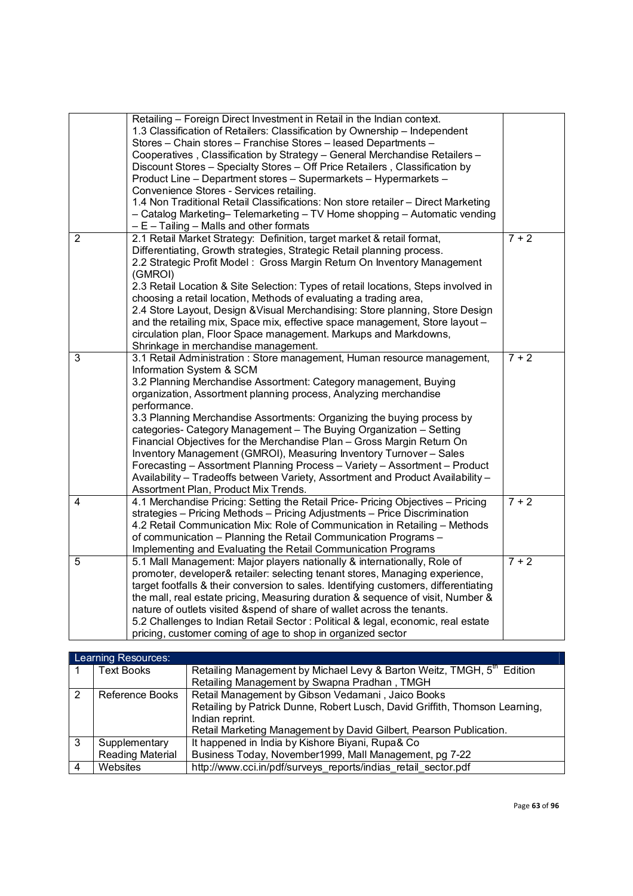| | | |
|---|---|---|
| | Retailing – Foreign Direct Investment in Retail in the Indian context.<br>1.3 Classification of Retailers: Classification by Ownership – Independent Stores – Chain stores – Franchise Stores – leased Departments – Cooperatives , Classification by Strategy – General Merchandise Retailers – Discount Stores – Specialty Stores – Off Price Retailers , Classification by Product Line – Department stores – Supermarkets – Hypermarkets – Convenience Stores - Services retailing.<br>1.4 Non Traditional Retail Classifications: Non store retailer – Direct Marketing – Catalog Marketing– Telemarketing – TV Home shopping – Automatic vending – E – Tailing – Malls and other formats | |
| 2 | 2.1 Retail Market Strategy: Definition, target market & retail format, Differentiating, Growth strategies, Strategic Retail planning process.<br>2.2 Strategic Profit Model : Gross Margin Return On Inventory Management (GMROI)<br>2.3 Retail Location & Site Selection: Types of retail locations, Steps involved in choosing a retail location, Methods of evaluating a trading area,<br>2.4 Store Layout, Design &Visual Merchandising: Store planning, Store Design and the retailing mix, Space mix, effective space management, Store layout – circulation plan, Floor Space management. Markups and Markdowns, Shrinkage in merchandise management. | 7 + 2 |
| 3 | 3.1 Retail Administration : Store management, Human resource management, Information System & SCM<br>3.2 Planning Merchandise Assortment: Category management, Buying organization, Assortment planning process, Analyzing merchandise performance.<br>3.3 Planning Merchandise Assortments: Organizing the buying process by categories- Category Management – The Buying Organization – Setting Financial Objectives for the Merchandise Plan – Gross Margin Return On Inventory Management (GMROI), Measuring Inventory Turnover – Sales Forecasting – Assortment Planning Process – Variety – Assortment – Product Availability – Tradeoffs between Variety, Assortment and Product Availability – Assortment Plan, Product Mix Trends. | 7 + 2 |
| 4 | 4.1 Merchandise Pricing: Setting the Retail Price- Pricing Objectives – Pricing strategies – Pricing Methods – Pricing Adjustments – Price Discrimination<br>4.2 Retail Communication Mix: Role of Communication in Retailing – Methods of communication – Planning the Retail Communication Programs – Implementing and Evaluating the Retail Communication Programs | 7 + 2 |
| 5 | 5.1 Mall Management: Major players nationally & internationally, Role of promoter, developer& retailer: selecting tenant stores, Managing experience, target footfalls & their conversion to sales. Identifying customers, differentiating the mall, real estate pricing, Measuring duration & sequence of visit, Number & nature of outlets visited &spend of share of wallet across the tenants.<br>5.2 Challenges to Indian Retail Sector : Political & legal, economic, real estate pricing, customer coming of age to shop in organized sector | 7 + 2 |

| Learning Resources: | | |
|---|---|---|
| 1 | Text Books | Retailing Management by Michael Levy & Barton Weitz, TMGH, 5th Edition<br>Retailing Management by Swapna Pradhan , TMGH |
| 2 | Reference Books | Retail Management by Gibson Vedamani , Jaico Books<br>Retailing by Patrick Dunne, Robert Lusch, David Griffith, Thomson Learning, Indian reprint.<br>Retail Marketing Management by David Gilbert, Pearson Publication. |
| 3 | Supplementary Reading Material | It happened in India by Kishore Biyani, Rupa& Co<br>Business Today, November1999, Mall Management, pg 7-22 |
| 4 | Websites | http://www.cci.in/pdf/surveys_reports/indias_retail_sector.pdf |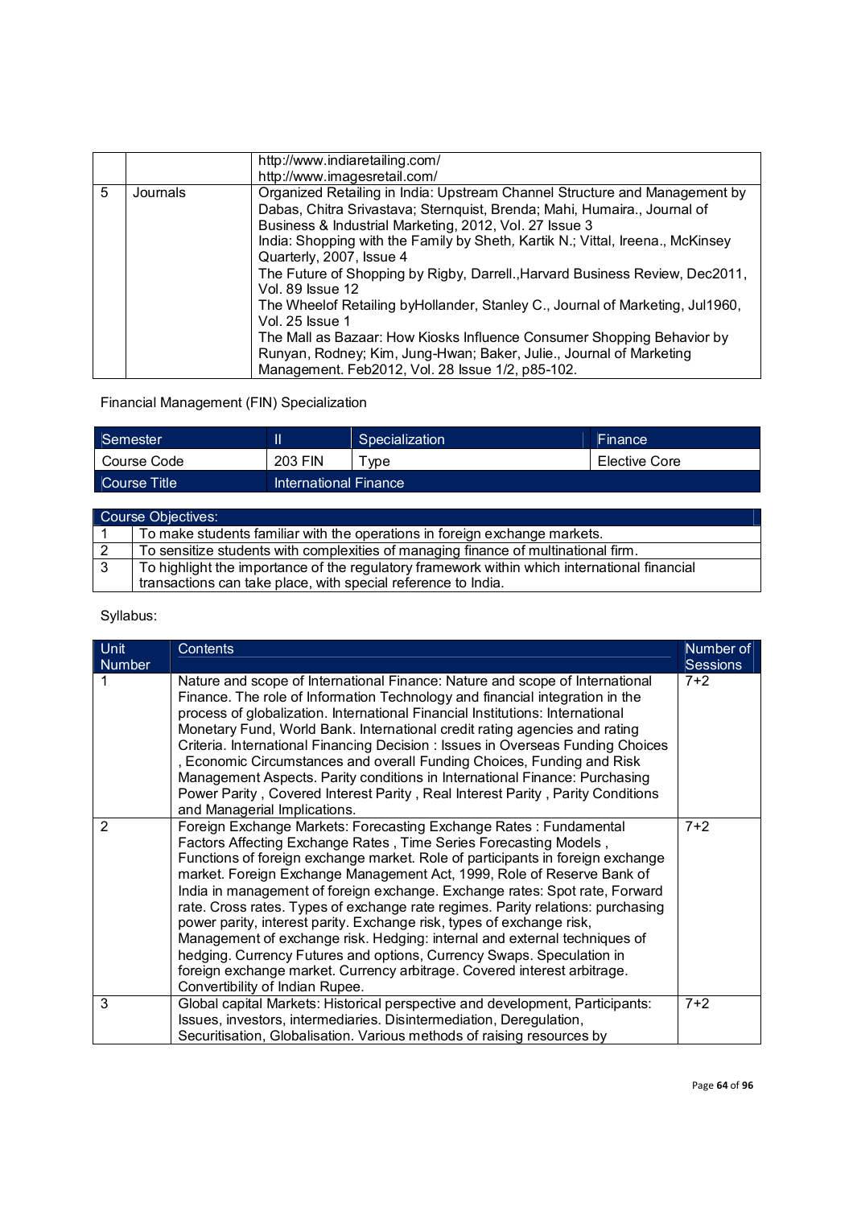| | | |
|---|---|---|
| | | http://www.indiaretailing.com/<br>http://www.imagesretail.com/ |
| 5 | Journals | Organized Retailing in India: Upstream Channel Structure and Management by Dabas, Chitra Srivastava; Sternquist, Brenda; Mahi, Humaira., Journal of Business & Industrial Marketing, 2012, Vol. 27 Issue 3<br>India: Shopping with the Family by Sheth, Kartik N.; Vittal, Ireena., McKinsey Quarterly, 2007, Issue 4<br>The Future of Shopping by Rigby, Darrell.,Harvard Business Review, Dec2011, Vol. 89 Issue 12<br>The Wheelof Retailing byHollander, Stanley C., Journal of Marketing, Jul1960, Vol. 25 Issue 1<br>The Mall as Bazaar: How Kiosks Influence Consumer Shopping Behavior by Runyan, Rodney; Kim, Jung-Hwan; Baker, Julie., Journal of Marketing Management. Feb2012, Vol. 28 Issue 1/2, p85-102. |

Financial Management (FIN) Specialization

| Semester | II | Specialization | Finance |
|---|---|---|---|
| Course Code | 203 FIN | Type | Elective Core |
| Course Title | International Finance | | |

| Course Objectives: | |
|---|---|
| 1 | To make students familiar with the operations in foreign exchange markets. |
| 2 | To sensitize students with complexities of managing finance of multinational firm. |
| 3 | To highlight the importance of the regulatory framework within which international financial transactions can take place, with special reference to India. |

Syllabus:

| Unit Number | Contents | Number of Sessions |
|---|---|---|
| 1 | Nature and scope of International Finance: Nature and scope of International Finance. The role of Information Technology and financial integration in the process of globalization. International Financial Institutions: International Monetary Fund, World Bank. International credit rating agencies and rating Criteria. International Financing Decision : Issues in Overseas Funding Choices , Economic Circumstances and overall Funding Choices, Funding and Risk Management Aspects. Parity conditions in International Finance: Purchasing Power Parity , Covered Interest Parity , Real Interest Parity , Parity Conditions and Managerial Implications. | 7+2 |
| 2 | Foreign Exchange Markets: Forecasting Exchange Rates : Fundamental Factors Affecting Exchange Rates , Time Series Forecasting Models , Functions of foreign exchange market. Role of participants in foreign exchange market. Foreign Exchange Management Act, 1999, Role of Reserve Bank of India in management of foreign exchange. Exchange rates: Spot rate, Forward rate. Cross rates. Types of exchange rate regimes. Parity relations: purchasing power parity, interest parity. Exchange risk, types of exchange risk, Management of exchange risk. Hedging: internal and external techniques of hedging. Currency Futures and options, Currency Swaps. Speculation in foreign exchange market. Currency arbitrage. Covered interest arbitrage. Convertibility of Indian Rupee. | 7+2 |
| 3 | Global capital Markets: Historical perspective and development, Participants: Issues, investors, intermediaries. Disintermediation, Deregulation, Securitisation, Globalisation. Various methods of raising resources by | 7+2 |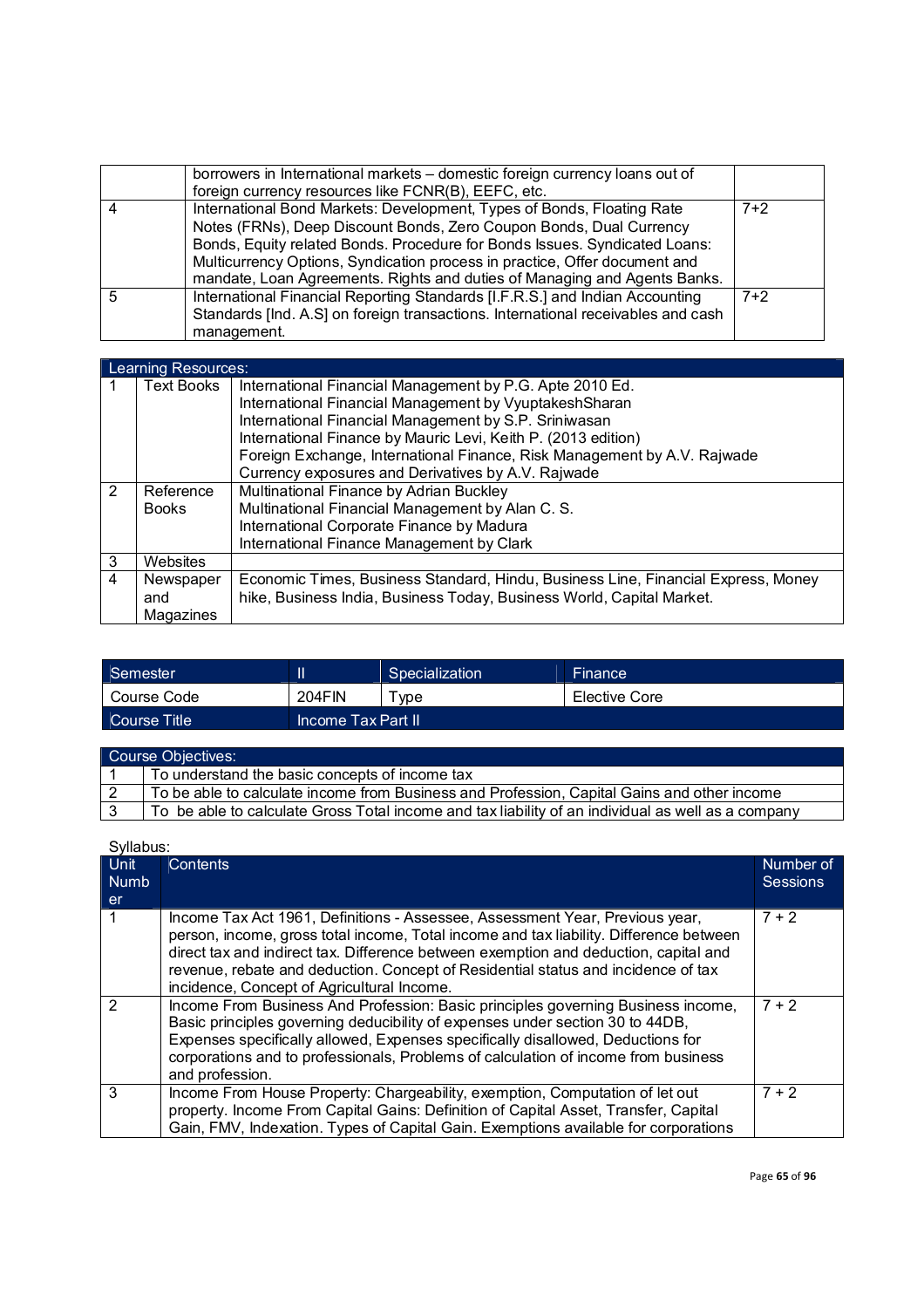|  | borrowers in International markets – domestic foreign currency loans out of foreign currency resources like FCNR(B), EEFC, etc. |  |
|---|---|---|
| 4 | International Bond Markets: Development, Types of Bonds, Floating Rate Notes (FRNs), Deep Discount Bonds, Zero Coupon Bonds, Dual Currency Bonds, Equity related Bonds. Procedure for Bonds Issues. Syndicated Loans: Multicurrency Options, Syndication process in practice, Offer document and mandate, Loan Agreements. Rights and duties of Managing and Agents Banks. | 7+2 |
| 5 | International Financial Reporting Standards [I.F.R.S.] and Indian Accounting Standards [Ind. A.S] on foreign transactions. International receivables and cash management. | 7+2 |

| Learning Resources: | | |
|---|---|---|
| 1 | Text Books | International Financial Management by P.G. Apte 2010 Ed.<br>International Financial Management by VyuptakeshSharan<br>International Financial Management by S.P. Sriniwasan<br>International Finance by Mauric Levi, Keith P. (2013 edition)<br>Foreign Exchange, International Finance, Risk Management by A.V. Rajwade<br>Currency exposures and Derivatives by A.V. Rajwade |
| 2 | Reference Books | Multinational Finance by Adrian Buckley<br>Multinational Financial Management by Alan C. S.<br>International Corporate Finance by Madura<br>International Finance Management by Clark |
| 3 | Websites | |
| 4 | Newspaper and Magazines | Economic Times, Business Standard, Hindu, Business Line, Financial Express, Money hike, Business India, Business Today, Business World, Capital Market. |

| Semester | II | Specialization | Finance |
|---|---|---|---|
| Course Code | 204FIN | Type | Elective Core |
| Course Title | Income Tax Part II | | |

| Course Objectives: | |
|---|---|
| 1 | To understand the basic concepts of income tax |
| 2 | To be able to calculate income from Business and Profession, Capital Gains and other income |
| 3 | To be able to calculate Gross Total income and tax liability of an individual as well as a company |

Syllabus:

| Unit Number | Contents | Number of Sessions |
|---|---|---|
| 1 | Income Tax Act 1961, Definitions - Assessee, Assessment Year, Previous year, person, income, gross total income, Total income and tax liability. Difference between direct tax and indirect tax. Difference between exemption and deduction, capital and revenue, rebate and deduction. Concept of Residential status and incidence of tax incidence, Concept of Agricultural Income. | 7 + 2 |
| 2 | Income From Business And Profession: Basic principles governing Business income, Basic principles governing deducibility of expenses under section 30 to 44DB, Expenses specifically allowed, Expenses specifically disallowed, Deductions for corporations and to professionals, Problems of calculation of income from business and profession. | 7 + 2 |
| 3 | Income From House Property: Chargeability, exemption, Computation of let out property. Income From Capital Gains: Definition of Capital Asset, Transfer, Capital Gain, FMV, Indexation. Types of Capital Gain. Exemptions available for corporations | 7 + 2 |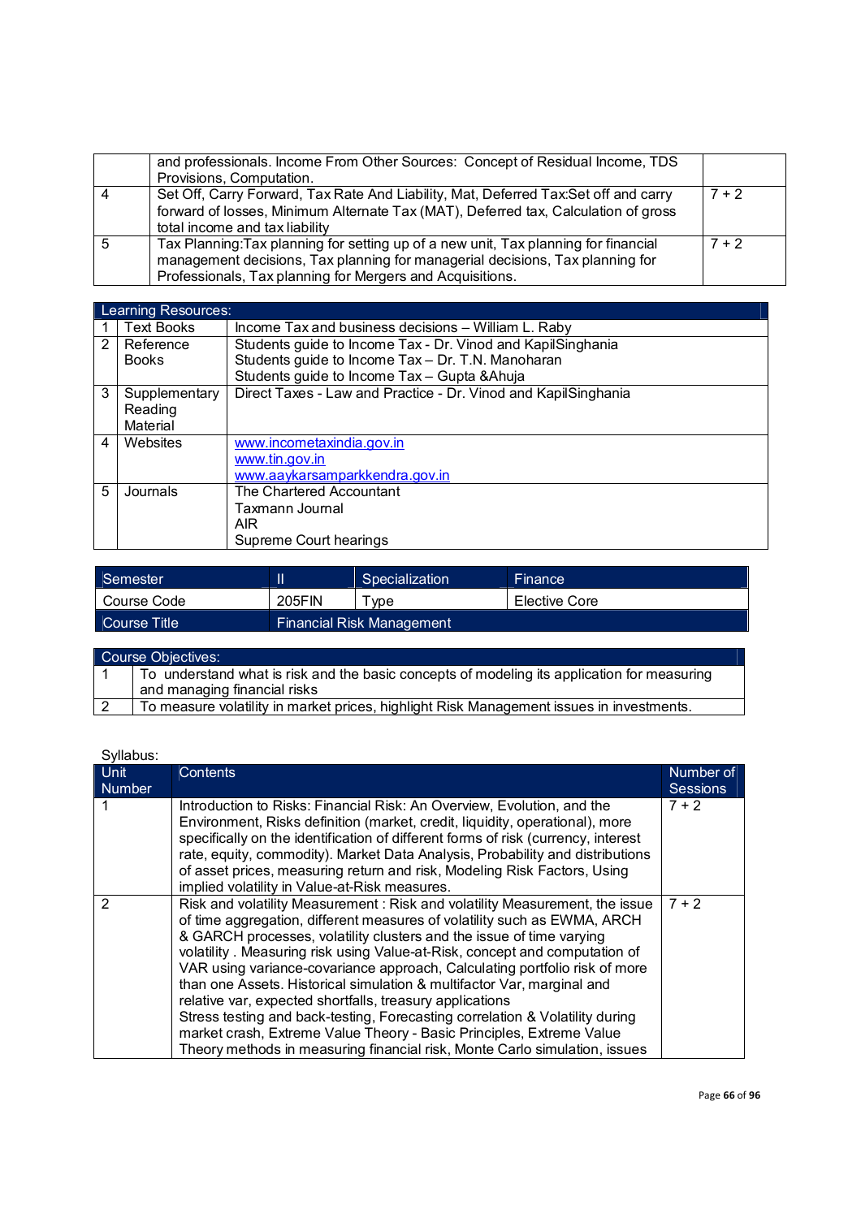| | | |
|---|---|---|
| | and professionals. Income From Other Sources: Concept of Residual Income, TDS Provisions, Computation. | |
| 4 | Set Off, Carry Forward, Tax Rate And Liability, Mat, Deferred Tax:Set off and carry forward of losses, Minimum Alternate Tax (MAT), Deferred tax, Calculation of gross total income and tax liability | 7 + 2 |
| 5 | Tax Planning:Tax planning for setting up of a new unit, Tax planning for financial management decisions, Tax planning for managerial decisions, Tax planning for Professionals, Tax planning for Mergers and Acquisitions. | 7 + 2 |

| Learning Resources: | | |
|---|---|---|
| 1 | Text Books | Income Tax and business decisions – William L. Raby |
| 2 | Reference Books | Students guide to Income Tax - Dr. Vinod and KapilSinghania<br>Students guide to Income Tax – Dr. T.N. Manoharan<br>Students guide to Income Tax – Gupta &Ahuja |
| 3 | Supplementary Reading Material | Direct Taxes - Law and Practice - Dr. Vinod and KapilSinghania |
| 4 | Websites | www.incometaxindia.gov.in<br>www.tin.gov.in<br>www.aaykarsamparkkendra.gov.in |
| 5 | Journals | The Chartered Accountant<br>Taxmann Journal<br>AIR<br>Supreme Court hearings |

| Semester | II | Specialization | Finance |
|---|---|---|---|
| Course Code | 205FIN | Type | Elective Core |
| Course Title | Financial Risk Management | | |

| Course Objectives: | |
|---|---|
| 1 | To understand what is risk and the basic concepts of modeling its application for measuring and managing financial risks |
| 2 | To measure volatility in market prices, highlight Risk Management issues in investments. |

Syllabus:

| Unit Number | Contents | Number of Sessions |
|---|---|---|
| 1 | Introduction to Risks: Financial Risk: An Overview, Evolution, and the Environment, Risks definition (market, credit, liquidity, operational), more specifically on the identification of different forms of risk (currency, interest rate, equity, commodity). Market Data Analysis, Probability and distributions of asset prices, measuring return and risk, Modeling Risk Factors, Using implied volatility in Value-at-Risk measures. | 7 + 2 |
| 2 | Risk and volatility Measurement : Risk and volatility Measurement, the issue of time aggregation, different measures of volatility such as EWMA, ARCH & GARCH processes, volatility clusters and the issue of time varying volatility . Measuring risk using Value-at-Risk, concept and computation of VAR using variance-covariance approach, Calculating portfolio risk of more than one Assets. Historical simulation & multifactor Var, marginal and relative var, expected shortfalls, treasury applications<br>Stress testing and back-testing, Forecasting correlation & Volatility during market crash, Extreme Value Theory - Basic Principles, Extreme Value Theory methods in measuring financial risk, Monte Carlo simulation, issues | 7 + 2 |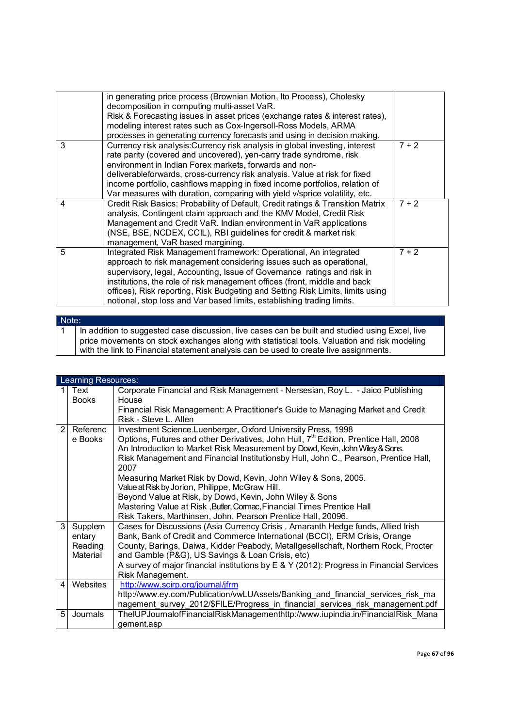| | | |
|---|---|---|
| | in generating price process (Brownian Motion, Ito Process), Cholesky decomposition in computing multi-asset VaR.<br>Risk & Forecasting issues in asset prices (exchange rates & interest rates), modeling interest rates such as Cox-Ingersoll-Ross Models, ARMA processes in generating currency forecasts and using in decision making. | |
| 3 | Currency risk analysis:Currency risk analysis in global investing, interest rate parity (covered and uncovered), yen-carry trade syndrome, risk environment in Indian Forex markets, forwards and non-deliverableforwards, cross-currency risk analysis. Value at risk for fixed income portfolio, cashflows mapping in fixed income portfolios, relation of Var measures with duration, comparing with yield v/sprice volatility, etc. | 7 + 2 |
| 4 | Credit Risk Basics: Probability of Default, Credit ratings & Transition Matrix analysis, Contingent claim approach and the KMV Model, Credit Risk Management and Credit VaR. Indian environment in VaR applications (NSE, BSE, NCDEX, CCIL), RBI guidelines for credit & market risk management, VaR based margining. | 7 + 2 |
| 5 | Integrated Risk Management framework: Operational, An integrated approach to risk management considering issues such as operational, supervisory, legal, Accounting, Issue of Governance ratings and risk in institutions, the role of risk management offices (front, middle and back offices), Risk reporting, Risk Budgeting and Setting Risk Limits, limits using notional, stop loss and Var based limits, establishing trading limits. | 7 + 2 |

| Note: | |
|---|---|
| 1 | In addition to suggested case discussion, live cases can be built and studied using Excel, live price movements on stock exchanges along with statistical tools. Valuation and risk modeling with the link to Financial statement analysis can be used to create live assignments. |

| Learning Resources: | | |
|---|---|---|
| 1 | Text Books | Corporate Financial and Risk Management - Nersesian, Roy L. - Jaico Publishing House<br>Financial Risk Management: A Practitioner's Guide to Managing Market and Credit Risk - Steve L. Allen |
| 2 | Reference Books | Investment Science.Luenberger, Oxford University Press, 1998<br>Options, Futures and other Derivatives, John Hull, 7th Edition, Prentice Hall, 2008<br>An Introduction to Market Risk Measurement by Dowd, Kevin, John Wiley & Sons.<br>Risk Management and Financial Institutionsby Hull, John C., Pearson, Prentice Hall, 2007<br>Measuring Market Risk by Dowd, Kevin, John Wiley & Sons, 2005.<br>Value at Risk by Jorion, Philippe, McGraw Hill.<br>Beyond Value at Risk, by Dowd, Kevin, John Wiley & Sons<br>Mastering Value at Risk ,Butler, Cormac, Financial Times Prentice Hall<br>Risk Takers, Marthinsen, John, Pearson Prentice Hall, 20096. |
| 3 | Supplementary Reading Material | Cases for Discussions (Asia Currency Crisis , Amaranth Hedge funds, Allied Irish Bank, Bank of Credit and Commerce International (BCCI), ERM Crisis, Orange County, Barings, Daiwa, Kidder Peabody, Metallgesellschaft, Northern Rock, Procter and Gamble (P&G), US Savings & Loan Crisis, etc)<br>A survey of major financial institutions by E & Y (2012): Progress in Financial Services Risk Management. |
| 4 | Websites | http://www.scirp.org/journal/jfrm<br>http://www.ey.com/Publication/vwLUAssets/Banking_and_financial_services_risk_management_survey_2012/$FILE/Progress_in_financial_services_risk_management.pdf |
| 5 | Journals | TheIUPJournalofFinancialRiskManagementhttp://www.iupindia.in/FinancialRisk_Management.asp |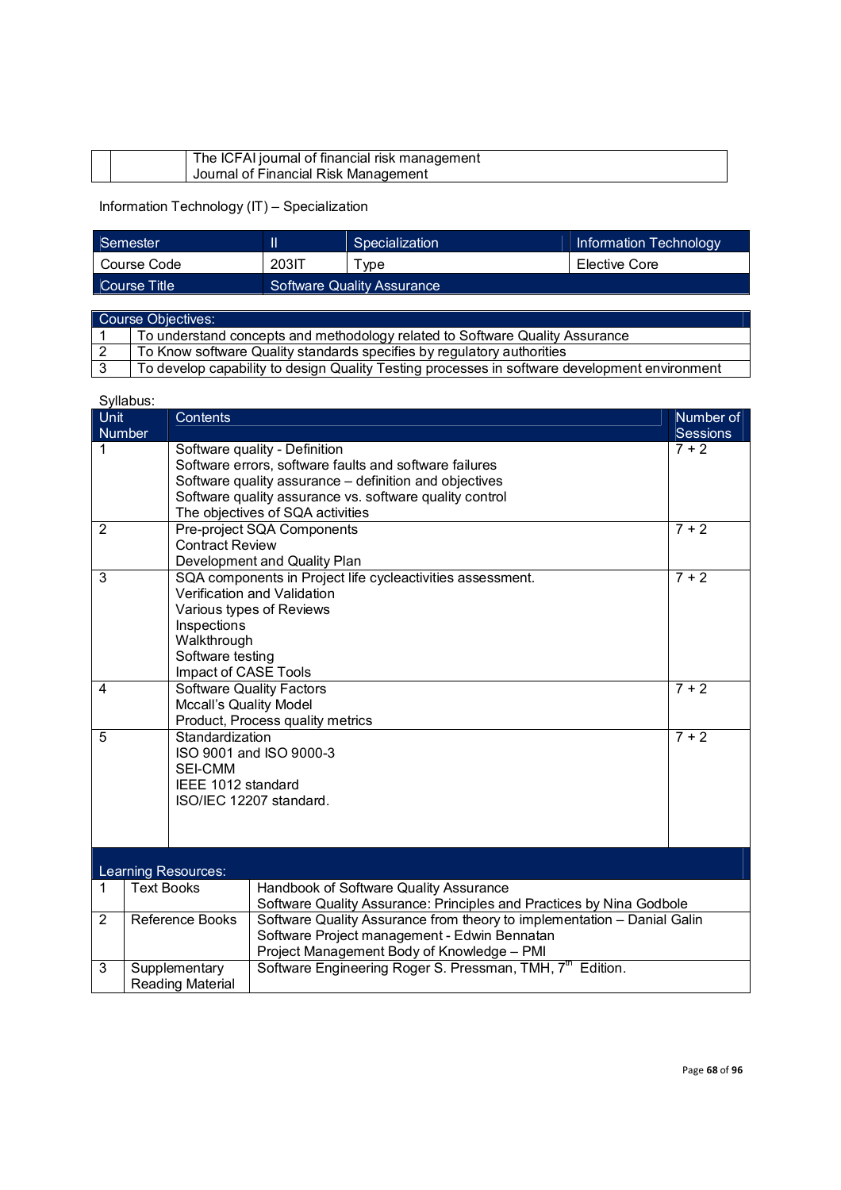| | | The ICFAI journal of financial risk management<br>Journal of Financial Risk Management |
|---|---|---|

Information Technology (IT) – Specialization

| Semester | II | Specialization | Information Technology |
|---|---|---|---|
| Course Code | 203IT | Type | Elective Core |
| Course Title | Software Quality Assurance | | |

| Course Objectives: | |
|---|---|
| 1 | To understand concepts and methodology related to Software Quality Assurance |
| 2 | To Know software Quality standards specifies by regulatory authorities |
| 3 | To develop capability to design Quality Testing processes in software development environment |

Syllabus:

| Unit Number | Contents | Number of Sessions |
|---|---|---|
| 1 | Software quality - Definition<br>Software errors, software faults and software failures<br>Software quality assurance – definition and objectives<br>Software quality assurance vs. software quality control<br>The objectives of SQA activities | 7 + 2 |
| 2 | Pre-project SQA Components<br>Contract Review<br>Development and Quality Plan | 7 + 2 |
| 3 | SQA components in Project life cycleactivities assessment.<br>Verification and Validation<br>Various types of Reviews<br>Inspections<br>Walkthrough<br>Software testing<br>Impact of CASE Tools | 7 + 2 |
| 4 | Software Quality Factors<br>Mccall's Quality Model<br>Product, Process quality metrics | 7 + 2 |
| 5 | Standardization<br>ISO 9001 and ISO 9000-3<br>SEI-CMM<br>IEEE 1012 standard<br>ISO/IEC 12207 standard. | 7 + 2 |

| Learning Resources: | | |
|---|---|---|
| 1 | Text Books | Handbook of Software Quality Assurance<br>Software Quality Assurance: Principles and Practices by Nina Godbole |
| 2 | Reference Books | Software Quality Assurance from theory to implementation – Danial Galin<br>Software Project management - Edwin Bennatan<br>Project Management Body of Knowledge – PMI |
| 3 | Supplementary Reading Material | Software Engineering Roger S. Pressman, TMH, 7th Edition. |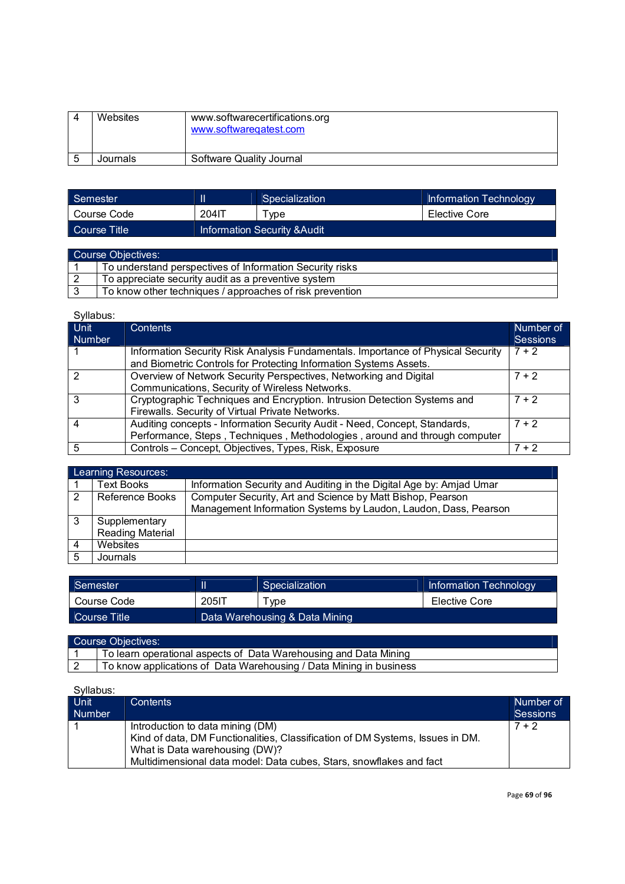| 4 | Websites | www.softwarecertifications.org<br>www.softwareqatest.com |
|---|---|---|
| 5 | Journals | Software Quality Journal |

| Semester | II | Specialization | Information Technology |
|---|---|---|---|
| Course Code | 204IT | Type | Elective Core |
| Course Title | Information Security &Audit | | |

| Course Objectives: | |
|---|---|
| 1 | To understand perspectives of Information Security risks |
| 2 | To appreciate security audit as a preventive system |
| 3 | To know other techniques / approaches of risk prevention |

Syllabus:

| Unit Number | Contents | Number of Sessions |
|---|---|---|
| 1 | Information Security Risk Analysis Fundamentals. Importance of Physical Security and Biometric Controls for Protecting Information Systems Assets. | 7 + 2 |
| 2 | Overview of Network Security Perspectives, Networking and Digital Communications, Security of Wireless Networks. | 7 + 2 |
| 3 | Cryptographic Techniques and Encryption. Intrusion Detection Systems and Firewalls. Security of Virtual Private Networks. | 7 + 2 |
| 4 | Auditing concepts - Information Security Audit - Need, Concept, Standards, Performance, Steps , Techniques , Methodologies , around and through computer | 7 + 2 |
| 5 | Controls – Concept, Objectives, Types, Risk, Exposure | 7 + 2 |

| Learning Resources: | | |
|---|---|---|
| 1 | Text Books | Information Security and Auditing in the Digital Age by: Amjad Umar |
| 2 | Reference Books | Computer Security, Art and Science by Matt Bishop, Pearson<br>Management Information Systems by Laudon, Laudon, Dass, Pearson |
| 3 | Supplementary Reading Material | |
| 4 | Websites | |
| 5 | Journals | |

| Semester | II | Specialization | Information Technology |
|---|---|---|---|
| Course Code | 205IT | Type | Elective Core |
| Course Title | Data Warehousing & Data Mining | | |

| Course Objectives: | |
|---|---|
| 1 | To learn operational aspects of Data Warehousing and Data Mining |
| 2 | To know applications of Data Warehousing / Data Mining in business |

Syllabus:

| Unit Number | Contents | Number of Sessions |
|---|---|---|
| 1 | Introduction to data mining (DM)<br>Kind of data, DM Functionalities, Classification of DM Systems, Issues in DM.<br>What is Data warehousing (DW)?<br>Multidimensional data model: Data cubes, Stars, snowflakes and fact | 7 + 2 |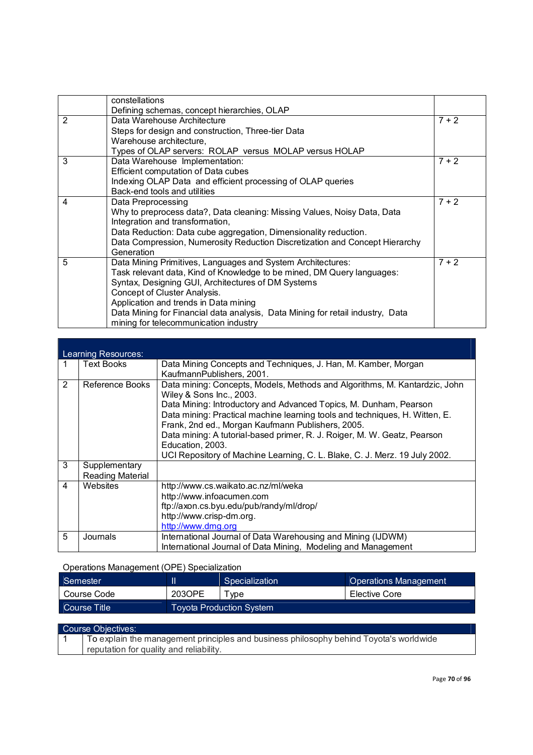|  | constellations<br>Defining schemas, concept hierarchies, OLAP |  |
|---|---|---|
| 2 | Data Warehouse Architecture<br>Steps for design and construction, Three-tier Data Warehouse architecture,<br>Types of OLAP servers: ROLAP versus MOLAP versus HOLAP | 7 + 2 |
| 3 | Data Warehouse Implementation:<br>Efficient computation of Data cubes<br>Indexing OLAP Data and efficient processing of OLAP queries<br>Back-end tools and utilities | 7 + 2 |
| 4 | Data Preprocessing<br>Why to preprocess data?, Data cleaning: Missing Values, Noisy Data, Data Integration and transformation,<br>Data Reduction: Data cube aggregation, Dimensionality reduction.<br>Data Compression, Numerosity Reduction Discretization and Concept Hierarchy Generation | 7 + 2 |
| 5 | Data Mining Primitives, Languages and System Architectures:<br>Task relevant data, Kind of Knowledge to be mined, DM Query languages: Syntax, Designing GUI, Architectures of DM Systems<br>Concept of Cluster Analysis.<br>Application and trends in Data mining<br>Data Mining for Financial data analysis, Data Mining for retail industry, Data mining for telecommunication industry | 7 + 2 |

| Learning Resources: | | |
|---|---|---|
| 1 | Text Books | Data Mining Concepts and Techniques, J. Han, M. Kamber, Morgan KaufmannPublishers, 2001. |
| 2 | Reference Books | Data mining: Concepts, Models, Methods and Algorithms, M. Kantardzic, John Wiley & Sons Inc., 2003.<br>Data Mining: Introductory and Advanced Topics, M. Dunham, Pearson<br>Data mining: Practical machine learning tools and techniques, H. Witten, E. Frank, 2nd ed., Morgan Kaufmann Publishers, 2005.<br>Data mining: A tutorial-based primer, R. J. Roiger, M. W. Geatz, Pearson Education, 2003.<br>UCI Repository of Machine Learning, C. L. Blake, C. J. Merz. 19 July 2002. |
| 3 | Supplementary Reading Material | |
| 4 | Websites | http://www.cs.waikato.ac.nz/ml/weka<br>http://www.infoacumen.com<br>ftp://axon.cs.byu.edu/pub/randy/ml/drop/<br>http://www.crisp-dm.org.<br>http://www.dmg.org |
| 5 | Journals | International Journal of Data Warehousing and Mining (IJDWM)<br>International Journal of Data Mining, Modeling and Management |

Operations Management (OPE) Specialization

| Semester | II | Specialization | Operations Management |
|---|---|---|---|
| Course Code | 203OPE | Type | Elective Core |
| Course Title | Toyota Production System | | |

| Course Objectives: | |
|---|---|
| 1 | To explain the management principles and business philosophy behind Toyota's worldwide reputation for quality and reliability. |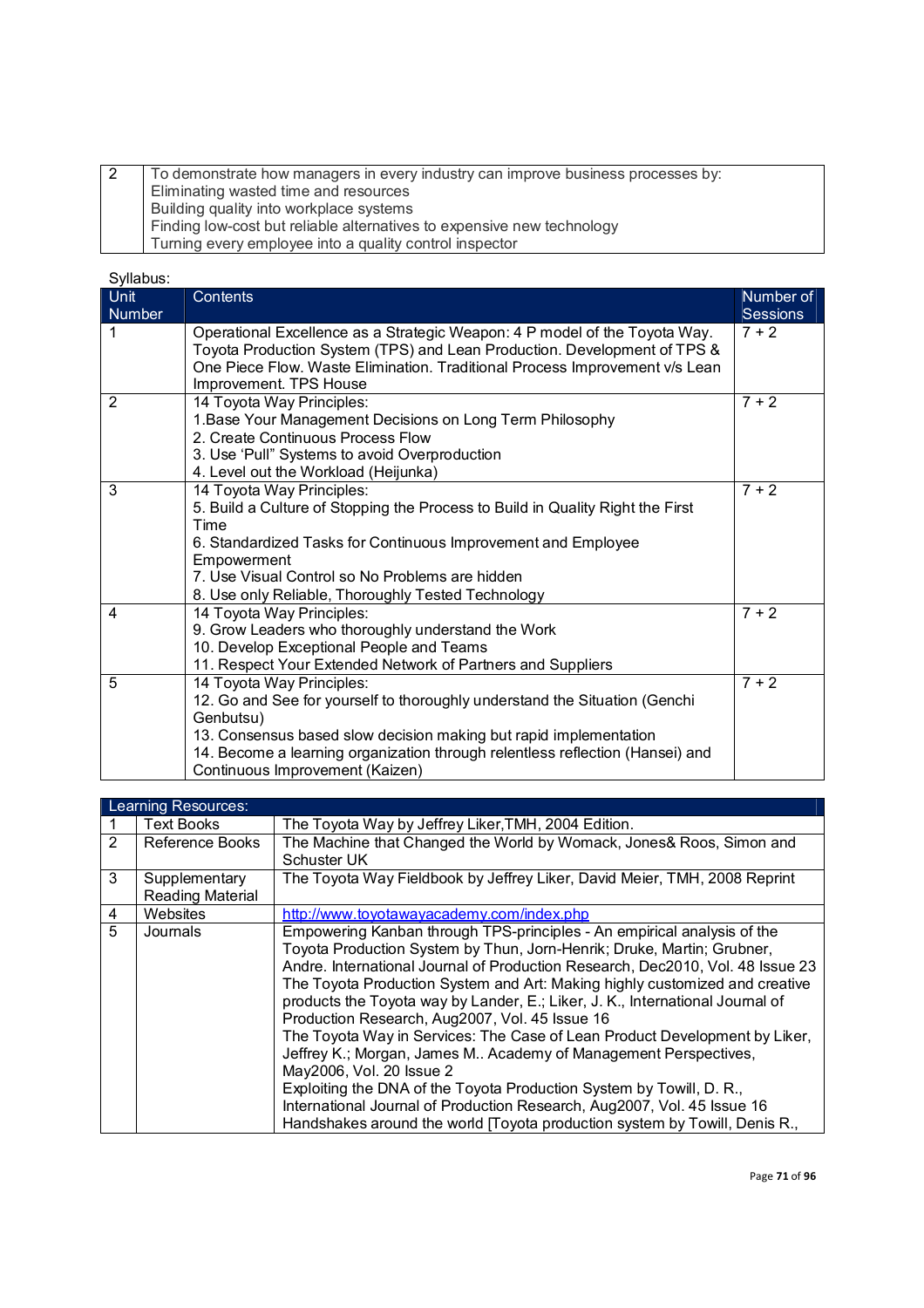| 2 | To demonstrate how managers in every industry can improve business processes by:<br>Eliminating wasted time and resources<br>Building quality into workplace systems<br>Finding low-cost but reliable alternatives to expensive new technology<br>Turning every employee into a quality control inspector |
|---|---|

Syllabus:

| Unit Number | Contents | Number of Sessions |
|---|---|---|
| 1 | Operational Excellence as a Strategic Weapon: 4 P model of the Toyota Way. Toyota Production System (TPS) and Lean Production. Development of TPS & One Piece Flow. Waste Elimination. Traditional Process Improvement v/s Lean Improvement. TPS House | 7 + 2 |
| 2 | 14 Toyota Way Principles:<br>1.Base Your Management Decisions on Long Term Philosophy<br>2. Create Continuous Process Flow<br>3. Use 'Pull" Systems to avoid Overproduction<br>4. Level out the Workload (Heijunka) | 7 + 2 |
| 3 | 14 Toyota Way Principles:<br>5. Build a Culture of Stopping the Process to Build in Quality Right the First Time<br>6. Standardized Tasks for Continuous Improvement and Employee Empowerment<br>7. Use Visual Control so No Problems are hidden<br>8. Use only Reliable, Thoroughly Tested Technology | 7 + 2 |
| 4 | 14 Toyota Way Principles:<br>9. Grow Leaders who thoroughly understand the Work<br>10. Develop Exceptional People and Teams<br>11. Respect Your Extended Network of Partners and Suppliers | 7 + 2 |
| 5 | 14 Toyota Way Principles:<br>12. Go and See for yourself to thoroughly understand the Situation (Genchi Genbutsu)<br>13. Consensus based slow decision making but rapid implementation<br>14. Become a learning organization through relentless reflection (Hansei) and Continuous Improvement (Kaizen) | 7 + 2 |

| Learning Resources: | | |
|---|---|---|
| 1 | Text Books | The Toyota Way by Jeffrey Liker,TMH, 2004 Edition. |
| 2 | Reference Books | The Machine that Changed the World by Womack, Jones& Roos, Simon and Schuster UK |
| 3 | Supplementary Reading Material | The Toyota Way Fieldbook by Jeffrey Liker, David Meier, TMH, 2008 Reprint |
| 4 | Websites | http://www.toyotawayacademy.com/index.php |
| 5 | Journals | Empowering Kanban through TPS-principles - An empirical analysis of the Toyota Production System by Thun, Jorn-Henrik; Druke, Martin; Grubner, Andre. International Journal of Production Research, Dec2010, Vol. 48 Issue 23<br>The Toyota Production System and Art: Making highly customized and creative products the Toyota way by Lander, E.; Liker, J. K., International Journal of Production Research, Aug2007, Vol. 45 Issue 16<br>The Toyota Way in Services: The Case of Lean Product Development by Liker, Jeffrey K.; Morgan, James M.. Academy of Management Perspectives, May2006, Vol. 20 Issue 2<br>Exploiting the DNA of the Toyota Production System by Towill, D. R., International Journal of Production Research, Aug2007, Vol. 45 Issue 16<br>Handshakes around the world [Toyota production system by Towill, Denis R., |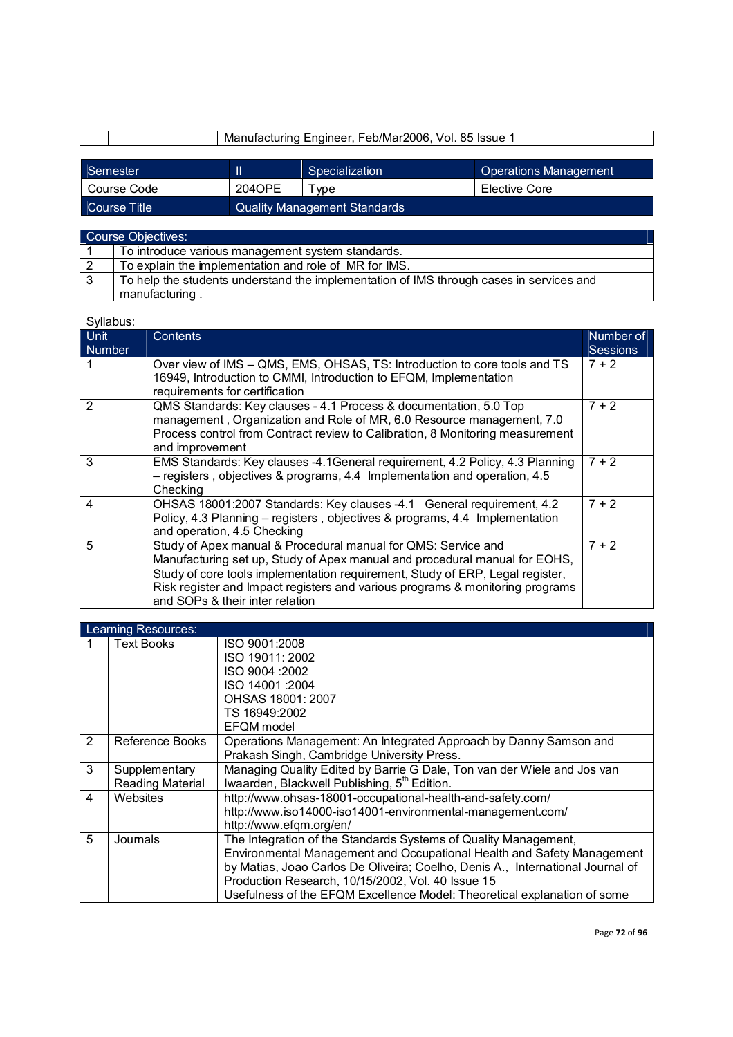| | | Manufacturing Engineer, Feb/Mar2006, Vol. 85 Issue 1 |
|---|---|---|

| Semester | II | Specialization | Operations Management |
|---|---|---|---|
| Course Code | 204OPE | Type | Elective Core |
| Course Title | Quality Management Standards | | |

| Course Objectives: | |
|---|---|
| 1 | To introduce various management system standards. |
| 2 | To explain the implementation and role of MR for IMS. |
| 3 | To help the students understand the implementation of IMS through cases in services and manufacturing . |

Syllabus:

| Unit Number | Contents | Number of Sessions |
|---|---|---|
| 1 | Over view of IMS – QMS, EMS, OHSAS, TS: Introduction to core tools and TS 16949, Introduction to CMMI, Introduction to EFQM, Implementation requirements for certification | 7 + 2 |
| 2 | QMS Standards: Key clauses - 4.1 Process & documentation, 5.0 Top management , Organization and Role of MR, 6.0 Resource management, 7.0 Process control from Contract review to Calibration, 8 Monitoring measurement and improvement | 7 + 2 |
| 3 | EMS Standards: Key clauses -4.1General requirement, 4.2 Policy, 4.3 Planning – registers , objectives & programs, 4.4 Implementation and operation, 4.5 Checking | 7 + 2 |
| 4 | OHSAS 18001:2007 Standards: Key clauses -4.1 General requirement, 4.2 Policy, 4.3 Planning – registers , objectives & programs, 4.4 Implementation and operation, 4.5 Checking | 7 + 2 |
| 5 | Study of Apex manual & Procedural manual for QMS: Service and Manufacturing set up, Study of Apex manual and procedural manual for EOHS, Study of core tools implementation requirement, Study of ERP, Legal register, Risk register and Impact registers and various programs & monitoring programs and SOPs & their inter relation | 7 + 2 |

| Learning Resources: | | |
|---|---|---|
| 1 | Text Books | ISO 9001:2008<br>ISO 19011: 2002<br>ISO 9004 :2002<br>ISO 14001 :2004<br>OHSAS 18001: 2007<br>TS 16949:2002<br>EFQM model |
| 2 | Reference Books | Operations Management: An Integrated Approach by Danny Samson and Prakash Singh, Cambridge University Press. |
| 3 | Supplementary Reading Material | Managing Quality Edited by Barrie G Dale, Ton van der Wiele and Jos van Iwaarden, Blackwell Publishing, 5th Edition. |
| 4 | Websites | http://www.ohsas-18001-occupational-health-and-safety.com/<br>http://www.iso14000-iso14001-environmental-management.com/<br>http://www.efqm.org/en/ |
| 5 | Journals | The Integration of the Standards Systems of Quality Management, Environmental Management and Occupational Health and Safety Management by Matias, Joao Carlos De Oliveira; Coelho, Denis A., International Journal of Production Research, 10/15/2002, Vol. 40 Issue 15<br>Usefulness of the EFQM Excellence Model: Theoretical explanation of some |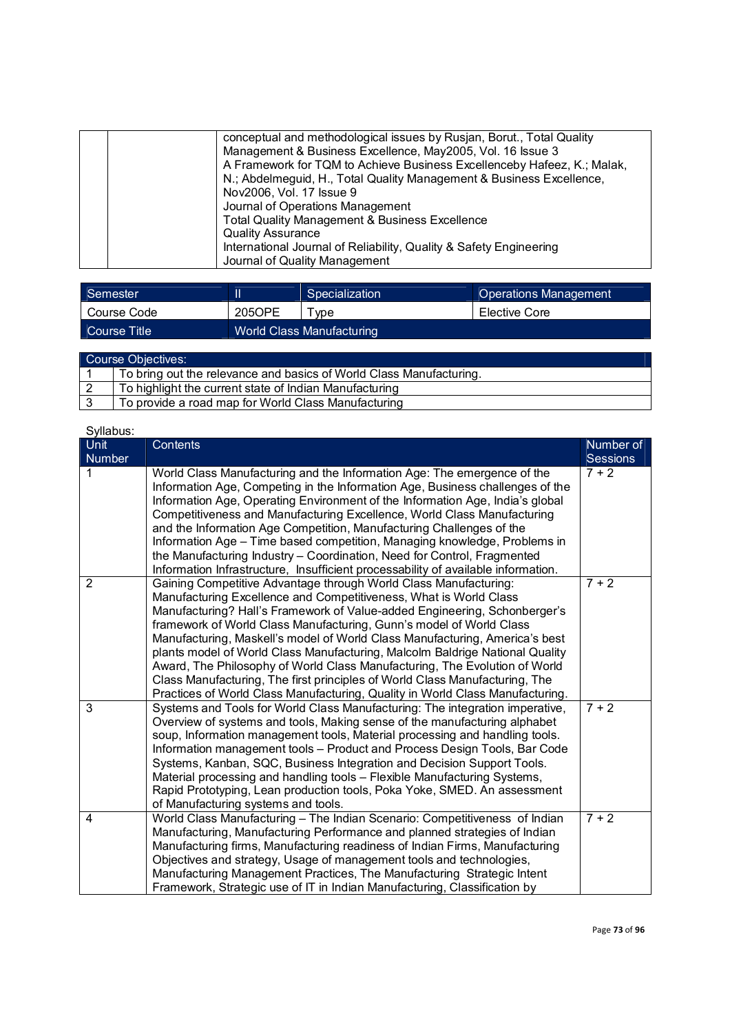| | | conceptual and methodological issues by Rusjan, Borut., Total Quality Management & Business Excellence, May2005, Vol. 16 Issue 3<br>A Framework for TQM to Achieve Business Excellenceby Hafeez, K.; Malak, N.; Abdelmeguid, H., Total Quality Management & Business Excellence, Nov2006, Vol. 17 Issue 9<br>Journal of Operations Management<br>Total Quality Management & Business Excellence<br>Quality Assurance<br>International Journal of Reliability, Quality & Safety Engineering<br>Journal of Quality Management |
|---|---|---|

| Semester | II | Specialization | Operations Management |
|---|---|---|---|
| Course Code | 205OPE | Type | Elective Core |
| Course Title | World Class Manufacturing | | |

| Course Objectives: | |
|---|---|
| 1 | To bring out the relevance and basics of World Class Manufacturing. |
| 2 | To highlight the current state of Indian Manufacturing |
| 3 | To provide a road map for World Class Manufacturing |

Syllabus:

| Unit Number | Contents | Number of Sessions |
|---|---|---|
| 1 | World Class Manufacturing and the Information Age: The emergence of the Information Age, Competing in the Information Age, Business challenges of the Information Age, Operating Environment of the Information Age, India's global Competitiveness and Manufacturing Excellence, World Class Manufacturing and the Information Age Competition, Manufacturing Challenges of the Information Age – Time based competition, Managing knowledge, Problems in the Manufacturing Industry – Coordination, Need for Control, Fragmented Information Infrastructure, Insufficient processability of available information. | 7 + 2 |
| 2 | Gaining Competitive Advantage through World Class Manufacturing: Manufacturing Excellence and Competitiveness, What is World Class Manufacturing? Hall's Framework of Value-added Engineering, Schonberger's framework of World Class Manufacturing, Gunn's model of World Class Manufacturing, Maskell's model of World Class Manufacturing, America's best plants model of World Class Manufacturing, Malcolm Baldrige National Quality Award, The Philosophy of World Class Manufacturing, The Evolution of World Class Manufacturing, The first principles of World Class Manufacturing, The Practices of World Class Manufacturing, Quality in World Class Manufacturing. | 7 + 2 |
| 3 | Systems and Tools for World Class Manufacturing: The integration imperative, Overview of systems and tools, Making sense of the manufacturing alphabet soup, Information management tools, Material processing and handling tools. Information management tools – Product and Process Design Tools, Bar Code Systems, Kanban, SQC, Business Integration and Decision Support Tools. Material processing and handling tools – Flexible Manufacturing Systems, Rapid Prototyping, Lean production tools, Poka Yoke, SMED. An assessment of Manufacturing systems and tools. | 7 + 2 |
| 4 | World Class Manufacturing – The Indian Scenario: Competitiveness of Indian Manufacturing, Manufacturing Performance and planned strategies of Indian Manufacturing firms, Manufacturing readiness of Indian Firms, Manufacturing Objectives and strategy, Usage of management tools and technologies, Manufacturing Management Practices, The Manufacturing Strategic Intent Framework, Strategic use of IT in Indian Manufacturing, Classification by | 7 + 2 |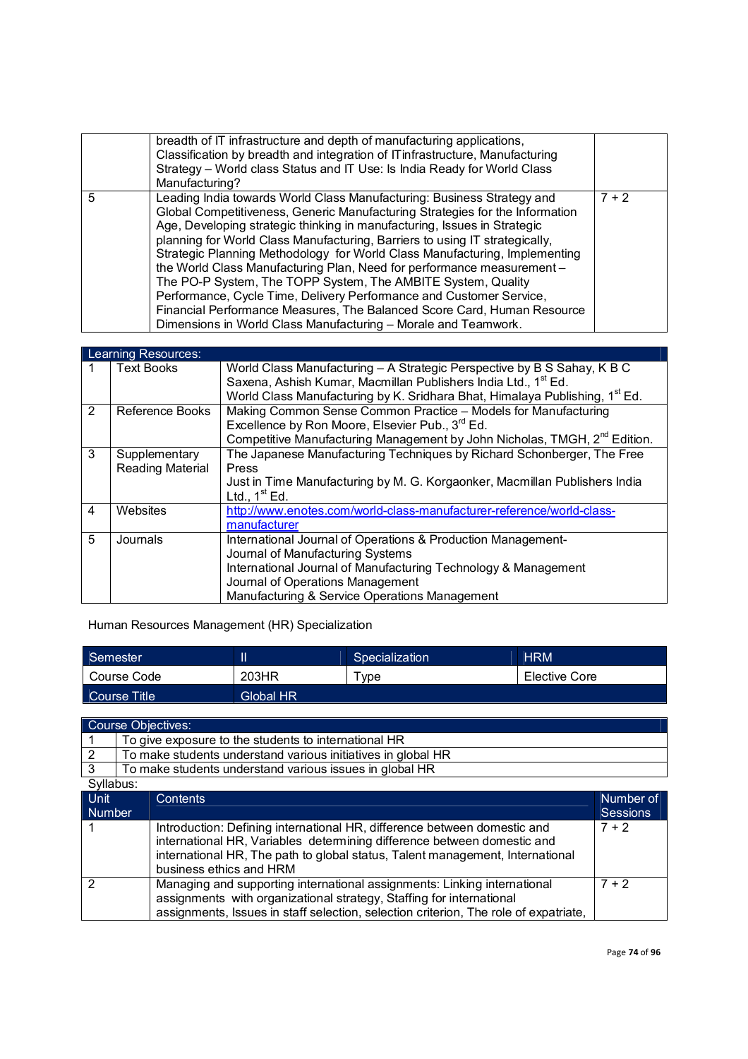| | | |
|---|---|---|
| | breadth of IT infrastructure and depth of manufacturing applications, Classification by breadth and integration of ITinfrastructure, Manufacturing Strategy – World class Status and IT Use: Is India Ready for World Class Manufacturing? | |
| 5 | Leading India towards World Class Manufacturing: Business Strategy and Global Competitiveness, Generic Manufacturing Strategies for the Information Age, Developing strategic thinking in manufacturing, Issues in Strategic planning for World Class Manufacturing, Barriers to using IT strategically, Strategic Planning Methodology for World Class Manufacturing, Implementing the World Class Manufacturing Plan, Need for performance measurement – The PO-P System, The TOPP System, The AMBITE System, Quality Performance, Cycle Time, Delivery Performance and Customer Service, Financial Performance Measures, The Balanced Score Card, Human Resource Dimensions in World Class Manufacturing – Morale and Teamwork. | 7 + 2 |

| Learning Resources: | | |
|---|---|---|
| 1 | Text Books | World Class Manufacturing – A Strategic Perspective by B S Sahay, K B C Saxena, Ashish Kumar, Macmillan Publishers India Ltd., 1st Ed.<br>World Class Manufacturing by K. Sridhara Bhat, Himalaya Publishing, 1st Ed. |
| 2 | Reference Books | Making Common Sense Common Practice – Models for Manufacturing Excellence by Ron Moore, Elsevier Pub., 3rd Ed.<br>Competitive Manufacturing Management by John Nicholas, TMGH, 2nd Edition. |
| 3 | Supplementary Reading Material | The Japanese Manufacturing Techniques by Richard Schonberger, The Free Press<br>Just in Time Manufacturing by M. G. Korgaonker, Macmillan Publishers India Ltd., 1st Ed. |
| 4 | Websites | http://www.enotes.com/world-class-manufacturer-reference/world-class-manufacturer |
| 5 | Journals | International Journal of Operations & Production Management-<br>Journal of Manufacturing Systems<br>International Journal of Manufacturing Technology & Management<br>Journal of Operations Management<br>Manufacturing & Service Operations Management |

Human Resources Management (HR) Specialization

| Semester | II | Specialization | HRM |
|---|---|---|---|
| Course Code | 203HR | Type | Elective Core |
| Course Title | Global HR | | |

| Course Objectives: | |
|---|---|
| 1 | To give exposure to the students to international HR |
| 2 | To make students understand various initiatives in global HR |
| 3 | To make students understand various issues in global HR |

Syllabus:

| Unit Number | Contents | Number of Sessions |
|---|---|---|
| 1 | Introduction: Defining international HR, difference between domestic and international HR, Variables determining difference between domestic and international HR, The path to global status, Talent management, International business ethics and HRM | 7 + 2 |
| 2 | Managing and supporting international assignments: Linking international assignments with organizational strategy, Staffing for international assignments, Issues in staff selection, selection criterion, The role of expatriate, | 7 + 2 |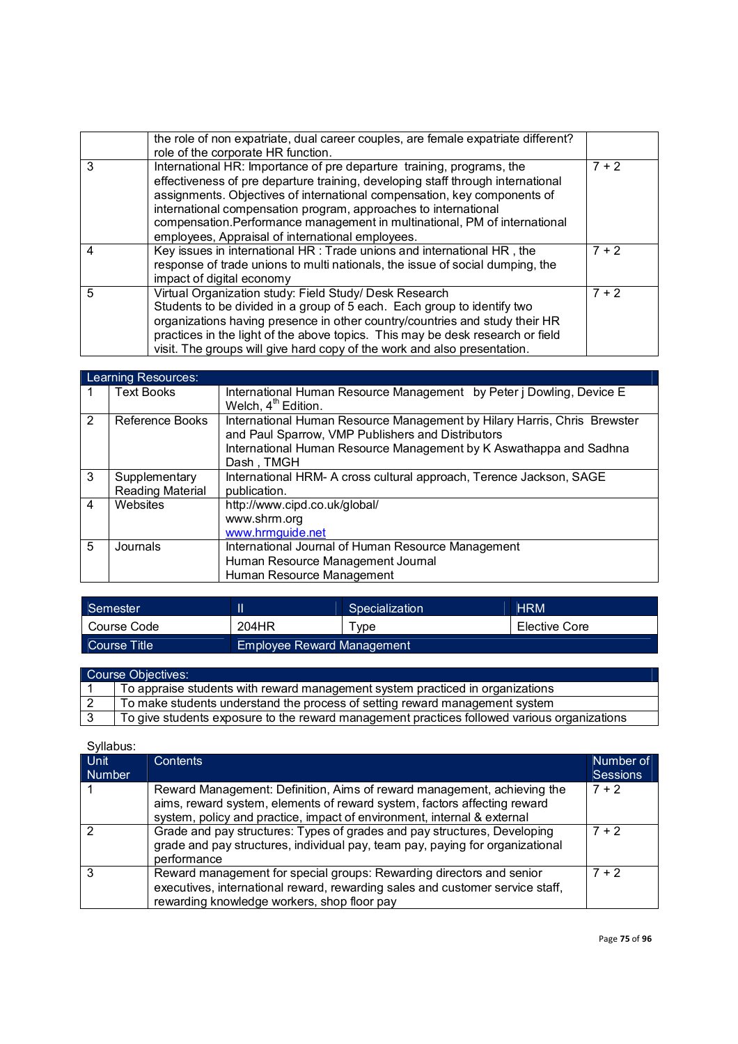| | | |
|---|---|---|
| | the role of non expatriate, dual career couples, are female expatriate different? role of the corporate HR function. | |
| 3 | International HR: Importance of pre departure training, programs, the effectiveness of pre departure training, developing staff through international assignments. Objectives of international compensation, key components of international compensation program, approaches to international compensation.Performance management in multinational, PM of international employees, Appraisal of international employees. | 7 + 2 |
| 4 | Key issues in international HR : Trade unions and international HR , the response of trade unions to multi nationals, the issue of social dumping, the impact of digital economy | 7 + 2 |
| 5 | Virtual Organization study: Field Study/ Desk Research<br>Students to be divided in a group of 5 each. Each group to identify two organizations having presence in other country/countries and study their HR practices in the light of the above topics. This may be desk research or field visit. The groups will give hard copy of the work and also presentation. | 7 + 2 |

| Learning Resources: | | |
|---|---|---|
| 1 | Text Books | International Human Resource Management by Peter j Dowling, Device E Welch, 4th Edition. |
| 2 | Reference Books | International Human Resource Management by Hilary Harris, Chris Brewster and Paul Sparrow, VMP Publishers and Distributors<br>International Human Resource Management by K Aswathappa and Sadhna Dash , TMGH |
| 3 | Supplementary Reading Material | International HRM- A cross cultural approach, Terence Jackson, SAGE publication. |
| 4 | Websites | http://www.cipd.co.uk/global/<br>www.shrm.org<br>www.hrmguide.net |
| 5 | Journals | International Journal of Human Resource Management<br>Human Resource Management Journal<br>Human Resource Management |

| Semester | II | Specialization | HRM |
|---|---|---|---|
| Course Code | 204HR | Type | Elective Core |
| Course Title | Employee Reward Management | | |

| Course Objectives: | |
|---|---|
| 1 | To appraise students with reward management system practiced in organizations |
| 2 | To make students understand the process of setting reward management system |
| 3 | To give students exposure to the reward management practices followed various organizations |

Syllabus:

| Unit Number | Contents | Number of Sessions |
|---|---|---|
| 1 | Reward Management: Definition, Aims of reward management, achieving the aims, reward system, elements of reward system, factors affecting reward system, policy and practice, impact of environment, internal & external | 7 + 2 |
| 2 | Grade and pay structures: Types of grades and pay structures, Developing grade and pay structures, individual pay, team pay, paying for organizational performance | 7 + 2 |
| 3 | Reward management for special groups: Rewarding directors and senior executives, international reward, rewarding sales and customer service staff, rewarding knowledge workers, shop floor pay | 7 + 2 |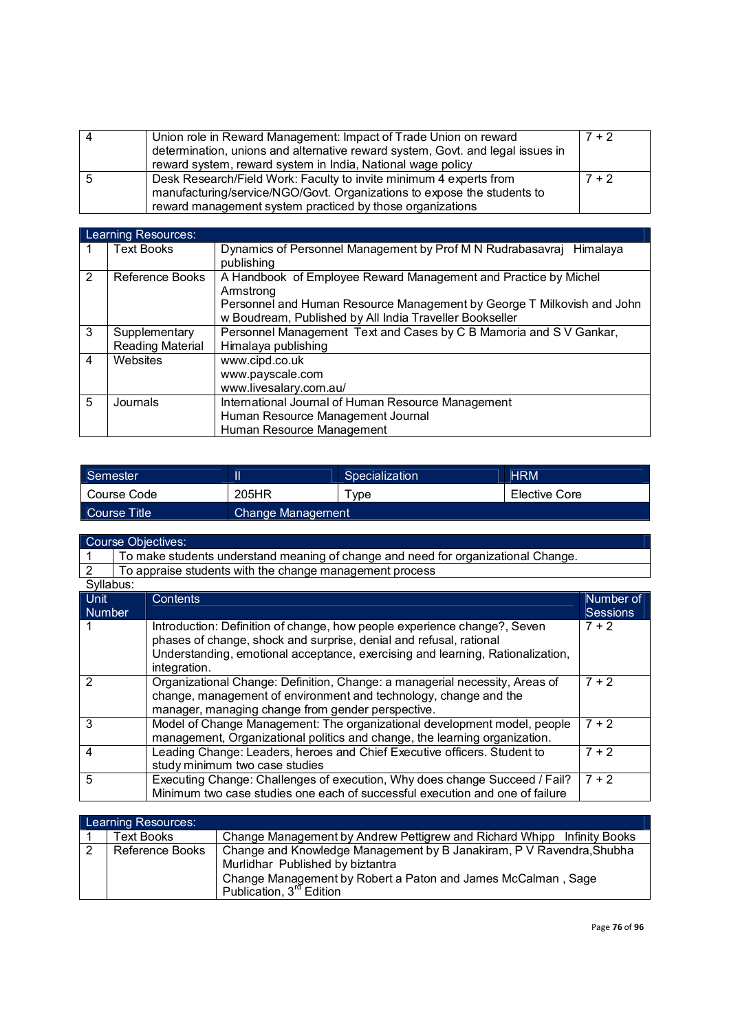| | | |
|---|---|---|
| 4 | Union role in Reward Management: Impact of Trade Union on reward determination, unions and alternative reward system, Govt. and legal issues in reward system, reward system in India, National wage policy | 7 + 2 |
| 5 | Desk Research/Field Work: Faculty to invite minimum 4 experts from manufacturing/service/NGO/Govt. Organizations to expose the students to reward management system practiced by those organizations | 7 + 2 |

| Learning Resources: | | |
|---|---|---|
| 1 | Text Books | Dynamics of Personnel Management by Prof M N Rudrabasavraj Himalaya publishing |
| 2 | Reference Books | A Handbook of Employee Reward Management and Practice by Michel Armstrong<br>Personnel and Human Resource Management by George T Milkovish and John w Boudream, Published by All India Traveller Bookseller |
| 3 | Supplementary Reading Material | Personnel Management Text and Cases by C B Mamoria and S V Gankar, Himalaya publishing |
| 4 | Websites | www.cipd.co.uk<br>www.payscale.com<br>www.livesalary.com.au/ |
| 5 | Journals | International Journal of Human Resource Management<br>Human Resource Management Journal<br>Human Resource Management |

| Semester | II | Specialization | HRM |
|---|---|---|---|
| Course Code | 205HR | Type | Elective Core |
| Course Title | Change Management | | |

| Course Objectives: | |
|---|---|
| 1 | To make students understand meaning of change and need for organizational Change. |
| 2 | To appraise students with the change management process |

Syllabus:

| Unit Number | Contents | Number of Sessions |
|---|---|---|
| 1 | Introduction: Definition of change, how people experience change?, Seven phases of change, shock and surprise, denial and refusal, rational Understanding, emotional acceptance, exercising and learning, Rationalization, integration. | 7 + 2 |
| 2 | Organizational Change: Definition, Change: a managerial necessity, Areas of change, management of environment and technology, change and the manager, managing change from gender perspective. | 7 + 2 |
| 3 | Model of Change Management: The organizational development model, people management, Organizational politics and change, the learning organization. | 7 + 2 |
| 4 | Leading Change: Leaders, heroes and Chief Executive officers. Student to study minimum two case studies | 7 + 2 |
| 5 | Executing Change: Challenges of execution, Why does change Succeed / Fail? Minimum two case studies one each of successful execution and one of failure | 7 + 2 |

| Learning Resources: | | |
|---|---|---|
| 1 | Text Books | Change Management by Andrew Pettigrew and Richard Whipp Infinity Books |
| 2 | Reference Books | Change and Knowledge Management by B Janakiram, P V Ravendra, Shubha Murlidhar Published by biztantra<br>Change Management by Robert a Paton and James McCalman , Sage Publication, 3rd Edition |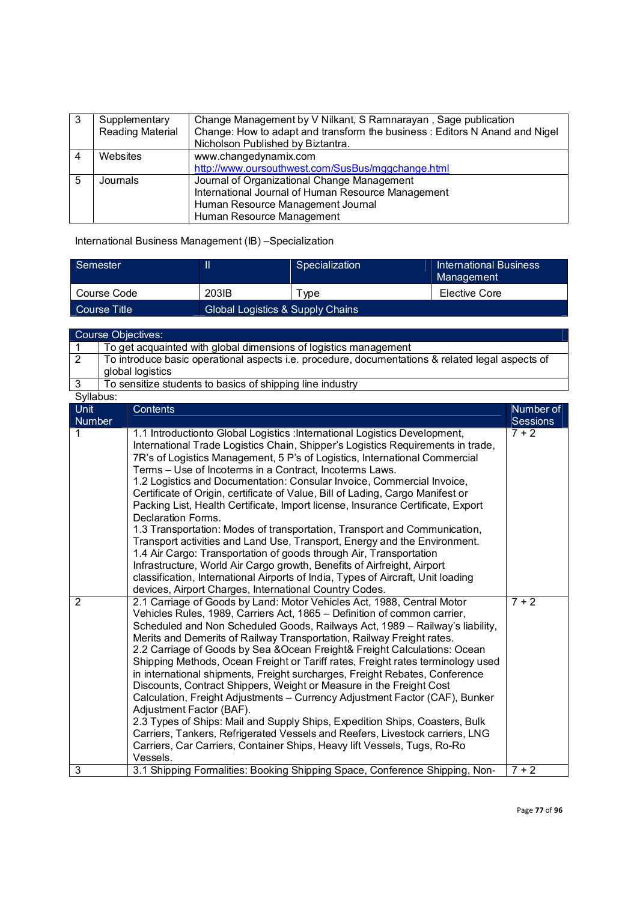| 3 | Supplementary Reading Material | Change Management by V Nilkant, S Ramnarayan , Sage publication<br>Change: How to adapt and transform the business : Editors N Anand and Nigel Nicholson Published by Biztantra. |
|---|---|---|
| 4 | Websites | www.changedynamix.com<br>http://www.oursouthwest.com/SusBus/mggchange.html |
| 5 | Journals | Journal of Organizational Change Management<br>International Journal of Human Resource Management<br>Human Resource Management Journal<br>Human Resource Management |

International Business Management (IB) –Specialization

| Semester | II | Specialization | International Business Management |
|---|---|---|---|
| Course Code | 203IB | Type | Elective Core |
| Course Title | Global Logistics & Supply Chains | | |

| Course Objectives: | |
|---|---|
| 1 | To get acquainted with global dimensions of logistics management |
| 2 | To introduce basic operational aspects i.e. procedure, documentations & related legal aspects of global logistics |
| 3 | To sensitize students to basics of shipping line industry |

Syllabus:

| Unit Number | Contents | Number of Sessions |
|---|---|---|
| 1 | 1.1 Introductionto Global Logistics :International Logistics Development, International Trade Logistics Chain, Shipper's Logistics Requirements in trade, 7R's of Logistics Management, 5 P's of Logistics, International Commercial Terms – Use of Incoterms in a Contract, Incoterms Laws.<br>1.2 Logistics and Documentation: Consular Invoice, Commercial Invoice, Certificate of Origin, certificate of Value, Bill of Lading, Cargo Manifest or Packing List, Health Certificate, Import license, Insurance Certificate, Export Declaration Forms.<br>1.3 Transportation: Modes of transportation, Transport and Communication, Transport activities and Land Use, Transport, Energy and the Environment.<br>1.4 Air Cargo: Transportation of goods through Air, Transportation Infrastructure, World Air Cargo growth, Benefits of Airfreight, Airport classification, International Airports of India, Types of Aircraft, Unit loading devices, Airport Charges, International Country Codes. | 7 + 2 |
| 2 | 2.1 Carriage of Goods by Land: Motor Vehicles Act, 1988, Central Motor Vehicles Rules, 1989, Carriers Act, 1865 – Definition of common carrier, Scheduled and Non Scheduled Goods, Railways Act, 1989 – Railway's liability, Merits and Demerits of Railway Transportation, Railway Freight rates.<br>2.2 Carriage of Goods by Sea &Ocean Freight& Freight Calculations: Ocean Shipping Methods, Ocean Freight or Tariff rates, Freight rates terminology used in international shipments, Freight surcharges, Freight Rebates, Conference Discounts, Contract Shippers, Weight or Measure in the Freight Cost Calculation, Freight Adjustments – Currency Adjustment Factor (CAF), Bunker Adjustment Factor (BAF).<br>2.3 Types of Ships: Mail and Supply Ships, Expedition Ships, Coasters, Bulk Carriers, Tankers, Refrigerated Vessels and Reefers, Livestock carriers, LNG Carriers, Car Carriers, Container Ships, Heavy lift Vessels, Tugs, Ro-Ro Vessels. | 7 + 2 |
| 3 | 3.1 Shipping Formalities: Booking Shipping Space, Conference Shipping, Non- | 7 + 2 |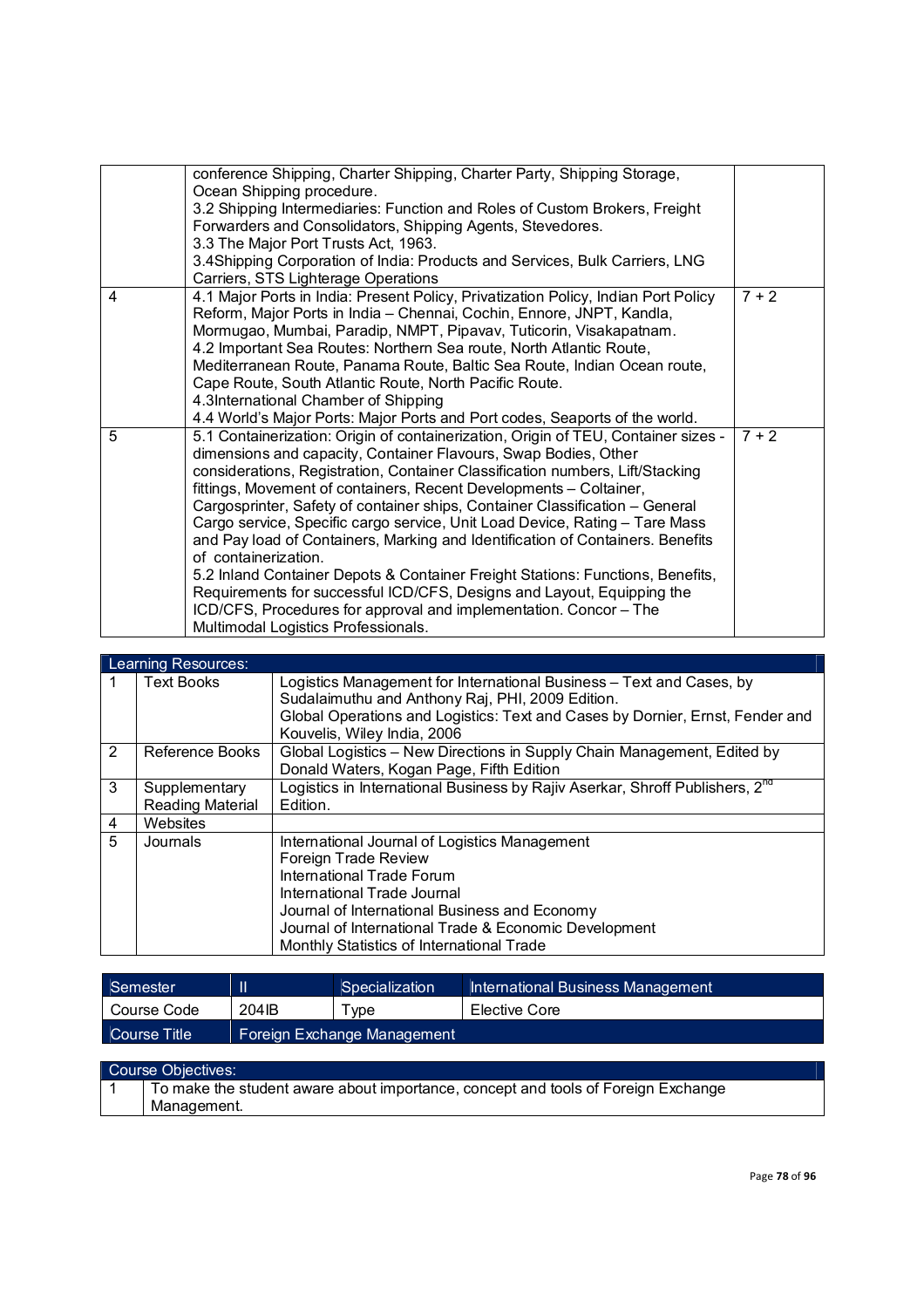| | | |
|---|---|---|
| | conference Shipping, Charter Shipping, Charter Party, Shipping Storage, Ocean Shipping procedure.<br>3.2 Shipping Intermediaries: Function and Roles of Custom Brokers, Freight Forwarders and Consolidators, Shipping Agents, Stevedores.<br>3.3 The Major Port Trusts Act, 1963.<br>3.4Shipping Corporation of India: Products and Services, Bulk Carriers, LNG Carriers, STS Lighterage Operations | |
| 4 | 4.1 Major Ports in India: Present Policy, Privatization Policy, Indian Port Policy Reform, Major Ports in India – Chennai, Cochin, Ennore, JNPT, Kandla, Mormugao, Mumbai, Paradip, NMPT, Pipavav, Tuticorin, Visakapatnam.<br>4.2 Important Sea Routes: Northern Sea route, North Atlantic Route, Mediterranean Route, Panama Route, Baltic Sea Route, Indian Ocean route, Cape Route, South Atlantic Route, North Pacific Route.<br>4.3International Chamber of Shipping<br>4.4 World's Major Ports: Major Ports and Port codes, Seaports of the world. | 7 + 2 |
| 5 | 5.1 Containerization: Origin of containerization, Origin of TEU, Container sizes - dimensions and capacity, Container Flavours, Swap Bodies, Other considerations, Registration, Container Classification numbers, Lift/Stacking fittings, Movement of containers, Recent Developments – Coltainer, Cargosprinter, Safety of container ships, Container Classification – General Cargo service, Specific cargo service, Unit Load Device, Rating – Tare Mass and Pay load of Containers, Marking and Identification of Containers. Benefits of containerization.<br>5.2 Inland Container Depots & Container Freight Stations: Functions, Benefits, Requirements for successful ICD/CFS, Designs and Layout, Equipping the ICD/CFS, Procedures for approval and implementation. Concor – The Multimodal Logistics Professionals. | 7 + 2 |

| Learning Resources: | | |
|---|---|---|
| 1 | Text Books | Logistics Management for International Business – Text and Cases, by Sudalaimuthu and Anthony Raj, PHI, 2009 Edition.<br>Global Operations and Logistics: Text and Cases by Dornier, Ernst, Fender and Kouvelis, Wiley India, 2006 |
| 2 | Reference Books | Global Logistics – New Directions in Supply Chain Management, Edited by Donald Waters, Kogan Page, Fifth Edition |
| 3 | Supplementary Reading Material | Logistics in International Business by Rajiv Aserkar, Shroff Publishers, 2nd Edition. |
| 4 | Websites | |
| 5 | Journals | International Journal of Logistics Management<br>Foreign Trade Review<br>International Trade Forum<br>International Trade Journal<br>Journal of International Business and Economy<br>Journal of International Trade & Economic Development<br>Monthly Statistics of International Trade |

| Semester | II | Specialization | International Business Management |
|---|---|---|---|
| Course Code | 204IB | Type | Elective Core |
| Course Title | Foreign Exchange Management | | |

| Course Objectives: | |
|---|---|
| 1 | To make the student aware about importance, concept and tools of Foreign Exchange Management. |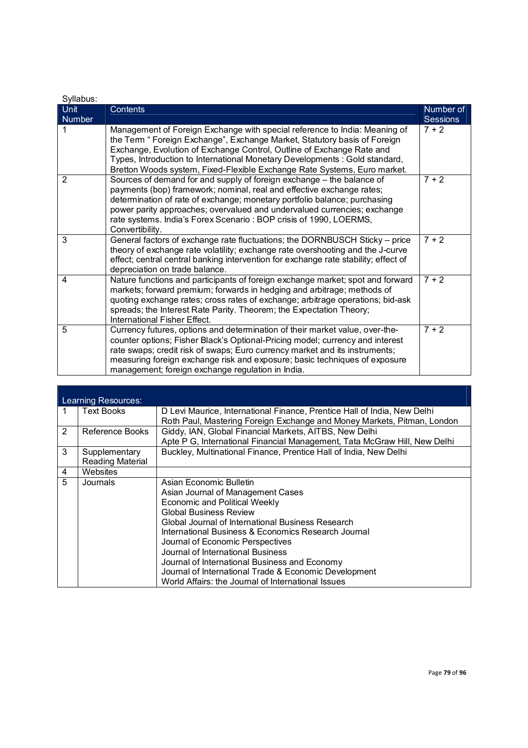Syllabus:

| Unit Number | Contents | Number of Sessions |
|---|---|---|
| 1 | Management of Foreign Exchange with special reference to India: Meaning of the Term " Foreign Exchange", Exchange Market, Statutory basis of Foreign Exchange, Evolution of Exchange Control, Outline of Exchange Rate and Types, Introduction to International Monetary Developments : Gold standard, Bretton Woods system, Fixed-Flexible Exchange Rate Systems, Euro market. | 7 + 2 |
| 2 | Sources of demand for and supply of foreign exchange – the balance of payments (bop) framework; nominal, real and effective exchange rates; determination of rate of exchange; monetary portfolio balance; purchasing power parity approaches; overvalued and undervalued currencies; exchange rate systems. India's Forex Scenario : BOP crisis of 1990, LOERMS, Convertibility. | 7 + 2 |
| 3 | General factors of exchange rate fluctuations; the DORNBUSCH Sticky – price theory of exchange rate volatility; exchange rate overshooting and the J-curve effect; central central banking intervention for exchange rate stability; effect of depreciation on trade balance. | 7 + 2 |
| 4 | Nature functions and participants of foreign exchange market; spot and forward markets; forward premium; forwards in hedging and arbitrage; methods of quoting exchange rates; cross rates of exchange; arbitrage operations; bid-ask spreads; the Interest Rate Parity. Theorem; the Expectation Theory; International Fisher Effect. | 7 + 2 |
| 5 | Currency futures, options and determination of their market value, over-the-counter options; Fisher Black's Optional-Pricing model; currency and interest rate swaps; credit risk of swaps; Euro currency market and its instruments; measuring foreign exchange risk and exposure; basic techniques of exposure management; foreign exchange regulation in India. | 7 + 2 |

| Learning Resources: | | |
|---|---|---|
| 1 | Text Books | D Levi Maurice, International Finance, Prentice Hall of India, New Delhi<br>Roth Paul, Mastering Foreign Exchange and Money Markets, Pitman, London |
| 2 | Reference Books | Giddy, IAN, Global Financial Markets, AITBS, New Delhi<br>Apte P G, International Financial Management, Tata McGraw Hill, New Delhi |
| 3 | Supplementary Reading Material | Buckley, Multinational Finance, Prentice Hall of India, New Delhi |
| 4 | Websites | |
| 5 | Journals | Asian Economic Bulletin<br>Asian Journal of Management Cases<br>Economic and Political Weekly<br>Global Business Review<br>Global Journal of International Business Research<br>International Business & Economics Research Journal<br>Journal of Economic Perspectives<br>Journal of International Business<br>Journal of International Business and Economy<br>Journal of International Trade & Economic Development<br>World Affairs: the Journal of International Issues |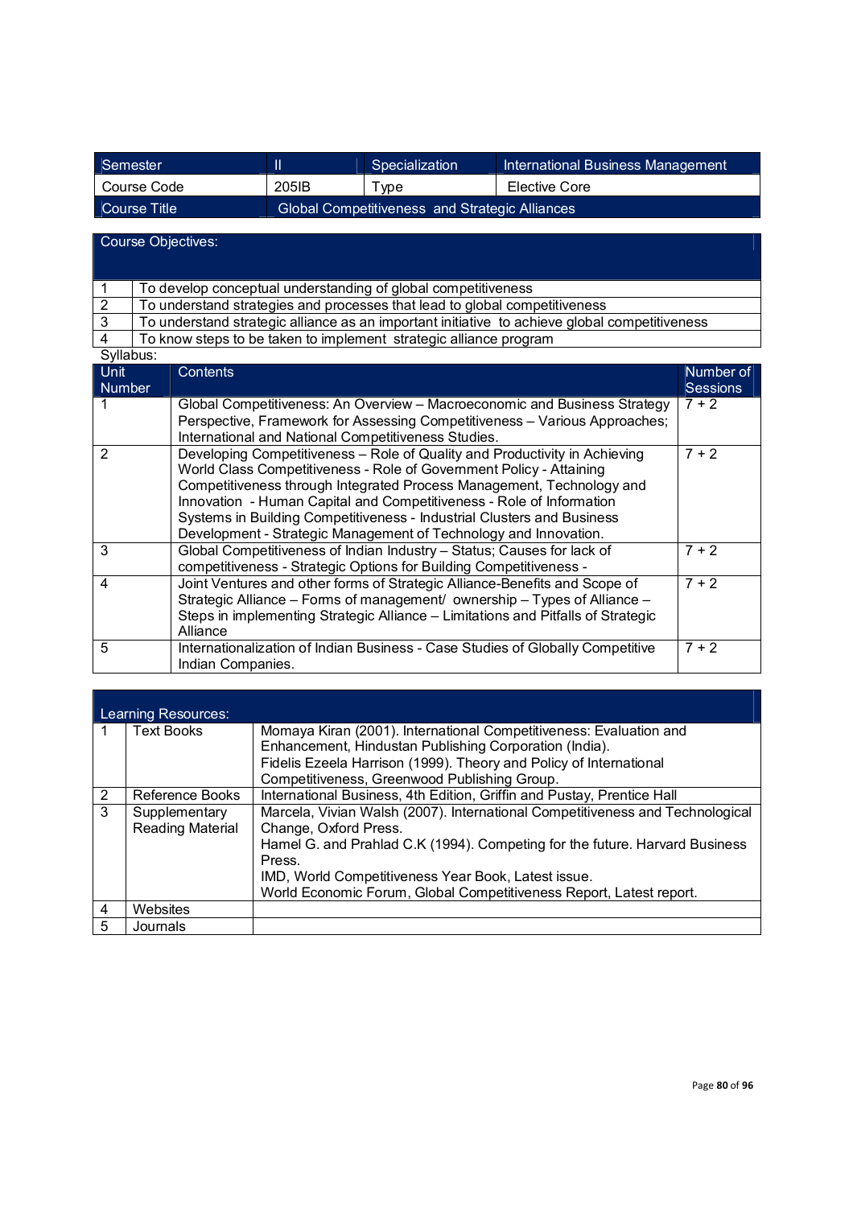| Semester | II | Specialization | International Business Management |
|---|---|---|---|
| Course Code | 205IB | Type | Elective Core |
| Course Title | Global Competitiveness and Strategic Alliances | | |

| Course Objectives: | |
|---|---|
| 1 | To develop conceptual understanding of global competitiveness |
| 2 | To understand strategies and processes that lead to global competitiveness |
| 3 | To understand strategic alliance as an important initiative to achieve global competitiveness |
| 4 | To know steps to be taken to implement strategic alliance program |

Syllabus:

| Unit Number | Contents | Number of Sessions |
|---|---|---|
| 1 | Global Competitiveness: An Overview – Macroeconomic and Business Strategy Perspective, Framework for Assessing Competitiveness – Various Approaches; International and National Competitiveness Studies. | 7 + 2 |
| 2 | Developing Competitiveness – Role of Quality and Productivity in Achieving World Class Competitiveness - Role of Government Policy - Attaining Competitiveness through Integrated Process Management, Technology and Innovation - Human Capital and Competitiveness - Role of Information Systems in Building Competitiveness - Industrial Clusters and Business Development - Strategic Management of Technology and Innovation. | 7 + 2 |
| 3 | Global Competitiveness of Indian Industry – Status; Causes for lack of competitiveness - Strategic Options for Building Competitiveness - | 7 + 2 |
| 4 | Joint Ventures and other forms of Strategic Alliance-Benefits and Scope of Strategic Alliance – Forms of management/ ownership – Types of Alliance – Steps in implementing Strategic Alliance – Limitations and Pitfalls of Strategic Alliance | 7 + 2 |
| 5 | Internationalization of Indian Business - Case Studies of Globally Competitive Indian Companies. | 7 + 2 |

| Learning Resources: | | |
|---|---|---|
| 1 | Text Books | Momaya Kiran (2001). International Competitiveness: Evaluation and Enhancement, Hindustan Publishing Corporation (India).<br>Fidelis Ezeela Harrison (1999). Theory and Policy of International Competitiveness, Greenwood Publishing Group. |
| 2 | Reference Books | International Business, 4th Edition, Griffin and Pustay, Prentice Hall |
| 3 | Supplementary Reading Material | Marcela, Vivian Walsh (2007). International Competitiveness and Technological Change, Oxford Press.<br>Hamel G. and Prahlad C.K (1994). Competing for the future. Harvard Business Press.<br>IMD, World Competitiveness Year Book, Latest issue.<br>World Economic Forum, Global Competitiveness Report, Latest report. |
| 4 | Websites | |
| 5 | Journals | |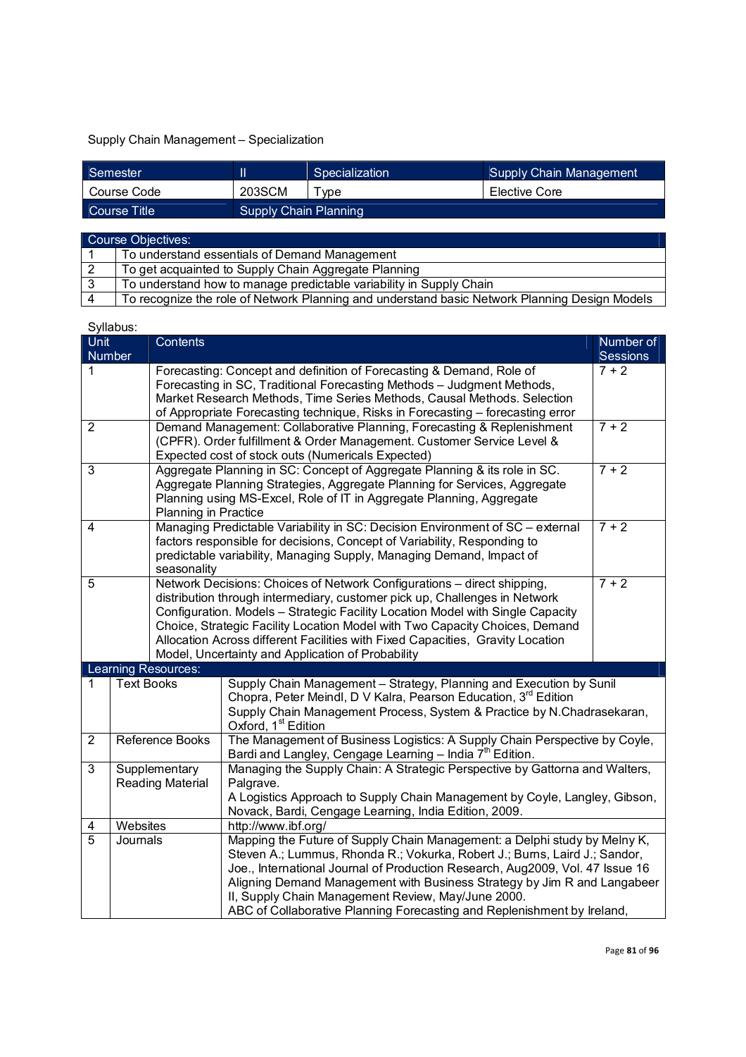Supply Chain Management – Specialization

| Semester | II | Specialization | Supply Chain Management |
|---|---|---|---|
| Course Code | 203SCM | Type | Elective Core |
| Course Title | Supply Chain Planning | | |

| Course Objectives: | |
|---|---|
| 1 | To understand essentials of Demand Management |
| 2 | To get acquainted to Supply Chain Aggregate Planning |
| 3 | To understand how to manage predictable variability in Supply Chain |
| 4 | To recognize the role of Network Planning and understand basic Network Planning Design Models |

Syllabus:

| Unit Number | Contents | Number of Sessions |
|---|---|---|
| 1 | Forecasting: Concept and definition of Forecasting & Demand, Role of Forecasting in SC, Traditional Forecasting Methods – Judgment Methods, Market Research Methods, Time Series Methods, Causal Methods. Selection of Appropriate Forecasting technique, Risks in Forecasting – forecasting error | 7 + 2 |
| 2 | Demand Management: Collaborative Planning, Forecasting & Replenishment (CPFR). Order fulfillment & Order Management. Customer Service Level & Expected cost of stock outs (Numericals Expected) | 7 + 2 |
| 3 | Aggregate Planning in SC: Concept of Aggregate Planning & its role in SC. Aggregate Planning Strategies, Aggregate Planning for Services, Aggregate Planning using MS-Excel, Role of IT in Aggregate Planning, Aggregate Planning in Practice | 7 + 2 |
| 4 | Managing Predictable Variability in SC: Decision Environment of SC – external factors responsible for decisions, Concept of Variability, Responding to predictable variability, Managing Supply, Managing Demand, Impact of seasonality | 7 + 2 |
| 5 | Network Decisions: Choices of Network Configurations – direct shipping, distribution through intermediary, customer pick up, Challenges in Network Configuration. Models – Strategic Facility Location Model with Single Capacity Choice, Strategic Facility Location Model with Two Capacity Choices, Demand Allocation Across different Facilities with Fixed Capacities, Gravity Location Model, Uncertainty and Application of Probability | 7 + 2 |

| Learning Resources: | | |
|---|---|---|
| 1 | Text Books | Supply Chain Management – Strategy, Planning and Execution by Sunil Chopra, Peter Meindl, D V Kalra, Pearson Education, 3rd Edition<br>Supply Chain Management Process, System & Practice by N.Chadrasekaran, Oxford, 1st Edition |
| 2 | Reference Books | The Management of Business Logistics: A Supply Chain Perspective by Coyle, Bardi and Langley, Cengage Learning – India 7th Edition. |
| 3 | Supplementary Reading Material | Managing the Supply Chain: A Strategic Perspective by Gattorna and Walters, Palgrave.<br>A Logistics Approach to Supply Chain Management by Coyle, Langley, Gibson, Novack, Bardi, Cengage Learning, India Edition, 2009. |
| 4 | Websites | http://www.ibf.org/ |
| 5 | Journals | Mapping the Future of Supply Chain Management: a Delphi study by Melny K, Steven A.; Lummus, Rhonda R.; Vokurka, Robert J.; Burns, Laird J.; Sandor, Joe., International Journal of Production Research, Aug2009, Vol. 47 Issue 16<br>Aligning Demand Management with Business Strategy by Jim R and Langabeer II, Supply Chain Management Review, May/June 2000.<br>ABC of Collaborative Planning Forecasting and Replenishment by Ireland, |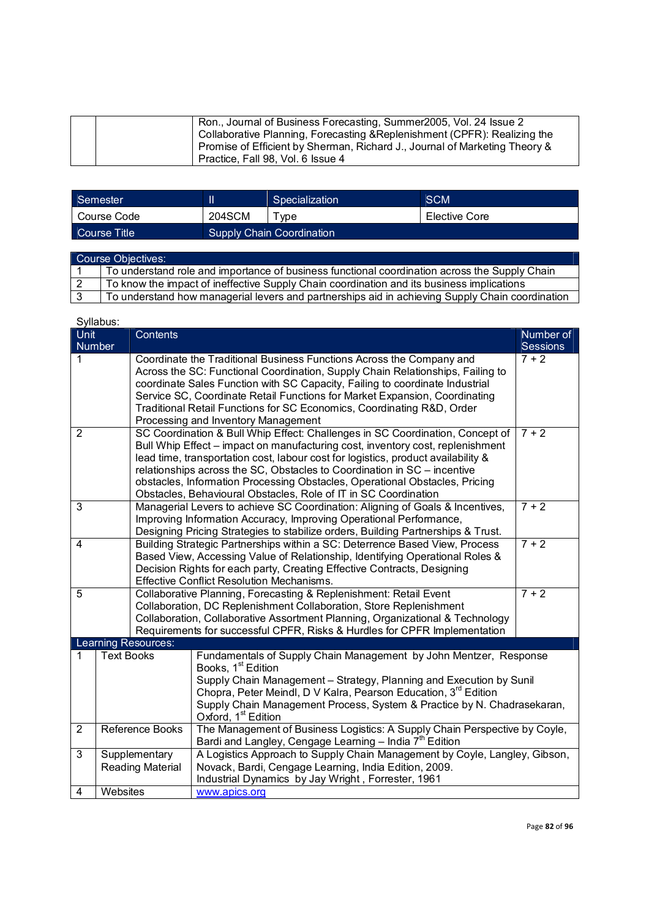| | | |
|---|---|---|
| | | Ron., Journal of Business Forecasting, Summer2005, Vol. 24 Issue 2<br>Collaborative Planning, Forecasting &Replenishment (CPFR): Realizing the Promise of Efficient by Sherman, Richard J., Journal of Marketing Theory & Practice, Fall 98, Vol. 6 Issue 4 |

| Semester | II | Specialization | SCM |
|---|---|---|---|
| Course Code | 204SCM | Type | Elective Core |
| Course Title | Supply Chain Coordination | | |

| Course Objectives: | |
|---|---|
| 1 | To understand role and importance of business functional coordination across the Supply Chain |
| 2 | To know the impact of ineffective Supply Chain coordination and its business implications |
| 3 | To understand how managerial levers and partnerships aid in achieving Supply Chain coordination |

Syllabus:

| Unit Number | Contents | Number of Sessions |
|---|---|---|
| 1 | Coordinate the Traditional Business Functions Across the Company and Across the SC: Functional Coordination, Supply Chain Relationships, Failing to coordinate Sales Function with SC Capacity, Failing to coordinate Industrial Service SC, Coordinate Retail Functions for Market Expansion, Coordinating Traditional Retail Functions for SC Economics, Coordinating R&D, Order Processing and Inventory Management | 7 + 2 |
| 2 | SC Coordination & Bull Whip Effect: Challenges in SC Coordination, Concept of Bull Whip Effect – impact on manufacturing cost, inventory cost, replenishment lead time, transportation cost, labour cost for logistics, product availability & relationships across the SC, Obstacles to Coordination in SC – incentive obstacles, Information Processing Obstacles, Operational Obstacles, Pricing Obstacles, Behavioural Obstacles, Role of IT in SC Coordination | 7 + 2 |
| 3 | Managerial Levers to achieve SC Coordination: Aligning of Goals & Incentives, Improving Information Accuracy, Improving Operational Performance, Designing Pricing Strategies to stabilize orders, Building Partnerships & Trust. | 7 + 2 |
| 4 | Building Strategic Partnerships within a SC: Deterrence Based View, Process Based View, Accessing Value of Relationship, Identifying Operational Roles & Decision Rights for each party, Creating Effective Contracts, Designing Effective Conflict Resolution Mechanisms. | 7 + 2 |
| 5 | Collaborative Planning, Forecasting & Replenishment: Retail Event Collaboration, DC Replenishment Collaboration, Store Replenishment Collaboration, Collaborative Assortment Planning, Organizational & Technology Requirements for successful CPFR, Risks & Hurdles for CPFR Implementation | 7 + 2 |

| Learning Resources: | | |
|---|---|---|
| 1 | Text Books | Fundamentals of Supply Chain Management by John Mentzer, Response Books, 1st Edition<br>Supply Chain Management – Strategy, Planning and Execution by Sunil Chopra, Peter Meindl, D V Kalra, Pearson Education, 3rd Edition<br>Supply Chain Management Process, System & Practice by N. Chadrasekaran, Oxford, 1st Edition |
| 2 | Reference Books | The Management of Business Logistics: A Supply Chain Perspective by Coyle, Bardi and Langley, Cengage Learning – India 7th Edition |
| 3 | Supplementary Reading Material | A Logistics Approach to Supply Chain Management by Coyle, Langley, Gibson, Novack, Bardi, Cengage Learning, India Edition, 2009.<br>Industrial Dynamics by Jay Wright , Forrester, 1961 |
| 4 | Websites | www.apics.org |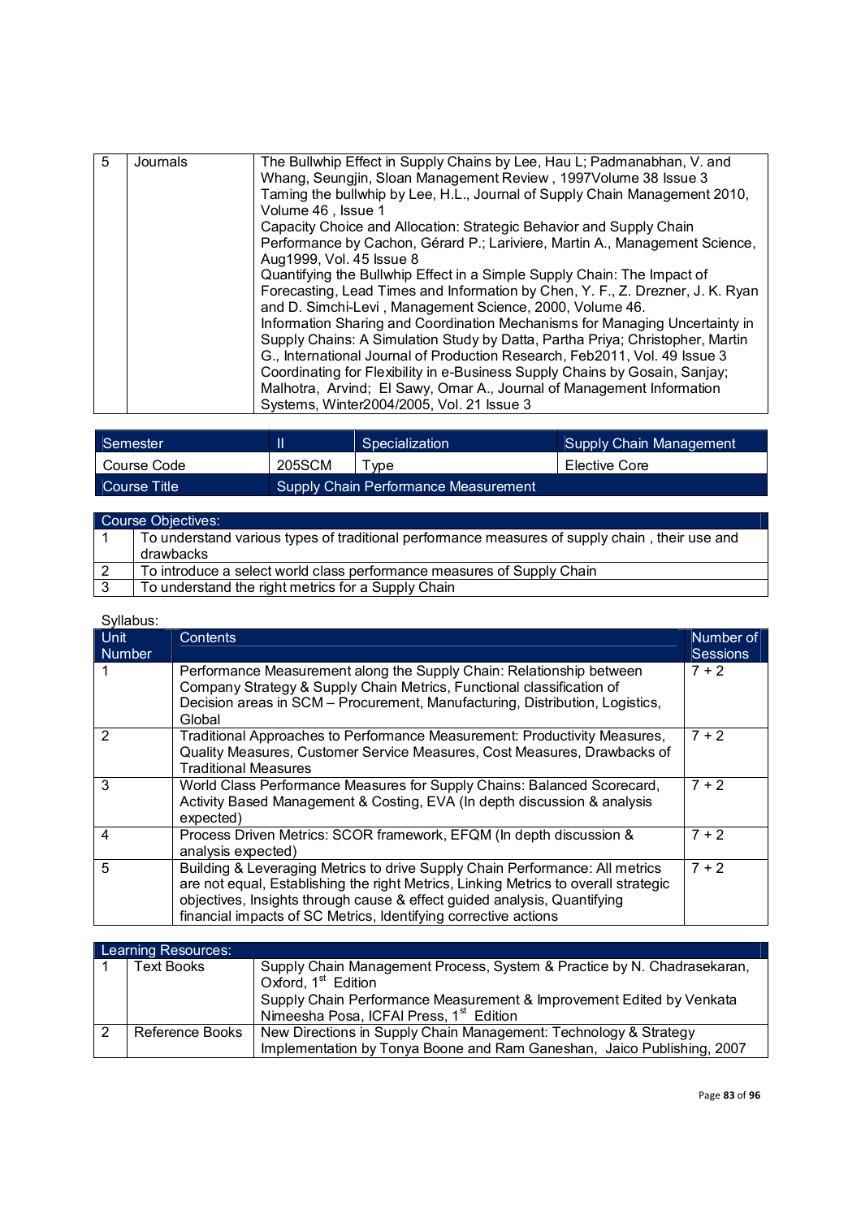| 5 | Journals | The Bullwhip Effect in Supply Chains by Lee, Hau L; Padmanabhan, V. and Whang, Seungjin, Sloan Management Review , 1997Volume 38 Issue 3<br>Taming the bullwhip by Lee, H.L., Journal of Supply Chain Management 2010, Volume 46 , Issue 1<br>Capacity Choice and Allocation: Strategic Behavior and Supply Chain Performance by Cachon, Gérard P.; Lariviere, Martin A., Management Science, Aug1999, Vol. 45 Issue 8<br>Quantifying the Bullwhip Effect in a Simple Supply Chain: The Impact of Forecasting, Lead Times and Information by Chen, Y. F., Z. Drezner, J. K. Ryan and D. Simchi-Levi , Management Science, 2000, Volume 46.<br>Information Sharing and Coordination Mechanisms for Managing Uncertainty in Supply Chains: A Simulation Study by Datta, Partha Priya; Christopher, Martin G., International Journal of Production Research, Feb2011, Vol. 49 Issue 3<br>Coordinating for Flexibility in e-Business Supply Chains by Gosain, Sanjay; Malhotra, Arvind; El Sawy, Omar A., Journal of Management Information Systems, Winter2004/2005, Vol. 21 Issue 3 |
|---|---|---|

| Semester | II | Specialization | Supply Chain Management |
|---|---|---|---|
| Course Code | 205SCM | Type | Elective Core |
| Course Title | Supply Chain Performance Measurement | | |

| Course Objectives: | |
|---|---|
| 1 | To understand various types of traditional performance measures of supply chain , their use and drawbacks |
| 2 | To introduce a select world class performance measures of Supply Chain |
| 3 | To understand the right metrics for a Supply Chain |

Syllabus:

| Unit Number | Contents | Number of Sessions |
|---|---|---|
| 1 | Performance Measurement along the Supply Chain: Relationship between Company Strategy & Supply Chain Metrics, Functional classification of Decision areas in SCM – Procurement, Manufacturing, Distribution, Logistics, Global | 7 + 2 |
| 2 | Traditional Approaches to Performance Measurement: Productivity Measures, Quality Measures, Customer Service Measures, Cost Measures, Drawbacks of Traditional Measures | 7 + 2 |
| 3 | World Class Performance Measures for Supply Chains: Balanced Scorecard, Activity Based Management & Costing, EVA (In depth discussion & analysis expected) | 7 + 2 |
| 4 | Process Driven Metrics: SCOR framework, EFQM (In depth discussion & analysis expected) | 7 + 2 |
| 5 | Building & Leveraging Metrics to drive Supply Chain Performance: All metrics are not equal, Establishing the right Metrics, Linking Metrics to overall strategic objectives, Insights through cause & effect guided analysis, Quantifying financial impacts of SC Metrics, Identifying corrective actions | 7 + 2 |

| Learning Resources: | | |
|---|---|---|
| 1 | Text Books | Supply Chain Management Process, System & Practice by N. Chadrasekaran, Oxford, 1st Edition<br>Supply Chain Performance Measurement & Improvement Edited by Venkata Nimeesha Posa, ICFAI Press, 1st Edition |
| 2 | Reference Books | New Directions in Supply Chain Management: Technology & Strategy Implementation by Tonya Boone and Ram Ganeshan, Jaico Publishing, 2007 |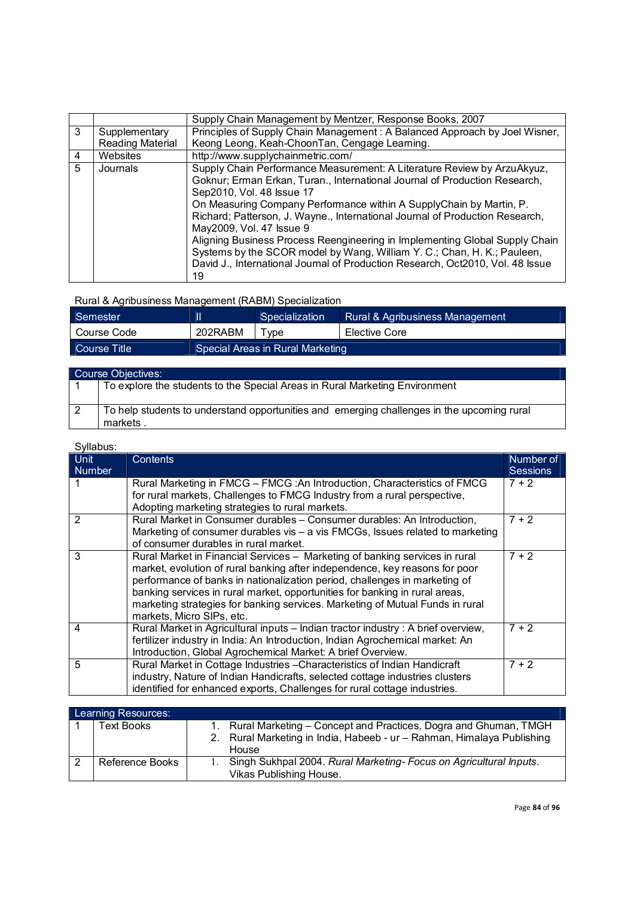| | | |
|---|---|---|
| | | Supply Chain Management by Mentzer, Response Books, 2007 |
| 3 | Supplementary Reading Material | Principles of Supply Chain Management : A Balanced Approach by Joel Wisner, Keong Leong, Keah-ChoonTan, Cengage Learning. |
| 4 | Websites | http://www.supplychainmetric.com/ |
| 5 | Journals | Supply Chain Performance Measurement: A Literature Review by ArzuAkyuz, Goknur; Erman Erkan, Turan., International Journal of Production Research, Sep2010, Vol. 48 Issue 17<br>On Measuring Company Performance within A SupplyChain by Martin, P. Richard; Patterson, J. Wayne., International Journal of Production Research, May2009, Vol. 47 Issue 9<br>Aligning Business Process Reengineering in Implementing Global Supply Chain Systems by the SCOR model by Wang, William Y. C.; Chan, H. K.; Pauleen, David J., International Journal of Production Research, Oct2010, Vol. 48 Issue 19 |

Rural & Agribusiness Management (RABM) Specialization

| Semester | II | Specialization | Rural & Agribusiness Management |
|---|---|---|---|
| Course Code | 202RABM | Type | Elective Core |
| Course Title | Special Areas in Rural Marketing | | |

| Course Objectives: | |
|---|---|
| 1 | To explore the students to the Special Areas in Rural Marketing Environment |
| 2 | To help students to understand opportunities and emerging challenges in the upcoming rural markets . |

Syllabus:

| Unit Number | Contents | Number of Sessions |
|---|---|---|
| 1 | Rural Marketing in FMCG – FMCG :An Introduction, Characteristics of FMCG for rural markets, Challenges to FMCG Industry from a rural perspective, Adopting marketing strategies to rural markets. | 7 + 2 |
| 2 | Rural Market in Consumer durables – Consumer durables: An Introduction, Marketing of consumer durables vis – a vis FMCGs, Issues related to marketing of consumer durables in rural market. | 7 + 2 |
| 3 | Rural Market in Financial Services – Marketing of banking services in rural market, evolution of rural banking after independence, key reasons for poor performance of banks in nationalization period, challenges in marketing of banking services in rural market, opportunities for banking in rural areas, marketing strategies for banking services. Marketing of Mutual Funds in rural markets, Micro SIPs, etc. | 7 + 2 |
| 4 | Rural Market in Agricultural inputs – Indian tractor industry : A brief overview, fertilizer industry in India: An Introduction, Indian Agrochemical market: An Introduction, Global Agrochemical Market: A brief Overview. | 7 + 2 |
| 5 | Rural Market in Cottage Industries –Characteristics of Indian Handicraft industry, Nature of Indian Handicrafts, selected cottage industries clusters identified for enhanced exports, Challenges for rural cottage industries. | 7 + 2 |

| Learning Resources: | | |
|---|---|---|
| 1 | Text Books | 1. Rural Marketing – Concept and Practices, Dogra and Ghuman, TMGH<br>2. Rural Marketing in India, Habeeb - ur – Rahman, Himalaya Publishing House |
| 2 | Reference Books | 1. Singh Sukhpal 2004. *Rural Marketing- Focus on Agricultural Inputs*. Vikas Publishing House. |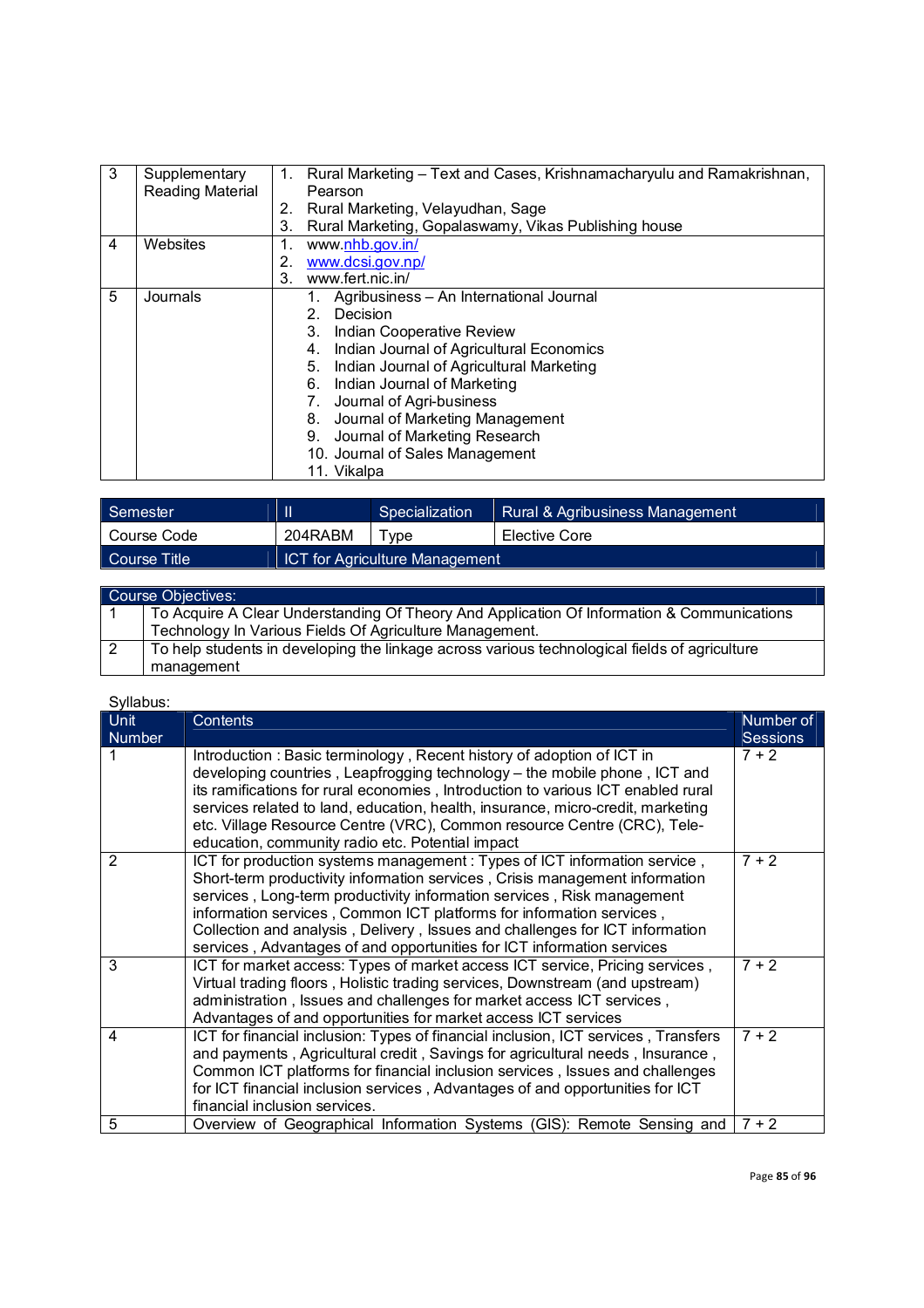| 3 | Supplementary Reading Material | 1. Rural Marketing – Text and Cases, Krishnamacharyulu and Ramakrishnan, Pearson<br>2. Rural Marketing, Velayudhan, Sage<br>3. Rural Marketing, Gopalaswamy, Vikas Publishing house |
|---|---|---|
| 4 | Websites | 1. www.nhb.gov.in/<br>2. www.dcsi.gov.np/<br>3. www.fert.nic.in/ |
| 5 | Journals | 1. Agribusiness – An International Journal<br>2. Decision<br>3. Indian Cooperative Review<br>4. Indian Journal of Agricultural Economics<br>5. Indian Journal of Agricultural Marketing<br>6. Indian Journal of Marketing<br>7. Journal of Agri-business<br>8. Journal of Marketing Management<br>9. Journal of Marketing Research<br>10. Journal of Sales Management<br>11. Vikalpa |

| Semester | II | Specialization | Rural & Agribusiness Management |
|---|---|---|---|
| Course Code | 204RABM | Type | Elective Core |
| Course Title | ICT for Agriculture Management | | |

| Course Objectives: | |
|---|---|
| 1 | To Acquire A Clear Understanding Of Theory And Application Of Information & Communications Technology In Various Fields Of Agriculture Management. |
| 2 | To help students in developing the linkage across various technological fields of agriculture management |

Syllabus:

| Unit Number | Contents | Number of Sessions |
|---|---|---|
| 1 | Introduction : Basic terminology , Recent history of adoption of ICT in developing countries , Leapfrogging technology – the mobile phone , ICT and its ramifications for rural economies , Introduction to various ICT enabled rural services related to land, education, health, insurance, micro-credit, marketing etc. Village Resource Centre (VRC), Common resource Centre (CRC), Tele-education, community radio etc. Potential impact | 7 + 2 |
| 2 | ICT for production systems management : Types of ICT information service , Short-term productivity information services , Crisis management information services , Long-term productivity information services , Risk management information services , Common ICT platforms for information services , Collection and analysis , Delivery , Issues and challenges for ICT information services , Advantages of and opportunities for ICT information services | 7 + 2 |
| 3 | ICT for market access: Types of market access ICT service, Pricing services , Virtual trading floors , Holistic trading services, Downstream (and upstream) administration , Issues and challenges for market access ICT services , Advantages of and opportunities for market access ICT services | 7 + 2 |
| 4 | ICT for financial inclusion: Types of financial inclusion, ICT services , Transfers and payments , Agricultural credit , Savings for agricultural needs , Insurance , Common ICT platforms for financial inclusion services , Issues and challenges for ICT financial inclusion services , Advantages of and opportunities for ICT financial inclusion services. | 7 + 2 |
| 5 | Overview of Geographical Information Systems (GIS): Remote Sensing and | 7 + 2 |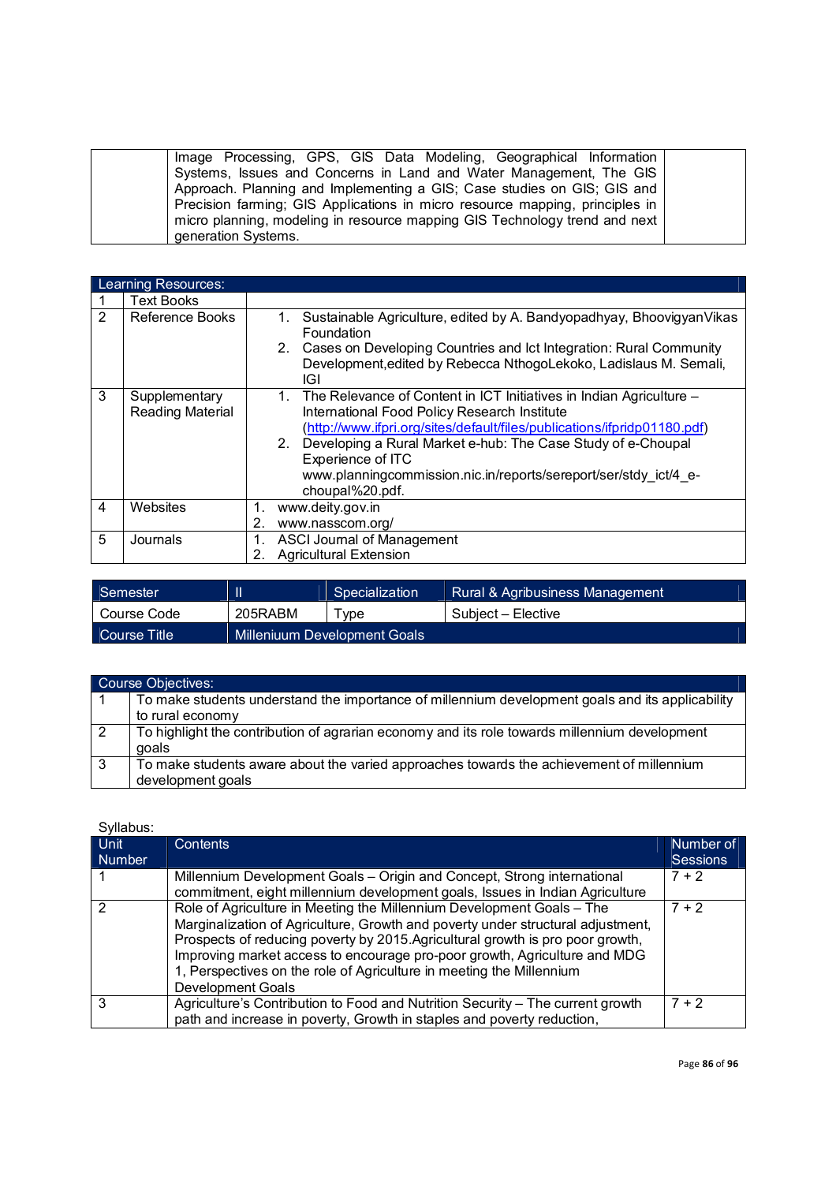| | Image Processing, GPS, GIS Data Modeling, Geographical Information Systems, Issues and Concerns in Land and Water Management, The GIS Approach. Planning and Implementing a GIS; Case studies on GIS; GIS and Precision farming; GIS Applications in micro resource mapping, principles in micro planning, modeling in resource mapping GIS Technology trend and next generation Systems. | |
|---|---|---|

| Learning Resources: | | |
|---|---|---|
| 1 | Text Books | |
| 2 | Reference Books | 1. Sustainable Agriculture, edited by A. Bandyopadhyay, BhoovigyanVikas Foundation<br>2. Cases on Developing Countries and Ict Integration: Rural Community Development,edited by Rebecca NthogoLekoko, Ladislaus M. Semali, IGI |
| 3 | Supplementary Reading Material | 1. The Relevance of Content in ICT Initiatives in Indian Agriculture – International Food Policy Research Institute (http://www.ifpri.org/sites/default/files/publications/ifpridp01180.pdf)<br>2. Developing a Rural Market e-hub: The Case Study of e-Choupal Experience of ITC www.planningcommission.nic.in/reports/sereport/ser/stdy_ict/4_e-choupal%20.pdf. |
| 4 | Websites | 1. www.deity.gov.in<br>2. www.nasscom.org/ |
| 5 | Journals | 1. ASCI Journal of Management<br>2. Agricultural Extension |

| Semester | II | Specialization | Rural & Agribusiness Management |
|---|---|---|---|
| Course Code | 205RABM | Type | Subject – Elective |
| Course Title | Milleniuum Development Goals | | |

| Course Objectives: | |
|---|---|
| 1 | To make students understand the importance of millennium development goals and its applicability to rural economy |
| 2 | To highlight the contribution of agrarian economy and its role towards millennium development goals |
| 3 | To make students aware about the varied approaches towards the achievement of millennium development goals |

Syllabus:

| Unit Number | Contents | Number of Sessions |
|---|---|---|
| 1 | Millennium Development Goals – Origin and Concept, Strong international commitment, eight millennium development goals, Issues in Indian Agriculture | 7 + 2 |
| 2 | Role of Agriculture in Meeting the Millennium Development Goals – The Marginalization of Agriculture, Growth and poverty under structural adjustment, Prospects of reducing poverty by 2015.Agricultural growth is pro poor growth, Improving market access to encourage pro-poor growth, Agriculture and MDG 1, Perspectives on the role of Agriculture in meeting the Millennium Development Goals | 7 + 2 |
| 3 | Agriculture's Contribution to Food and Nutrition Security – The current growth path and increase in poverty, Growth in staples and poverty reduction, | 7 + 2 |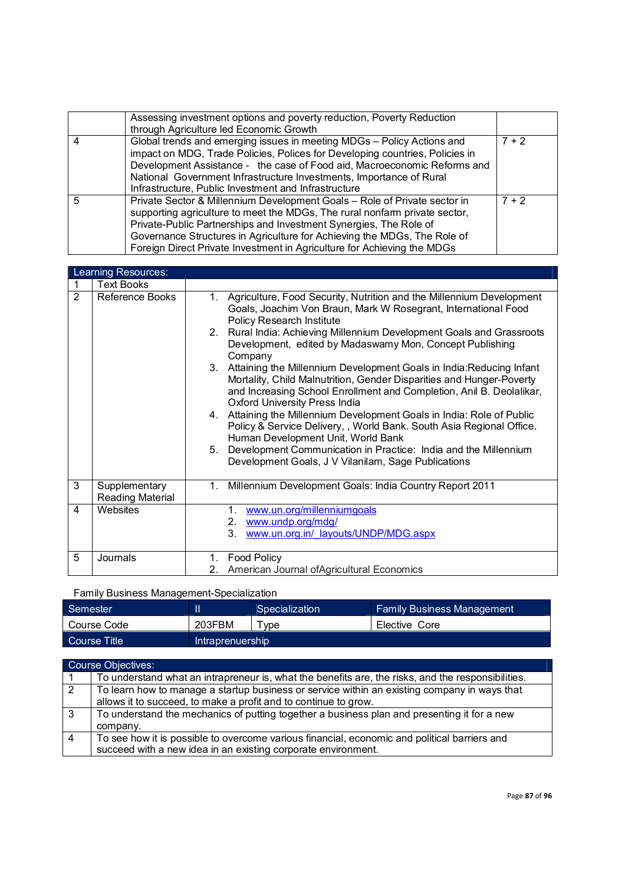| | | |
|---|---|---|
| | Assessing investment options and poverty reduction, Poverty Reduction through Agriculture led Economic Growth | |
| 4 | Global trends and emerging issues in meeting MDGs – Policy Actions and impact on MDG, Trade Policies, Polices for Developing countries, Policies in Development Assistance - the case of Food aid, Macroeconomic Reforms and National Government Infrastructure Investments, Importance of Rural Infrastructure, Public Investment and Infrastructure | 7 + 2 |
| 5 | Private Sector & Millennium Development Goals – Role of Private sector in supporting agriculture to meet the MDGs, The rural nonfarm private sector, Private-Public Partnerships and Investment Synergies, The Role of Governance Structures in Agriculture for Achieving the MDGs, The Role of Foreign Direct Private Investment in Agriculture for Achieving the MDGs | 7 + 2 |

| Learning Resources: | | |
|---|---|---|
| 1 | Text Books | |
| 2 | Reference Books | 1. Agriculture, Food Security, Nutrition and the Millennium Development Goals, Joachim Von Braun, Mark W Rosegrant, International Food Policy Research Institute<br>2. Rural India: Achieving Millennium Development Goals and Grassroots Development, edited by Madaswamy Mon, Concept Publishing Company<br>3. Attaining the Millennium Development Goals in India:Reducing Infant Mortality, Child Malnutrition, Gender Disparities and Hunger-Poverty and Increasing School Enrollment and Completion, Anil B. Deolalikar, Oxford University Press India<br>4. Attaining the Millennium Development Goals in India: Role of Public Policy & Service Delivery, , World Bank. South Asia Regional Office. Human Development Unit, World Bank<br>5. Development Communication in Practice: India and the Millennium Development Goals, J V Vilanilam, Sage Publications |
| 3 | Supplementary Reading Material | 1. Millennium Development Goals: India Country Report 2011 |
| 4 | Websites | 1. www.un.org/millenniumgoals<br>2. www.undp.org/mdg/<br>3. www.un.org.in/_layouts/UNDP/MDG.aspx |
| 5 | Journals | 1. Food Policy<br>2. American Journal ofAgricultural Economics |

Family Business Management-Specialization

| Semester | II | Specialization | Family Business Management |
|---|---|---|---|
| Course Code | 203FBM | Type | Elective Core |
| Course Title | Intraprenuership | | |

| Course Objectives: | |
|---|---|
| 1 | To understand what an intrapreneur is, what the benefits are, the risks, and the responsibilities. |
| 2 | To learn how to manage a startup business or service within an existing company in ways that allows it to succeed, to make a profit and to continue to grow. |
| 3 | To understand the mechanics of putting together a business plan and presenting it for a new company. |
| 4 | To see how it is possible to overcome various financial, economic and political barriers and succeed with a new idea in an existing corporate environment. |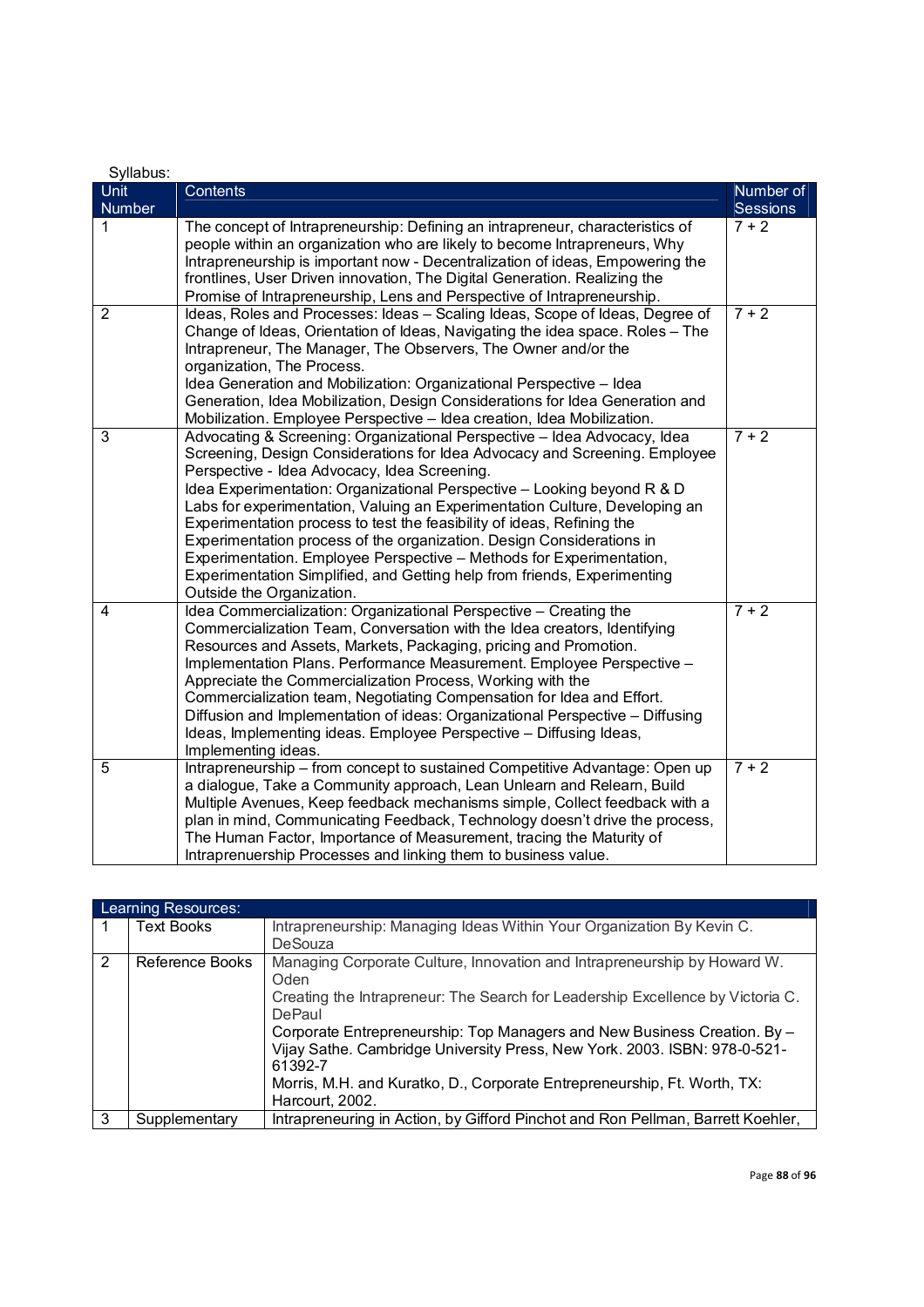Syllabus:

| Unit Number | Contents | Number of Sessions |
|---|---|---|
| 1 | The concept of Intrapreneurship: Defining an intrapreneur, characteristics of people within an organization who are likely to become Intrapreneurs, Why Intrapreneurship is important now - Decentralization of ideas, Empowering the frontlines, User Driven innovation, The Digital Generation. Realizing the Promise of Intrapreneurship, Lens and Perspective of Intrapreneurship. | 7 + 2 |
| 2 | Ideas, Roles and Processes: Ideas – Scaling Ideas, Scope of Ideas, Degree of Change of Ideas, Orientation of Ideas, Navigating the idea space. Roles – The Intrapreneur, The Manager, The Observers, The Owner and/or the organization, The Process. Idea Generation and Mobilization: Organizational Perspective – Idea Generation, Idea Mobilization, Design Considerations for Idea Generation and Mobilization. Employee Perspective – Idea creation, Idea Mobilization. | 7 + 2 |
| 3 | Advocating & Screening: Organizational Perspective – Idea Advocacy, Idea Screening, Design Considerations for Idea Advocacy and Screening. Employee Perspective - Idea Advocacy, Idea Screening. Idea Experimentation: Organizational Perspective – Looking beyond R & D Labs for experimentation, Valuing an Experimentation Culture, Developing an Experimentation process to test the feasibility of ideas, Refining the Experimentation process of the organization. Design Considerations in Experimentation. Employee Perspective – Methods for Experimentation, Experimentation Simplified, and Getting help from friends, Experimenting Outside the Organization. | 7 + 2 |
| 4 | Idea Commercialization: Organizational Perspective – Creating the Commercialization Team, Conversation with the Idea creators, Identifying Resources and Assets, Markets, Packaging, pricing and Promotion. Implementation Plans. Performance Measurement. Employee Perspective – Appreciate the Commercialization Process, Working with the Commercialization team, Negotiating Compensation for Idea and Effort. Diffusion and Implementation of ideas: Organizational Perspective – Diffusing Ideas, Implementing ideas. Employee Perspective – Diffusing Ideas, Implementing ideas. | 7 + 2 |
| 5 | Intrapreneurship – from concept to sustained Competitive Advantage: Open up a dialogue, Take a Community approach, Lean Unlearn and Relearn, Build Multiple Avenues, Keep feedback mechanisms simple, Collect feedback with a plan in mind, Communicating Feedback, Technology doesn't drive the process, The Human Factor, Importance of Measurement, tracing the Maturity of Intraprenuership Processes and linking them to business value. | 7 + 2 |

| Learning Resources: | | |
|---|---|---|
| 1 | Text Books | Intrapreneurship: Managing Ideas Within Your Organization By Kevin C. DeSouza |
| 2 | Reference Books | Managing Corporate Culture, Innovation and Intrapreneurship by Howard W. Oden<br>Creating the Intrapreneur: The Search for Leadership Excellence by Victoria C. DePaul<br>Corporate Entrepreneurship: Top Managers and New Business Creation. By – Vijay Sathe. Cambridge University Press, New York. 2003. ISBN: 978-0-521-61392-7<br>Morris, M.H. and Kuratko, D., Corporate Entrepreneurship, Ft. Worth, TX: Harcourt, 2002. |
| 3 | Supplementary | Intrapreneuring in Action, by Gifford Pinchot and Ron Pellman, Barrett Koehler, |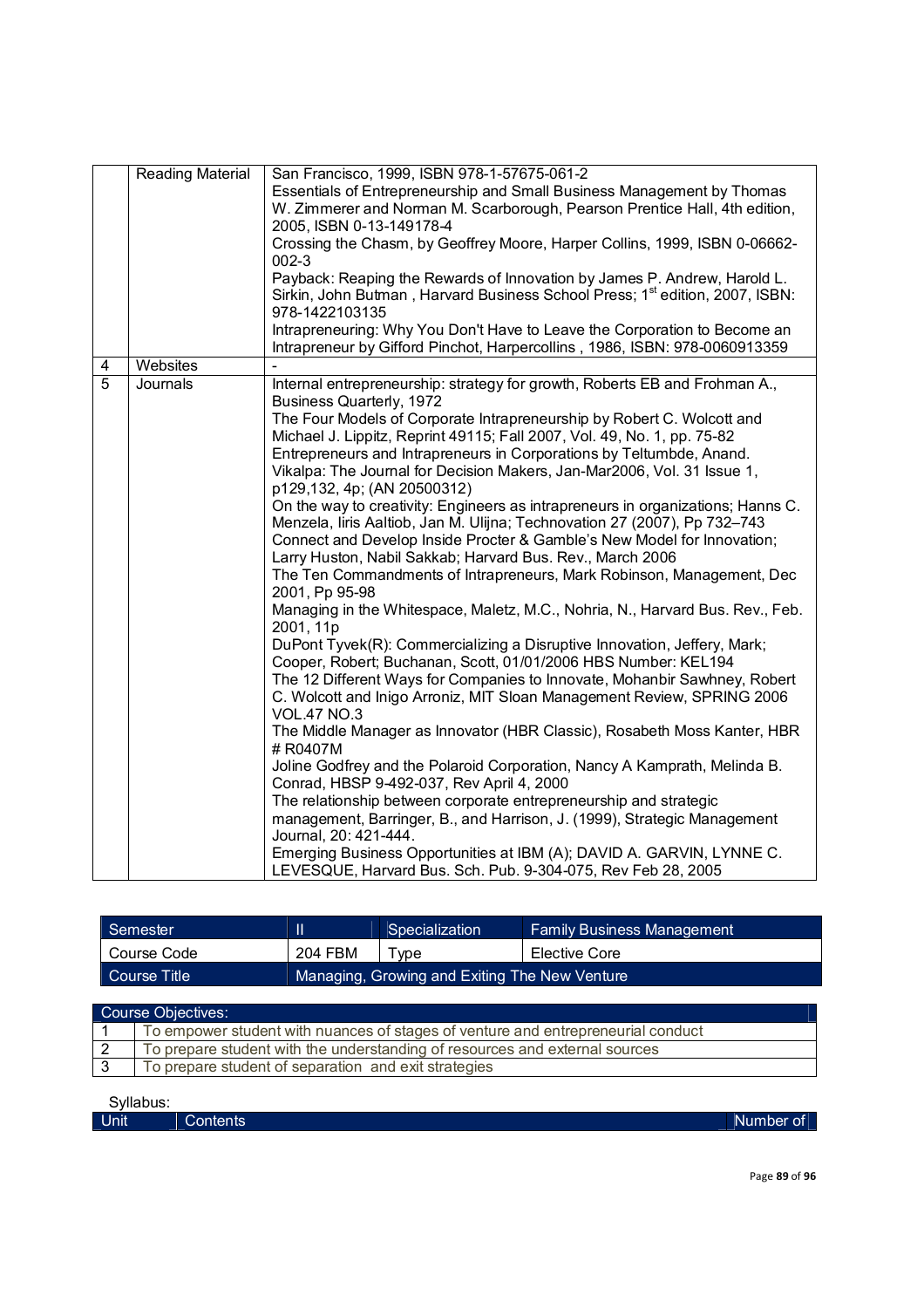|  | Reading Material | San Francisco, 1999, ISBN 978-1-57675-061-2<br>Essentials of Entrepreneurship and Small Business Management by Thomas W. Zimmerer and Norman M. Scarborough, Pearson Prentice Hall, 4th edition, 2005, ISBN 0-13-149178-4<br>Crossing the Chasm, by Geoffrey Moore, Harper Collins, 1999, ISBN 0-06662-002-3<br>Payback: Reaping the Rewards of Innovation by James P. Andrew, Harold L. Sirkin, John Butman , Harvard Business School Press; 1st edition, 2007, ISBN: 978-1422103135<br>Intrapreneuring: Why You Don't Have to Leave the Corporation to Become an Intrapreneur by Gifford Pinchot, Harpercollins , 1986, ISBN: 978-0060913359 |
|---|---|---|
| 4 | Websites | - |
| 5 | Journals | Internal entrepreneurship: strategy for growth, Roberts EB and Frohman A., Business Quarterly, 1972<br>The Four Models of Corporate Intrapreneurship by Robert C. Wolcott and Michael J. Lippitz, Reprint 49115; Fall 2007, Vol. 49, No. 1, pp. 75-82<br>Entrepreneurs and Intrapreneurs in Corporations by Teltumbde, Anand. Vikalpa: The Journal for Decision Makers, Jan-Mar2006, Vol. 31 Issue 1, p129,132, 4p; (AN 20500312)<br>On the way to creativity: Engineers as intrapreneurs in organizations; Hanns C. Menzela, Iiris Aaltiob, Jan M. Ulijna; Technovation 27 (2007), Pp 732–743<br>Connect and Develop Inside Procter & Gamble's New Model for Innovation; Larry Huston, Nabil Sakkab; Harvard Bus. Rev., March 2006<br>The Ten Commandments of Intrapreneurs, Mark Robinson, Management, Dec 2001, Pp 95-98<br>Managing in the Whitespace, Maletz, M.C., Nohria, N., Harvard Bus. Rev., Feb. 2001, 11p<br>DuPont Tyvek(R): Commercializing a Disruptive Innovation, Jeffery, Mark; Cooper, Robert; Buchanan, Scott, 01/01/2006 HBS Number: KEL194<br>The 12 Different Ways for Companies to Innovate, Mohanbir Sawhney, Robert C. Wolcott and Inigo Arroniz, MIT Sloan Management Review, SPRING 2006 VOL.47 NO.3<br>The Middle Manager as Innovator (HBR Classic), Rosabeth Moss Kanter, HBR # R0407M<br>Joline Godfrey and the Polaroid Corporation, Nancy A Kamprath, Melinda B. Conrad, HBSP 9-492-037, Rev April 4, 2000<br>The relationship between corporate entrepreneurship and strategic management, Barringer, B., and Harrison, J. (1999), Strategic Management Journal, 20: 421-444.<br>Emerging Business Opportunities at IBM (A); DAVID A. GARVIN, LYNNE C. LEVESQUE, Harvard Bus. Sch. Pub. 9-304-075, Rev Feb 28, 2005 |

| Semester | II | Specialization | Family Business Management |
|---|---|---|---|
| Course Code | 204 FBM | Type | Elective Core |
| Course Title | Managing, Growing and Exiting The New Venture | | |

| Course Objectives: | |
|---|---|
| 1 | To empower student with nuances of stages of venture and entrepreneurial conduct |
| 2 | To prepare student with the understanding of resources and external sources |
| 3 | To prepare student of separation and exit strategies |

Syllabus:

| Unit | Contents | Number of |
|---|---|---|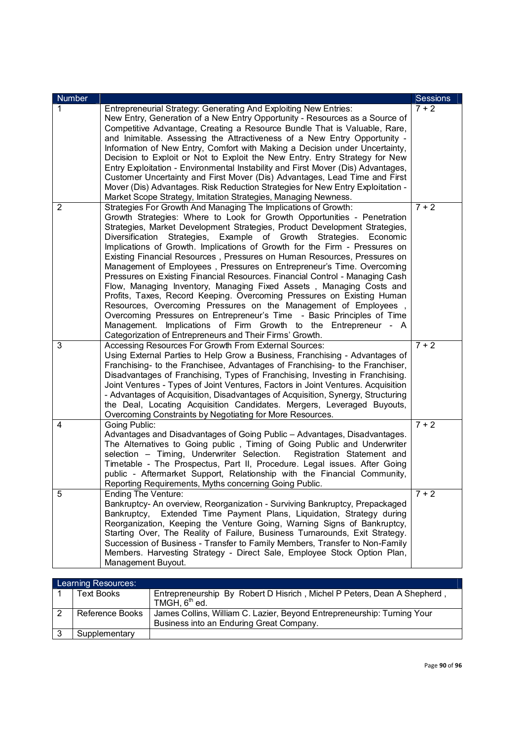| Number | | Sessions |
|---|---|---|
| 1 | Entrepreneurial Strategy: Generating And Exploiting New Entries: New Entry, Generation of a New Entry Opportunity - Resources as a Source of Competitive Advantage, Creating a Resource Bundle That is Valuable, Rare, and Inimitable. Assessing the Attractiveness of a New Entry Opportunity - Information of New Entry, Comfort with Making a Decision under Uncertainty, Decision to Exploit or Not to Exploit the New Entry. Entry Strategy for New Entry Exploitation - Environmental Instability and First Mover (Dis) Advantages, Customer Uncertainty and First Mover (Dis) Advantages, Lead Time and First Mover (Dis) Advantages. Risk Reduction Strategies for New Entry Exploitation - Market Scope Strategy, Imitation Strategies, Managing Newness. | 7 + 2 |
| 2 | Strategies For Growth And Managing The Implications of Growth: Growth Strategies: Where to Look for Growth Opportunities - Penetration Strategies, Market Development Strategies, Product Development Strategies, Diversification Strategies, Example of Growth Strategies. Economic Implications of Growth. Implications of Growth for the Firm - Pressures on Existing Financial Resources , Pressures on Human Resources, Pressures on Management of Employees , Pressures on Entrepreneur's Time. Overcoming Pressures on Existing Financial Resources. Financial Control - Managing Cash Flow, Managing Inventory, Managing Fixed Assets , Managing Costs and Profits, Taxes, Record Keeping. Overcoming Pressures on Existing Human Resources, Overcoming Pressures on the Management of Employees , Overcoming Pressures on Entrepreneur's Time - Basic Principles of Time Management. Implications of Firm Growth to the Entrepreneur - A Categorization of Entrepreneurs and Their Firms' Growth. | 7 + 2 |
| 3 | Accessing Resources For Growth From External Sources: Using External Parties to Help Grow a Business, Franchising - Advantages of Franchising- to the Franchisee, Advantages of Franchising- to the Franchiser, Disadvantages of Franchising, Types of Franchising, Investing in Franchising. Joint Ventures - Types of Joint Ventures, Factors in Joint Ventures. Acquisition - Advantages of Acquisition, Disadvantages of Acquisition, Synergy, Structuring the Deal, Locating Acquisition Candidates. Mergers, Leveraged Buyouts, Overcoming Constraints by Negotiating for More Resources. | 7 + 2 |
| 4 | Going Public: Advantages and Disadvantages of Going Public – Advantages, Disadvantages. The Alternatives to Going public , Timing of Going Public and Underwriter selection – Timing, Underwriter Selection. Registration Statement and Timetable - The Prospectus, Part II, Procedure. Legal issues. After Going public - Aftermarket Support, Relationship with the Financial Community, Reporting Requirements, Myths concerning Going Public. | 7 + 2 |
| 5 | Ending The Venture: Bankruptcy- An overview, Reorganization - Surviving Bankruptcy, Prepackaged Bankruptcy, Extended Time Payment Plans, Liquidation, Strategy during Reorganization, Keeping the Venture Going, Warning Signs of Bankruptcy, Starting Over, The Reality of Failure, Business Turnarounds, Exit Strategy. Succession of Business - Transfer to Family Members, Transfer to Non-Family Members. Harvesting Strategy - Direct Sale, Employee Stock Option Plan, Management Buyout. | 7 + 2 |

| Learning Resources: | | |
|---|---|---|
| 1 | Text Books | Entrepreneurship By Robert D Hisrich , Michel P Peters, Dean A Shepherd , TMGH, 6th ed. |
| 2 | Reference Books | James Collins, William C. Lazier, Beyond Entrepreneurship: Turning Your Business into an Enduring Great Company. |
| 3 | Supplementary | |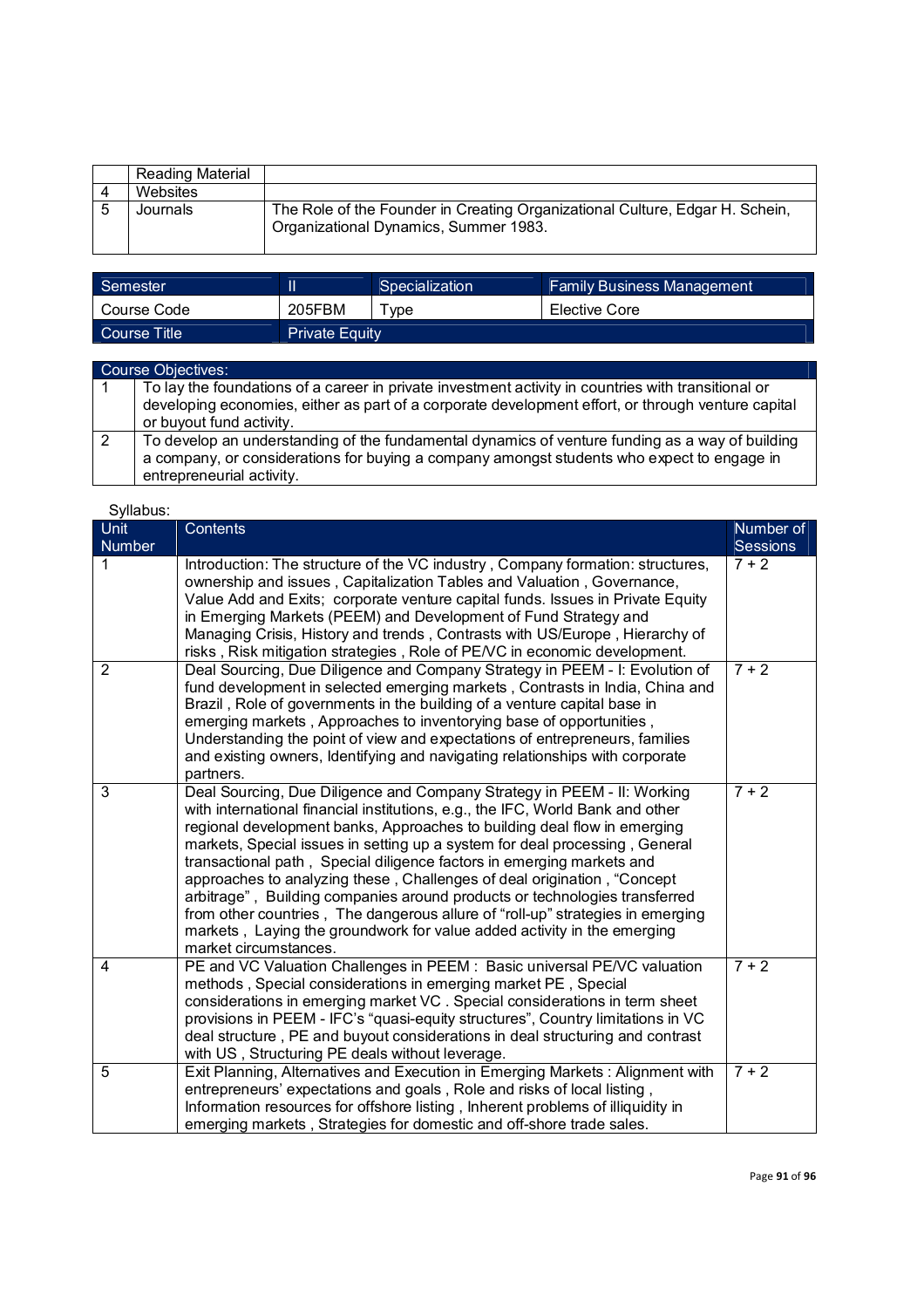|   | Reading Material |   |
|---|---|---|
| 4 | Websites |   |
| 5 | Journals | The Role of the Founder in Creating Organizational Culture, Edgar H. Schein, Organizational Dynamics, Summer 1983. |

| Semester | II | Specialization | Family Business Management |
|---|---|---|---|
| Course Code | 205FBM | Type | Elective Core |
| Course Title | Private Equity | | |

| Course Objectives: | |
|---|---|
| 1 | To lay the foundations of a career in private investment activity in countries with transitional or developing economies, either as part of a corporate development effort, or through venture capital or buyout fund activity. |
| 2 | To develop an understanding of the fundamental dynamics of venture funding as a way of building a company, or considerations for buying a company amongst students who expect to engage in entrepreneurial activity. |

Syllabus:

| Unit Number | Contents | Number of Sessions |
|---|---|---|
| 1 | Introduction: The structure of the VC industry , Company formation: structures, ownership and issues , Capitalization Tables and Valuation , Governance, Value Add and Exits; corporate venture capital funds. Issues in Private Equity in Emerging Markets (PEEM) and Development of Fund Strategy and Managing Crisis, History and trends , Contrasts with US/Europe , Hierarchy of risks , Risk mitigation strategies , Role of PE/VC in economic development. | 7 + 2 |
| 2 | Deal Sourcing, Due Diligence and Company Strategy in PEEM - I: Evolution of fund development in selected emerging markets , Contrasts in India, China and Brazil , Role of governments in the building of a venture capital base in emerging markets , Approaches to inventorying base of opportunities , Understanding the point of view and expectations of entrepreneurs, families and existing owners, Identifying and navigating relationships with corporate partners. | 7 + 2 |
| 3 | Deal Sourcing, Due Diligence and Company Strategy in PEEM - II: Working with international financial institutions, e.g., the IFC, World Bank and other regional development banks, Approaches to building deal flow in emerging markets, Special issues in setting up a system for deal processing , General transactional path , Special diligence factors in emerging markets and approaches to analyzing these , Challenges of deal origination , “Concept arbitrage” , Building companies around products or technologies transferred from other countries , The dangerous allure of “roll-up” strategies in emerging markets , Laying the groundwork for value added activity in the emerging market circumstances. | 7 + 2 |
| 4 | PE and VC Valuation Challenges in PEEM : Basic universal PE/VC valuation methods , Special considerations in emerging market PE , Special considerations in emerging market VC . Special considerations in term sheet provisions in PEEM - IFC’s “quasi-equity structures”, Country limitations in VC deal structure , PE and buyout considerations in deal structuring and contrast with US , Structuring PE deals without leverage. | 7 + 2 |
| 5 | Exit Planning, Alternatives and Execution in Emerging Markets : Alignment with entrepreneurs’ expectations and goals , Role and risks of local listing , Information resources for offshore listing , Inherent problems of illiquidity in emerging markets , Strategies for domestic and off-shore trade sales. | 7 + 2 |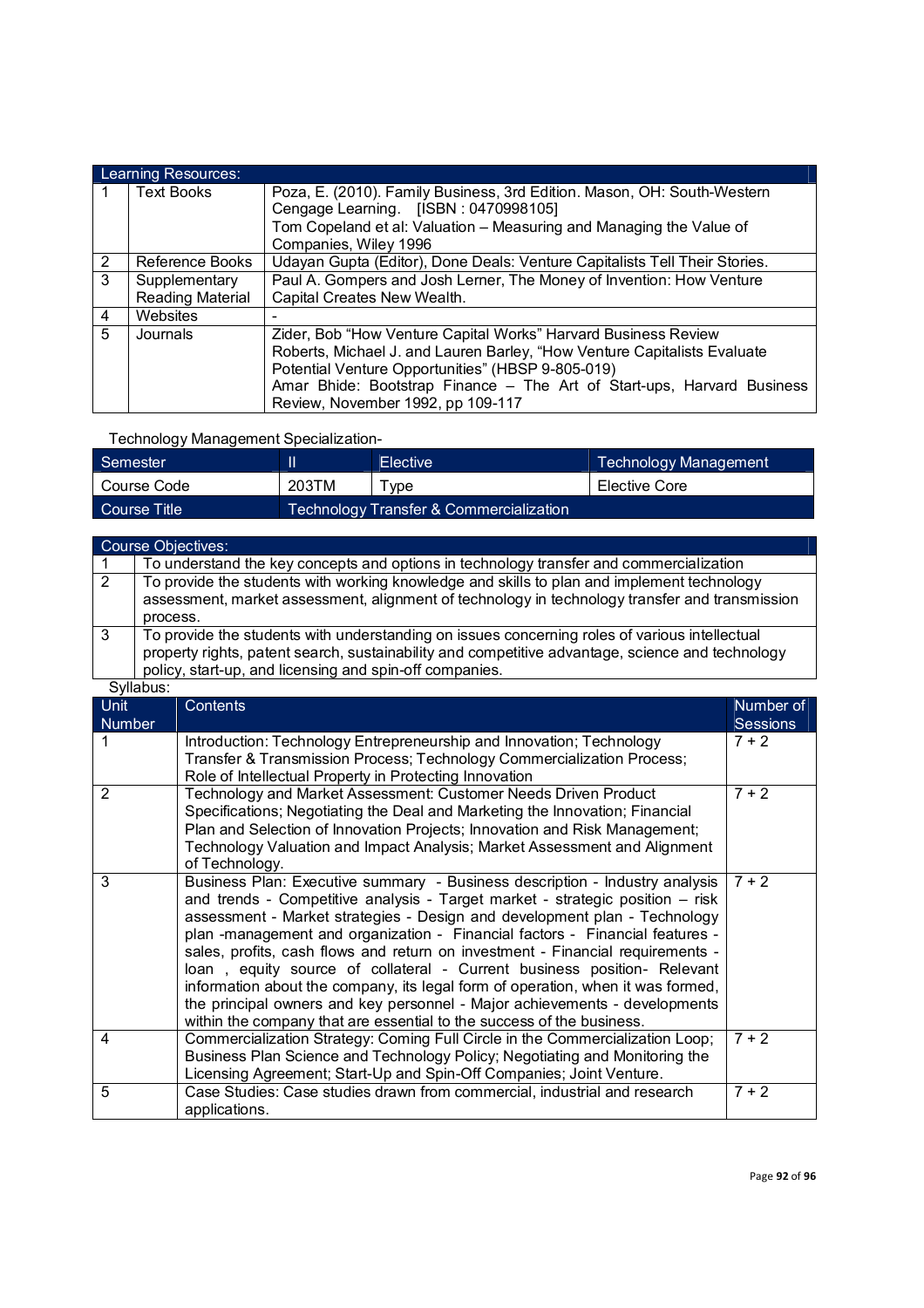| Learning Resources: | | |
|---|---|---|
| 1 | Text Books | Poza, E. (2010). Family Business, 3rd Edition. Mason, OH: South-Western Cengage Learning. [ISBN : 0470998105]<br>Tom Copeland et al: Valuation – Measuring and Managing the Value of Companies, Wiley 1996 |
| 2 | Reference Books | Udayan Gupta (Editor), Done Deals: Venture Capitalists Tell Their Stories. |
| 3 | Supplementary Reading Material | Paul A. Gompers and Josh Lerner, The Money of Invention: How Venture Capital Creates New Wealth. |
| 4 | Websites | - |
| 5 | Journals | Zider, Bob "How Venture Capital Works" Harvard Business Review<br>Roberts, Michael J. and Lauren Barley, "How Venture Capitalists Evaluate Potential Venture Opportunities" (HBSP 9-805-019)<br>Amar Bhide: Bootstrap Finance – The Art of Start-ups, Harvard Business Review, November 1992, pp 109-117 |

Technology Management Specialization-

| Semester | II | Elective | Technology Management |
|---|---|---|---|
| Course Code | 203TM | Type | Elective Core |
| Course Title | Technology Transfer & Commercialization | | |

| Course Objectives: | |
|---|---|
| 1 | To understand the key concepts and options in technology transfer and commercialization |
| 2 | To provide the students with working knowledge and skills to plan and implement technology assessment, market assessment, alignment of technology in technology transfer and transmission process. |
| 3 | To provide the students with understanding on issues concerning roles of various intellectual property rights, patent search, sustainability and competitive advantage, science and technology policy, start-up, and licensing and spin-off companies. |

Syllabus:

| Unit Number | Contents | Number of Sessions |
|---|---|---|
| 1 | Introduction: Technology Entrepreneurship and Innovation; Technology Transfer & Transmission Process; Technology Commercialization Process; Role of Intellectual Property in Protecting Innovation | 7 + 2 |
| 2 | Technology and Market Assessment: Customer Needs Driven Product Specifications; Negotiating the Deal and Marketing the Innovation; Financial Plan and Selection of Innovation Projects; Innovation and Risk Management; Technology Valuation and Impact Analysis; Market Assessment and Alignment of Technology. | 7 + 2 |
| 3 | Business Plan: Executive summary - Business description - Industry analysis and trends - Competitive analysis - Target market - strategic position – risk assessment - Market strategies - Design and development plan - Technology plan -management and organization - Financial factors - Financial features - sales, profits, cash flows and return on investment - Financial requirements - loan , equity source of collateral - Current business position- Relevant information about the company, its legal form of operation, when it was formed, the principal owners and key personnel - Major achievements - developments within the company that are essential to the success of the business. | 7 + 2 |
| 4 | Commercialization Strategy: Coming Full Circle in the Commercialization Loop; Business Plan Science and Technology Policy; Negotiating and Monitoring the Licensing Agreement; Start-Up and Spin-Off Companies; Joint Venture. | 7 + 2 |
| 5 | Case Studies: Case studies drawn from commercial, industrial and research applications. | 7 + 2 |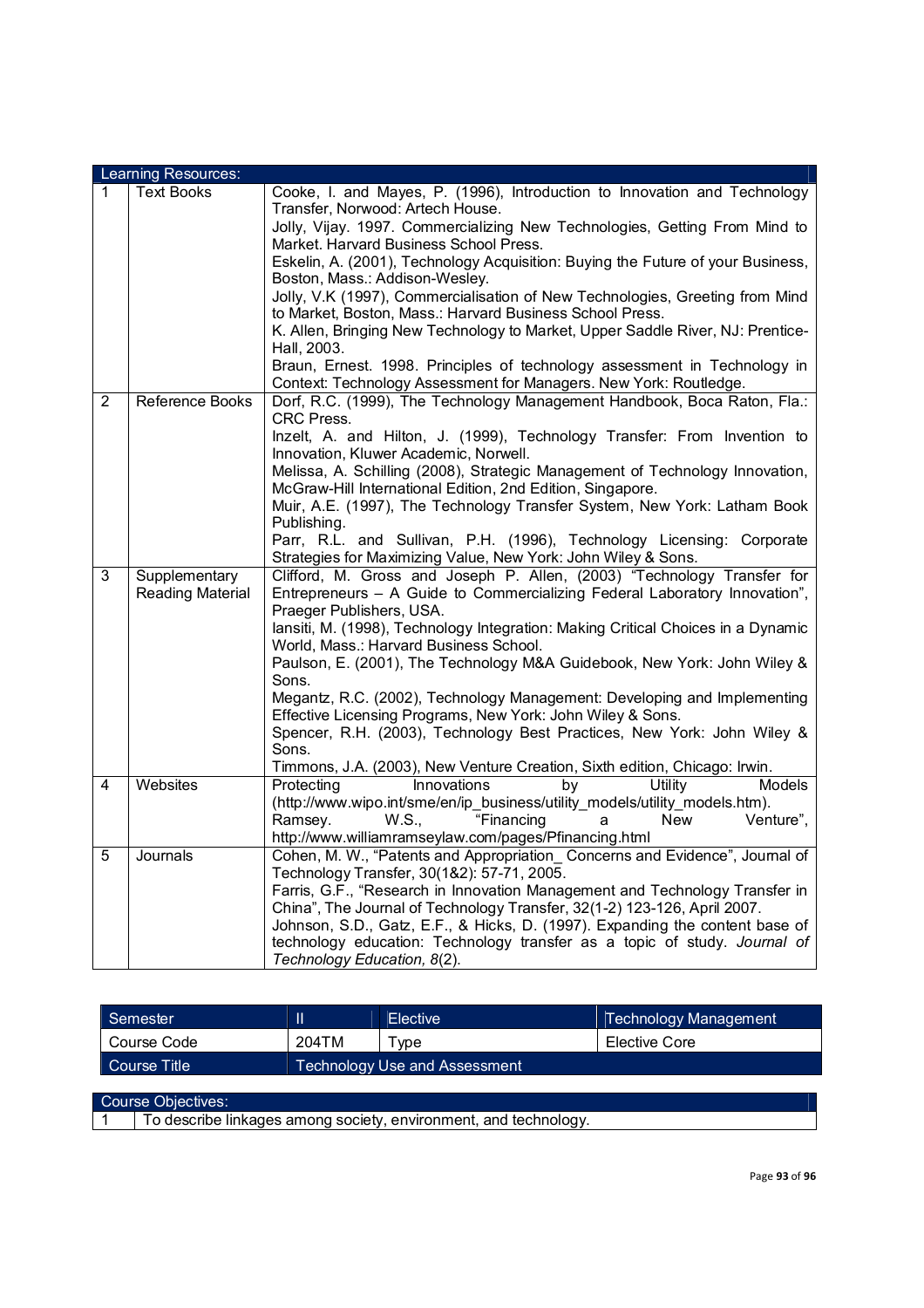| Learning Resources: | | |
|---|---|---|
| 1 | Text Books | Cooke, I. and Mayes, P. (1996), Introduction to Innovation and Technology Transfer, Norwood: Artech House.<br>Jolly, Vijay. 1997. Commercializing New Technologies, Getting From Mind to Market. Harvard Business School Press.<br>Eskelin, A. (2001), Technology Acquisition: Buying the Future of your Business, Boston, Mass.: Addison-Wesley.<br>Jolly, V.K (1997), Commercialisation of New Technologies, Greeting from Mind to Market, Boston, Mass.: Harvard Business School Press.<br>K. Allen, Bringing New Technology to Market, Upper Saddle River, NJ: Prentice-Hall, 2003.<br>Braun, Ernest. 1998. Principles of technology assessment in Technology in Context: Technology Assessment for Managers. New York: Routledge. |
| 2 | Reference Books | Dorf, R.C. (1999), The Technology Management Handbook, Boca Raton, Fla.: CRC Press.<br>Inzelt, A. and Hilton, J. (1999), Technology Transfer: From Invention to Innovation, Kluwer Academic, Norwell.<br>Melissa, A. Schilling (2008), Strategic Management of Technology Innovation, McGraw-Hill International Edition, 2nd Edition, Singapore.<br>Muir, A.E. (1997), The Technology Transfer System, New York: Latham Book Publishing.<br>Parr, R.L. and Sullivan, P.H. (1996), Technology Licensing: Corporate Strategies for Maximizing Value, New York: John Wiley & Sons. |
| 3 | Supplementary Reading Material | Clifford, M. Gross and Joseph P. Allen, (2003) "Technology Transfer for Entrepreneurs – A Guide to Commercializing Federal Laboratory Innovation", Praeger Publishers, USA.<br>Iansiti, M. (1998), Technology Integration: Making Critical Choices in a Dynamic World, Mass.: Harvard Business School.<br>Paulson, E. (2001), The Technology M&A Guidebook, New York: John Wiley & Sons.<br>Megantz, R.C. (2002), Technology Management: Developing and Implementing Effective Licensing Programs, New York: John Wiley & Sons.<br>Spencer, R.H. (2003), Technology Best Practices, New York: John Wiley & Sons.<br>Timmons, J.A. (2003), New Venture Creation, Sixth edition, Chicago: Irwin. |
| 4 | Websites | Protecting Innovations by Utility Models (http://www.wipo.int/sme/en/ip_business/utility_models/utility_models.htm).<br>Ramsey. W.S., "Financing a New Venture", http://www.williamramseylaw.com/pages/Pfinancing.html |
| 5 | Journals | Cohen, M. W., "Patents and Appropriation_ Concerns and Evidence", Journal of Technology Transfer, 30(1&2): 57-71, 2005.<br>Farris, G.F., "Research in Innovation Management and Technology Transfer in China", The Journal of Technology Transfer, 32(1-2) 123-126, April 2007.<br>Johnson, S.D., Gatz, E.F., & Hicks, D. (1997). Expanding the content base of technology education: Technology transfer as a topic of study. *Journal of Technology Education, 8*(2). |

| Semester | II | Elective | Technology Management |
|---|---|---|---|
| Course Code | 204TM | Type | Elective Core |
| Course Title | Technology Use and Assessment | | |

| Course Objectives: | |
|---|---|
| 1 | To describe linkages among society, environment, and technology. |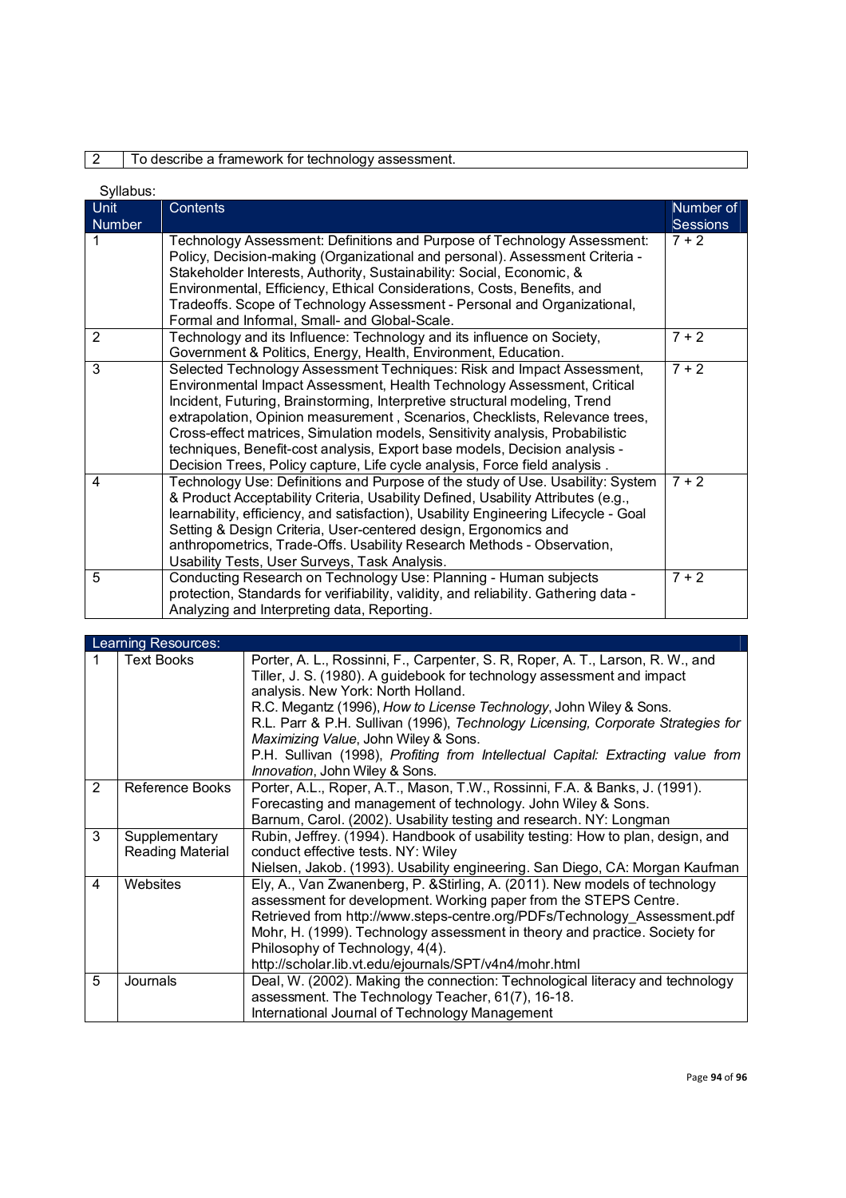| 2 | To describe a framework for technology assessment. |
|---|---|

Syllabus:

| Unit Number | Contents | Number of Sessions |
|---|---|---|
| 1 | Technology Assessment: Definitions and Purpose of Technology Assessment: Policy, Decision-making (Organizational and personal). Assessment Criteria - Stakeholder Interests, Authority, Sustainability: Social, Economic, & Environmental, Efficiency, Ethical Considerations, Costs, Benefits, and Tradeoffs. Scope of Technology Assessment - Personal and Organizational, Formal and Informal, Small- and Global-Scale. | 7 + 2 |
| 2 | Technology and its Influence: Technology and its influence on Society, Government & Politics, Energy, Health, Environment, Education. | 7 + 2 |
| 3 | Selected Technology Assessment Techniques: Risk and Impact Assessment, Environmental Impact Assessment, Health Technology Assessment, Critical Incident, Futuring, Brainstorming, Interpretive structural modeling, Trend extrapolation, Opinion measurement , Scenarios, Checklists, Relevance trees, Cross-effect matrices, Simulation models, Sensitivity analysis, Probabilistic techniques, Benefit-cost analysis, Export base models, Decision analysis - Decision Trees, Policy capture, Life cycle analysis, Force field analysis . | 7 + 2 |
| 4 | Technology Use: Definitions and Purpose of the study of Use. Usability: System & Product Acceptability Criteria, Usability Defined, Usability Attributes (e.g., learnability, efficiency, and satisfaction), Usability Engineering Lifecycle - Goal Setting & Design Criteria, User-centered design, Ergonomics and anthropometrics, Trade-Offs. Usability Research Methods - Observation, Usability Tests, User Surveys, Task Analysis. | 7 + 2 |
| 5 | Conducting Research on Technology Use: Planning - Human subjects protection, Standards for verifiability, validity, and reliability. Gathering data - Analyzing and Interpreting data, Reporting. | 7 + 2 |

| Learning Resources: | | |
|---|---|---|
| 1 | Text Books | Porter, A. L., Rossinni, F., Carpenter, S. R, Roper, A. T., Larson, R. W., and Tiller, J. S. (1980). A guidebook for technology assessment and impact analysis. New York: North Holland.<br>R.C. Megantz (1996), *How to License Technology*, John Wiley & Sons.<br>R.L. Parr & P.H. Sullivan (1996), *Technology Licensing, Corporate Strategies for Maximizing Value*, John Wiley & Sons.<br>P.H. Sullivan (1998), *Profiting from Intellectual Capital: Extracting value from Innovation*, John Wiley & Sons. |
| 2 | Reference Books | Porter, A.L., Roper, A.T., Mason, T.W., Rossinni, F.A. & Banks, J. (1991). Forecasting and management of technology. John Wiley & Sons.<br>Barnum, Carol. (2002). Usability testing and research. NY: Longman |
| 3 | Supplementary Reading Material | Rubin, Jeffrey. (1994). Handbook of usability testing: How to plan, design, and conduct effective tests. NY: Wiley<br>Nielsen, Jakob. (1993). Usability engineering. San Diego, CA: Morgan Kaufman |
| 4 | Websites | Ely, A., Van Zwanenberg, P. &Stirling, A. (2011). New models of technology assessment for development. Working paper from the STEPS Centre. Retrieved from http://www.steps-centre.org/PDFs/Technology_Assessment.pdf<br>Mohr, H. (1999). Technology assessment in theory and practice. Society for Philosophy of Technology, 4(4). http://scholar.lib.vt.edu/ejournals/SPT/v4n4/mohr.html |
| 5 | Journals | Deal, W. (2002). Making the connection: Technological literacy and technology assessment. The Technology Teacher, 61(7), 16-18.<br>International Journal of Technology Management |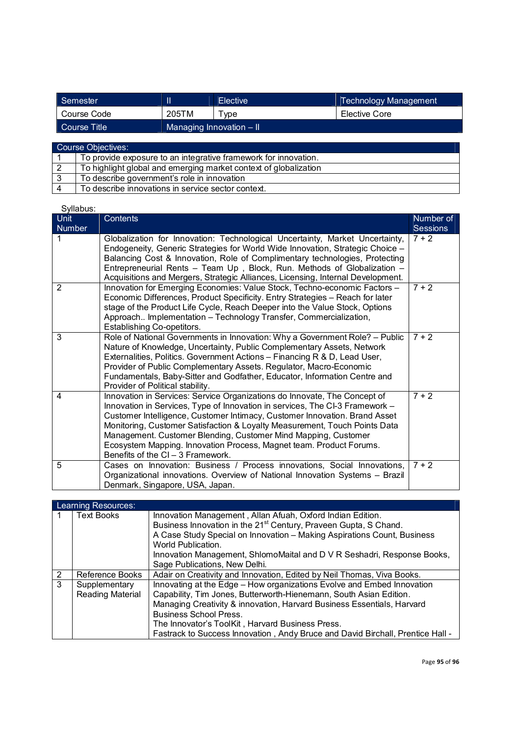| Semester | II | Elective | Technology Management |
|---|---|---|---|
| Course Code | 205TM | Type | Elective Core |
| Course Title | Managing Innovation – II | | |

| Course Objectives: | |
|---|---|
| 1 | To provide exposure to an integrative framework for innovation. |
| 2 | To highlight global and emerging market context of globalization |
| 3 | To describe government's role in innovation |
| 4 | To describe innovations in service sector context. |

Syllabus:

| Unit Number | Contents | Number of Sessions |
|---|---|---|
| 1 | Globalization for Innovation: Technological Uncertainty, Market Uncertainty, Endogeneity, Generic Strategies for World Wide Innovation, Strategic Choice – Balancing Cost & Innovation, Role of Complimentary technologies, Protecting Entrepreneurial Rents – Team Up , Block, Run. Methods of Globalization – Acquisitions and Mergers, Strategic Alliances, Licensing, Internal Development. | 7 + 2 |
| 2 | Innovation for Emerging Economies: Value Stock, Techno-economic Factors – Economic Differences, Product Specificity. Entry Strategies – Reach for later stage of the Product Life Cycle, Reach Deeper into the Value Stock, Options Approach.. Implementation – Technology Transfer, Commercialization, Establishing Co-opetitors. | 7 + 2 |
| 3 | Role of National Governments in Innovation: Why a Government Role? – Public Nature of Knowledge, Uncertainty, Public Complementary Assets, Network Externalities, Politics. Government Actions – Financing R & D, Lead User, Provider of Public Complementary Assets. Regulator, Macro-Economic Fundamentals, Baby-Sitter and Godfather, Educator, Information Centre and Provider of Political stability. | 7 + 2 |
| 4 | Innovation in Services: Service Organizations do Innovate, The Concept of Innovation in Services, Type of Innovation in services, The CI-3 Framework – Customer Intelligence, Customer Intimacy, Customer Innovation. Brand Asset Monitoring, Customer Satisfaction & Loyalty Measurement, Touch Points Data Management. Customer Blending, Customer Mind Mapping, Customer Ecosystem Mapping. Innovation Process, Magnet team. Product Forums. Benefits of the CI – 3 Framework. | 7 + 2 |
| 5 | Cases on Innovation: Business / Process innovations, Social Innovations, Organizational innovations. Overview of National Innovation Systems – Brazil Denmark, Singapore, USA, Japan. | 7 + 2 |

| Learning Resources: | | |
|---|---|---|
| 1 | Text Books | Innovation Management , Allan Afuah, Oxford Indian Edition. <br> Business Innovation in the 21st Century, Praveen Gupta, S Chand. <br> A Case Study Special on Innovation – Making Aspirations Count, Business World Publication. <br> Innovation Management, ShlomoMaital and D V R Seshadri, Response Books, Sage Publications, New Delhi. |
| 2 | Reference Books | Adair on Creativity and Innovation, Edited by Neil Thomas, Viva Books. |
| 3 | Supplementary Reading Material | Innovating at the Edge – How organizations Evolve and Embed Innovation Capability, Tim Jones, Butterworth-Hienemann, South Asian Edition. <br> Managing Creativity & innovation, Harvard Business Essentials, Harvard Business School Press. <br> The Innovator's ToolKit , Harvard Business Press. <br> Fastrack to Success Innovation , Andy Bruce and David Birchall, Prentice Hall - |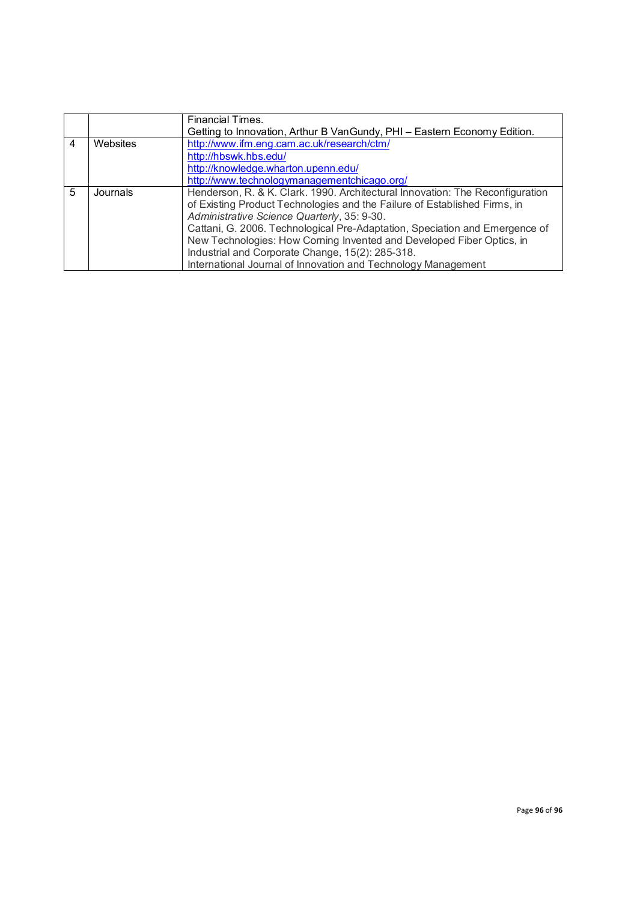| | | |
|---|---|---|
| | | Financial Times.<br>Getting to Innovation, Arthur B VanGundy, PHI – Eastern Economy Edition. |
| 4 | Websites | http://www.ifm.eng.cam.ac.uk/research/ctm/<br>http://hbswk.hbs.edu/<br>http://knowledge.wharton.upenn.edu/<br>http://www.technologymanagementchicago.org/ |
| 5 | Journals | Henderson, R. & K. Clark. 1990. Architectural Innovation: The Reconfiguration of Existing Product Technologies and the Failure of Established Firms, in *Administrative Science Quarterly*, 35: 9-30.<br>Cattani, G. 2006. Technological Pre-Adaptation, Speciation and Emergence of New Technologies: How Corning Invented and Developed Fiber Optics, in Industrial and Corporate Change, 15(2): 285-318.<br>International Journal of Innovation and Technology Management |